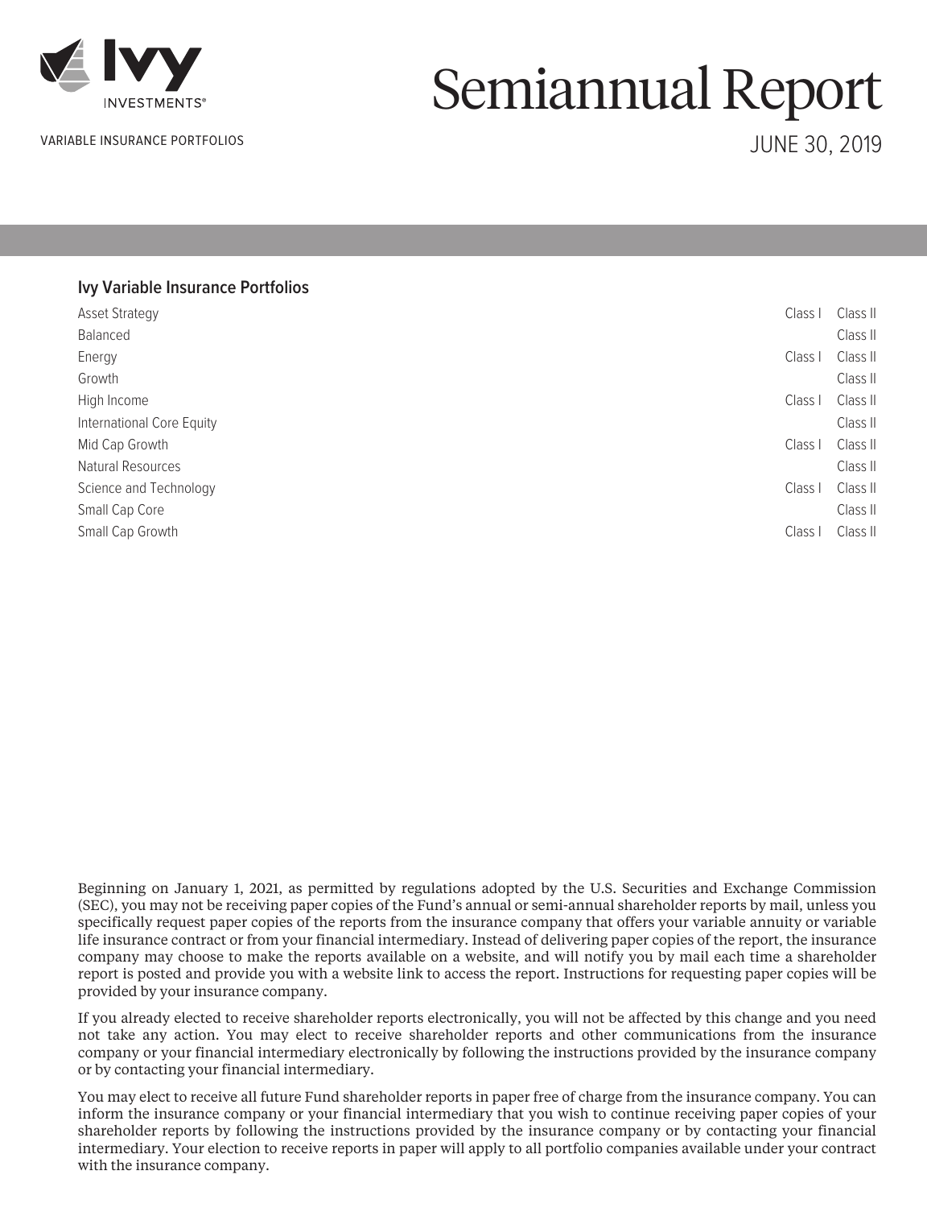Ivy INVESTMENTS®

VARIABLE INSURANCE PORTFOLIOS

# Semiannual Report

JUNE 30, 2019

## Ivy Variable Insurance Portfolios

| Portfolio | | |
|---|---|---|
| Asset Strategy | Class I | Class II |
| Balanced | | Class II |
| Energy | Class I | Class II |
| Growth | | Class II |
| High Income | Class I | Class II |
| International Core Equity | | Class II |
| Mid Cap Growth | Class I | Class II |
| Natural Resources | | Class II |
| Science and Technology | Class I | Class II |
| Small Cap Core | | Class II |
| Small Cap Growth | Class I | Class II |

Beginning on January 1, 2021, as permitted by regulations adopted by the U.S. Securities and Exchange Commission (SEC), you may not be receiving paper copies of the Fund's annual or semi-annual shareholder reports by mail, unless you specifically request paper copies of the reports from the insurance company that offers your variable annuity or variable life insurance contract or from your financial intermediary. Instead of delivering paper copies of the report, the insurance company may choose to make the reports available on a website, and will notify you by mail each time a shareholder report is posted and provide you with a website link to access the report. Instructions for requesting paper copies will be provided by your insurance company.

If you already elected to receive shareholder reports electronically, you will not be affected by this change and you need not take any action. You may elect to receive shareholder reports and other communications from the insurance company or your financial intermediary electronically by following the instructions provided by the insurance company or by contacting your financial intermediary.

You may elect to receive all future Fund shareholder reports in paper free of charge from the insurance company. You can inform the insurance company or your financial intermediary that you wish to continue receiving paper copies of your shareholder reports by following the instructions provided by the insurance company or by contacting your financial intermediary. Your election to receive reports in paper will apply to all portfolio companies available under your contract with the insurance company.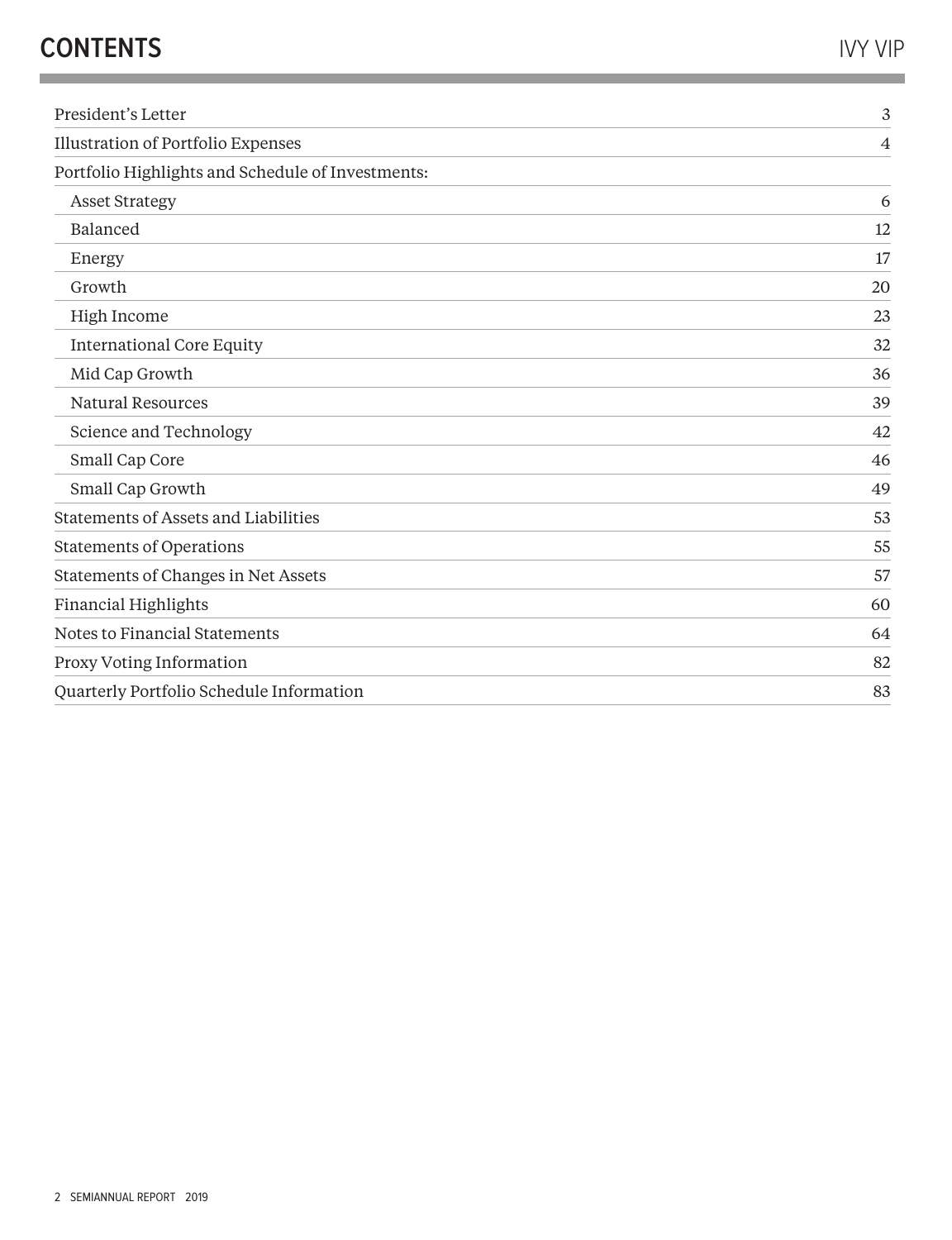# CONTENTS

| | |
|---|---|
| President's Letter | 3 |
| Illustration of Portfolio Expenses | 4 |
| Portfolio Highlights and Schedule of Investments: | |
| Asset Strategy | 6 |
| Balanced | 12 |
| Energy | 17 |
| Growth | 20 |
| High Income | 23 |
| International Core Equity | 32 |
| Mid Cap Growth | 36 |
| Natural Resources | 39 |
| Science and Technology | 42 |
| Small Cap Core | 46 |
| Small Cap Growth | 49 |
| Statements of Assets and Liabilities | 53 |
| Statements of Operations | 55 |
| Statements of Changes in Net Assets | 57 |
| Financial Highlights | 60 |
| Notes to Financial Statements | 64 |
| Proxy Voting Information | 82 |
| Quarterly Portfolio Schedule Information | 83 |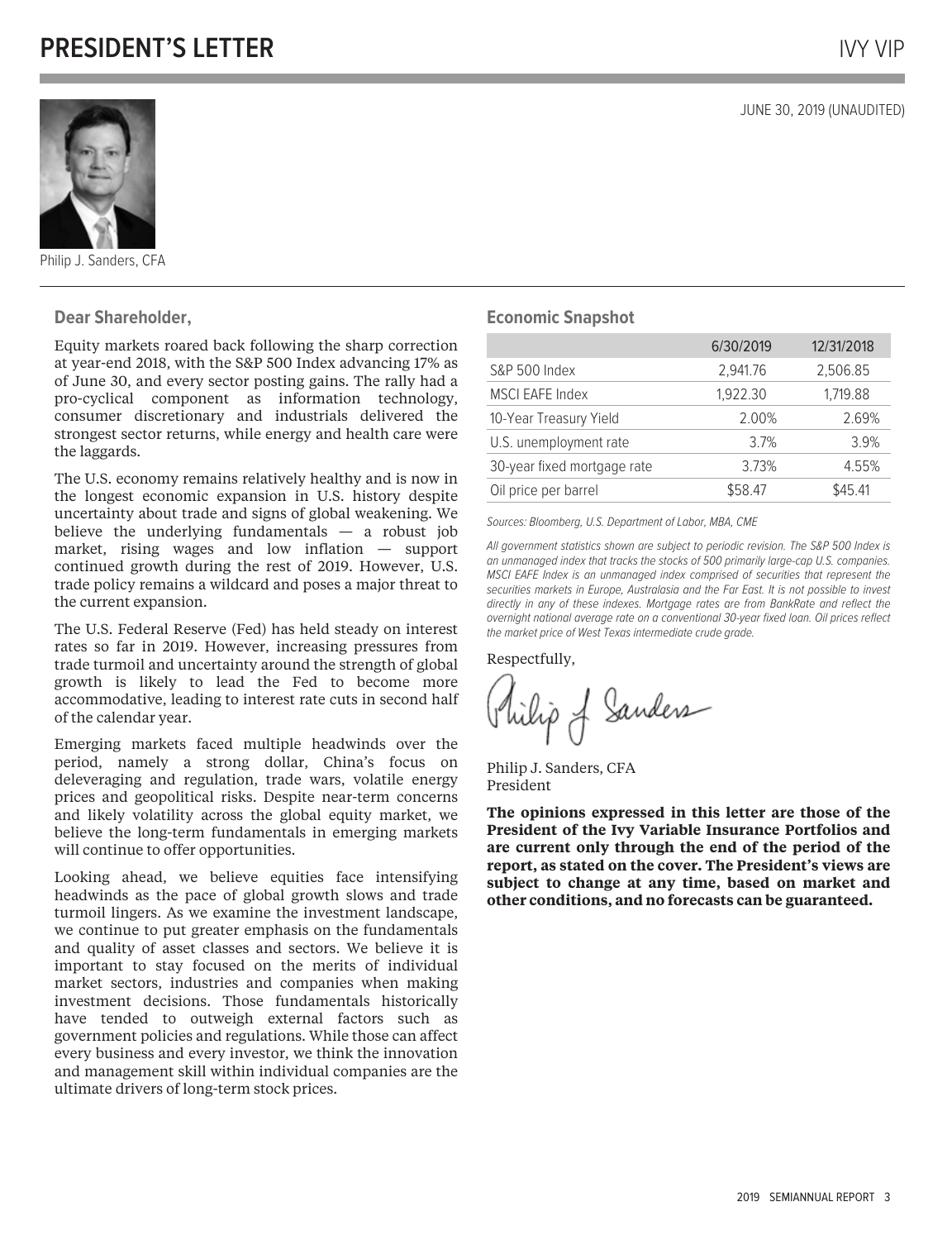# PRESIDENT'S LETTER

JUNE 30, 2019 (UNAUDITED)

Philip J. Sanders, CFA

## Dear Shareholder,

Equity markets roared back following the sharp correction at year-end 2018, with the S&P 500 Index advancing 17% as of June 30, and every sector posting gains. The rally had a pro-cyclical component as information technology, consumer discretionary and industrials delivered the strongest sector returns, while energy and health care were the laggards.

The U.S. economy remains relatively healthy and is now in the longest economic expansion in U.S. history despite uncertainty about trade and signs of global weakening. We believe the underlying fundamentals — a robust job market, rising wages and low inflation — support continued growth during the rest of 2019. However, U.S. trade policy remains a wildcard and poses a major threat to the current expansion.

The U.S. Federal Reserve (Fed) has held steady on interest rates so far in 2019. However, increasing pressures from trade turmoil and uncertainty around the strength of global growth is likely to lead the Fed to become more accommodative, leading to interest rate cuts in second half of the calendar year.

Emerging markets faced multiple headwinds over the period, namely a strong dollar, China's focus on deleveraging and regulation, trade wars, volatile energy prices and geopolitical risks. Despite near-term concerns and likely volatility across the global equity market, we believe the long-term fundamentals in emerging markets will continue to offer opportunities.

Looking ahead, we believe equities face intensifying headwinds as the pace of global growth slows and trade turmoil lingers. As we examine the investment landscape, we continue to put greater emphasis on the fundamentals and quality of asset classes and sectors. We believe it is important to stay focused on the merits of individual market sectors, industries and companies when making investment decisions. Those fundamentals historically have tended to outweigh external factors such as government policies and regulations. While those can affect every business and every investor, we think the innovation and management skill within individual companies are the ultimate drivers of long-term stock prices.

## Economic Snapshot

| | 6/30/2019 | 12/31/2018 |
|---|---|---|
| S&P 500 Index | 2,941.76 | 2,506.85 |
| MSCI EAFE Index | 1,922.30 | 1,719.88 |
| 10-Year Treasury Yield | 2.00% | 2.69% |
| U.S. unemployment rate | 3.7% | 3.9% |
| 30-year fixed mortgage rate | 3.73% | 4.55% |
| Oil price per barrel | $58.47 | $45.41 |

*Sources: Bloomberg, U.S. Department of Labor, MBA, CME*

*All government statistics shown are subject to periodic revision. The S&P 500 Index is an unmanaged index that tracks the stocks of 500 primarily large-cap U.S. companies. MSCI EAFE Index is an unmanaged index comprised of securities that represent the securities markets in Europe, Australasia and the Far East. It is not possible to invest directly in any of these indexes. Mortgage rates are from BankRate and reflect the overnight national average rate on a conventional 30-year fixed loan. Oil prices reflect the market price of West Texas intermediate crude grade.*

Respectfully,

Philip J. Sanders, CFA
President

**The opinions expressed in this letter are those of the President of the Ivy Variable Insurance Portfolios and are current only through the end of the period of the report, as stated on the cover. The President's views are subject to change at any time, based on market and other conditions, and no forecasts can be guaranteed.**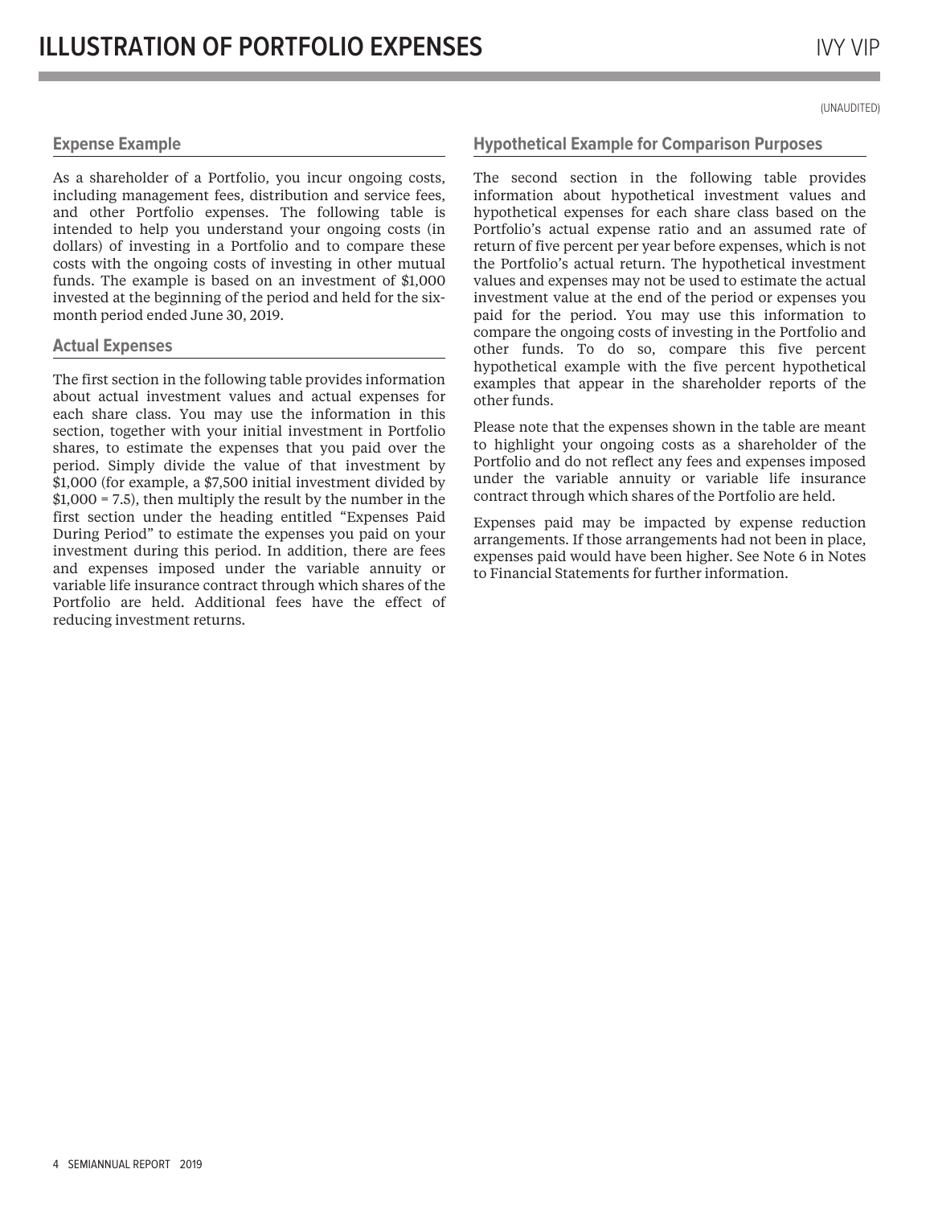# ILLUSTRATION OF PORTFOLIO EXPENSES

(UNAUDITED)

## Expense Example

As a shareholder of a Portfolio, you incur ongoing costs, including management fees, distribution and service fees, and other Portfolio expenses. The following table is intended to help you understand your ongoing costs (in dollars) of investing in a Portfolio and to compare these costs with the ongoing costs of investing in other mutual funds. The example is based on an investment of $1,000 invested at the beginning of the period and held for the six-month period ended June 30, 2019.

## Actual Expenses

The first section in the following table provides information about actual investment values and actual expenses for each share class. You may use the information in this section, together with your initial investment in Portfolio shares, to estimate the expenses that you paid over the period. Simply divide the value of that investment by $1,000 (for example, a $7,500 initial investment divided by $1,000 = 7.5), then multiply the result by the number in the first section under the heading entitled "Expenses Paid During Period" to estimate the expenses you paid on your investment during this period. In addition, there are fees and expenses imposed under the variable annuity or variable life insurance contract through which shares of the Portfolio are held. Additional fees have the effect of reducing investment returns.

## Hypothetical Example for Comparison Purposes

The second section in the following table provides information about hypothetical investment values and hypothetical expenses for each share class based on the Portfolio's actual expense ratio and an assumed rate of return of five percent per year before expenses, which is not the Portfolio's actual return. The hypothetical investment values and expenses may not be used to estimate the actual investment value at the end of the period or expenses you paid for the period. You may use this information to compare the ongoing costs of investing in the Portfolio and other funds. To do so, compare this five percent hypothetical example with the five percent hypothetical examples that appear in the shareholder reports of the other funds.

Please note that the expenses shown in the table are meant to highlight your ongoing costs as a shareholder of the Portfolio and do not reflect any fees and expenses imposed under the variable annuity or variable life insurance contract through which shares of the Portfolio are held.

Expenses paid may be impacted by expense reduction arrangements. If those arrangements had not been in place, expenses paid would have been higher. See Note 6 in Notes to Financial Statements for further information.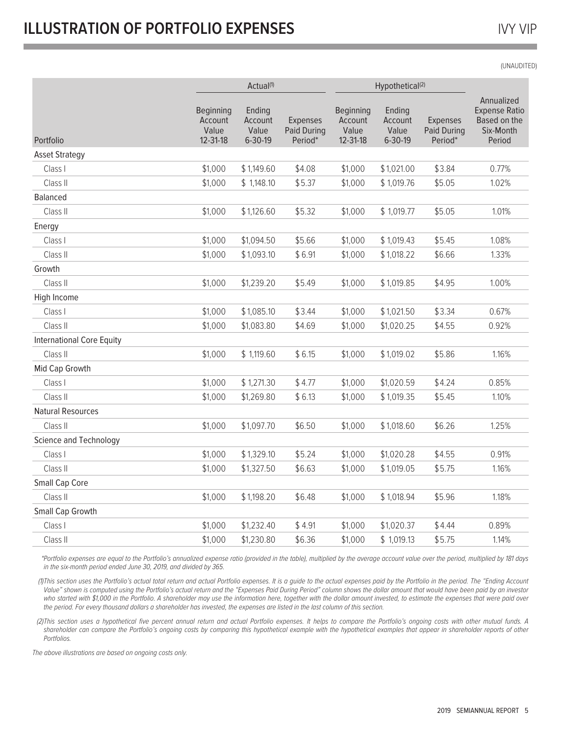# ILLUSTRATION OF PORTFOLIO EXPENSES

(UNAUDITED)

| | Actual(1) | | | Hypothetical(2) | | | |
|---|---|---|---|---|---|---|---|
| Portfolio | Beginning Account Value 12-31-18 | Ending Account Value 6-30-19 | Expenses Paid During Period* | Beginning Account Value 12-31-18 | Ending Account Value 6-30-19 | Expenses Paid During Period* | Annualized Expense Ratio Based on the Six-Month Period |
| Asset Strategy | | | | | | | |
| Class I | $1,000 | $1,149.60 | $4.08 | $1,000 | $1,021.00 | $3.84 | 0.77% |
| Class II | $1,000 | $1,148.10 | $5.37 | $1,000 | $1,019.76 | $5.05 | 1.02% |
| Balanced | | | | | | | |
| Class II | $1,000 | $1,126.60 | $5.32 | $1,000 | $1,019.77 | $5.05 | 1.01% |
| Energy | | | | | | | |
| Class I | $1,000 | $1,094.50 | $5.66 | $1,000 | $1,019.43 | $5.45 | 1.08% |
| Class II | $1,000 | $1,093.10 | $6.91 | $1,000 | $1,018.22 | $6.66 | 1.33% |
| Growth | | | | | | | |
| Class II | $1,000 | $1,239.20 | $5.49 | $1,000 | $1,019.85 | $4.95 | 1.00% |
| High Income | | | | | | | |
| Class I | $1,000 | $1,085.10 | $3.44 | $1,000 | $1,021.50 | $3.34 | 0.67% |
| Class II | $1,000 | $1,083.80 | $4.69 | $1,000 | $1,020.25 | $4.55 | 0.92% |
| International Core Equity | | | | | | | |
| Class II | $1,000 | $1,119.60 | $6.15 | $1,000 | $1,019.02 | $5.86 | 1.16% |
| Mid Cap Growth | | | | | | | |
| Class I | $1,000 | $1,271.30 | $4.77 | $1,000 | $1,020.59 | $4.24 | 0.85% |
| Class II | $1,000 | $1,269.80 | $6.13 | $1,000 | $1,019.35 | $5.45 | 1.10% |
| Natural Resources | | | | | | | |
| Class II | $1,000 | $1,097.70 | $6.50 | $1,000 | $1,018.60 | $6.26 | 1.25% |
| Science and Technology | | | | | | | |
| Class I | $1,000 | $1,329.10 | $5.24 | $1,000 | $1,020.28 | $4.55 | 0.91% |
| Class II | $1,000 | $1,327.50 | $6.63 | $1,000 | $1,019.05 | $5.75 | 1.16% |
| Small Cap Core | | | | | | | |
| Class II | $1,000 | $1,198.20 | $6.48 | $1,000 | $1,018.94 | $5.96 | 1.18% |
| Small Cap Growth | | | | | | | |
| Class I | $1,000 | $1,232.40 | $4.91 | $1,000 | $1,020.37 | $4.44 | 0.89% |
| Class II | $1,000 | $1,230.80 | $6.36 | $1,000 | $1,019.13 | $5.75 | 1.14% |

*\*Portfolio expenses are equal to the Portfolio's annualized expense ratio (provided in the table), multiplied by the average account value over the period, multiplied by 181 days in the six-month period ended June 30, 2019, and divided by 365.*

*(1)This section uses the Portfolio's actual total return and actual Portfolio expenses. It is a guide to the actual expenses paid by the Portfolio in the period. The "Ending Account Value" shown is computed using the Portfolio's actual return and the "Expenses Paid During Period" column shows the dollar amount that would have been paid by an investor who started with $1,000 in the Portfolio. A shareholder may use the information here, together with the dollar amount invested, to estimate the expenses that were paid over the period. For every thousand dollars a shareholder has invested, the expenses are listed in the last column of this section.*

*(2)This section uses a hypothetical five percent annual return and actual Portfolio expenses. It helps to compare the Portfolio's ongoing costs with other mutual funds. A shareholder can compare the Portfolio's ongoing costs by comparing this hypothetical example with the hypothetical examples that appear in shareholder reports of other Portfolios.*

*The above illustrations are based on ongoing costs only.*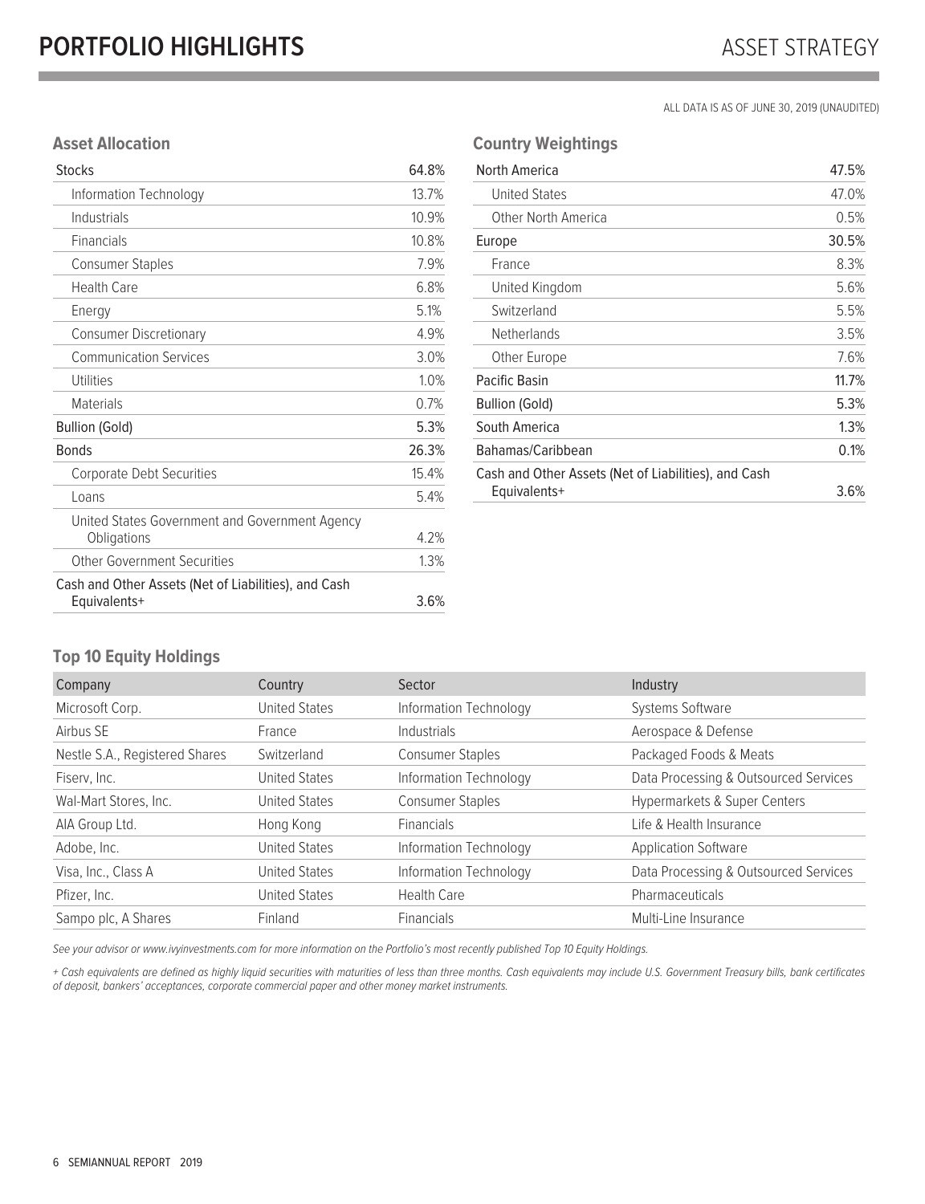# PORTFOLIO HIGHLIGHTS

ASSET STRATEGY

ALL DATA IS AS OF JUNE 30, 2019 (UNAUDITED)

### Asset Allocation

| Stocks | 64.8% |
|---|---|
| Information Technology | 13.7% |
| Industrials | 10.9% |
| Financials | 10.8% |
| Consumer Staples | 7.9% |
| Health Care | 6.8% |
| Energy | 5.1% |
| Consumer Discretionary | 4.9% |
| Communication Services | 3.0% |
| Utilities | 1.0% |
| Materials | 0.7% |
| Bullion (Gold) | 5.3% |
| Bonds | 26.3% |
| Corporate Debt Securities | 15.4% |
| Loans | 5.4% |
| United States Government and Government Agency Obligations | 4.2% |
| Other Government Securities | 1.3% |
| Cash and Other Assets (Net of Liabilities), and Cash Equivalents+ | 3.6% |

### Country Weightings

| North America | 47.5% |
|---|---|
| United States | 47.0% |
| Other North America | 0.5% |
| Europe | 30.5% |
| France | 8.3% |
| United Kingdom | 5.6% |
| Switzerland | 5.5% |
| Netherlands | 3.5% |
| Other Europe | 7.6% |
| Pacific Basin | 11.7% |
| Bullion (Gold) | 5.3% |
| South America | 1.3% |
| Bahamas/Caribbean | 0.1% |
| Cash and Other Assets (Net of Liabilities), and Cash Equivalents+ | 3.6% |

### Top 10 Equity Holdings

| Company | Country | Sector | Industry |
|---|---|---|---|
| Microsoft Corp. | United States | Information Technology | Systems Software |
| Airbus SE | France | Industrials | Aerospace & Defense |
| Nestle S.A., Registered Shares | Switzerland | Consumer Staples | Packaged Foods & Meats |
| Fiserv, Inc. | United States | Information Technology | Data Processing & Outsourced Services |
| Wal-Mart Stores, Inc. | United States | Consumer Staples | Hypermarkets & Super Centers |
| AIA Group Ltd. | Hong Kong | Financials | Life & Health Insurance |
| Adobe, Inc. | United States | Information Technology | Application Software |
| Visa, Inc., Class A | United States | Information Technology | Data Processing & Outsourced Services |
| Pfizer, Inc. | United States | Health Care | Pharmaceuticals |
| Sampo plc, A Shares | Finland | Financials | Multi-Line Insurance |

*See your advisor or www.ivyinvestments.com for more information on the Portfolio's most recently published Top 10 Equity Holdings.*

*+ Cash equivalents are defined as highly liquid securities with maturities of less than three months. Cash equivalents may include U.S. Government Treasury bills, bank certificates of deposit, bankers' acceptances, corporate commercial paper and other money market instruments.*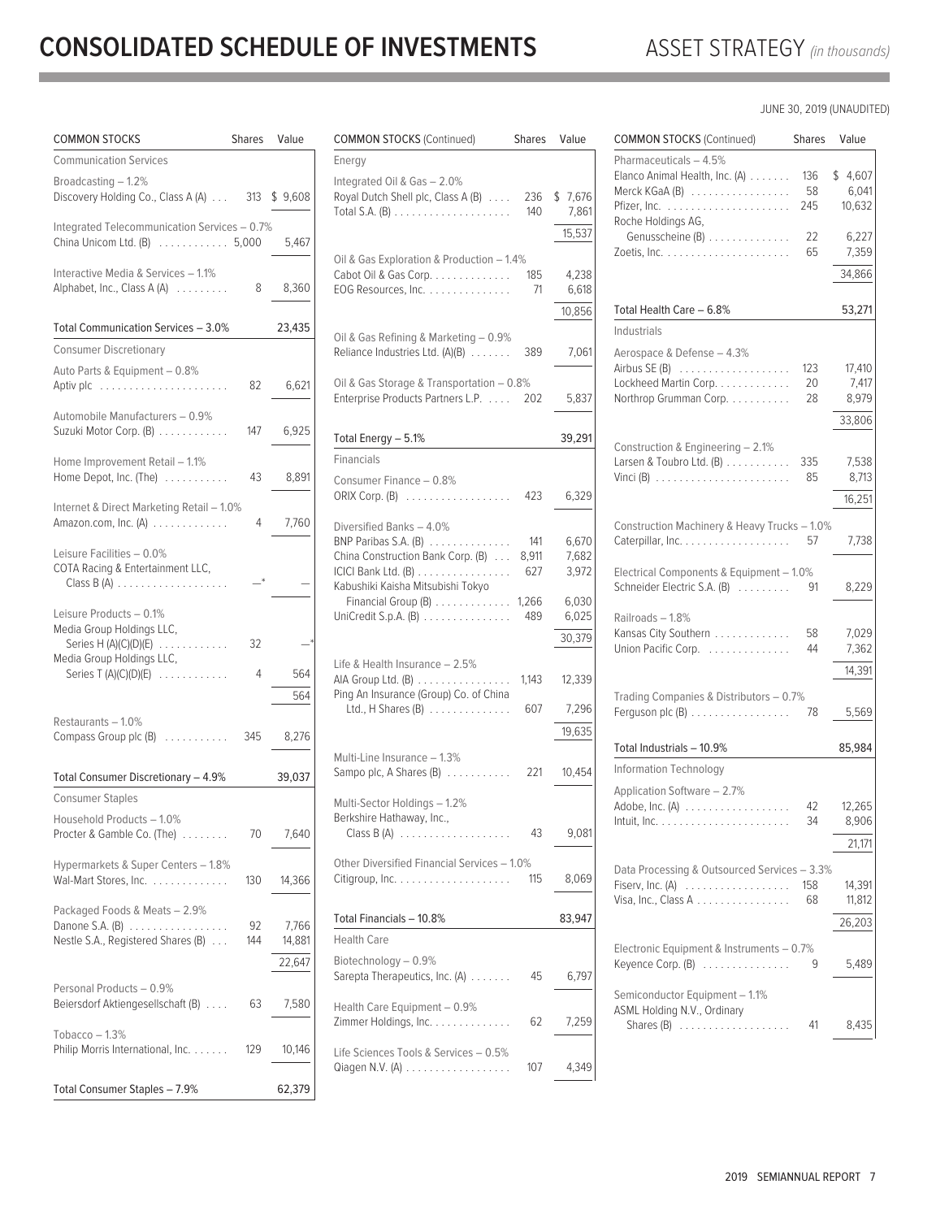# CONSOLIDATED SCHEDULE OF INVESTMENTS

ASSET STRATEGY *(in thousands)*

JUNE 30, 2019 (UNAUDITED)

| COMMON STOCKS | Shares | Value |
|---|---|---|
| **Communication Services** | | |
| Broadcasting – 1.2% | | |
| Discovery Holding Co., Class A (A) | 313 | $ 9,608 |
| Integrated Telecommunication Services – 0.7% | | |
| China Unicom Ltd. (B) | 5,000 | 5,467 |
| Interactive Media & Services – 1.1% | | |
| Alphabet, Inc., Class A (A) | 8 | 8,360 |
| Total Communication Services – 3.0% | | 23,435 |
| **Consumer Discretionary** | | |
| Auto Parts & Equipment – 0.8% | | |
| Aptiv plc | 82 | 6,621 |
| Automobile Manufacturers – 0.9% | | |
| Suzuki Motor Corp. (B) | 147 | 6,925 |
| Home Improvement Retail – 1.1% | | |
| Home Depot, Inc. (The) | 43 | 8,891 |
| Internet & Direct Marketing Retail – 1.0% | | |
| Amazon.com, Inc. (A) | 4 | 7,760 |
| Leisure Facilities – 0.0% | | |
| COTA Racing & Entertainment LLC, Class B (A) | —* | — |
| Leisure Products – 0.1% | | |
| Media Group Holdings LLC, Series H (A)(C)(D)(E) | 32 | —* |
| Media Group Holdings LLC, Series T (A)(C)(D)(E) | 4 | 564 |
| | | 564 |
| Restaurants – 1.0% | | |
| Compass Group plc (B) | 345 | 8,276 |
| Total Consumer Discretionary – 4.9% | | 39,037 |
| **Consumer Staples** | | |
| Household Products – 1.0% | | |
| Procter & Gamble Co. (The) | 70 | 7,640 |
| Hypermarkets & Super Centers – 1.8% | | |
| Wal-Mart Stores, Inc. | 130 | 14,366 |
| Packaged Foods & Meats – 2.9% | | |
| Danone S.A. (B) | 92 | 7,766 |
| Nestle S.A., Registered Shares (B) | 144 | 14,881 |
| | | 22,647 |
| Personal Products – 0.9% | | |
| Beiersdorf Aktiengesellschaft (B) | 63 | 7,580 |
| Tobacco – 1.3% | | |
| Philip Morris International, Inc. | 129 | 10,146 |
| Total Consumer Staples – 7.9% | | 62,379 |
| **Energy** | | |
| Integrated Oil & Gas – 2.0% | | |
| Royal Dutch Shell plc, Class A (B) | 236 | $ 7,676 |
| Total S.A. (B) | 140 | 7,861 |
| | | 15,537 |
| Oil & Gas Exploration & Production – 1.4% | | |
| Cabot Oil & Gas Corp. | 185 | 4,238 |
| EOG Resources, Inc. | 71 | 6,618 |
| | | 10,856 |
| Oil & Gas Refining & Marketing – 0.9% | | |
| Reliance Industries Ltd. (A)(B) | 389 | 7,061 |
| Oil & Gas Storage & Transportation – 0.8% | | |
| Enterprise Products Partners L.P. | 202 | 5,837 |
| Total Energy – 5.1% | | 39,291 |
| **Financials** | | |
| Consumer Finance – 0.8% | | |
| ORIX Corp. (B) | 423 | 6,329 |
| Diversified Banks – 4.0% | | |
| BNP Paribas S.A. (B) | 141 | 6,670 |
| China Construction Bank Corp. (B) | 8,911 | 7,682 |
| ICICI Bank Ltd. (B) | 627 | 3,972 |
| Kabushiki Kaisha Mitsubishi Tokyo Financial Group (B) | 1,266 | 6,030 |
| UniCredit S.p.A. (B) | 489 | 6,025 |
| | | 30,379 |
| Life & Health Insurance – 2.5% | | |
| AIA Group Ltd. (B) | 1,143 | 12,339 |
| Ping An Insurance (Group) Co. of China Ltd., H Shares (B) | 607 | 7,296 |
| | | 19,635 |
| Multi-Line Insurance – 1.3% | | |
| Sampo plc, A Shares (B) | 221 | 10,454 |
| Multi-Sector Holdings – 1.2% | | |
| Berkshire Hathaway, Inc., Class B (A) | 43 | 9,081 |
| Other Diversified Financial Services – 1.0% | | |
| Citigroup, Inc. | 115 | 8,069 |
| Total Financials – 10.8% | | 83,947 |
| **Health Care** | | |
| Biotechnology – 0.9% | | |
| Sarepta Therapeutics, Inc. (A) | 45 | 6,797 |
| Health Care Equipment – 0.9% | | |
| Zimmer Holdings, Inc. | 62 | 7,259 |
| Life Sciences Tools & Services – 0.5% | | |
| Qiagen N.V. (A) | 107 | 4,349 |
| Pharmaceuticals – 4.5% | | |
| Elanco Animal Health, Inc. (A) | 136 | $ 4,607 |
| Merck KGaA (B) | 58 | 6,041 |
| Pfizer, Inc. | 245 | 10,632 |
| Roche Holdings AG, Genusscheine (B) | 22 | 6,227 |
| Zoetis, Inc. | 65 | 7,359 |
| | | 34,866 |
| Total Health Care – 6.8% | | 53,271 |
| **Industrials** | | |
| Aerospace & Defense – 4.3% | | |
| Airbus SE (B) | 123 | 17,410 |
| Lockheed Martin Corp. | 20 | 7,417 |
| Northrop Grumman Corp. | 28 | 8,979 |
| | | 33,806 |
| Construction & Engineering – 2.1% | | |
| Larsen & Toubro Ltd. (B) | 335 | 7,538 |
| Vinci (B) | 85 | 8,713 |
| | | 16,251 |
| Construction Machinery & Heavy Trucks – 1.0% | | |
| Caterpillar, Inc. | 57 | 7,738 |
| Electrical Components & Equipment – 1.0% | | |
| Schneider Electric S.A. (B) | 91 | 8,229 |
| Railroads – 1.8% | | |
| Kansas City Southern | 58 | 7,029 |
| Union Pacific Corp. | 44 | 7,362 |
| | | 14,391 |
| Trading Companies & Distributors – 0.7% | | |
| Ferguson plc (B) | 78 | 5,569 |
| Total Industrials – 10.9% | | 85,984 |
| **Information Technology** | | |
| Application Software – 2.7% | | |
| Adobe, Inc. (A) | 42 | 12,265 |
| Intuit, Inc. | 34 | 8,906 |
| | | 21,171 |
| Data Processing & Outsourced Services – 3.3% | | |
| Fiserv, Inc. (A) | 158 | 14,391 |
| Visa, Inc., Class A | 68 | 11,812 |
| | | 26,203 |
| Electronic Equipment & Instruments – 0.7% | | |
| Keyence Corp. (B) | 9 | 5,489 |
| Semiconductor Equipment – 1.1% | | |
| ASML Holding N.V., Ordinary Shares (B) | 41 | 8,435 |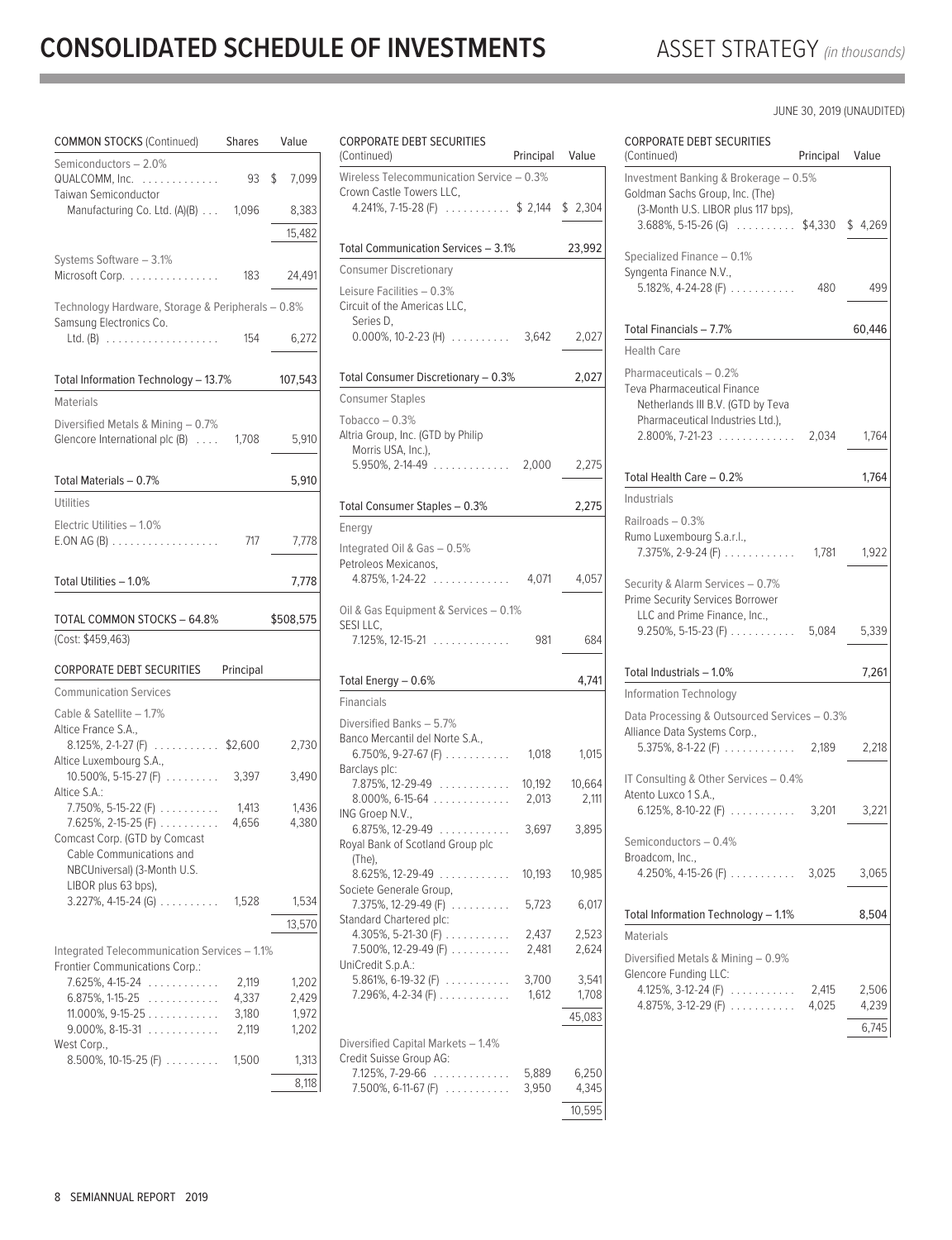# CONSOLIDATED SCHEDULE OF INVESTMENTS

ASSET STRATEGY *(in thousands)*

JUNE 30, 2019 (UNAUDITED)

| COMMON STOCKS (Continued) | Shares | Value |
|---|---|---|
| **Semiconductors – 2.0%** | | |
| QUALCOMM, Inc. | 93 | $ 7,099 |
| Taiwan Semiconductor Manufacturing Co. Ltd. (A)(B) | 1,096 | 8,383 |
| | | 15,482 |
| **Systems Software – 3.1%** | | |
| Microsoft Corp. | 183 | 24,491 |
| **Technology Hardware, Storage & Peripherals – 0.8%** | | |
| Samsung Electronics Co. Ltd. (B) | 154 | 6,272 |
| Total Information Technology – 13.7% | | 107,543 |
| **Materials** | | |
| **Diversified Metals & Mining – 0.7%** | | |
| Glencore International plc (B) | 1,708 | 5,910 |
| Total Materials – 0.7% | | 5,910 |
| **Utilities** | | |
| **Electric Utilities – 1.0%** | | |
| E.ON AG (B) | 717 | 7,778 |
| Total Utilities – 1.0% | | 7,778 |
| **TOTAL COMMON STOCKS – 64.8%** | | **$508,575** |
| (Cost: $459,463) | | |

| CORPORATE DEBT SECURITIES | Principal | Value |
|---|---|---|
| **Communication Services** | | |
| **Cable & Satellite – 1.7%** | | |
| Altice France S.A., 8.125%, 2-1-27 (F) | $2,600 | 2,730 |
| Altice Luxembourg S.A., 10.500%, 5-15-27 (F) | 3,397 | 3,490 |
| Altice S.A.: | | |
| 7.750%, 5-15-22 (F) | 1,413 | 1,436 |
| 7.625%, 2-15-25 (F) | 4,656 | 4,380 |
| Comcast Corp. (GTD by Comcast Cable Communications and NBCUniversal) (3-Month U.S. LIBOR plus 63 bps), 3.227%, 4-15-24 (G) | 1,528 | 1,534 |
| | | 13,570 |
| **Integrated Telecommunication Services – 1.1%** | | |
| Frontier Communications Corp.: | | |
| 7.625%, 4-15-24 | 2,119 | 1,202 |
| 6.875%, 1-15-25 | 4,337 | 2,429 |
| 11.000%, 9-15-25 | 3,180 | 1,972 |
| 9.000%, 8-15-31 | 2,119 | 1,202 |
| West Corp., 8.500%, 10-15-25 (F) | 1,500 | 1,313 |
| | | 8,118 |
| **Wireless Telecommunication Service – 0.3%** | | |
| Crown Castle Towers LLC, 4.241%, 7-15-28 (F) | $ 2,144 | $ 2,304 |
| Total Communication Services – 3.1% | | 23,992 |
| **Consumer Discretionary** | | |
| **Leisure Facilities – 0.3%** | | |
| Circuit of the Americas LLC, Series D, 0.000%, 10-2-23 (H) | 3,642 | 2,027 |
| Total Consumer Discretionary – 0.3% | | 2,027 |
| **Consumer Staples** | | |
| **Tobacco – 0.3%** | | |
| Altria Group, Inc. (GTD by Philip Morris USA, Inc.), 5.950%, 2-14-49 | 2,000 | 2,275 |
| Total Consumer Staples – 0.3% | | 2,275 |
| **Energy** | | |
| **Integrated Oil & Gas – 0.5%** | | |
| Petroleos Mexicanos, 4.875%, 1-24-22 | 4,071 | 4,057 |
| **Oil & Gas Equipment & Services – 0.1%** | | |
| SESI LLC, 7.125%, 12-15-21 | 981 | 684 |
| Total Energy – 0.6% | | 4,741 |
| **Financials** | | |
| **Diversified Banks – 5.7%** | | |
| Banco Mercantil del Norte S.A., 6.750%, 9-27-67 (F) | 1,018 | 1,015 |
| Barclays plc: | | |
| 7.875%, 12-29-49 | 10,192 | 10,664 |
| 8.000%, 6-15-64 | 2,013 | 2,111 |
| ING Groep N.V., 6.875%, 12-29-49 | 3,697 | 3,895 |
| Royal Bank of Scotland Group plc (The), 8.625%, 12-29-49 | 10,193 | 10,985 |
| Societe Generale Group, 7.375%, 12-29-49 (F) | 5,723 | 6,017 |
| Standard Chartered plc: | | |
| 4.305%, 5-21-30 (F) | 2,437 | 2,523 |
| 7.500%, 12-29-49 (F) | 2,481 | 2,624 |
| UniCredit S.p.A.: | | |
| 5.861%, 6-19-32 (F) | 3,700 | 3,541 |
| 7.296%, 4-2-34 (F) | 1,612 | 1,708 |
| | | 45,083 |
| **Diversified Capital Markets – 1.4%** | | |
| Credit Suisse Group AG: | | |
| 7.125%, 7-29-66 | 5,889 | 6,250 |
| 7.500%, 6-11-67 (F) | 3,950 | 4,345 |
| | | 10,595 |
| **Investment Banking & Brokerage – 0.5%** | | |
| Goldman Sachs Group, Inc. (The) (3-Month U.S. LIBOR plus 117 bps), 3.688%, 5-15-26 (G) | $4,330 | $ 4,269 |
| **Specialized Finance – 0.1%** | | |
| Syngenta Finance N.V., 5.182%, 4-24-28 (F) | 480 | 499 |
| Total Financials – 7.7% | | 60,446 |
| **Health Care** | | |
| **Pharmaceuticals – 0.2%** | | |
| Teva Pharmaceutical Finance Netherlands III B.V. (GTD by Teva Pharmaceutical Industries Ltd.), 2.800%, 7-21-23 | 2,034 | 1,764 |
| Total Health Care – 0.2% | | 1,764 |
| **Industrials** | | |
| **Railroads – 0.3%** | | |
| Rumo Luxembourg S.a.r.l., 7.375%, 2-9-24 (F) | 1,781 | 1,922 |
| **Security & Alarm Services – 0.7%** | | |
| Prime Security Services Borrower LLC and Prime Finance, Inc., 9.250%, 5-15-23 (F) | 5,084 | 5,339 |
| Total Industrials – 1.0% | | 7,261 |
| **Information Technology** | | |
| **Data Processing & Outsourced Services – 0.3%** | | |
| Alliance Data Systems Corp., 5.375%, 8-1-22 (F) | 2,189 | 2,218 |
| **IT Consulting & Other Services – 0.4%** | | |
| Atento Luxco 1 S.A., 6.125%, 8-10-22 (F) | 3,201 | 3,221 |
| **Semiconductors – 0.4%** | | |
| Broadcom, Inc., 4.250%, 4-15-26 (F) | 3,025 | 3,065 |
| Total Information Technology – 1.1% | | 8,504 |
| **Materials** | | |
| **Diversified Metals & Mining – 0.9%** | | |
| Glencore Funding LLC: | | |
| 4.125%, 3-12-24 (F) | 2,415 | 2,506 |
| 4.875%, 3-12-29 (F) | 4,025 | 4,239 |
| | | 6,745 |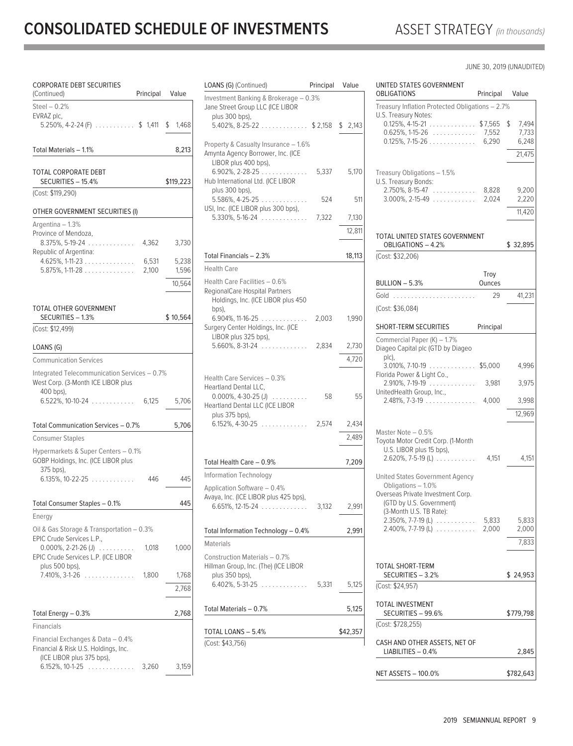# CONSOLIDATED SCHEDULE OF INVESTMENTS

ASSET STRATEGY *(in thousands)*

JUNE 30, 2019 (UNAUDITED)

| CORPORATE DEBT SECURITIES (Continued) | Principal | Value |
|---|---|---|
| **Steel – 0.2%** | | |
| EVRAZ plc, | | |
| 5.250%, 4-2-24 (F) | $ 1,411 | $ 1,468 |
| Total Materials – 1.1% | | 8,213 |
| TOTAL CORPORATE DEBT SECURITIES – 15.4% | | $119,223 |
| (Cost: $119,290) | | |

| OTHER GOVERNMENT SECURITIES (I) | Principal | Value |
|---|---|---|
| **Argentina – 1.3%** | | |
| Province of Mendoza, | | |
| 8.375%, 5-19-24 | 4,362 | 3,730 |
| Republic of Argentina: | | |
| 4.625%, 1-11-23 | 6,531 | 5,238 |
| 5.875%, 1-11-28 | 2,100 | 1,596 |
| | | 10,564 |
| TOTAL OTHER GOVERNMENT SECURITIES – 1.3% | | $ 10,564 |
| (Cost: $12,499) | | |

| LOANS (G) | Principal | Value |
|---|---|---|
| **Communication Services** | | |
| Integrated Telecommunication Services – 0.7% | | |
| West Corp. (3-Month ICE LIBOR plus 400 bps), | | |
| 6.522%, 10-10-24 | 6,125 | 5,706 |
| Total Communication Services – 0.7% | | 5,706 |
| **Consumer Staples** | | |
| Hypermarkets & Super Centers – 0.1% | | |
| GOBP Holdings, Inc. (ICE LIBOR plus 375 bps), | | |
| 6.135%, 10-22-25 | 446 | 445 |
| Total Consumer Staples – 0.1% | | 445 |
| **Energy** | | |
| Oil & Gas Storage & Transportation – 0.3% | | |
| EPIC Crude Services L.P., | | |
| 0.000%, 2-21-26 (J) | 1,018 | 1,000 |
| EPIC Crude Services L.P. (ICE LIBOR plus 500 bps), | | |
| 7.410%, 3-1-26 | 1,800 | 1,768 |
| | | 2,768 |
| Total Energy – 0.3% | | 2,768 |
| **Financials** | | |
| Financial Exchanges & Data – 0.4% | | |
| Financial & Risk U.S. Holdings, Inc. (ICE LIBOR plus 375 bps), | | |
| 6.152%, 10-1-25 | 3,260 | 3,159 |
| Investment Banking & Brokerage – 0.3% | | |
| Jane Street Group LLC (ICE LIBOR plus 300 bps), | | |
| 5.402%, 8-25-22 | $ 2,158 | $ 2,143 |
| Property & Casualty Insurance – 1.6% | | |
| Amynta Agency Borrower, Inc. (ICE LIBOR plus 400 bps), | | |
| 6.902%, 2-28-25 | 5,337 | 5,170 |
| Hub International Ltd. (ICE LIBOR plus 300 bps), | | |
| 5.586%, 4-25-25 | 524 | 511 |
| USI, Inc. (ICE LIBOR plus 300 bps), | | |
| 5.330%, 5-16-24 | 7,322 | 7,130 |
| | | 12,811 |
| Total Financials – 2.3% | | 18,113 |
| **Health Care** | | |
| Health Care Facilities – 0.6% | | |
| RegionalCare Hospital Partners Holdings, Inc. (ICE LIBOR plus 450 bps), | | |
| 6.904%, 11-16-25 | 2,003 | 1,990 |
| Surgery Center Holdings, Inc. (ICE LIBOR plus 325 bps), | | |
| 5.660%, 8-31-24 | 2,834 | 2,730 |
| | | 4,720 |
| Health Care Services – 0.3% | | |
| Heartland Dental LLC, | | |
| 0.000%, 4-30-25 (J) | 58 | 55 |
| Heartland Dental LLC (ICE LIBOR plus 375 bps), | | |
| 6.152%, 4-30-25 | 2,574 | 2,434 |
| | | 2,489 |
| Total Health Care – 0.9% | | 7,209 |
| **Information Technology** | | |
| Application Software – 0.4% | | |
| Avaya, Inc. (ICE LIBOR plus 425 bps), | | |
| 6.651%, 12-15-24 | 3,132 | 2,991 |
| Total Information Technology – 0.4% | | 2,991 |
| **Materials** | | |
| Construction Materials – 0.7% | | |
| Hillman Group, Inc. (The) (ICE LIBOR plus 350 bps), | | |
| 6.402%, 5-31-25 | 5,331 | 5,125 |
| Total Materials – 0.7% | | 5,125 |
| TOTAL LOANS – 5.4% | | $42,357 |
| (Cost: $43,756) | | |

| UNITED STATES GOVERNMENT OBLIGATIONS | Principal | Value |
|---|---|---|
| **Treasury Inflation Protected Obligations – 2.7%** | | |
| U.S. Treasury Notes: | | |
| 0.125%, 4-15-21 | $7,565 | $ 7,494 |
| 0.625%, 1-15-26 | 7,552 | 7,733 |
| 0.125%, 7-15-26 | 6,290 | 6,248 |
| | | 21,475 |
| **Treasury Obligations – 1.5%** | | |
| U.S. Treasury Bonds: | | |
| 2.750%, 8-15-47 | 8,828 | 9,200 |
| 3.000%, 2-15-49 | 2,024 | 2,220 |
| | | 11,420 |
| TOTAL UNITED STATES GOVERNMENT OBLIGATIONS – 4.2% | | $ 32,895 |
| (Cost: $32,206) | | |

| BULLION – 5.3% | Troy Ounces | Value |
|---|---|---|
| Gold | 29 | 41,231 |
| (Cost: $36,084) | | |

| SHORT-TERM SECURITIES | Principal | Value |
|---|---|---|
| **Commercial Paper (K) – 1.7%** | | |
| Diageo Capital plc (GTD by Diageo plc), | | |
| 3.010%, 7-10-19 | $5,000 | 4,996 |
| Florida Power & Light Co., | | |
| 2.910%, 7-19-19 | 3,981 | 3,975 |
| UnitedHealth Group, Inc., | | |
| 2.481%, 7-3-19 | 4,000 | 3,998 |
| | | 12,969 |
| **Master Note – 0.5%** | | |
| Toyota Motor Credit Corp. (1-Month U.S. LIBOR plus 15 bps), | | |
| 2.620%, 7-5-19 (L) | 4,151 | 4,151 |
| **United States Government Agency Obligations – 1.0%** | | |
| Overseas Private Investment Corp. (GTD by U.S. Government) (3-Month U.S. TB Rate): | | |
| 2.350%, 7-7-19 (L) | 5,833 | 5,833 |
| 2.400%, 7-7-19 (L) | 2,000 | 2,000 |
| | | 7,833 |
| TOTAL SHORT-TERM SECURITIES – 3.2% | | $ 24,953 |
| (Cost: $24,957) | | |
| TOTAL INVESTMENT SECURITIES – 99.6% | | $779,798 |
| (Cost: $728,255) | | |
| CASH AND OTHER ASSETS, NET OF LIABILITIES – 0.4% | | 2,845 |
| NET ASSETS – 100.0% | | $782,643 |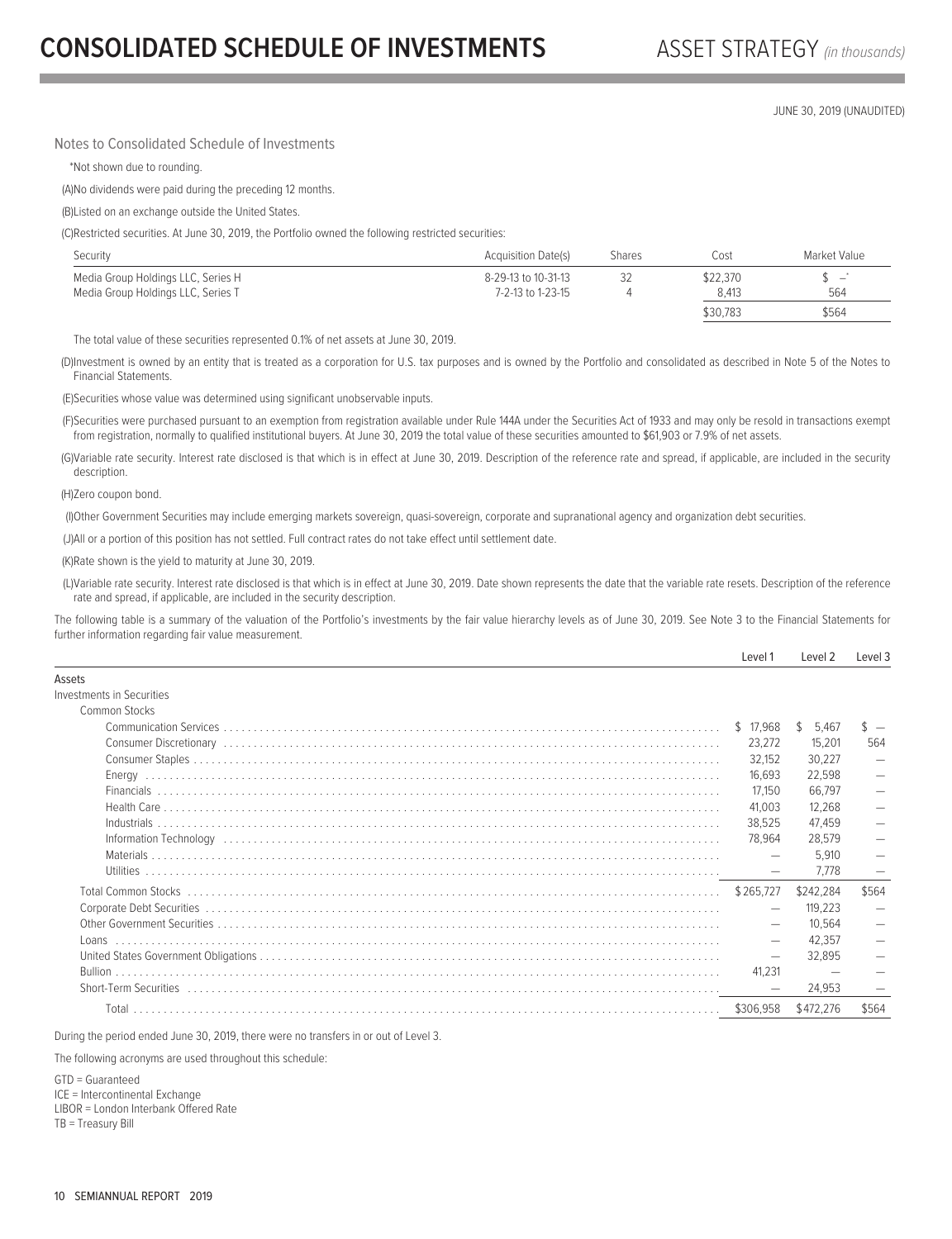# CONSOLIDATED SCHEDULE OF INVESTMENTS

ASSET STRATEGY *(in thousands)*

JUNE 30, 2019 (UNAUDITED)

Notes to Consolidated Schedule of Investments

*Not shown due to rounding.

(A)No dividends were paid during the preceding 12 months.

(B)Listed on an exchange outside the United States.

(C)Restricted securities. At June 30, 2019, the Portfolio owned the following restricted securities:

| Security | Acquisition Date(s) | Shares | Cost | Market Value |
|---|---|---|---|---|
| Media Group Holdings LLC, Series H | 8-29-13 to 10-31-13 | 32 | $22,370 | $ —* |
| Media Group Holdings LLC, Series T | 7-2-13 to 1-23-15 | 4 | 8,413 | 564 |
| | | | $30,783 | $564 |

The total value of these securities represented 0.1% of net assets at June 30, 2019.

(D)Investment is owned by an entity that is treated as a corporation for U.S. tax purposes and is owned by the Portfolio and consolidated as described in Note 5 of the Notes to Financial Statements.

(E)Securities whose value was determined using significant unobservable inputs.

(F)Securities were purchased pursuant to an exemption from registration available under Rule 144A under the Securities Act of 1933 and may only be resold in transactions exempt from registration, normally to qualified institutional buyers. At June 30, 2019 the total value of these securities amounted to $61,903 or 7.9% of net assets.

(G)Variable rate security. Interest rate disclosed is that which is in effect at June 30, 2019. Description of the reference rate and spread, if applicable, are included in the security description.

(H)Zero coupon bond.

(I)Other Government Securities may include emerging markets sovereign, quasi-sovereign, corporate and supranational agency and organization debt securities.

(J)All or a portion of this position has not settled. Full contract rates do not take effect until settlement date.

(K)Rate shown is the yield to maturity at June 30, 2019.

(L)Variable rate security. Interest rate disclosed is that which is in effect at June 30, 2019. Date shown represents the date that the variable rate resets. Description of the reference rate and spread, if applicable, are included in the security description.

The following table is a summary of the valuation of the Portfolio's investments by the fair value hierarchy levels as of June 30, 2019. See Note 3 to the Financial Statements for further information regarding fair value measurement.

| | Level 1 | Level 2 | Level 3 |
|---|---|---|---|
| Assets | | | |
| Investments in Securities | | | |
| Common Stocks | | | |
| Communication Services | $ 17,968 | $ 5,467 | $ — |
| Consumer Discretionary | 23,272 | 15,201 | 564 |
| Consumer Staples | 32,152 | 30,227 | — |
| Energy | 16,693 | 22,598 | — |
| Financials | 17,150 | 66,797 | — |
| Health Care | 41,003 | 12,268 | — |
| Industrials | 38,525 | 47,459 | — |
| Information Technology | 78,964 | 28,579 | — |
| Materials | — | 5,910 | — |
| Utilities | — | 7,778 | — |
| Total Common Stocks | $265,727 | $242,284 | $564 |
| Corporate Debt Securities | — | 119,223 | — |
| Other Government Securities | — | 10,564 | — |
| Loans | — | 42,357 | — |
| United States Government Obligations | — | 32,895 | — |
| Bullion | 41,231 | — | — |
| Short-Term Securities | — | 24,953 | — |
| Total | $306,958 | $472,276 | $564 |

During the period ended June 30, 2019, there were no transfers in or out of Level 3.

The following acronyms are used throughout this schedule:

GTD = Guaranteed
ICE = Intercontinental Exchange
LIBOR = London Interbank Offered Rate
TB = Treasury Bill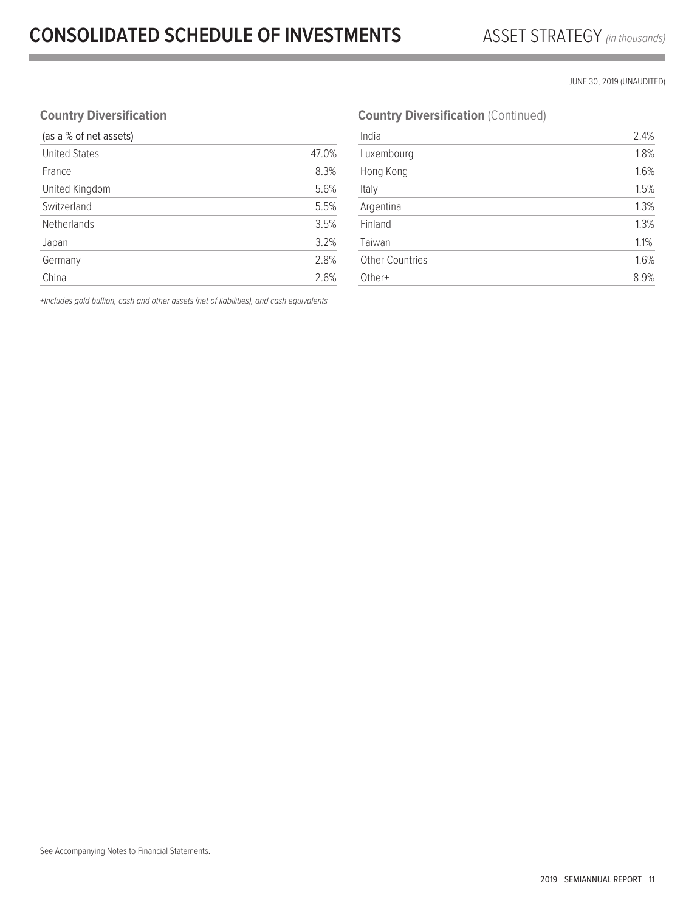# CONSOLIDATED SCHEDULE OF INVESTMENTS

ASSET STRATEGY *(in thousands)*

JUNE 30, 2019 (UNAUDITED)

## Country Diversification

| (as a % of net assets) | |
|---|---|
| United States | 47.0% |
| France | 8.3% |
| United Kingdom | 5.6% |
| Switzerland | 5.5% |
| Netherlands | 3.5% |
| Japan | 3.2% |
| Germany | 2.8% |
| China | 2.6% |
| India | 2.4% |
| Luxembourg | 1.8% |
| Hong Kong | 1.6% |
| Italy | 1.5% |
| Argentina | 1.3% |
| Finland | 1.3% |
| Taiwan | 1.1% |
| Other Countries | 1.6% |
| Other+ | 8.9% |

*+Includes gold bullion, cash and other assets (net of liabilities), and cash equivalents*

See Accompanying Notes to Financial Statements.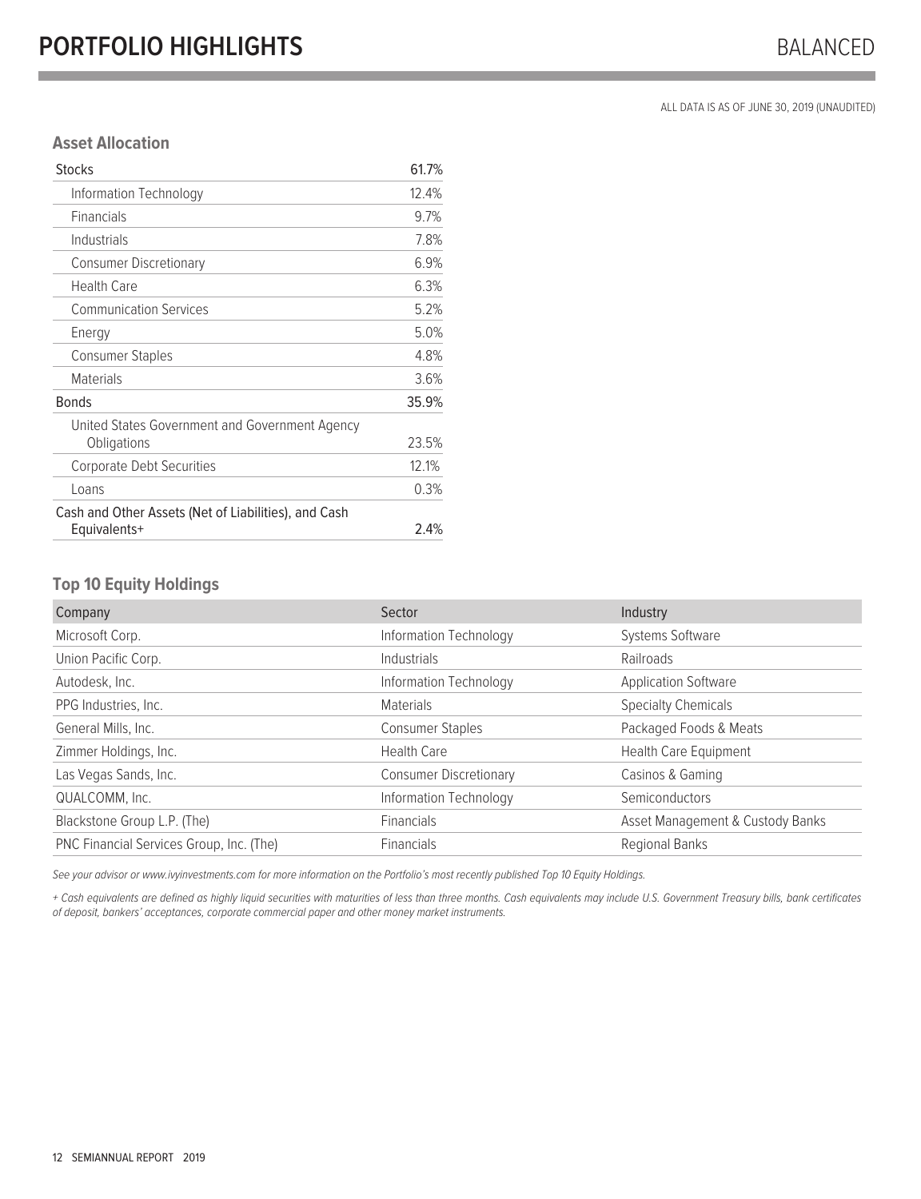# PORTFOLIO HIGHLIGHTS

BALANCED

ALL DATA IS AS OF JUNE 30, 2019 (UNAUDITED)

### Asset Allocation

| | |
|---|---|
| Stocks | 61.7% |
| Information Technology | 12.4% |
| Financials | 9.7% |
| Industrials | 7.8% |
| Consumer Discretionary | 6.9% |
| Health Care | 6.3% |
| Communication Services | 5.2% |
| Energy | 5.0% |
| Consumer Staples | 4.8% |
| Materials | 3.6% |
| Bonds | 35.9% |
| United States Government and Government Agency Obligations | 23.5% |
| Corporate Debt Securities | 12.1% |
| Loans | 0.3% |
| Cash and Other Assets (Net of Liabilities), and Cash Equivalents+ | 2.4% |

### Top 10 Equity Holdings

| Company | Sector | Industry |
|---|---|---|
| Microsoft Corp. | Information Technology | Systems Software |
| Union Pacific Corp. | Industrials | Railroads |
| Autodesk, Inc. | Information Technology | Application Software |
| PPG Industries, Inc. | Materials | Specialty Chemicals |
| General Mills, Inc. | Consumer Staples | Packaged Foods & Meats |
| Zimmer Holdings, Inc. | Health Care | Health Care Equipment |
| Las Vegas Sands, Inc. | Consumer Discretionary | Casinos & Gaming |
| QUALCOMM, Inc. | Information Technology | Semiconductors |
| Blackstone Group L.P. (The) | Financials | Asset Management & Custody Banks |
| PNC Financial Services Group, Inc. (The) | Financials | Regional Banks |

*See your advisor or www.ivyinvestments.com for more information on the Portfolio's most recently published Top 10 Equity Holdings.*

*+ Cash equivalents are defined as highly liquid securities with maturities of less than three months. Cash equivalents may include U.S. Government Treasury bills, bank certificates of deposit, bankers' acceptances, corporate commercial paper and other money market instruments.*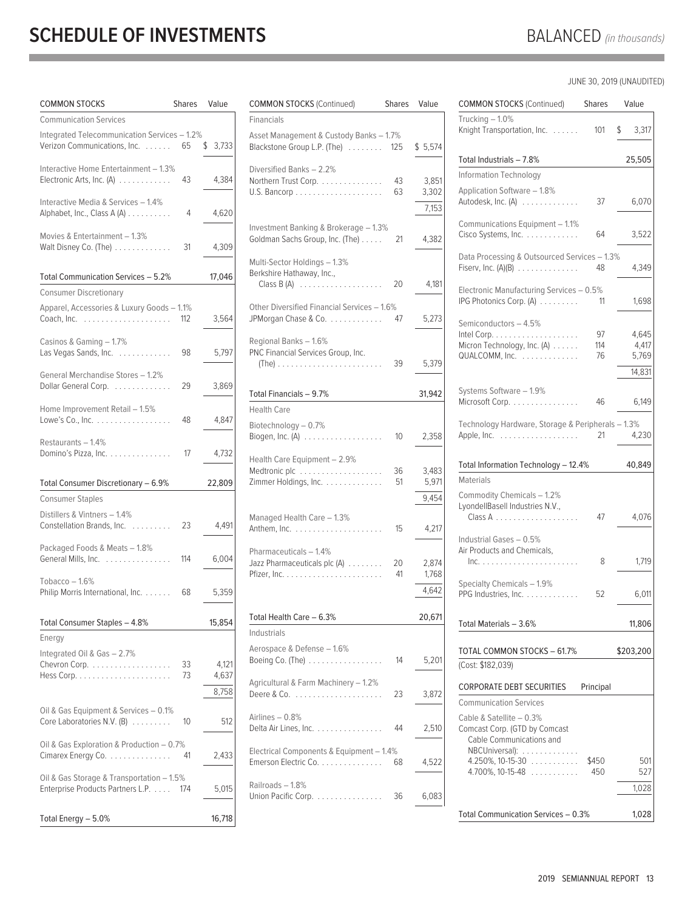# SCHEDULE OF INVESTMENTS

BALANCED *(in thousands)*

JUNE 30, 2019 (UNAUDITED)

| COMMON STOCKS | Shares | Value |
|---|---|---|
| **Communication Services** | | |
| Integrated Telecommunication Services – 1.2% | | |
| Verizon Communications, Inc. | 65 | $ 3,733 |
| Interactive Home Entertainment – 1.3% | | |
| Electronic Arts, Inc. (A) | 43 | 4,384 |
| Interactive Media & Services – 1.4% | | |
| Alphabet, Inc., Class A (A) | 4 | 4,620 |
| Movies & Entertainment – 1.3% | | |
| Walt Disney Co. (The) | 31 | 4,309 |
| Total Communication Services – 5.2% | | 17,046 |
| **Consumer Discretionary** | | |
| Apparel, Accessories & Luxury Goods – 1.1% | | |
| Coach, Inc. | 112 | 3,564 |
| Casinos & Gaming – 1.7% | | |
| Las Vegas Sands, Inc. | 98 | 5,797 |
| General Merchandise Stores – 1.2% | | |
| Dollar General Corp. | 29 | 3,869 |
| Home Improvement Retail – 1.5% | | |
| Lowe's Co., Inc. | 48 | 4,847 |
| Restaurants – 1.4% | | |
| Domino's Pizza, Inc. | 17 | 4,732 |
| Total Consumer Discretionary – 6.9% | | 22,809 |
| **Consumer Staples** | | |
| Distillers & Vintners – 1.4% | | |
| Constellation Brands, Inc. | 23 | 4,491 |
| Packaged Foods & Meats – 1.8% | | |
| General Mills, Inc. | 114 | 6,004 |
| Tobacco – 1.6% | | |
| Philip Morris International, Inc. | 68 | 5,359 |
| Total Consumer Staples – 4.8% | | 15,854 |
| **Energy** | | |
| Integrated Oil & Gas – 2.7% | | |
| Chevron Corp. | 33 | 4,121 |
| Hess Corp. | 73 | 4,637 |
| | | 8,758 |
| Oil & Gas Equipment & Services – 0.1% | | |
| Core Laboratories N.V. (B) | 10 | 512 |
| Oil & Gas Exploration & Production – 0.7% | | |
| Cimarex Energy Co. | 41 | 2,433 |
| Oil & Gas Storage & Transportation – 1.5% | | |
| Enterprise Products Partners L.P. | 174 | 5,015 |
| Total Energy – 5.0% | | 16,718 |
| **Financials** | | |
| Asset Management & Custody Banks – 1.7% | | |
| Blackstone Group L.P. (The) | 125 | $ 5,574 |
| Diversified Banks – 2.2% | | |
| Northern Trust Corp. | 43 | 3,851 |
| U.S. Bancorp | 63 | 3,302 |
| | | 7,153 |
| Investment Banking & Brokerage – 1.3% | | |
| Goldman Sachs Group, Inc. (The) | 21 | 4,382 |
| Multi-Sector Holdings – 1.3% | | |
| Berkshire Hathaway, Inc., Class B (A) | 20 | 4,181 |
| Other Diversified Financial Services – 1.6% | | |
| JPMorgan Chase & Co. | 47 | 5,273 |
| Regional Banks – 1.6% | | |
| PNC Financial Services Group, Inc. (The) | 39 | 5,379 |
| Total Financials – 9.7% | | 31,942 |
| **Health Care** | | |
| Biotechnology – 0.7% | | |
| Biogen, Inc. (A) | 10 | 2,358 |
| Health Care Equipment – 2.9% | | |
| Medtronic plc | 36 | 3,483 |
| Zimmer Holdings, Inc. | 51 | 5,971 |
| | | 9,454 |
| Managed Health Care – 1.3% | | |
| Anthem, Inc. | 15 | 4,217 |
| Pharmaceuticals – 1.4% | | |
| Jazz Pharmaceuticals plc (A) | 20 | 2,874 |
| Pfizer, Inc. | 41 | 1,768 |
| | | 4,642 |
| Total Health Care – 6.3% | | 20,671 |
| **Industrials** | | |
| Aerospace & Defense – 1.6% | | |
| Boeing Co. (The) | 14 | 5,201 |
| Agricultural & Farm Machinery – 1.2% | | |
| Deere & Co. | 23 | 3,872 |
| Airlines – 0.8% | | |
| Delta Air Lines, Inc. | 44 | 2,510 |
| Electrical Components & Equipment – 1.4% | | |
| Emerson Electric Co. | 68 | 4,522 |
| Railroads – 1.8% | | |
| Union Pacific Corp. | 36 | 6,083 |
| Trucking – 1.0% | | |
| Knight Transportation, Inc. | 101 | $ 3,317 |
| Total Industrials – 7.8% | | 25,505 |
| **Information Technology** | | |
| Application Software – 1.8% | | |
| Autodesk, Inc. (A) | 37 | 6,070 |
| Communications Equipment – 1.1% | | |
| Cisco Systems, Inc. | 64 | 3,522 |
| Data Processing & Outsourced Services – 1.3% | | |
| Fiserv, Inc. (A)(B) | 48 | 4,349 |
| Electronic Manufacturing Services – 0.5% | | |
| IPG Photonics Corp. (A) | 11 | 1,698 |
| Semiconductors – 4.5% | | |
| Intel Corp. | 97 | 4,645 |
| Micron Technology, Inc. (A) | 114 | 4,417 |
| QUALCOMM, Inc. | 76 | 5,769 |
| | | 14,831 |
| Systems Software – 1.9% | | |
| Microsoft Corp. | 46 | 6,149 |
| Technology Hardware, Storage & Peripherals – 1.3% | | |
| Apple, Inc. | 21 | 4,230 |
| Total Information Technology – 12.4% | | 40,849 |
| **Materials** | | |
| Commodity Chemicals – 1.2% | | |
| LyondellBasell Industries N.V., Class A | 47 | 4,076 |
| Industrial Gases – 0.5% | | |
| Air Products and Chemicals, Inc. | 8 | 1,719 |
| Specialty Chemicals – 1.9% | | |
| PPG Industries, Inc. | 52 | 6,011 |
| Total Materials – 3.6% | | 11,806 |
| **TOTAL COMMON STOCKS – 61.7%** | | **$203,200** |
| (Cost: $182,039) | | |

| CORPORATE DEBT SECURITIES | Principal | |
|---|---|---|
| **Communication Services** | | |
| Cable & Satellite – 0.3% | | |
| Comcast Corp. (GTD by Comcast Cable Communications and NBCUniversal): | | |
| 4.250%, 10-15-30 | $450 | 501 |
| 4.700%, 10-15-48 | 450 | 527 |
| | | 1,028 |
| Total Communication Services – 0.3% | | 1,028 |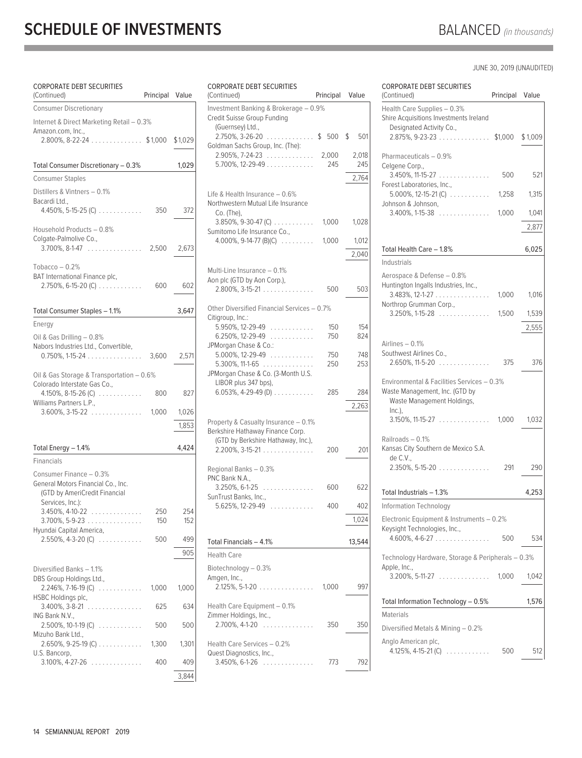# SCHEDULE OF INVESTMENTS

BALANCED *(in thousands)*

JUNE 30, 2019 (UNAUDITED)

| CORPORATE DEBT SECURITIES (Continued) | Principal | Value |
|---|---|---|
| **Consumer Discretionary** | | |
| Internet & Direct Marketing Retail – 0.3% | | |
| Amazon.com, Inc., 2.800%, 8-22-24 | $1,000 | $1,029 |
| Total Consumer Discretionary – 0.3% | | 1,029 |
| **Consumer Staples** | | |
| Distillers & Vintners – 0.1% | | |
| Bacardi Ltd., 4.450%, 5-15-25 (C) | 350 | 372 |
| Household Products – 0.8% | | |
| Colgate-Palmolive Co., 3.700%, 8-1-47 | 2,500 | 2,673 |
| Tobacco – 0.2% | | |
| BAT International Finance plc, 2.750%, 6-15-20 (C) | 600 | 602 |
| Total Consumer Staples – 1.1% | | 3,647 |
| **Energy** | | |
| Oil & Gas Drilling – 0.8% | | |
| Nabors Industries Ltd., Convertible, 0.750%, 1-15-24 | 3,600 | 2,571 |
| Oil & Gas Storage & Transportation – 0.6% | | |
| Colorado Interstate Gas Co., 4.150%, 8-15-26 (C) | 800 | 827 |
| Williams Partners L.P., 3.600%, 3-15-22 | 1,000 | 1,026 |
| | | 1,853 |
| Total Energy – 1.4% | | 4,424 |
| **Financials** | | |
| Consumer Finance – 0.3% | | |
| General Motors Financial Co., Inc. (GTD by AmeriCredit Financial Services, Inc.): | | |
| 3.450%, 4-10-22 | 250 | 254 |
| 3.700%, 5-9-23 | 150 | 152 |
| Hyundai Capital America, 2.550%, 4-3-20 (C) | 500 | 499 |
| | | 905 |
| Diversified Banks – 1.1% | | |
| DBS Group Holdings Ltd., 2.246%, 7-16-19 (C) | 1,000 | 1,000 |
| HSBC Holdings plc, 3.400%, 3-8-21 | 625 | 634 |
| ING Bank N.V., 2.500%, 10-1-19 (C) | 500 | 500 |
| Mizuho Bank Ltd., 2.650%, 9-25-19 (C) | 1,300 | 1,301 |
| U.S. Bancorp, 3.100%, 4-27-26 | 400 | 409 |
| | | 3,844 |
| Investment Banking & Brokerage – 0.9% | | |
| Credit Suisse Group Funding (Guernsey) Ltd., 2.750%, 3-26-20 | $ 500 | $ 501 |
| Goldman Sachs Group, Inc. (The): | | |
| 2.905%, 7-24-23 | 2,000 | 2,018 |
| 5.700%, 12-29-49 | 245 | 245 |
| | | 2,764 |
| Life & Health Insurance – 0.6% | | |
| Northwestern Mutual Life Insurance Co. (The), 3.850%, 9-30-47 (C) | 1,000 | 1,028 |
| Sumitomo Life Insurance Co., 4.000%, 9-14-77 (B)(C) | 1,000 | 1,012 |
| | | 2,040 |
| Multi-Line Insurance – 0.1% | | |
| Aon plc (GTD by Aon Corp.), 2.800%, 3-15-21 | 500 | 503 |
| Other Diversified Financial Services – 0.7% | | |
| Citigroup, Inc.: | | |
| 5.950%, 12-29-49 | 150 | 154 |
| 6.250%, 12-29-49 | 750 | 824 |
| JPMorgan Chase & Co.: | | |
| 5.000%, 12-29-49 | 750 | 748 |
| 5.300%, 11-1-65 | 250 | 253 |
| JPMorgan Chase & Co. (3-Month U.S. LIBOR plus 347 bps), 6.053%, 4-29-49 (D) | 285 | 284 |
| | | 2,263 |
| Property & Casualty Insurance – 0.1% | | |
| Berkshire Hathaway Finance Corp. (GTD by Berkshire Hathaway, Inc.), 2.200%, 3-15-21 | 200 | 201 |
| Regional Banks – 0.3% | | |
| PNC Bank N.A., 3.250%, 6-1-25 | 600 | 622 |
| SunTrust Banks, Inc., 5.625%, 12-29-49 | 400 | 402 |
| | | 1,024 |
| Total Financials – 4.1% | | 13,544 |
| **Health Care** | | |
| Biotechnology – 0.3% | | |
| Amgen, Inc., 2.125%, 5-1-20 | 1,000 | 997 |
| Health Care Equipment – 0.1% | | |
| Zimmer Holdings, Inc., 2.700%, 4-1-20 | 350 | 350 |
| Health Care Services – 0.2% | | |
| Quest Diagnostics, Inc., 3.450%, 6-1-26 | 773 | 792 |
| Health Care Supplies – 0.3% | | |
| Shire Acquisitions Investments Ireland Designated Activity Co., 2.875%, 9-23-23 | $1,000 | $1,009 |
| Pharmaceuticals – 0.9% | | |
| Celgene Corp., 3.450%, 11-15-27 | 500 | 521 |
| Forest Laboratories, Inc., 5.000%, 12-15-21 (C) | 1,258 | 1,315 |
| Johnson & Johnson, 3.400%, 1-15-38 | 1,000 | 1,041 |
| | | 2,877 |
| Total Health Care – 1.8% | | 6,025 |
| **Industrials** | | |
| Aerospace & Defense – 0.8% | | |
| Huntington Ingalls Industries, Inc., 3.483%, 12-1-27 | 1,000 | 1,016 |
| Northrop Grumman Corp., 3.250%, 1-15-28 | 1,500 | 1,539 |
| | | 2,555 |
| Airlines – 0.1% | | |
| Southwest Airlines Co., 2.650%, 11-5-20 | 375 | 376 |
| Environmental & Facilities Services – 0.3% | | |
| Waste Management, Inc. (GTD by Waste Management Holdings, Inc.), 3.150%, 11-15-27 | 1,000 | 1,032 |
| Railroads – 0.1% | | |
| Kansas City Southern de Mexico S.A. de C.V., 2.350%, 5-15-20 | 291 | 290 |
| Total Industrials – 1.3% | | 4,253 |
| **Information Technology** | | |
| Electronic Equipment & Instruments – 0.2% | | |
| Keysight Technologies, Inc., 4.600%, 4-6-27 | 500 | 534 |
| Technology Hardware, Storage & Peripherals – 0.3% | | |
| Apple, Inc., 3.200%, 5-11-27 | 1,000 | 1,042 |
| Total Information Technology – 0.5% | | 1,576 |
| **Materials** | | |
| Diversified Metals & Mining – 0.2% | | |
| Anglo American plc, 4.125%, 4-15-21 (C) | 500 | 512 |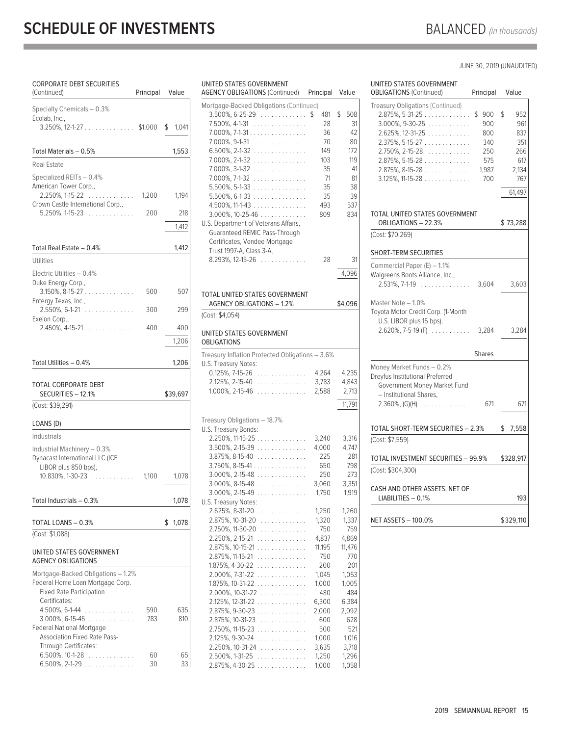# SCHEDULE OF INVESTMENTS

BALANCED *(in thousands)*

JUNE 30, 2019 (UNAUDITED)

| CORPORATE DEBT SECURITIES (Continued) | Principal | Value |
|---|---|---|
| **Specialty Chemicals – 0.3%** | | |
| Ecolab, Inc., | | |
| 3.250%, 12-1-27 | $1,000 | $ 1,041 |
| **Total Materials – 0.5%** | | 1,553 |
| **Real Estate** | | |
| **Specialized REITs – 0.4%** | | |
| American Tower Corp., | | |
| 2.250%, 1-15-22 | 1,200 | 1,194 |
| Crown Castle International Corp., | | |
| 5.250%, 1-15-23 | 200 | 218 |
| | | 1,412 |
| **Total Real Estate – 0.4%** | | 1,412 |
| **Utilities** | | |
| **Electric Utilities – 0.4%** | | |
| Duke Energy Corp., | | |
| 3.150%, 8-15-27 | 500 | 507 |
| Entergy Texas, Inc., | | |
| 2.550%, 6-1-21 | 300 | 299 |
| Exelon Corp., | | |
| 2.450%, 4-15-21 | 400 | 400 |
| | | 1,206 |
| **Total Utilities – 0.4%** | | 1,206 |
| **TOTAL CORPORATE DEBT SECURITIES – 12.1%** | | $39,697 |
| (Cost: $39,291) | | |

| LOANS (D) | Principal | Value |
|---|---|---|
| **Industrials** | | |
| **Industrial Machinery – 0.3%** | | |
| Dynacast International LLC (ICE LIBOR plus 850 bps), | | |
| 10.830%, 1-30-23 | 1,100 | 1,078 |
| **Total Industrials – 0.3%** | | 1,078 |
| **TOTAL LOANS – 0.3%** | | $ 1,078 |
| (Cost: $1,088) | | |

| UNITED STATES GOVERNMENT AGENCY OBLIGATIONS | Principal | Value |
|---|---|---|
| **Mortgage-Backed Obligations – 1.2%** | | |
| Federal Home Loan Mortgage Corp. Fixed Rate Participation Certificates: | | |
| 4.500%, 6-1-44 | 590 | 635 |
| 3.000%, 6-15-45 | 783 | 810 |
| Federal National Mortgage Association Fixed Rate Pass-Through Certificates: | | |
| 6.500%, 10-1-28 | 60 | 65 |
| 6.500%, 2-1-29 | 30 | 33 |
| 3.500%, 6-25-29 | $ 481 | $ 508 |
| 7.500%, 4-1-31 | 28 | 31 |
| 7.000%, 7-1-31 | 36 | 42 |
| 7.000%, 9-1-31 | 70 | 80 |
| 6.500%, 2-1-32 | 149 | 172 |
| 7.000%, 2-1-32 | 103 | 119 |
| 7.000%, 3-1-32 | 35 | 41 |
| 7.000%, 7-1-32 | 71 | 81 |
| 5.500%, 5-1-33 | 35 | 38 |
| 5.500%, 6-1-33 | 35 | 39 |
| 4.500%, 11-1-43 | 493 | 537 |
| 3.000%, 10-25-46 | 809 | 834 |
| U.S. Department of Veterans Affairs, Guaranteed REMIC Pass-Through Certificates, Vendee Mortgage Trust 1997-A, Class 3-A, | | |
| 8.293%, 12-15-26 | 28 | 31 |
| | | 4,096 |
| **TOTAL UNITED STATES GOVERNMENT AGENCY OBLIGATIONS – 1.2%** | | $4,096 |
| (Cost: $4,054) | | |

| UNITED STATES GOVERNMENT OBLIGATIONS | Principal | Value |
|---|---|---|
| **Treasury Inflation Protected Obligations – 3.6%** | | |
| U.S. Treasury Notes: | | |
| 0.125%, 7-15-26 | 4,264 | 4,235 |
| 2.125%, 2-15-40 | 3,783 | 4,843 |
| 1.000%, 2-15-46 | 2,588 | 2,713 |
| | | 11,791 |
| **Treasury Obligations – 18.7%** | | |
| U.S. Treasury Bonds: | | |
| 2.250%, 11-15-25 | 3,240 | 3,316 |
| 3.500%, 2-15-39 | 4,000 | 4,747 |
| 3.875%, 8-15-40 | 225 | 281 |
| 3.750%, 8-15-41 | 650 | 798 |
| 3.000%, 2-15-48 | 250 | 273 |
| 3.000%, 8-15-48 | 3,060 | 3,351 |
| 3.000%, 2-15-49 | 1,750 | 1,919 |
| U.S. Treasury Notes: | | |
| 2.625%, 8-31-20 | 1,250 | 1,260 |
| 2.875%, 10-31-20 | 1,320 | 1,337 |
| 2.750%, 11-30-20 | 750 | 759 |
| 2.250%, 2-15-21 | 4,837 | 4,869 |
| 2.875%, 10-15-21 | 11,195 | 11,476 |
| 2.875%, 11-15-21 | 750 | 770 |
| 1.875%, 4-30-22 | 200 | 201 |
| 2.000%, 7-31-22 | 1,045 | 1,053 |
| 1.875%, 10-31-22 | 1,000 | 1,005 |
| 2.000%, 10-31-22 | 480 | 484 |
| 2.125%, 12-31-22 | 6,300 | 6,384 |
| 2.875%, 9-30-23 | 2,000 | 2,092 |
| 2.875%, 10-31-23 | 600 | 628 |
| 2.750%, 11-15-23 | 500 | 521 |
| 2.125%, 9-30-24 | 1,000 | 1,016 |
| 2.250%, 10-31-24 | 3,635 | 3,718 |
| 2.500%, 1-31-25 | 1,250 | 1,296 |
| 2.875%, 4-30-25 | 1,000 | 1,058 |
| 2.875%, 5-31-25 | $ 900 | $ 952 |
| 3.000%, 9-30-25 | 900 | 961 |
| 2.625%, 12-31-25 | 800 | 837 |
| 2.375%, 5-15-27 | 340 | 351 |
| 2.750%, 2-15-28 | 250 | 266 |
| 2.875%, 5-15-28 | 575 | 617 |
| 2.875%, 8-15-28 | 1,987 | 2,134 |
| 3.125%, 11-15-28 | 700 | 767 |
| | | 61,497 |
| **TOTAL UNITED STATES GOVERNMENT OBLIGATIONS – 22.3%** | | $ 73,288 |
| (Cost: $70,269) | | |

| SHORT-TERM SECURITIES | Principal | Value |
|---|---|---|
| **Commercial Paper (E) – 1.1%** | | |
| Walgreens Boots Alliance, Inc., | | |
| 2.531%, 7-1-19 | 3,604 | 3,603 |
| **Master Note – 1.0%** | | |
| Toyota Motor Credit Corp. (1-Month U.S. LIBOR plus 15 bps), | | |
| 2.620%, 7-5-19 (F) | 3,284 | 3,284 |
| | **Shares** | |
| **Money Market Funds – 0.2%** | | |
| Dreyfus Institutional Preferred Government Money Market Fund – Institutional Shares, | | |
| 2.360%, (G)(H) | 671 | 671 |
| **TOTAL SHORT-TERM SECURITIES – 2.3%** | | $ 7,558 |
| (Cost: $7,559) | | |
| **TOTAL INVESTMENT SECURITIES – 99.9%** | | $328,917 |
| (Cost: $304,300) | | |
| **CASH AND OTHER ASSETS, NET OF LIABILITIES – 0.1%** | | 193 |
| **NET ASSETS – 100.0%** | | $329,110 |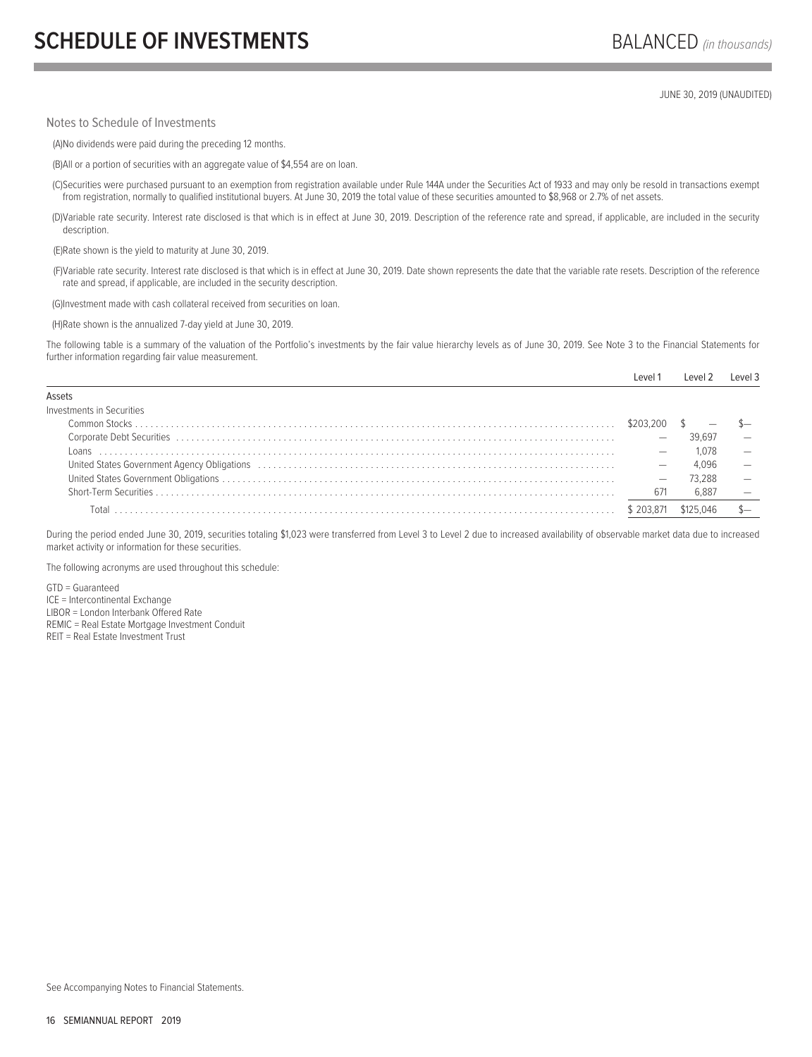# SCHEDULE OF INVESTMENTS

BALANCED *(in thousands)*

JUNE 30, 2019 (UNAUDITED)

Notes to Schedule of Investments

(A)No dividends were paid during the preceding 12 months.

(B)All or a portion of securities with an aggregate value of $4,554 are on loan.

(C)Securities were purchased pursuant to an exemption from registration available under Rule 144A under the Securities Act of 1933 and may only be resold in transactions exempt from registration, normally to qualified institutional buyers. At June 30, 2019 the total value of these securities amounted to $8,968 or 2.7% of net assets.

(D)Variable rate security. Interest rate disclosed is that which is in effect at June 30, 2019. Description of the reference rate and spread, if applicable, are included in the security description.

(E)Rate shown is the yield to maturity at June 30, 2019.

(F)Variable rate security. Interest rate disclosed is that which is in effect at June 30, 2019. Date shown represents the date that the variable rate resets. Description of the reference rate and spread, if applicable, are included in the security description.

(G)Investment made with cash collateral received from securities on loan.

(H)Rate shown is the annualized 7-day yield at June 30, 2019.

The following table is a summary of the valuation of the Portfolio's investments by the fair value hierarchy levels as of June 30, 2019. See Note 3 to the Financial Statements for further information regarding fair value measurement.

| | Level 1 | Level 2 | Level 3 |
|---|---|---|---|
| Assets | | | |
| Investments in Securities | | | |
| Common Stocks | $203,200 | $ — | $— |
| Corporate Debt Securities | — | 39,697 | — |
| Loans | — | 1,078 | — |
| United States Government Agency Obligations | — | 4,096 | — |
| United States Government Obligations | — | 73,288 | — |
| Short-Term Securities | 671 | 6,887 | — |
| Total | $ 203,871 | $125,046 | $— |

During the period ended June 30, 2019, securities totaling $1,023 were transferred from Level 3 to Level 2 due to increased availability of observable market data due to increased market activity or information for these securities.

The following acronyms are used throughout this schedule:

GTD = Guaranteed
ICE = Intercontinental Exchange
LIBOR = London Interbank Offered Rate
REMIC = Real Estate Mortgage Investment Conduit
REIT = Real Estate Investment Trust

See Accompanying Notes to Financial Statements.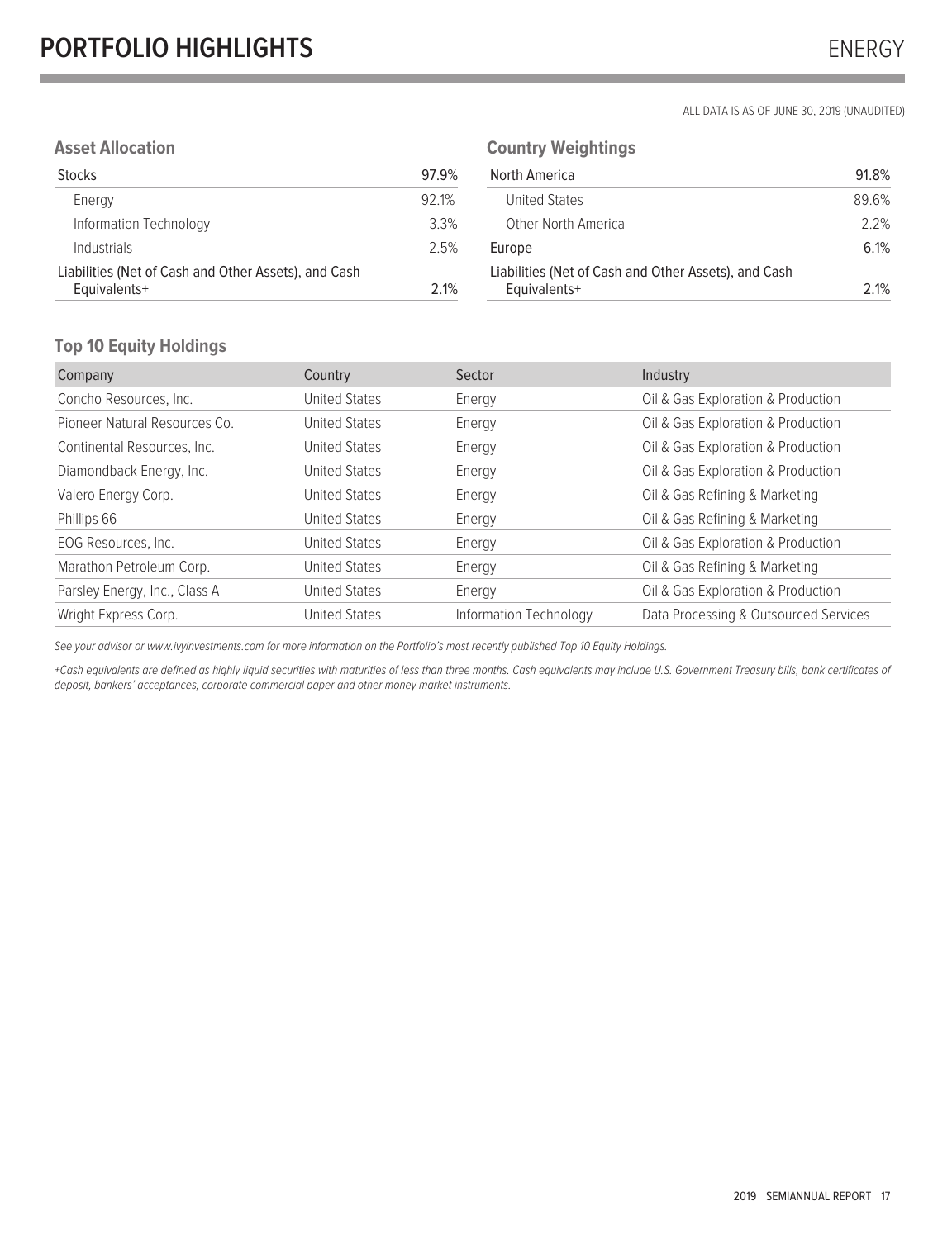# PORTFOLIO HIGHLIGHTS

ENERGY

ALL DATA IS AS OF JUNE 30, 2019 (UNAUDITED)

### Asset Allocation

| | |
|---|---|
| Stocks | 97.9% |
| Energy | 92.1% |
| Information Technology | 3.3% |
| Industrials | 2.5% |
| Liabilities (Net of Cash and Other Assets), and Cash Equivalents+ | 2.1% |

### Country Weightings

| | |
|---|---|
| North America | 91.8% |
| United States | 89.6% |
| Other North America | 2.2% |
| Europe | 6.1% |
| Liabilities (Net of Cash and Other Assets), and Cash Equivalents+ | 2.1% |

### Top 10 Equity Holdings

| Company | Country | Sector | Industry |
|---|---|---|---|
| Concho Resources, Inc. | United States | Energy | Oil & Gas Exploration & Production |
| Pioneer Natural Resources Co. | United States | Energy | Oil & Gas Exploration & Production |
| Continental Resources, Inc. | United States | Energy | Oil & Gas Exploration & Production |
| Diamondback Energy, Inc. | United States | Energy | Oil & Gas Exploration & Production |
| Valero Energy Corp. | United States | Energy | Oil & Gas Refining & Marketing |
| Phillips 66 | United States | Energy | Oil & Gas Refining & Marketing |
| EOG Resources, Inc. | United States | Energy | Oil & Gas Exploration & Production |
| Marathon Petroleum Corp. | United States | Energy | Oil & Gas Refining & Marketing |
| Parsley Energy, Inc., Class A | United States | Energy | Oil & Gas Exploration & Production |
| Wright Express Corp. | United States | Information Technology | Data Processing & Outsourced Services |

*See your advisor or www.ivyinvestments.com for more information on the Portfolio's most recently published Top 10 Equity Holdings.*

*+Cash equivalents are defined as highly liquid securities with maturities of less than three months. Cash equivalents may include U.S. Government Treasury bills, bank certificates of deposit, bankers' acceptances, corporate commercial paper and other money market instruments.*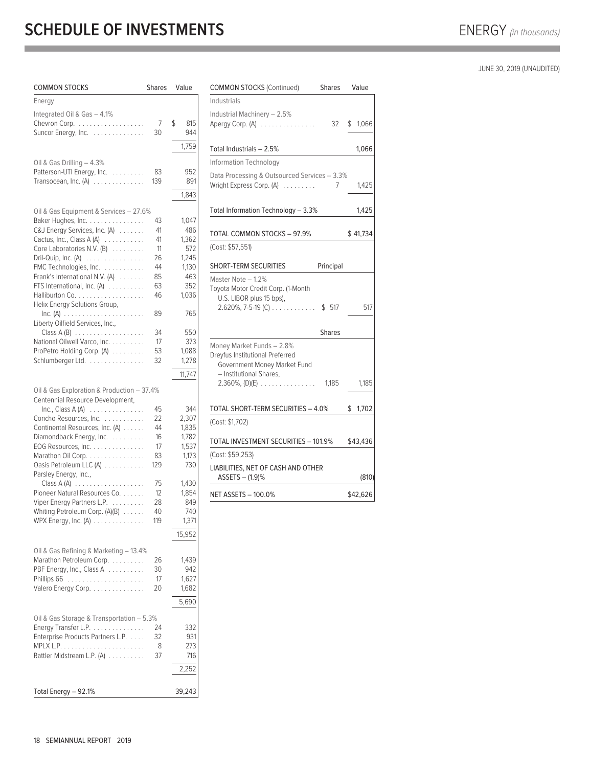# SCHEDULE OF INVESTMENTS

ENERGY *(in thousands)*

JUNE 30, 2019 (UNAUDITED)

| COMMON STOCKS | Shares | Value |
|---|---|---|
| **Energy** | | |
| Integrated Oil & Gas – 4.1% | | |
| Chevron Corp. | 7 | $ 815 |
| Suncor Energy, Inc. | 30 | 944 |
| | | 1,759 |
| Oil & Gas Drilling – 4.3% | | |
| Patterson-UTI Energy, Inc. | 83 | 952 |
| Transocean, Inc. (A) | 139 | 891 |
| | | 1,843 |
| Oil & Gas Equipment & Services – 27.6% | | |
| Baker Hughes, Inc. | 43 | 1,047 |
| C&J Energy Services, Inc. (A) | 41 | 486 |
| Cactus, Inc., Class A (A) | 41 | 1,362 |
| Core Laboratories N.V. (B) | 11 | 572 |
| Dril-Quip, Inc. (A) | 26 | 1,245 |
| FMC Technologies, Inc. | 44 | 1,130 |
| Frank's International N.V. (A) | 85 | 463 |
| FTS International, Inc. (A) | 63 | 352 |
| Halliburton Co. | 46 | 1,036 |
| Helix Energy Solutions Group, Inc. (A) | 89 | 765 |
| Liberty Oilfield Services, Inc., Class A (B) | 34 | 550 |
| National Oilwell Varco, Inc. | 17 | 373 |
| ProPetro Holding Corp. (A) | 53 | 1,088 |
| Schlumberger Ltd. | 32 | 1,278 |
| | | 11,747 |
| Oil & Gas Exploration & Production – 37.4% | | |
| Centennial Resource Development, Inc., Class A (A) | 45 | 344 |
| Concho Resources, Inc. | 22 | 2,307 |
| Continental Resources, Inc. (A) | 44 | 1,835 |
| Diamondback Energy, Inc. | 16 | 1,782 |
| EOG Resources, Inc. | 17 | 1,537 |
| Marathon Oil Corp. | 83 | 1,173 |
| Oasis Petroleum LLC (A) | 129 | 730 |
| Parsley Energy, Inc., Class A (A) | 75 | 1,430 |
| Pioneer Natural Resources Co. | 12 | 1,854 |
| Viper Energy Partners L.P. | 28 | 849 |
| Whiting Petroleum Corp. (A)(B) | 40 | 740 |
| WPX Energy, Inc. (A) | 119 | 1,371 |
| | | 15,952 |
| Oil & Gas Refining & Marketing – 13.4% | | |
| Marathon Petroleum Corp. | 26 | 1,439 |
| PBF Energy, Inc., Class A | 30 | 942 |
| Phillips 66 | 17 | 1,627 |
| Valero Energy Corp. | 20 | 1,682 |
| | | 5,690 |
| Oil & Gas Storage & Transportation – 5.3% | | |
| Energy Transfer L.P. | 24 | 332 |
| Enterprise Products Partners L.P. | 32 | 931 |
| MPLX L.P. | 8 | 273 |
| Rattler Midstream L.P. (A) | 37 | 716 |
| | | 2,252 |
| Total Energy – 92.1% | | 39,243 |

| COMMON STOCKS (Continued) | Shares | Value |
|---|---|---|
| **Industrials** | | |
| Industrial Machinery – 2.5% | | |
| Apergy Corp. (A) | 32 | $ 1,066 |
| Total Industrials – 2.5% | | 1,066 |
| **Information Technology** | | |
| Data Processing & Outsourced Services – 3.3% | | |
| Wright Express Corp. (A) | 7 | 1,425 |
| Total Information Technology – 3.3% | | 1,425 |
| TOTAL COMMON STOCKS – 97.9% | | $ 41,734 |
| (Cost: $57,551) | | |

| SHORT-TERM SECURITIES | Principal | |
|---|---|---|
| Master Note – 1.2% | | |
| Toyota Motor Credit Corp. (1-Month U.S. LIBOR plus 15 bps), 2.620%, 7-5-19 (C) | $ 517 | 517 |
| | **Shares** | |
| Money Market Funds – 2.8% | | |
| Dreyfus Institutional Preferred Government Money Market Fund – Institutional Shares, 2.360%, (D)(E) | 1,185 | 1,185 |
| TOTAL SHORT-TERM SECURITIES – 4.0% | | $ 1,702 |
| (Cost: $1,702) | | |
| TOTAL INVESTMENT SECURITIES – 101.9% | | $43,436 |
| (Cost: $59,253) | | |
| LIABILITIES, NET OF CASH AND OTHER ASSETS – (1.9)% | | (810) |
| NET ASSETS – 100.0% | | $42,626 |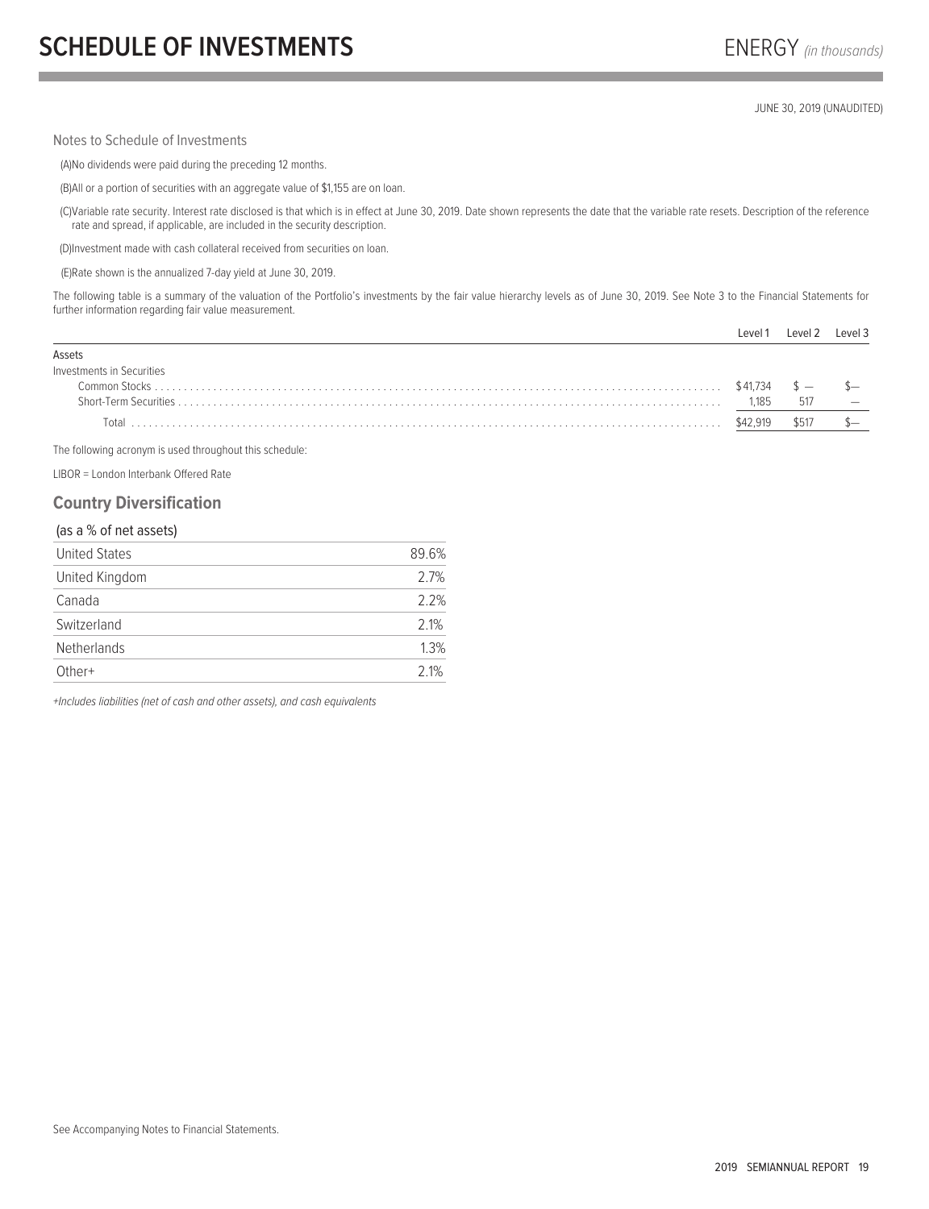# SCHEDULE OF INVESTMENTS

ENERGY *(in thousands)*

JUNE 30, 2019 (UNAUDITED)

Notes to Schedule of Investments

(A)No dividends were paid during the preceding 12 months.

(B)All or a portion of securities with an aggregate value of $1,155 are on loan.

(C)Variable rate security. Interest rate disclosed is that which is in effect at June 30, 2019. Date shown represents the date that the variable rate resets. Description of the reference rate and spread, if applicable, are included in the security description.

(D)Investment made with cash collateral received from securities on loan.

(E)Rate shown is the annualized 7-day yield at June 30, 2019.

The following table is a summary of the valuation of the Portfolio's investments by the fair value hierarchy levels as of June 30, 2019. See Note 3 to the Financial Statements for further information regarding fair value measurement.

| | Level 1 | Level 2 | Level 3 |
|---|---|---|---|
| Assets | | | |
| Investments in Securities | | | |
| Common Stocks | $41,734 | $ — | $— |
| Short-Term Securities | 1,185 | 517 | — |
| Total | $42,919 | $517 | $— |

The following acronym is used throughout this schedule:

LIBOR = London Interbank Offered Rate

## Country Diversification

(as a % of net assets)

| | |
|---|---|
| United States | 89.6% |
| United Kingdom | 2.7% |
| Canada | 2.2% |
| Switzerland | 2.1% |
| Netherlands | 1.3% |
| Other+ | 2.1% |

*+Includes liabilities (net of cash and other assets), and cash equivalents*

See Accompanying Notes to Financial Statements.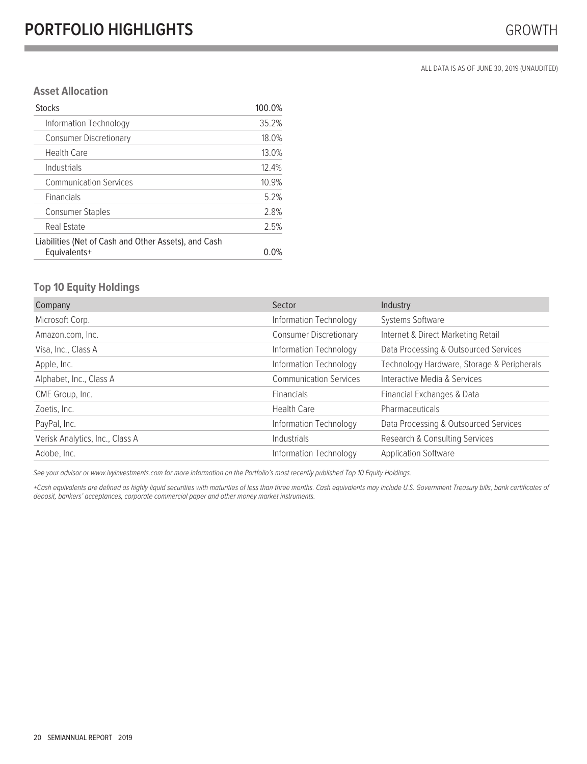# PORTFOLIO HIGHLIGHTS

GROWTH

ALL DATA IS AS OF JUNE 30, 2019 (UNAUDITED)

### Asset Allocation

| | |
|---|---|
| Stocks | 100.0% |
| Information Technology | 35.2% |
| Consumer Discretionary | 18.0% |
| Health Care | 13.0% |
| Industrials | 12.4% |
| Communication Services | 10.9% |
| Financials | 5.2% |
| Consumer Staples | 2.8% |
| Real Estate | 2.5% |
| Liabilities (Net of Cash and Other Assets), and Cash Equivalents+ | 0.0% |

### Top 10 Equity Holdings

| Company | Sector | Industry |
|---|---|---|
| Microsoft Corp. | Information Technology | Systems Software |
| Amazon.com, Inc. | Consumer Discretionary | Internet & Direct Marketing Retail |
| Visa, Inc., Class A | Information Technology | Data Processing & Outsourced Services |
| Apple, Inc. | Information Technology | Technology Hardware, Storage & Peripherals |
| Alphabet, Inc., Class A | Communication Services | Interactive Media & Services |
| CME Group, Inc. | Financials | Financial Exchanges & Data |
| Zoetis, Inc. | Health Care | Pharmaceuticals |
| PayPal, Inc. | Information Technology | Data Processing & Outsourced Services |
| Verisk Analytics, Inc., Class A | Industrials | Research & Consulting Services |
| Adobe, Inc. | Information Technology | Application Software |

*See your advisor or www.ivyinvestments.com for more information on the Portfolio's most recently published Top 10 Equity Holdings.*

*+Cash equivalents are defined as highly liquid securities with maturities of less than three months. Cash equivalents may include U.S. Government Treasury bills, bank certificates of deposit, bankers' acceptances, corporate commercial paper and other money market instruments.*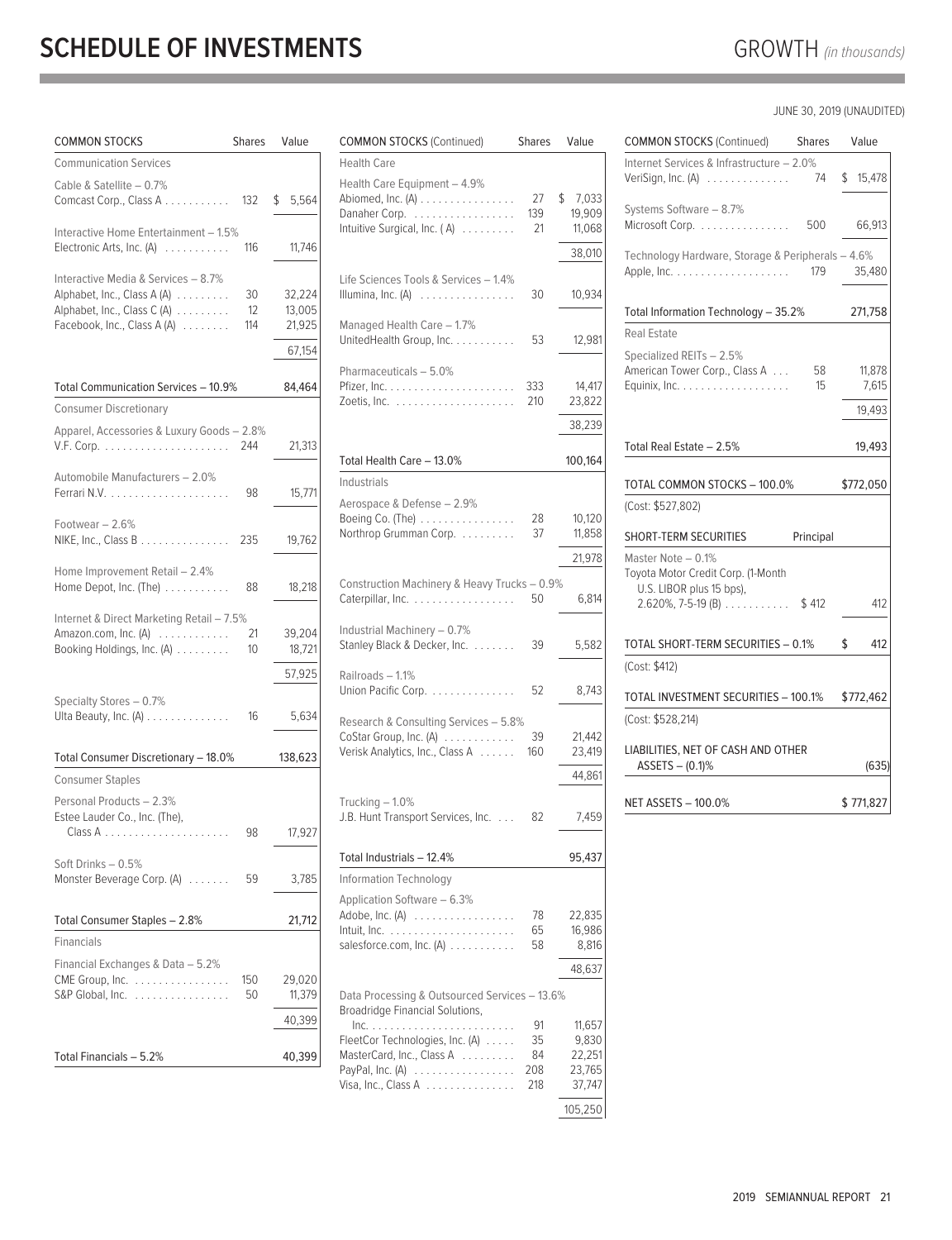# SCHEDULE OF INVESTMENTS

GROWTH *(in thousands)*

JUNE 30, 2019 (UNAUDITED)

| COMMON STOCKS | Shares | Value |
|---|---|---|
| **Communication Services** | | |
| Cable & Satellite – 0.7% | | |
| Comcast Corp., Class A | 132 | $ 5,564 |
| Interactive Home Entertainment – 1.5% | | |
| Electronic Arts, Inc. (A) | 116 | 11,746 |
| Interactive Media & Services – 8.7% | | |
| Alphabet, Inc., Class A (A) | 30 | 32,224 |
| Alphabet, Inc., Class C (A) | 12 | 13,005 |
| Facebook, Inc., Class A (A) | 114 | 21,925 |
| | | 67,154 |
| Total Communication Services – 10.9% | | 84,464 |
| **Consumer Discretionary** | | |
| Apparel, Accessories & Luxury Goods – 2.8% | | |
| V.F. Corp. | 244 | 21,313 |
| Automobile Manufacturers – 2.0% | | |
| Ferrari N.V. | 98 | 15,771 |
| Footwear – 2.6% | | |
| NIKE, Inc., Class B | 235 | 19,762 |
| Home Improvement Retail – 2.4% | | |
| Home Depot, Inc. (The) | 88 | 18,218 |
| Internet & Direct Marketing Retail – 7.5% | | |
| Amazon.com, Inc. (A) | 21 | 39,204 |
| Booking Holdings, Inc. (A) | 10 | 18,721 |
| | | 57,925 |
| Specialty Stores – 0.7% | | |
| Ulta Beauty, Inc. (A) | 16 | 5,634 |
| Total Consumer Discretionary – 18.0% | | 138,623 |
| **Consumer Staples** | | |
| Personal Products – 2.3% | | |
| Estee Lauder Co., Inc. (The), Class A | 98 | 17,927 |
| Soft Drinks – 0.5% | | |
| Monster Beverage Corp. (A) | 59 | 3,785 |
| Total Consumer Staples – 2.8% | | 21,712 |
| **Financials** | | |
| Financial Exchanges & Data – 5.2% | | |
| CME Group, Inc. | 150 | 29,020 |
| S&P Global, Inc. | 50 | 11,379 |
| | | 40,399 |
| Total Financials – 5.2% | | 40,399 |
| **Health Care** | | |
| Health Care Equipment – 4.9% | | |
| Abiomed, Inc. (A) | 27 | $ 7,033 |
| Danaher Corp. | 139 | 19,909 |
| Intuitive Surgical, Inc. (A) | 21 | 11,068 |
| | | 38,010 |
| Life Sciences Tools & Services – 1.4% | | |
| Illumina, Inc. (A) | 30 | 10,934 |
| Managed Health Care – 1.7% | | |
| UnitedHealth Group, Inc. | 53 | 12,981 |
| Pharmaceuticals – 5.0% | | |
| Pfizer, Inc. | 333 | 14,417 |
| Zoetis, Inc. | 210 | 23,822 |
| | | 38,239 |
| Total Health Care – 13.0% | | 100,164 |
| **Industrials** | | |
| Aerospace & Defense – 2.9% | | |
| Boeing Co. (The) | 28 | 10,120 |
| Northrop Grumman Corp. | 37 | 11,858 |
| | | 21,978 |
| Construction Machinery & Heavy Trucks – 0.9% | | |
| Caterpillar, Inc. | 50 | 6,814 |
| Industrial Machinery – 0.7% | | |
| Stanley Black & Decker, Inc. | 39 | 5,582 |
| Railroads – 1.1% | | |
| Union Pacific Corp. | 52 | 8,743 |
| Research & Consulting Services – 5.8% | | |
| CoStar Group, Inc. (A) | 39 | 21,442 |
| Verisk Analytics, Inc., Class A | 160 | 23,419 |
| | | 44,861 |
| Trucking – 1.0% | | |
| J.B. Hunt Transport Services, Inc. | 82 | 7,459 |
| Total Industrials – 12.4% | | 95,437 |
| **Information Technology** | | |
| Application Software – 6.3% | | |
| Adobe, Inc. (A) | 78 | 22,835 |
| Intuit, Inc. | 65 | 16,986 |
| salesforce.com, Inc. (A) | 58 | 8,816 |
| | | 48,637 |
| Data Processing & Outsourced Services – 13.6% | | |
| Broadridge Financial Solutions, Inc. | 91 | 11,657 |
| FleetCor Technologies, Inc. (A) | 35 | 9,830 |
| MasterCard, Inc., Class A | 84 | 22,251 |
| PayPal, Inc. (A) | 208 | 23,765 |
| Visa, Inc., Class A | 218 | 37,747 |
| | | 105,250 |
| Internet Services & Infrastructure – 2.0% | | |
| VeriSign, Inc. (A) | 74 | $ 15,478 |
| Systems Software – 8.7% | | |
| Microsoft Corp. | 500 | 66,913 |
| Technology Hardware, Storage & Peripherals – 4.6% | | |
| Apple, Inc. | 179 | 35,480 |
| Total Information Technology – 35.2% | | 271,758 |
| **Real Estate** | | |
| Specialized REITs – 2.5% | | |
| American Tower Corp., Class A | 58 | 11,878 |
| Equinix, Inc. | 15 | 7,615 |
| | | 19,493 |
| Total Real Estate – 2.5% | | 19,493 |
| TOTAL COMMON STOCKS – 100.0% | | $772,050 |
| (Cost: $527,802) | | |

| SHORT-TERM SECURITIES | Principal | |
|---|---|---|
| Master Note – 0.1% | | |
| Toyota Motor Credit Corp. (1-Month U.S. LIBOR plus 15 bps), 2.620%, 7-5-19 (B) | $ 412 | 412 |
| TOTAL SHORT-TERM SECURITIES – 0.1% | | $ 412 |
| (Cost: $412) | | |
| TOTAL INVESTMENT SECURITIES – 100.1% | | $772,462 |
| (Cost: $528,214) | | |
| LIABILITIES, NET OF CASH AND OTHER ASSETS – (0.1)% | | (635) |
| NET ASSETS – 100.0% | | $ 771,827 |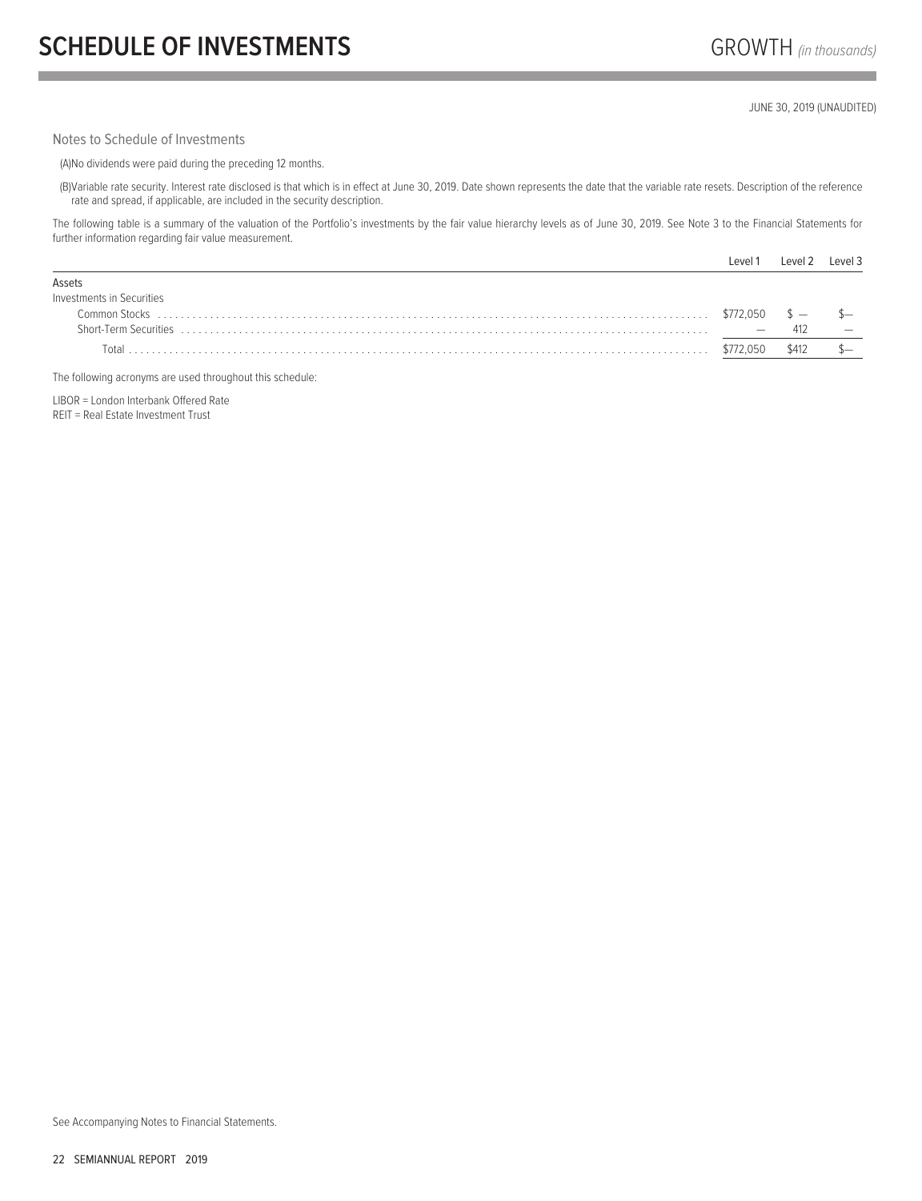# SCHEDULE OF INVESTMENTS

GROWTH *(in thousands)*

JUNE 30, 2019 (UNAUDITED)

Notes to Schedule of Investments

(A) No dividends were paid during the preceding 12 months.

(B) Variable rate security. Interest rate disclosed is that which is in effect at June 30, 2019. Date shown represents the date that the variable rate resets. Description of the reference rate and spread, if applicable, are included in the security description.

The following table is a summary of the valuation of the Portfolio's investments by the fair value hierarchy levels as of June 30, 2019. See Note 3 to the Financial Statements for further information regarding fair value measurement.

| | Level 1 | Level 2 | Level 3 |
|---|---|---|---|
| Assets | | | |
| Investments in Securities | | | |
| Common Stocks | $772,050 | $ — | $— |
| Short-Term Securities | — | 412 | — |
| Total | $772,050 | $412 | $— |

The following acronyms are used throughout this schedule:

LIBOR = London Interbank Offered Rate
REIT = Real Estate Investment Trust

See Accompanying Notes to Financial Statements.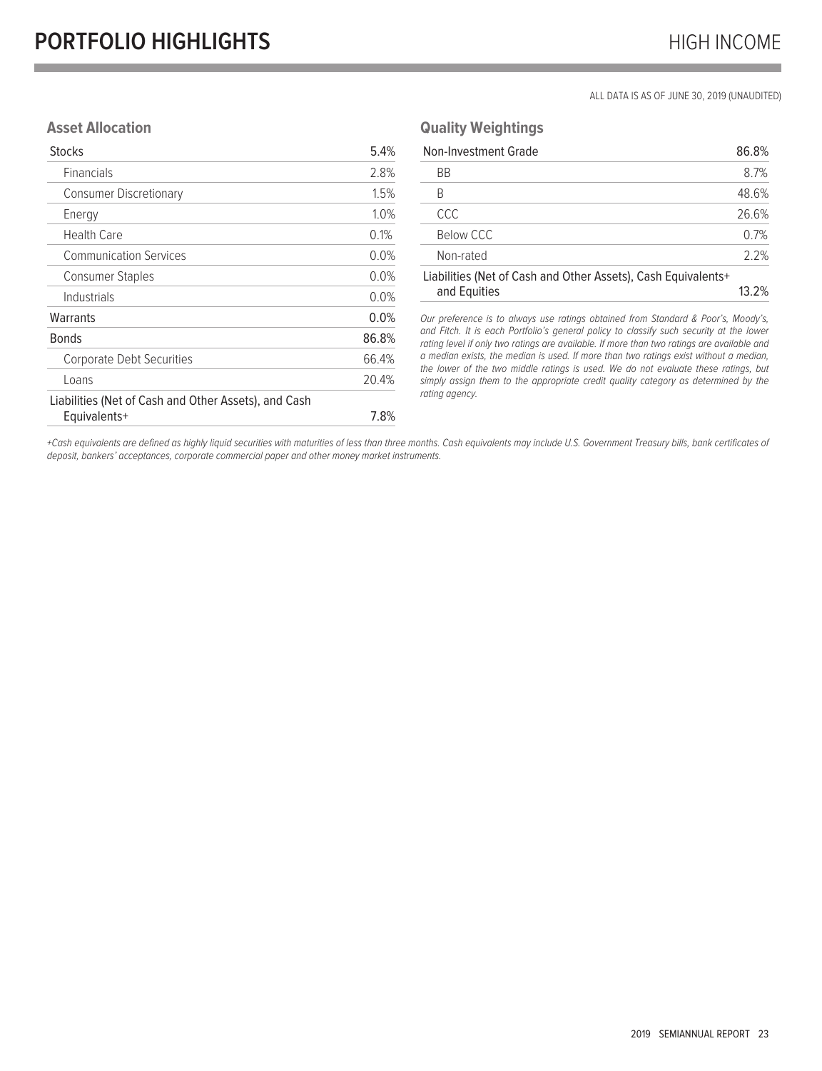# PORTFOLIO HIGHLIGHTS

## HIGH INCOME

ALL DATA IS AS OF JUNE 30, 2019 (UNAUDITED)

### Asset Allocation

| | |
|---|---|
| Stocks | 5.4% |
| Financials | 2.8% |
| Consumer Discretionary | 1.5% |
| Energy | 1.0% |
| Health Care | 0.1% |
| Communication Services | 0.0% |
| Consumer Staples | 0.0% |
| Industrials | 0.0% |
| Warrants | 0.0% |
| Bonds | 86.8% |
| Corporate Debt Securities | 66.4% |
| Loans | 20.4% |
| Liabilities (Net of Cash and Other Assets), and Cash Equivalents+ | 7.8% |

### Quality Weightings

| | |
|---|---|
| Non-Investment Grade | 86.8% |
| BB | 8.7% |
| B | 48.6% |
| CCC | 26.6% |
| Below CCC | 0.7% |
| Non-rated | 2.2% |
| Liabilities (Net of Cash and Other Assets), Cash Equivalents+ and Equities | 13.2% |

*Our preference is to always use ratings obtained from Standard & Poor's, Moody's, and Fitch. It is each Portfolio's general policy to classify such security at the lower rating level if only two ratings are available. If more than two ratings are available and a median exists, the median is used. If more than two ratings exist without a median, the lower of the two middle ratings is used. We do not evaluate these ratings, but simply assign them to the appropriate credit quality category as determined by the rating agency.*

*+Cash equivalents are defined as highly liquid securities with maturities of less than three months. Cash equivalents may include U.S. Government Treasury bills, bank certificates of deposit, bankers' acceptances, corporate commercial paper and other money market instruments.*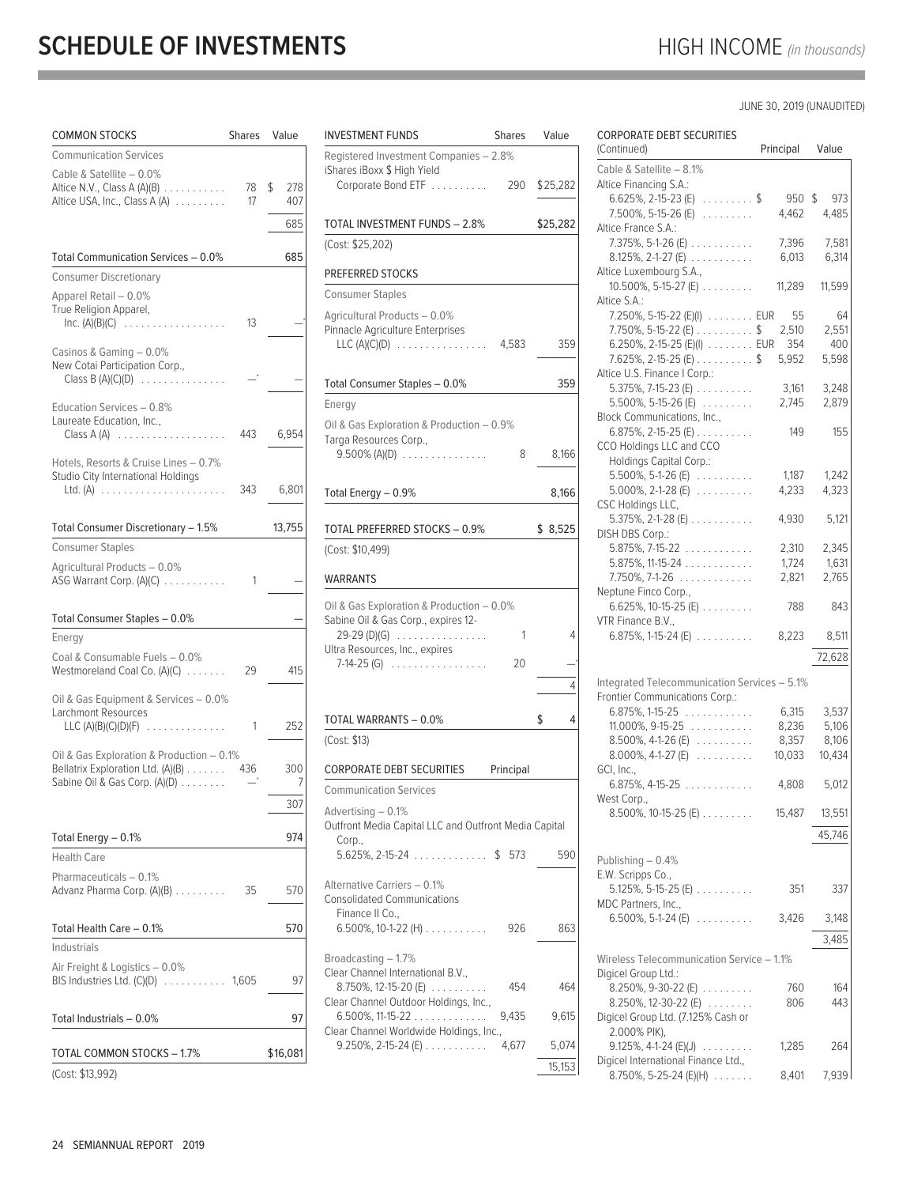# SCHEDULE OF INVESTMENTS

HIGH INCOME *(in thousands)*

JUNE 30, 2019 (UNAUDITED)

| COMMON STOCKS | Shares | Value |
|---|---|---|
| **Communication Services** | | |
| Cable & Satellite – 0.0% | | |
| Altice N.V., Class A (A)(B) | 78 | $ 278 |
| Altice USA, Inc., Class A (A) | 17 | 407 |
| | | 685 |
| Total Communication Services – 0.0% | | 685 |
| **Consumer Discretionary** | | |
| Apparel Retail – 0.0% | | |
| True Religion Apparel, Inc. (A)(B)(C) | 13 | —* |
| Casinos & Gaming – 0.0% | | |
| New Cotai Participation Corp., Class B (A)(C)(D) | —* | — |
| Education Services – 0.8% | | |
| Laureate Education, Inc., Class A (A) | 443 | 6,954 |
| Hotels, Resorts & Cruise Lines – 0.7% | | |
| Studio City International Holdings Ltd. (A) | 343 | 6,801 |
| Total Consumer Discretionary – 1.5% | | 13,755 |
| **Consumer Staples** | | |
| Agricultural Products – 0.0% | | |
| ASG Warrant Corp. (A)(C) | 1 | — |
| Total Consumer Staples – 0.0% | | — |
| **Energy** | | |
| Coal & Consumable Fuels – 0.0% | | |
| Westmoreland Coal Co. (A)(C) | 29 | 415 |
| Oil & Gas Equipment & Services – 0.0% | | |
| Larchmont Resources LLC (A)(B)(C)(D)(F) | 1 | 252 |
| Oil & Gas Exploration & Production – 0.1% | | |
| Bellatrix Exploration Ltd. (A)(B) | 436 | 300 |
| Sabine Oil & Gas Corp. (A)(D) | —* | 7 |
| | | 307 |
| Total Energy – 0.1% | | 974 |
| **Health Care** | | |
| Pharmaceuticals – 0.1% | | |
| Advanz Pharma Corp. (A)(B) | 35 | 570 |
| Total Health Care – 0.1% | | 570 |
| **Industrials** | | |
| Air Freight & Logistics – 0.0% | | |
| BIS Industries Ltd. (C)(D) | 1,605 | 97 |
| Total Industrials – 0.0% | | 97 |
| TOTAL COMMON STOCKS – 1.7% | | $16,081 |
| (Cost: $13,992) | | |

| INVESTMENT FUNDS | Shares | Value |
|---|---|---|
| Registered Investment Companies – 2.8% | | |
| iShares iBoxx $ High Yield Corporate Bond ETF | 290 | $25,282 |
| TOTAL INVESTMENT FUNDS – 2.8% | | $25,282 |
| (Cost: $25,202) | | |

| PREFERRED STOCKS | Shares | Value |
|---|---|---|
| **Consumer Staples** | | |
| Agricultural Products – 0.0% | | |
| Pinnacle Agriculture Enterprises LLC (A)(C)(D) | 4,583 | 359 |
| Total Consumer Staples – 0.0% | | 359 |
| **Energy** | | |
| Oil & Gas Exploration & Production – 0.9% | | |
| Targa Resources Corp., 9.500% (A)(D) | 8 | 8,166 |
| Total Energy – 0.9% | | 8,166 |
| TOTAL PREFERRED STOCKS – 0.9% | | $ 8,525 |
| (Cost: $10,499) | | |

| WARRANTS | Shares | Value |
|---|---|---|
| Oil & Gas Exploration & Production – 0.0% | | |
| Sabine Oil & Gas Corp., expires 12-29-29 (D)(G) | 1 | 4 |
| Ultra Resources, Inc., expires 7-14-25 (G) | 20 | —* |
| | | 4 |
| TOTAL WARRANTS – 0.0% | | $ 4 |
| (Cost: $13) | | |

| CORPORATE DEBT SECURITIES | Principal | Value |
|---|---|---|
| **Communication Services** | | |
| Advertising – 0.1% | | |
| Outfront Media Capital LLC and Outfront Media Capital Corp., 5.625%, 2-15-24 | $ 573 | 590 |
| Alternative Carriers – 0.1% | | |
| Consolidated Communications Finance II Co., 6.500%, 10-1-22 (H) | 926 | 863 |
| Broadcasting – 1.7% | | |
| Clear Channel International B.V., 8.750%, 12-15-20 (E) | 454 | 464 |
| Clear Channel Outdoor Holdings, Inc., 6.500%, 11-15-22 | 9,435 | 9,615 |
| Clear Channel Worldwide Holdings, Inc., 9.250%, 2-15-24 (E) | 4,677 | 5,074 |
| | | 15,153 |
| Cable & Satellite – 8.1% | | |
| Altice Financing S.A.: | | |
| 6.625%, 2-15-23 (E) | $ 950 | $ 973 |
| 7.500%, 5-15-26 (E) | 4,462 | 4,485 |
| Altice France S.A.: | | |
| 7.375%, 5-1-26 (E) | 7,396 | 7,581 |
| 8.125%, 2-1-27 (E) | 6,013 | 6,314 |
| Altice Luxembourg S.A., 10.500%, 5-15-27 (E) | 11,289 | 11,599 |
| Altice S.A.: | | |
| 7.250%, 5-15-22 (E)(I) | EUR 55 | 64 |
| 7.750%, 5-15-22 (E) | $ 2,510 | 2,551 |
| 6.250%, 2-15-25 (E)(I) | EUR 354 | 400 |
| 7.625%, 2-15-25 (E) | $ 5,952 | 5,598 |
| Altice U.S. Finance I Corp.: | | |
| 5.375%, 7-15-23 (E) | 3,161 | 3,248 |
| 5.500%, 5-15-26 (E) | 2,745 | 2,879 |
| Block Communications, Inc., 6.875%, 2-15-25 (E) | 149 | 155 |
| CCO Holdings LLC and CCO Holdings Capital Corp.: | | |
| 5.500%, 5-1-26 (E) | 1,187 | 1,242 |
| 5.000%, 2-1-28 (E) | 4,233 | 4,323 |
| CSC Holdings LLC, 5.375%, 2-1-28 (E) | 4,930 | 5,121 |
| DISH DBS Corp.: | | |
| 5.875%, 7-15-22 | 2,310 | 2,345 |
| 5.875%, 11-15-24 | 1,724 | 1,631 |
| 7.750%, 7-1-26 | 2,821 | 2,765 |
| Neptune Finco Corp., 6.625%, 10-15-25 (E) | 788 | 843 |
| VTR Finance B.V., 6.875%, 1-15-24 (E) | 8,223 | 8,511 |
| | | 72,628 |
| Integrated Telecommunication Services – 5.1% | | |
| Frontier Communications Corp.: | | |
| 6.875%, 1-15-25 | 6,315 | 3,537 |
| 11.000%, 9-15-25 | 8,236 | 5,106 |
| 8.500%, 4-1-26 (E) | 8,357 | 8,106 |
| 8.000%, 4-1-27 (E) | 10,033 | 10,434 |
| GCI, Inc., 6.875%, 4-15-25 | 4,808 | 5,012 |
| West Corp., 8.500%, 10-15-25 (E) | 15,487 | 13,551 |
| | | 45,746 |
| Publishing – 0.4% | | |
| E.W. Scripps Co., 5.125%, 5-15-25 (E) | 351 | 337 |
| MDC Partners, Inc., 6.500%, 5-1-24 (E) | 3,426 | 3,148 |
| | | 3,485 |
| Wireless Telecommunication Service – 1.1% | | |
| Digicel Group Ltd.: | | |
| 8.250%, 9-30-22 (E) | 760 | 164 |
| 8.250%, 12-30-22 (E) | 806 | 443 |
| Digicel Group Ltd. (7.125% Cash or 2.000% PIK), 9.125%, 4-1-24 (E)(J) | 1,285 | 264 |
| Digicel International Finance Ltd., 8.750%, 5-25-24 (E)(H) | 8,401 | 7,939 |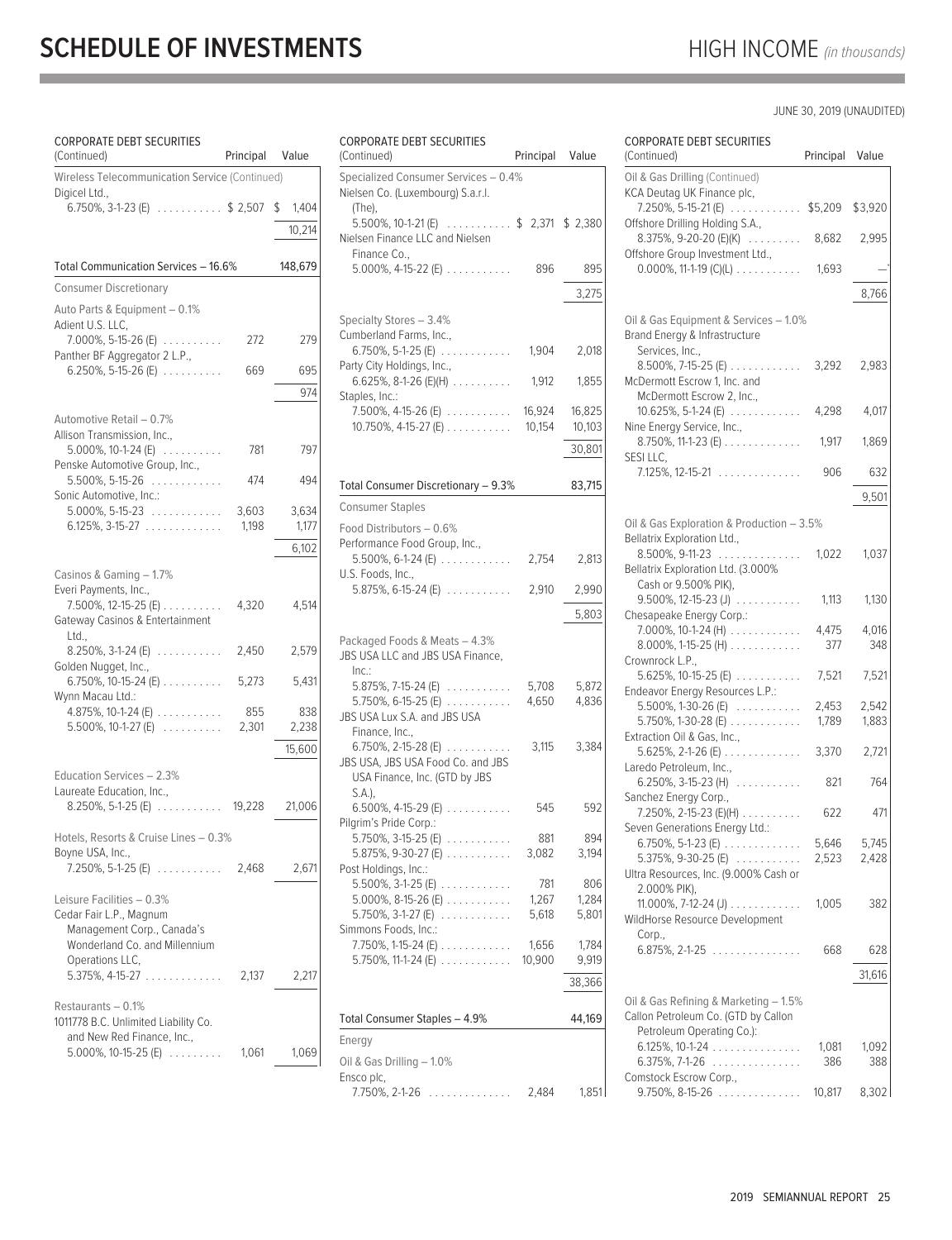# SCHEDULE OF INVESTMENTS

HIGH INCOME *(in thousands)*

JUNE 30, 2019 (UNAUDITED)

| CORPORATE DEBT SECURITIES (Continued) | Principal | Value |
|---|---|---|
| Wireless Telecommunication Service (Continued) | | |
| Digicel Ltd., | | |
| 6.750%, 3-1-23 (E) | $ 2,507 | $ 1,404 |
| | | 10,214 |
| Total Communication Services – 16.6% | | 148,679 |
| Consumer Discretionary | | |
| Auto Parts & Equipment – 0.1% | | |
| Adient U.S. LLC, | | |
| 7.000%, 5-15-26 (E) | 272 | 279 |
| Panther BF Aggregator 2 L.P., | | |
| 6.250%, 5-15-26 (E) | 669 | 695 |
| | | 974 |
| Automotive Retail – 0.7% | | |
| Allison Transmission, Inc., | | |
| 5.000%, 10-1-24 (E) | 781 | 797 |
| Penske Automotive Group, Inc., | | |
| 5.500%, 5-15-26 | 474 | 494 |
| Sonic Automotive, Inc.: | | |
| 5.000%, 5-15-23 | 3,603 | 3,634 |
| 6.125%, 3-15-27 | 1,198 | 1,177 |
| | | 6,102 |
| Casinos & Gaming – 1.7% | | |
| Everi Payments, Inc., | | |
| 7.500%, 12-15-25 (E) | 4,320 | 4,514 |
| Gateway Casinos & Entertainment Ltd., | | |
| 8.250%, 3-1-24 (E) | 2,450 | 2,579 |
| Golden Nugget, Inc., | | |
| 6.750%, 10-15-24 (E) | 5,273 | 5,431 |
| Wynn Macau Ltd.: | | |
| 4.875%, 10-1-24 (E) | 855 | 838 |
| 5.500%, 10-1-27 (E) | 2,301 | 2,238 |
| | | 15,600 |
| Education Services – 2.3% | | |
| Laureate Education, Inc., | | |
| 8.250%, 5-1-25 (E) | 19,228 | 21,006 |
| Hotels, Resorts & Cruise Lines – 0.3% | | |
| Boyne USA, Inc., | | |
| 7.250%, 5-1-25 (E) | 2,468 | 2,671 |
| Leisure Facilities – 0.3% | | |
| Cedar Fair L.P., Magnum Management Corp., Canada's Wonderland Co. and Millennium Operations LLC, | | |
| 5.375%, 4-15-27 | 2,137 | 2,217 |
| Restaurants – 0.1% | | |
| 1011778 B.C. Unlimited Liability Co. and New Red Finance, Inc., | | |
| 5.000%, 10-15-25 (E) | 1,061 | 1,069 |
| Specialized Consumer Services – 0.4% | | |
| Nielsen Co. (Luxembourg) S.a.r.l. (The), | | |
| 5.500%, 10-1-21 (E) | $ 2,371 | $ 2,380 |
| Nielsen Finance LLC and Nielsen Finance Co., | | |
| 5.000%, 4-15-22 (E) | 896 | 895 |
| | | 3,275 |
| Specialty Stores – 3.4% | | |
| Cumberland Farms, Inc., | | |
| 6.750%, 5-1-25 (E) | 1,904 | 2,018 |
| Party City Holdings, Inc., | | |
| 6.625%, 8-1-26 (E)(H) | 1,912 | 1,855 |
| Staples, Inc.: | | |
| 7.500%, 4-15-26 (E) | 16,924 | 16,825 |
| 10.750%, 4-15-27 (E) | 10,154 | 10,103 |
| | | 30,801 |
| Total Consumer Discretionary – 9.3% | | 83,715 |
| Consumer Staples | | |
| Food Distributors – 0.6% | | |
| Performance Food Group, Inc., | | |
| 5.500%, 6-1-24 (E) | 2,754 | 2,813 |
| U.S. Foods, Inc., | | |
| 5.875%, 6-15-24 (E) | 2,910 | 2,990 |
| | | 5,803 |
| Packaged Foods & Meats – 4.3% | | |
| JBS USA LLC and JBS USA Finance, Inc.: | | |
| 5.875%, 7-15-24 (E) | 5,708 | 5,872 |
| 5.750%, 6-15-25 (E) | 4,650 | 4,836 |
| JBS USA Lux S.A. and JBS USA Finance, Inc., | | |
| 6.750%, 2-15-28 (E) | 3,115 | 3,384 |
| JBS USA, JBS USA Food Co. and JBS USA Finance, Inc. (GTD by JBS S.A.), | | |
| 6.500%, 4-15-29 (E) | 545 | 592 |
| Pilgrim's Pride Corp.: | | |
| 5.750%, 3-15-25 (E) | 881 | 894 |
| 5.875%, 9-30-27 (E) | 3,082 | 3,194 |
| Post Holdings, Inc.: | | |
| 5.500%, 3-1-25 (E) | 781 | 806 |
| 5.000%, 8-15-26 (E) | 1,267 | 1,284 |
| 5.750%, 3-1-27 (E) | 5,618 | 5,801 |
| Simmons Foods, Inc.: | | |
| 7.750%, 1-15-24 (E) | 1,656 | 1,784 |
| 5.750%, 11-1-24 (E) | 10,900 | 9,919 |
| | | 38,366 |
| Total Consumer Staples – 4.9% | | 44,169 |
| Energy | | |
| Oil & Gas Drilling – 1.0% | | |
| Ensco plc, | | |
| 7.750%, 2-1-26 | 2,484 | 1,851 |
| KCA Deutag UK Finance plc, | | |
| 7.250%, 5-15-21 (E) | $5,209 | $3,920 |
| Offshore Drilling Holding S.A., | | |
| 8.375%, 9-20-20 (E)(K) | 8,682 | 2,995 |
| Offshore Group Investment Ltd., | | |
| 0.000%, 11-1-19 (C)(L) | 1,693 | —* |
| | | 8,766 |
| Oil & Gas Equipment & Services – 1.0% | | |
| Brand Energy & Infrastructure Services, Inc., | | |
| 8.500%, 7-15-25 (E) | 3,292 | 2,983 |
| McDermott Escrow 1, Inc. and McDermott Escrow 2, Inc., | | |
| 10.625%, 5-1-24 (E) | 4,298 | 4,017 |
| Nine Energy Service, Inc., | | |
| 8.750%, 11-1-23 (E) | 1,917 | 1,869 |
| SESI LLC, | | |
| 7.125%, 12-15-21 | 906 | 632 |
| | | 9,501 |
| Oil & Gas Exploration & Production – 3.5% | | |
| Bellatrix Exploration Ltd., | | |
| 8.500%, 9-11-23 | 1,022 | 1,037 |
| Bellatrix Exploration Ltd. (3.000% Cash or 9.500% PIK), | | |
| 9.500%, 12-15-23 (J) | 1,113 | 1,130 |
| Chesapeake Energy Corp.: | | |
| 7.000%, 10-1-24 (H) | 4,475 | 4,016 |
| 8.000%, 1-15-25 (H) | 377 | 348 |
| Crownrock L.P., | | |
| 5.625%, 10-15-25 (E) | 7,521 | 7,521 |
| Endeavor Energy Resources L.P.: | | |
| 5.500%, 1-30-26 (E) | 2,453 | 2,542 |
| 5.750%, 1-30-28 (E) | 1,789 | 1,883 |
| Extraction Oil & Gas, Inc., | | |
| 5.625%, 2-1-26 (E) | 3,370 | 2,721 |
| Laredo Petroleum, Inc., | | |
| 6.250%, 3-15-23 (H) | 821 | 764 |
| Sanchez Energy Corp., | | |
| 7.250%, 2-15-23 (E)(H) | 622 | 471 |
| Seven Generations Energy Ltd.: | | |
| 6.750%, 5-1-23 (E) | 5,646 | 5,745 |
| 5.375%, 9-30-25 (E) | 2,523 | 2,428 |
| Ultra Resources, Inc. (9.000% Cash or 2.000% PIK), | | |
| 11.000%, 7-12-24 (J) | 1,005 | 382 |
| WildHorse Resource Development Corp., | | |
| 6.875%, 2-1-25 | 668 | 628 |
| | | 31,616 |
| Oil & Gas Refining & Marketing – 1.5% | | |
| Callon Petroleum Co. (GTD by Callon Petroleum Operating Co.): | | |
| 6.125%, 10-1-24 | 1,081 | 1,092 |
| 6.375%, 7-1-26 | 386 | 388 |
| Comstock Escrow Corp., | | |
| 9.750%, 8-15-26 | 10,817 | 8,302 |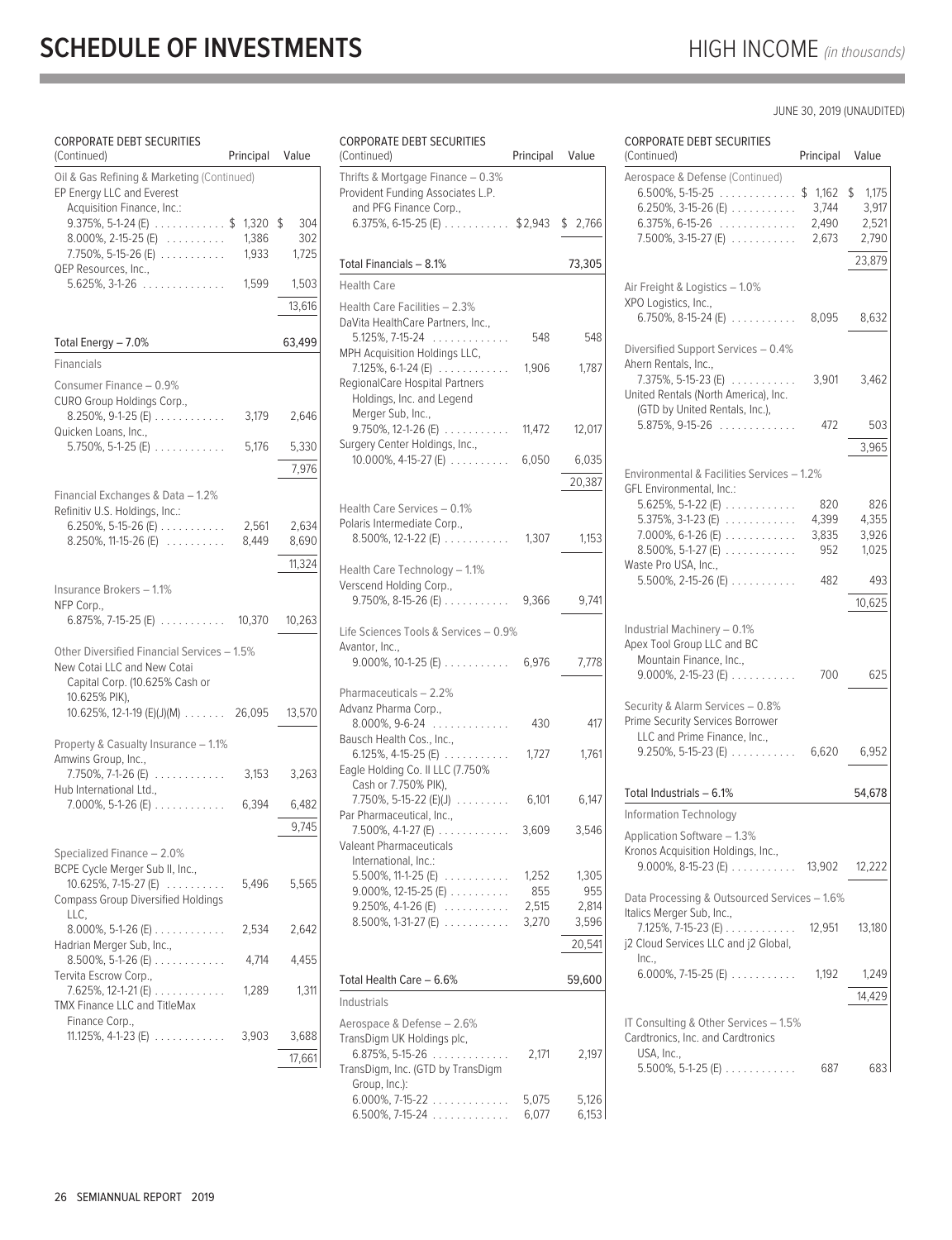# SCHEDULE OF INVESTMENTS

HIGH INCOME *(in thousands)*

JUNE 30, 2019 (UNAUDITED)

| CORPORATE DEBT SECURITIES (Continued) | Principal | Value |
|---|---|---|
| Oil & Gas Refining & Marketing (Continued) | | |
| EP Energy LLC and Everest Acquisition Finance, Inc.: | | |
| 9.375%, 5-1-24 (E) | $ 1,320 | $ 304 |
| 8.000%, 2-15-25 (E) | 1,386 | 302 |
| 7.750%, 5-15-26 (E) | 1,933 | 1,725 |
| QEP Resources, Inc., | | |
| 5.625%, 3-1-26 | 1,599 | 1,503 |
| | | 13,616 |
| Total Energy – 7.0% | | 63,499 |
| Financials | | |
| Consumer Finance – 0.9% | | |
| CURO Group Holdings Corp., | | |
| 8.250%, 9-1-25 (E) | 3,179 | 2,646 |
| Quicken Loans, Inc., | | |
| 5.750%, 5-1-25 (E) | 5,176 | 5,330 |
| | | 7,976 |
| Financial Exchanges & Data – 1.2% | | |
| Refinitiv U.S. Holdings, Inc.: | | |
| 6.250%, 5-15-26 (E) | 2,561 | 2,634 |
| 8.250%, 11-15-26 (E) | 8,449 | 8,690 |
| | | 11,324 |
| Insurance Brokers – 1.1% | | |
| NFP Corp., | | |
| 6.875%, 7-15-25 (E) | 10,370 | 10,263 |
| Other Diversified Financial Services – 1.5% | | |
| New Cotai LLC and New Cotai Capital Corp. (10.625% Cash or 10.625% PIK), | | |
| 10.625%, 12-1-19 (E)(J)(M) | 26,095 | 13,570 |
| Property & Casualty Insurance – 1.1% | | |
| Amwins Group, Inc., | | |
| 7.750%, 7-1-26 (E) | 3,153 | 3,263 |
| Hub International Ltd., | | |
| 7.000%, 5-1-26 (E) | 6,394 | 6,482 |
| | | 9,745 |
| Specialized Finance – 2.0% | | |
| BCPE Cycle Merger Sub II, Inc., | | |
| 10.625%, 7-15-27 (E) | 5,496 | 5,565 |
| Compass Group Diversified Holdings LLC, | | |
| 8.000%, 5-1-26 (E) | 2,534 | 2,642 |
| Hadrian Merger Sub, Inc., | | |
| 8.500%, 5-1-26 (E) | 4,714 | 4,455 |
| Tervita Escrow Corp., | | |
| 7.625%, 12-1-21 (E) | 1,289 | 1,311 |
| TMX Finance LLC and TitleMax Finance Corp., | | |
| 11.125%, 4-1-23 (E) | 3,903 | 3,688 |
| | | 17,661 |
| Thrifts & Mortgage Finance – 0.3% | | |
| Provident Funding Associates L.P. and PFG Finance Corp., | | |
| 6.375%, 6-15-25 (E) | $2,943 | $ 2,766 |
| Total Financials – 8.1% | | 73,305 |
| Health Care | | |
| Health Care Facilities – 2.3% | | |
| DaVita HealthCare Partners, Inc., | | |
| 5.125%, 7-15-24 | 548 | 548 |
| MPH Acquisition Holdings LLC, | | |
| 7.125%, 6-1-24 (E) | 1,906 | 1,787 |
| RegionalCare Hospital Partners Holdings, Inc. and Legend Merger Sub, Inc., | | |
| 9.750%, 12-1-26 (E) | 11,472 | 12,017 |
| Surgery Center Holdings, Inc., | | |
| 10.000%, 4-15-27 (E) | 6,050 | 6,035 |
| | | 20,387 |
| Health Care Services – 0.1% | | |
| Polaris Intermediate Corp., | | |
| 8.500%, 12-1-22 (E) | 1,307 | 1,153 |
| Health Care Technology – 1.1% | | |
| Verscend Holding Corp., | | |
| 9.750%, 8-15-26 (E) | 9,366 | 9,741 |
| Life Sciences Tools & Services – 0.9% | | |
| Avantor, Inc., | | |
| 9.000%, 10-1-25 (E) | 6,976 | 7,778 |
| Pharmaceuticals – 2.2% | | |
| Advanz Pharma Corp., | | |
| 8.000%, 9-6-24 | 430 | 417 |
| Bausch Health Cos., Inc., | | |
| 6.125%, 4-15-25 (E) | 1,727 | 1,761 |
| Eagle Holding Co. II LLC (7.750% Cash or 7.750% PIK), | | |
| 7.750%, 5-15-22 (E)(J) | 6,101 | 6,147 |
| Par Pharmaceutical, Inc., | | |
| 7.500%, 4-1-27 (E) | 3,609 | 3,546 |
| Valeant Pharmaceuticals International, Inc.: | | |
| 5.500%, 11-1-25 (E) | 1,252 | 1,305 |
| 9.000%, 12-15-25 (E) | 855 | 955 |
| 9.250%, 4-1-26 (E) | 2,515 | 2,814 |
| 8.500%, 1-31-27 (E) | 3,270 | 3,596 |
| | | 20,541 |
| Total Health Care – 6.6% | | 59,600 |
| Industrials | | |
| Aerospace & Defense – 2.6% | | |
| TransDigm UK Holdings plc, | | |
| 6.875%, 5-15-26 | 2,171 | 2,197 |
| TransDigm, Inc. (GTD by TransDigm Group, Inc.): | | |
| 6.000%, 7-15-22 | 5,075 | 5,126 |
| 6.500%, 7-15-24 | 6,077 | 6,153 |
| 6.500%, 5-15-25 | $ 1,162 | $ 1,175 |
| 6.250%, 3-15-26 (E) | 3,744 | 3,917 |
| 6.375%, 6-15-26 | 2,490 | 2,521 |
| 7.500%, 3-15-27 (E) | 2,673 | 2,790 |
| | | 23,879 |
| Air Freight & Logistics – 1.0% | | |
| XPO Logistics, Inc., | | |
| 6.750%, 8-15-24 (E) | 8,095 | 8,632 |
| Diversified Support Services – 0.4% | | |
| Ahern Rentals, Inc., | | |
| 7.375%, 5-15-23 (E) | 3,901 | 3,462 |
| United Rentals (North America), Inc. (GTD by United Rentals, Inc.), | | |
| 5.875%, 9-15-26 | 472 | 503 |
| | | 3,965 |
| Environmental & Facilities Services – 1.2% | | |
| GFL Environmental, Inc.: | | |
| 5.625%, 5-1-22 (E) | 820 | 826 |
| 5.375%, 3-1-23 (E) | 4,399 | 4,355 |
| 7.000%, 6-1-26 (E) | 3,835 | 3,926 |
| 8.500%, 5-1-27 (E) | 952 | 1,025 |
| Waste Pro USA, Inc., | | |
| 5.500%, 2-15-26 (E) | 482 | 493 |
| | | 10,625 |
| Industrial Machinery – 0.1% | | |
| Apex Tool Group LLC and BC Mountain Finance, Inc., | | |
| 9.000%, 2-15-23 (E) | 700 | 625 |
| Security & Alarm Services – 0.8% | | |
| Prime Security Services Borrower LLC and Prime Finance, Inc., | | |
| 9.250%, 5-15-23 (E) | 6,620 | 6,952 |
| Total Industrials – 6.1% | | 54,678 |
| Information Technology | | |
| Application Software – 1.3% | | |
| Kronos Acquisition Holdings, Inc., | | |
| 9.000%, 8-15-23 (E) | 13,902 | 12,222 |
| Data Processing & Outsourced Services – 1.6% | | |
| Italics Merger Sub, Inc., | | |
| 7.125%, 7-15-23 (E) | 12,951 | 13,180 |
| j2 Cloud Services LLC and j2 Global, Inc., | | |
| 6.000%, 7-15-25 (E) | 1,192 | 1,249 |
| | | 14,429 |
| IT Consulting & Other Services – 1.5% | | |
| Cardtronics, Inc. and Cardtronics USA, Inc., | | |
| 5.500%, 5-1-25 (E) | 687 | 683 |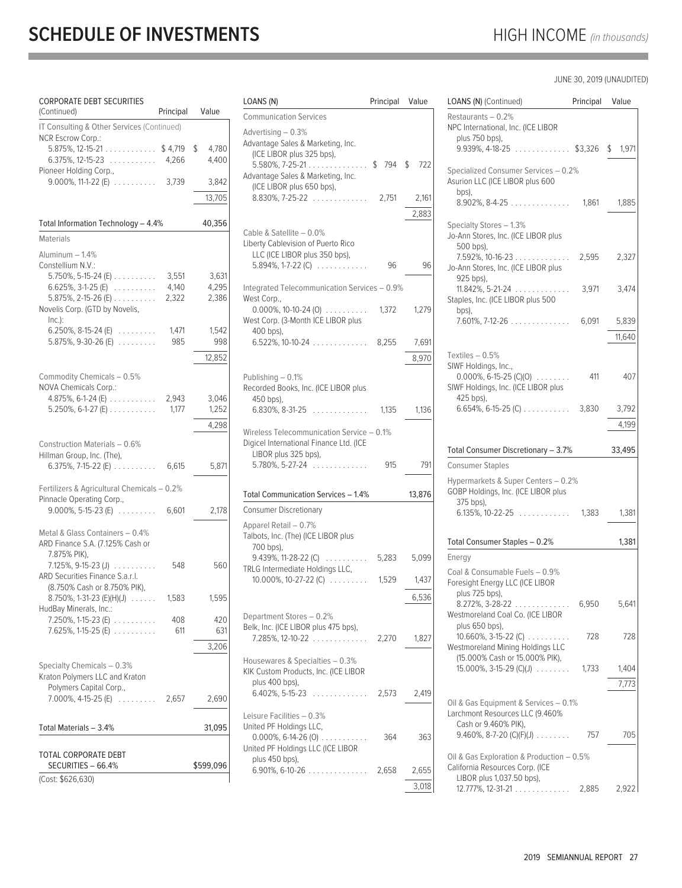# SCHEDULE OF INVESTMENTS

HIGH INCOME *(in thousands)*

JUNE 30, 2019 (UNAUDITED)

| CORPORATE DEBT SECURITIES (Continued) | Principal | Value |
|---|---|---|
| **IT Consulting & Other Services (Continued)** | | |
| NCR Escrow Corp.: | | |
| 5.875%, 12-15-21 | $4,719 | $4,780 |
| 6.375%, 12-15-23 | 4,266 | 4,400 |
| Pioneer Holding Corp., 9.000%, 11-1-22 (E) | 3,739 | 3,842 |
| | | 13,705 |
| Total Information Technology – 4.4% | | 40,356 |
| **Materials** | | |
| **Aluminum – 1.4%** | | |
| Constellium N.V.: | | |
| 5.750%, 5-15-24 (E) | 3,551 | 3,631 |
| 6.625%, 3-1-25 (E) | 4,140 | 4,295 |
| 5.875%, 2-15-26 (E) | 2,322 | 2,386 |
| Novelis Corp. (GTD by Novelis, Inc.): | | |
| 6.250%, 8-15-24 (E) | 1,471 | 1,542 |
| 5.875%, 9-30-26 (E) | 985 | 998 |
| | | 12,852 |
| **Commodity Chemicals – 0.5%** | | |
| NOVA Chemicals Corp.: | | |
| 4.875%, 6-1-24 (E) | 2,943 | 3,046 |
| 5.250%, 6-1-27 (E) | 1,177 | 1,252 |
| | | 4,298 |
| **Construction Materials – 0.6%** | | |
| Hillman Group, Inc. (The), 6.375%, 7-15-22 (E) | 6,615 | 5,871 |
| **Fertilizers & Agricultural Chemicals – 0.2%** | | |
| Pinnacle Operating Corp., 9.000%, 5-15-23 (E) | 6,601 | 2,178 |
| **Metal & Glass Containers – 0.4%** | | |
| ARD Finance S.A. (7.125% Cash or 7.875% PIK), 7.125%, 9-15-23 (J) | 548 | 560 |
| ARD Securities Finance S.a.r.l. (8.750% Cash or 8.750% PIK), 8.750%, 1-31-23 (E)(H)(J) | 1,583 | 1,595 |
| HudBay Minerals, Inc.: | | |
| 7.250%, 1-15-23 (E) | 408 | 420 |
| 7.625%, 1-15-25 (E) | 611 | 631 |
| | | 3,206 |
| **Specialty Chemicals – 0.3%** | | |
| Kraton Polymers LLC and Kraton Polymers Capital Corp., 7.000%, 4-15-25 (E) | 2,657 | 2,690 |
| Total Materials – 3.4% | | 31,095 |
| TOTAL CORPORATE DEBT SECURITIES – 66.4% | | $599,096 |
| (Cost: $626,630) | | |

| LOANS (N) | Principal | Value |
|---|---|---|
| **Communication Services** | | |
| **Advertising – 0.3%** | | |
| Advantage Sales & Marketing, Inc. (ICE LIBOR plus 325 bps), 5.580%, 7-25-21 | $794 | $722 |
| Advantage Sales & Marketing, Inc. (ICE LIBOR plus 650 bps), 8.830%, 7-25-22 | 2,751 | 2,161 |
| | | 2,883 |
| **Cable & Satellite – 0.0%** | | |
| Liberty Cablevision of Puerto Rico LLC (ICE LIBOR plus 350 bps), 5.894%, 1-7-22 (C) | 96 | 96 |
| **Integrated Telecommunication Services – 0.9%** | | |
| West Corp., 0.000%, 10-10-24 (O) | 1,372 | 1,279 |
| West Corp. (3-Month ICE LIBOR plus 400 bps), 6.522%, 10-10-24 | 8,255 | 7,691 |
| | | 8,970 |
| **Publishing – 0.1%** | | |
| Recorded Books, Inc. (ICE LIBOR plus 450 bps), 6.830%, 8-31-25 | 1,135 | 1,136 |
| **Wireless Telecommunication Service – 0.1%** | | |
| Digicel International Finance Ltd. (ICE LIBOR plus 325 bps), 5.780%, 5-27-24 | 915 | 791 |
| Total Communication Services – 1.4% | | 13,876 |
| **Consumer Discretionary** | | |
| **Apparel Retail – 0.7%** | | |
| Talbots, Inc. (The) (ICE LIBOR plus 700 bps), 9.439%, 11-28-22 (C) | 5,283 | 5,099 |
| TRLG Intermediate Holdings LLC, 10.000%, 10-27-22 (C) | 1,529 | 1,437 |
| | | 6,536 |
| **Department Stores – 0.2%** | | |
| Belk, Inc. (ICE LIBOR plus 475 bps), 7.285%, 12-10-22 | 2,270 | 1,827 |
| **Housewares & Specialties – 0.3%** | | |
| KIK Custom Products, Inc. (ICE LIBOR plus 400 bps), 6.402%, 5-15-23 | 2,573 | 2,419 |
| **Leisure Facilities – 0.3%** | | |
| United PF Holdings LLC, 0.000%, 6-14-26 (O) | 364 | 363 |
| United PF Holdings LLC (ICE LIBOR plus 450 bps), 6.901%, 6-10-26 | 2,658 | 2,655 |
| | | 3,018 |

| LOANS (N) (Continued) | Principal | Value |
|---|---|---|
| **Restaurants – 0.2%** | | |
| NPC International, Inc. (ICE LIBOR plus 750 bps), 9.939%, 4-18-25 | $3,326 | $1,971 |
| **Specialized Consumer Services – 0.2%** | | |
| Asurion LLC (ICE LIBOR plus 600 bps), 8.902%, 8-4-25 | 1,861 | 1,885 |
| **Specialty Stores – 1.3%** | | |
| Jo-Ann Stores, Inc. (ICE LIBOR plus 500 bps), 7.592%, 10-16-23 | 2,595 | 2,327 |
| Jo-Ann Stores, Inc. (ICE LIBOR plus 925 bps), 11.842%, 5-21-24 | 3,971 | 3,474 |
| Staples, Inc. (ICE LIBOR plus 500 bps), 7.601%, 7-12-26 | 6,091 | 5,839 |
| | | 11,640 |
| **Textiles – 0.5%** | | |
| SIWF Holdings, Inc., 0.000%, 6-15-25 (C)(O) | 411 | 407 |
| SIWF Holdings, Inc. (ICE LIBOR plus 425 bps), 6.654%, 6-15-25 (C) | 3,830 | 3,792 |
| | | 4,199 |
| Total Consumer Discretionary – 3.7% | | 33,495 |
| **Consumer Staples** | | |
| **Hypermarkets & Super Centers – 0.2%** | | |
| GOBP Holdings, Inc. (ICE LIBOR plus 375 bps), 6.135%, 10-22-25 | 1,383 | 1,381 |
| Total Consumer Staples – 0.2% | | 1,381 |
| **Energy** | | |
| **Coal & Consumable Fuels – 0.9%** | | |
| Foresight Energy LLC (ICE LIBOR plus 725 bps), 8.272%, 3-28-22 | 6,950 | 5,641 |
| Westmoreland Coal Co. (ICE LIBOR plus 650 bps), 10.660%, 3-15-22 (C) | 728 | 728 |
| Westmoreland Mining Holdings LLC (15.000% Cash or 15.000% PIK), 15.000%, 3-15-29 (C)(J) | 1,733 | 1,404 |
| | | 7,773 |
| **Oil & Gas Equipment & Services – 0.1%** | | |
| Larchmont Resources LLC (9.460% Cash or 9.460% PIK), 9.460%, 8-7-20 (C)(F)(J) | 757 | 705 |
| **Oil & Gas Exploration & Production – 0.5%** | | |
| California Resources Corp. (ICE LIBOR plus 1,037.50 bps), 12.777%, 12-31-21 | 2,885 | 2,922 |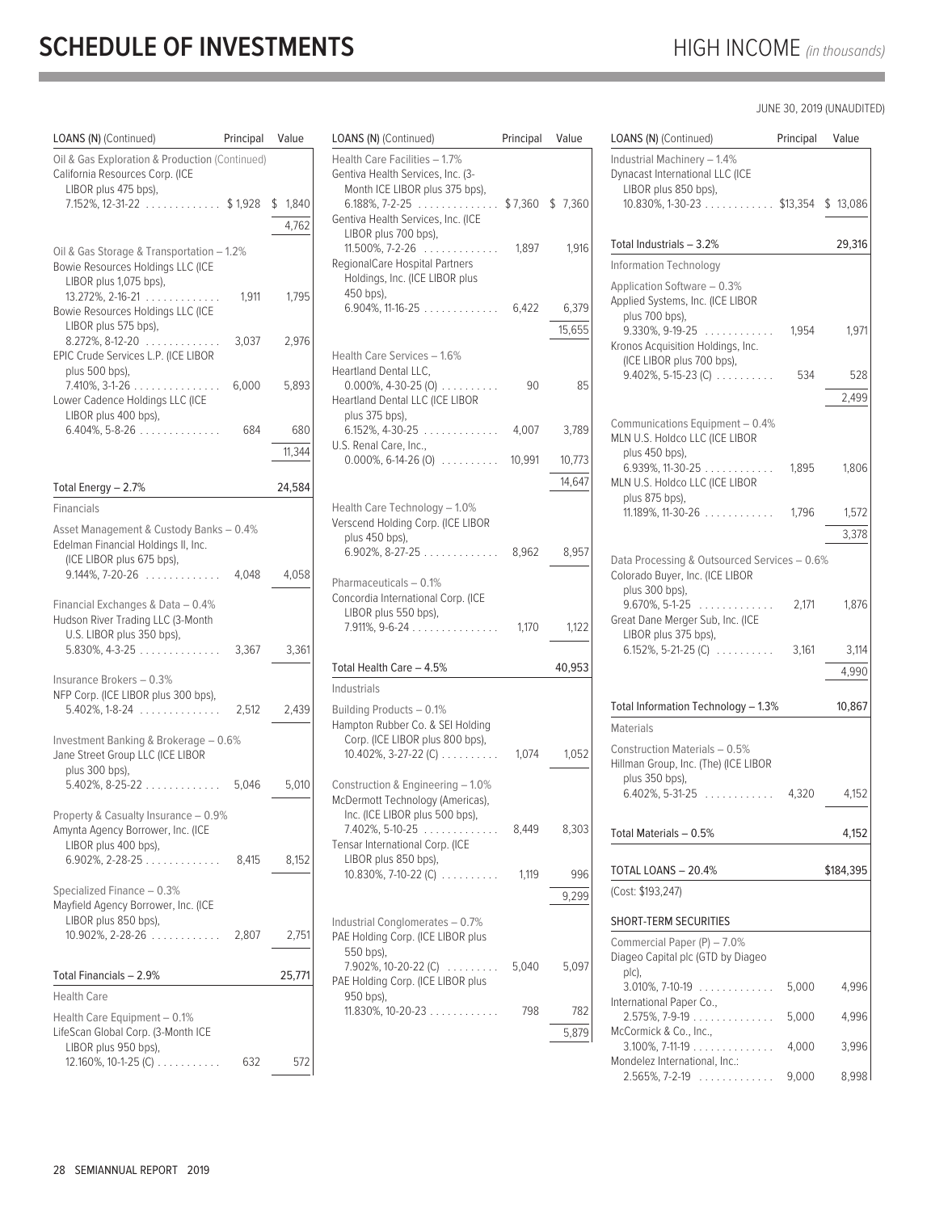# SCHEDULE OF INVESTMENTS

HIGH INCOME *(in thousands)*

JUNE 30, 2019 (UNAUDITED)

| LOANS (N) (Continued) | Principal | Value |
|---|---|---|
| **Oil & Gas Exploration & Production (Continued)** | | |
| California Resources Corp. (ICE LIBOR plus 475 bps), 7.152%, 12-31-22 | $1,928 | $ 1,840 |
| | | 4,762 |
| **Oil & Gas Storage & Transportation – 1.2%** | | |
| Bowie Resources Holdings LLC (ICE LIBOR plus 1,075 bps), 13.272%, 2-16-21 | 1,911 | 1,795 |
| Bowie Resources Holdings LLC (ICE LIBOR plus 575 bps), 8.272%, 8-12-20 | 3,037 | 2,976 |
| EPIC Crude Services L.P. (ICE LIBOR plus 500 bps), 7.410%, 3-1-26 | 6,000 | 5,893 |
| Lower Cadence Holdings LLC (ICE LIBOR plus 400 bps), 6.404%, 5-8-26 | 684 | 680 |
| | | 11,344 |
| **Total Energy – 2.7%** | | 24,584 |
| **Financials** | | |
| **Asset Management & Custody Banks – 0.4%** | | |
| Edelman Financial Holdings II, Inc. (ICE LIBOR plus 675 bps), 9.144%, 7-20-26 | 4,048 | 4,058 |
| **Financial Exchanges & Data – 0.4%** | | |
| Hudson River Trading LLC (3-Month U.S. LIBOR plus 350 bps), 5.830%, 4-3-25 | 3,367 | 3,361 |
| **Insurance Brokers – 0.3%** | | |
| NFP Corp. (ICE LIBOR plus 300 bps), 5.402%, 1-8-24 | 2,512 | 2,439 |
| **Investment Banking & Brokerage – 0.6%** | | |
| Jane Street Group LLC (ICE LIBOR plus 300 bps), 5.402%, 8-25-22 | 5,046 | 5,010 |
| **Property & Casualty Insurance – 0.9%** | | |
| Amynta Agency Borrower, Inc. (ICE LIBOR plus 400 bps), 6.902%, 2-28-25 | 8,415 | 8,152 |
| **Specialized Finance – 0.3%** | | |
| Mayfield Agency Borrower, Inc. (ICE LIBOR plus 850 bps), 10.902%, 2-28-26 | 2,807 | 2,751 |
| **Total Financials – 2.9%** | | 25,771 |
| **Health Care** | | |
| **Health Care Equipment – 0.1%** | | |
| LifeScan Global Corp. (3-Month ICE LIBOR plus 950 bps), 12.160%, 10-1-25 (C) | 632 | 572 |
| **Health Care Facilities – 1.7%** | | |
| Gentiva Health Services, Inc. (3-Month ICE LIBOR plus 375 bps), 6.188%, 7-2-25 | $7,360 | $ 7,360 |
| Gentiva Health Services, Inc. (ICE LIBOR plus 700 bps), 11.500%, 7-2-26 | 1,897 | 1,916 |
| RegionalCare Hospital Partners Holdings, Inc. (ICE LIBOR plus 450 bps), 6.904%, 11-16-25 | 6,422 | 6,379 |
| | | 15,655 |
| **Health Care Services – 1.6%** | | |
| Heartland Dental LLC, 0.000%, 4-30-25 (O) | 90 | 85 |
| Heartland Dental LLC (ICE LIBOR plus 375 bps), 6.152%, 4-30-25 | 4,007 | 3,789 |
| U.S. Renal Care, Inc., 0.000%, 6-14-26 (O) | 10,991 | 10,773 |
| | | 14,647 |
| **Health Care Technology – 1.0%** | | |
| Verscend Holding Corp. (ICE LIBOR plus 450 bps), 6.902%, 8-27-25 | 8,962 | 8,957 |
| **Pharmaceuticals – 0.1%** | | |
| Concordia International Corp. (ICE LIBOR plus 550 bps), 7.911%, 9-6-24 | 1,170 | 1,122 |
| **Total Health Care – 4.5%** | | 40,953 |
| **Industrials** | | |
| **Building Products – 0.1%** | | |
| Hampton Rubber Co. & SEI Holding Corp. (ICE LIBOR plus 800 bps), 10.402%, 3-27-22 (C) | 1,074 | 1,052 |
| **Construction & Engineering – 1.0%** | | |
| McDermott Technology (Americas), Inc. (ICE LIBOR plus 500 bps), 7.402%, 5-10-25 | 8,449 | 8,303 |
| Tensar International Corp. (ICE LIBOR plus 850 bps), 10.830%, 7-10-22 (C) | 1,119 | 996 |
| | | 9,299 |
| **Industrial Conglomerates – 0.7%** | | |
| PAE Holding Corp. (ICE LIBOR plus 550 bps), 7.902%, 10-20-22 (C) | 5,040 | 5,097 |
| PAE Holding Corp. (ICE LIBOR plus 950 bps), 11.830%, 10-20-23 | 798 | 782 |
| | | 5,879 |
| **Industrial Machinery – 1.4%** | | |
| Dynacast International LLC (ICE LIBOR plus 850 bps), 10.830%, 1-30-23 | $13,354 | $ 13,086 |
| **Total Industrials – 3.2%** | | 29,316 |
| **Information Technology** | | |
| **Application Software – 0.3%** | | |
| Applied Systems, Inc. (ICE LIBOR plus 700 bps), 9.330%, 9-19-25 | 1,954 | 1,971 |
| Kronos Acquisition Holdings, Inc. (ICE LIBOR plus 700 bps), 9.402%, 5-15-23 (C) | 534 | 528 |
| | | 2,499 |
| **Communications Equipment – 0.4%** | | |
| MLN U.S. Holdco LLC (ICE LIBOR plus 450 bps), 6.939%, 11-30-25 | 1,895 | 1,806 |
| MLN U.S. Holdco LLC (ICE LIBOR plus 875 bps), 11.189%, 11-30-26 | 1,796 | 1,572 |
| | | 3,378 |
| **Data Processing & Outsourced Services – 0.6%** | | |
| Colorado Buyer, Inc. (ICE LIBOR plus 300 bps), 9.670%, 5-1-25 | 2,171 | 1,876 |
| Great Dane Merger Sub, Inc. (ICE LIBOR plus 375 bps), 6.152%, 5-21-25 (C) | 3,161 | 3,114 |
| | | 4,990 |
| **Total Information Technology – 1.3%** | | 10,867 |
| **Materials** | | |
| **Construction Materials – 0.5%** | | |
| Hillman Group, Inc. (The) (ICE LIBOR plus 350 bps), 6.402%, 5-31-25 | 4,320 | 4,152 |
| **Total Materials – 0.5%** | | 4,152 |
| **TOTAL LOANS – 20.4%** | | $184,395 |
| (Cost: $193,247) | | |

| SHORT-TERM SECURITIES | Principal | Value |
|---|---|---|
| **Commercial Paper (P) – 7.0%** | | |
| Diageo Capital plc (GTD by Diageo plc), 3.010%, 7-10-19 | 5,000 | 4,996 |
| International Paper Co., 2.575%, 7-9-19 | 5,000 | 4,996 |
| McCormick & Co., Inc., 3.100%, 7-11-19 | 4,000 | 3,996 |
| Mondelez International, Inc.: 2.565%, 7-2-19 | 9,000 | 8,998 |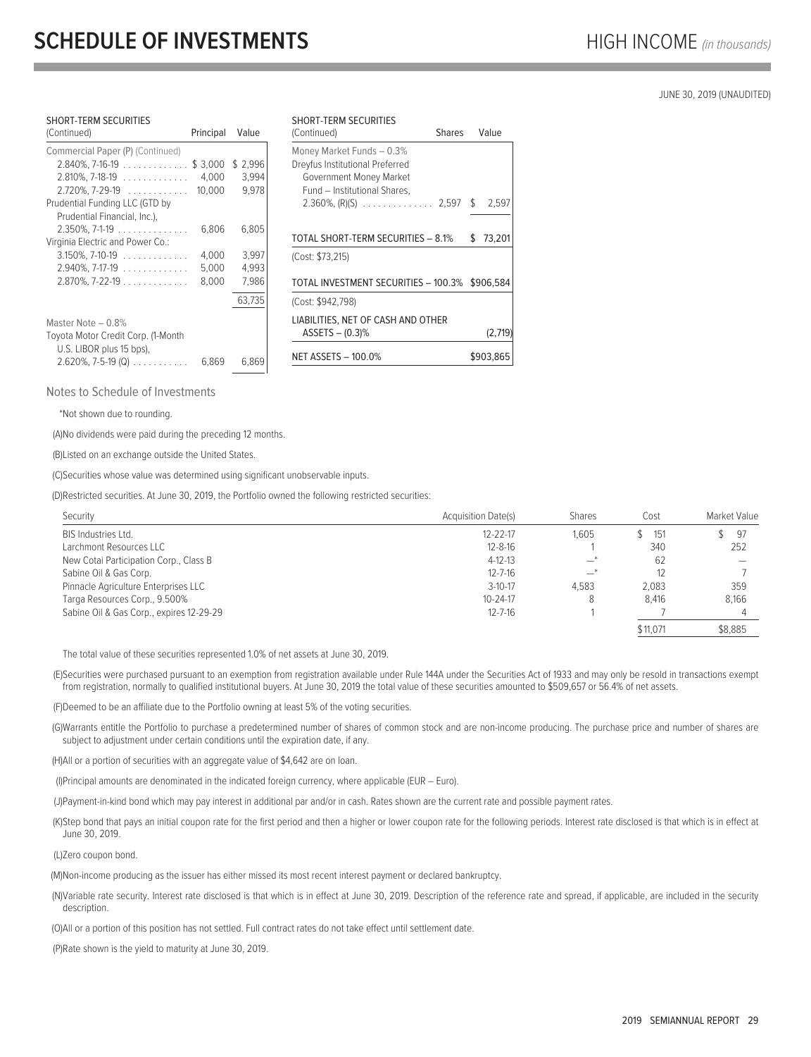# SCHEDULE OF INVESTMENTS

HIGH INCOME *(in thousands)*

JUNE 30, 2019 (UNAUDITED)

| SHORT-TERM SECURITIES (Continued) | Principal | Value |
|---|---|---|
| Commercial Paper (P) (Continued) | | |
| 2.840%, 7-16-19 | $ 3,000 | $ 2,996 |
| 2.810%, 7-18-19 | 4,000 | 3,994 |
| 2.720%, 7-29-19 | 10,000 | 9,978 |
| Prudential Funding LLC (GTD by Prudential Financial, Inc.), | | |
| 2.350%, 7-1-19 | 6,806 | 6,805 |
| Virginia Electric and Power Co.: | | |
| 3.150%, 7-10-19 | 4,000 | 3,997 |
| 2.940%, 7-17-19 | 5,000 | 4,993 |
| 2.870%, 7-22-19 | 8,000 | 7,986 |
| | | 63,735 |
| Master Note – 0.8% | | |
| Toyota Motor Credit Corp. (1-Month U.S. LIBOR plus 15 bps), | | |
| 2.620%, 7-5-19 (Q) | 6,869 | 6,869 |

| SHORT-TERM SECURITIES (Continued) | Shares | Value |
|---|---|---|
| Money Market Funds – 0.3% | | |
| Dreyfus Institutional Preferred Government Money Market Fund – Institutional Shares, | | |
| 2.360%, (R)(S) | 2,597 | $ 2,597 |
| TOTAL SHORT-TERM SECURITIES – 8.1% | | $ 73,201 |
| (Cost: $73,215) | | |
| TOTAL INVESTMENT SECURITIES – 100.3% | | $906,584 |
| (Cost: $942,798) | | |
| LIABILITIES, NET OF CASH AND OTHER ASSETS – (0.3)% | | (2,719) |
| NET ASSETS – 100.0% | | $903,865 |

Notes to Schedule of Investments

*Not shown due to rounding.

(A)No dividends were paid during the preceding 12 months.

(B)Listed on an exchange outside the United States.

(C)Securities whose value was determined using significant unobservable inputs.

(D)Restricted securities. At June 30, 2019, the Portfolio owned the following restricted securities:

| Security | Acquisition Date(s) | Shares | Cost | Market Value |
|---|---|---|---|---|
| BIS Industries Ltd. | 12-22-17 | 1,605 | $ 151 | $ 97 |
| Larchmont Resources LLC | 12-8-16 | 1 | 340 | 252 |
| New Cotai Participation Corp., Class B | 4-12-13 | —* | 62 | — |
| Sabine Oil & Gas Corp. | 12-7-16 | —* | 12 | 7 |
| Pinnacle Agriculture Enterprises LLC | 3-10-17 | 4,583 | 2,083 | 359 |
| Targa Resources Corp., 9.500% | 10-24-17 | 8 | 8,416 | 8,166 |
| Sabine Oil & Gas Corp., expires 12-29-29 | 12-7-16 | 1 | 7 | 4 |
| | | | $11,071 | $8,885 |

The total value of these securities represented 1.0% of net assets at June 30, 2019.

(E)Securities were purchased pursuant to an exemption from registration available under Rule 144A under the Securities Act of 1933 and may only be resold in transactions exempt from registration, normally to qualified institutional buyers. At June 30, 2019 the total value of these securities amounted to $509,657 or 56.4% of net assets.

(F)Deemed to be an affiliate due to the Portfolio owning at least 5% of the voting securities.

(G)Warrants entitle the Portfolio to purchase a predetermined number of shares of common stock and are non-income producing. The purchase price and number of shares are subject to adjustment under certain conditions until the expiration date, if any.

(H)All or a portion of securities with an aggregate value of $4,642 are on loan.

(I)Principal amounts are denominated in the indicated foreign currency, where applicable (EUR – Euro).

(J)Payment-in-kind bond which may pay interest in additional par and/or in cash. Rates shown are the current rate and possible payment rates.

(K)Step bond that pays an initial coupon rate for the first period and then a higher or lower coupon rate for the following periods. Interest rate disclosed is that which is in effect at June 30, 2019.

(L)Zero coupon bond.

(M)Non-income producing as the issuer has either missed its most recent interest payment or declared bankruptcy.

(N)Variable rate security. Interest rate disclosed is that which is in effect at June 30, 2019. Description of the reference rate and spread, if applicable, are included in the security description.

(O)All or a portion of this position has not settled. Full contract rates do not take effect until settlement date.

(P)Rate shown is the yield to maturity at June 30, 2019.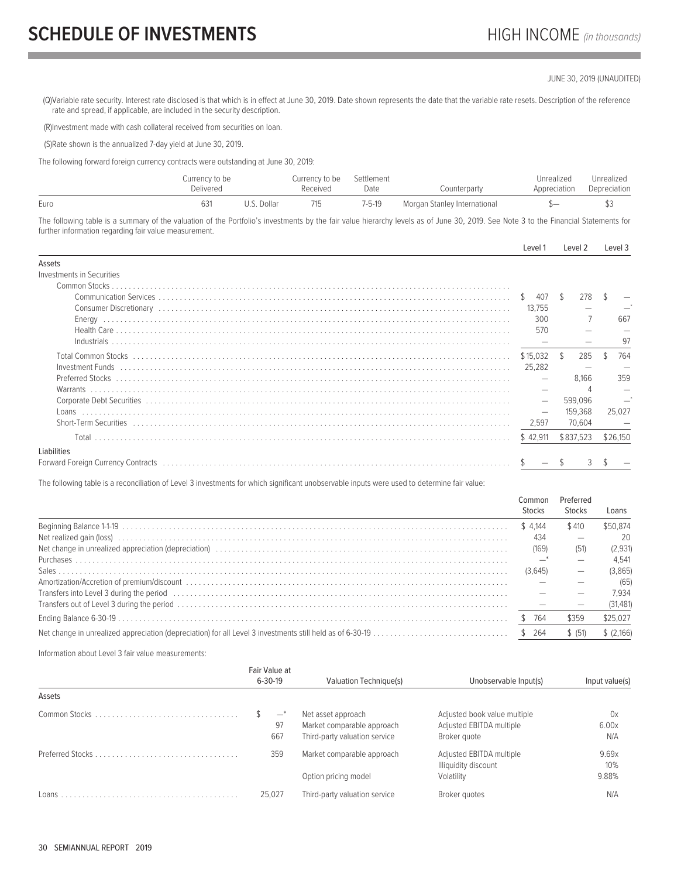# SCHEDULE OF INVESTMENTS

HIGH INCOME *(in thousands)*

JUNE 30, 2019 (UNAUDITED)

(Q)Variable rate security. Interest rate disclosed is that which is in effect at June 30, 2019. Date shown represents the date that the variable rate resets. Description of the reference rate and spread, if applicable, are included in the security description.

(R)Investment made with cash collateral received from securities on loan.

(S)Rate shown is the annualized 7-day yield at June 30, 2019.

The following forward foreign currency contracts were outstanding at June 30, 2019:

| | Currency to be Delivered | | Currency to be Received | Settlement Date | Counterparty | Unrealized Appreciation | Unrealized Depreciation |
|---|---|---|---|---|---|---|---|
| Euro | 631 | U.S. Dollar | 715 | 7-5-19 | Morgan Stanley International | $— | $3 |

The following table is a summary of the valuation of the Portfolio's investments by the fair value hierarchy levels as of June 30, 2019. See Note 3 to the Financial Statements for further information regarding fair value measurement.

| | Level 1 | Level 2 | Level 3 |
|---|---|---|---|
| **Assets** | | | |
| Investments in Securities | | | |
| Common Stocks | | | |
| Communication Services | $ 407 | $ 278 | $ — |
| Consumer Discretionary | 13,755 | — | —* |
| Energy | 300 | 7 | 667 |
| Health Care | 570 | — | — |
| Industrials | — | — | 97 |
| Total Common Stocks | $15,032 | $ 285 | $ 764 |
| Investment Funds | 25,282 | — | — |
| Preferred Stocks | — | 8,166 | 359 |
| Warrants | — | 4 | — |
| Corporate Debt Securities | — | 599,096 | —* |
| Loans | — | 159,368 | 25,027 |
| Short-Term Securities | 2,597 | 70,604 | — |
| Total | $ 42,911 | $837,523 | $26,150 |
| **Liabilities** | | | |
| Forward Foreign Currency Contracts | $ — | $ 3 | $ — |

The following table is a reconciliation of Level 3 investments for which significant unobservable inputs were used to determine fair value:

| | Common Stocks | Preferred Stocks | Loans |
|---|---|---|---|
| Beginning Balance 1-1-19 | $ 4,144 | $410 | $50,874 |
| Net realized gain (loss) | 434 | — | 20 |
| Net change in unrealized appreciation (depreciation) | (169) | (51) | (2,931) |
| Purchases | —* | — | 4,541 |
| Sales | (3,645) | — | (3,865) |
| Amortization/Accretion of premium/discount | — | — | (65) |
| Transfers into Level 3 during the period | — | — | 7,934 |
| Transfers out of Level 3 during the period | — | — | (31,481) |
| Ending Balance 6-30-19 | $ 764 | $359 | $25,027 |
| Net change in unrealized appreciation (depreciation) for all Level 3 investments still held as of 6-30-19 | $ 264 | $ (51) | $ (2,166) |

Information about Level 3 fair value measurements:

| | Fair Value at 6-30-19 | Valuation Technique(s) | Unobservable Input(s) | Input value(s) |
|---|---|---|---|---|
| **Assets** | | | | |
| Common Stocks | $ —* | Net asset approach | Adjusted book value multiple | 0x |
| | 97 | Market comparable approach | Adjusted EBITDA multiple | 6.00x |
| | 667 | Third-party valuation service | Broker quote | N/A |
| Preferred Stocks | 359 | Market comparable approach | Adjusted EBITDA multiple | 9.69x |
| | | | Illiquidity discount | 10% |
| | | Option pricing model | Volatility | 9.88% |
| Loans | 25,027 | Third-party valuation service | Broker quotes | N/A |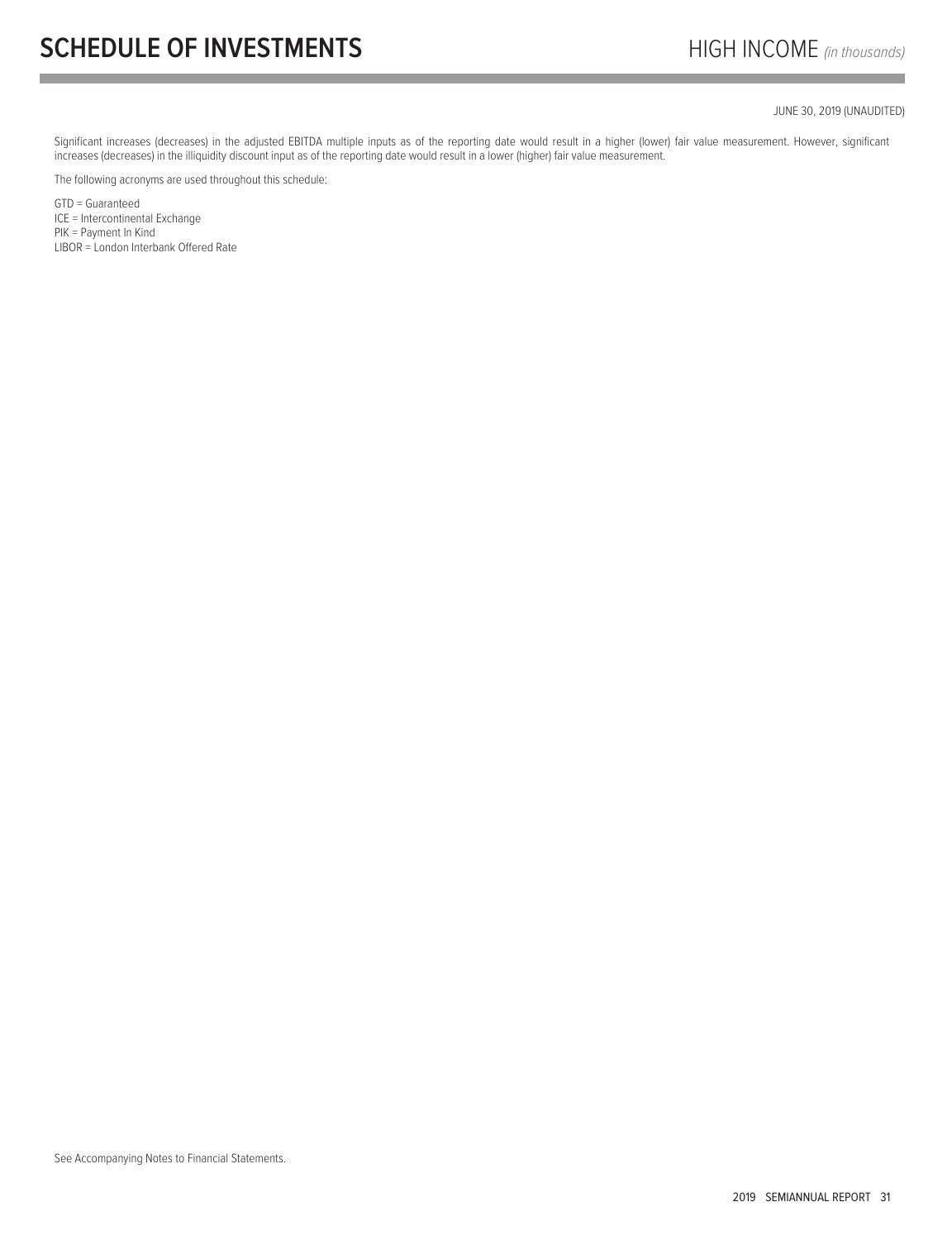Significant increases (decreases) in the adjusted EBITDA multiple inputs as of the reporting date would result in a higher (lower) fair value measurement. However, significant increases (decreases) in the illiquidity discount input as of the reporting date would result in a lower (higher) fair value measurement.

The following acronyms are used throughout this schedule:

GTD = Guaranteed
ICE = Intercontinental Exchange
PIK = Payment In Kind
LIBOR = London Interbank Offered Rate

See Accompanying Notes to Financial Statements.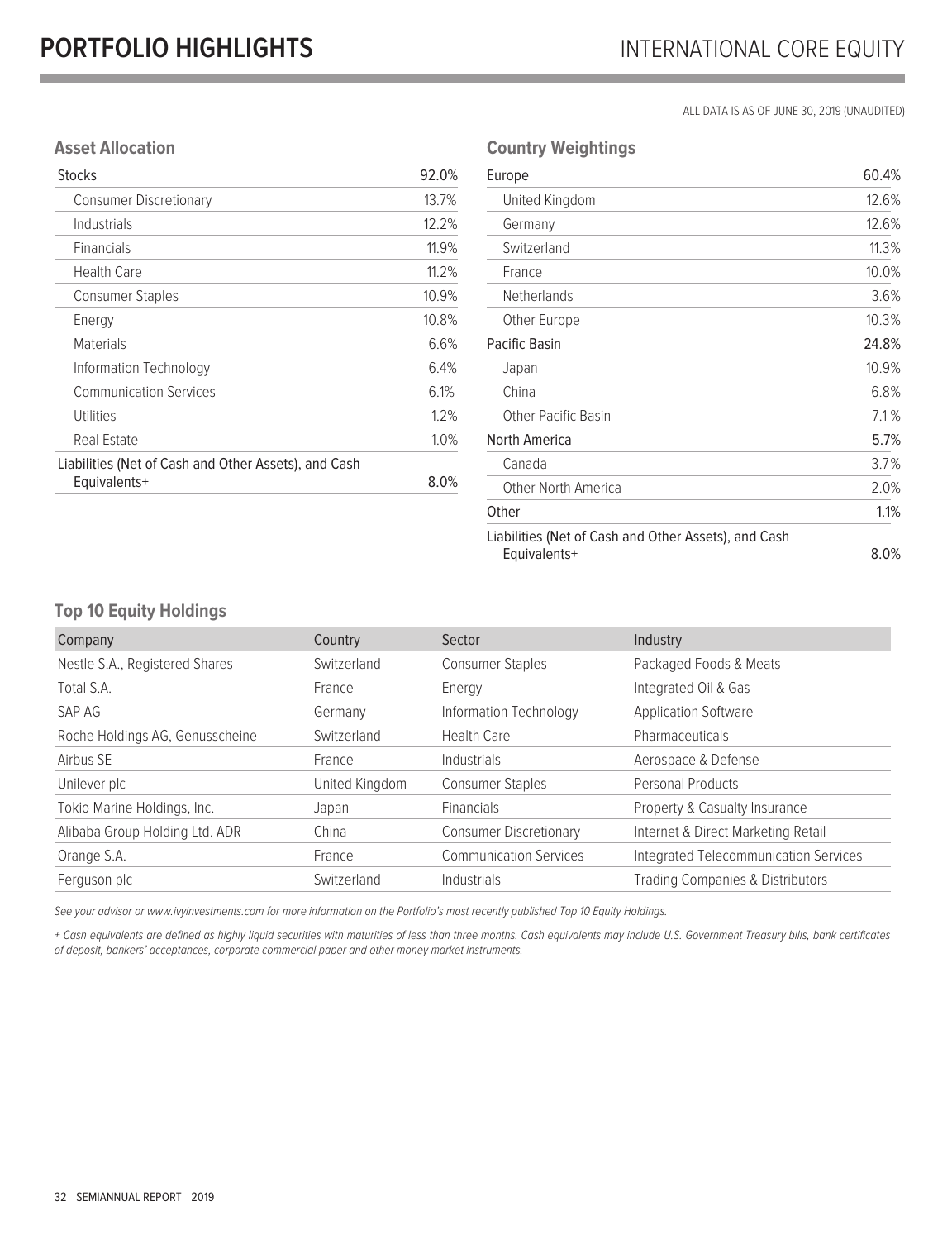# PORTFOLIO HIGHLIGHTS

## INTERNATIONAL CORE EQUITY

ALL DATA IS AS OF JUNE 30, 2019 (UNAUDITED)

### Asset Allocation

| | |
|---|---|
| Stocks | 92.0% |
| Consumer Discretionary | 13.7% |
| Industrials | 12.2% |
| Financials | 11.9% |
| Health Care | 11.2% |
| Consumer Staples | 10.9% |
| Energy | 10.8% |
| Materials | 6.6% |
| Information Technology | 6.4% |
| Communication Services | 6.1% |
| Utilities | 1.2% |
| Real Estate | 1.0% |
| Liabilities (Net of Cash and Other Assets), and Cash Equivalents+ | 8.0% |

### Country Weightings

| | |
|---|---|
| Europe | 60.4% |
| United Kingdom | 12.6% |
| Germany | 12.6% |
| Switzerland | 11.3% |
| France | 10.0% |
| Netherlands | 3.6% |
| Other Europe | 10.3% |
| Pacific Basin | 24.8% |
| Japan | 10.9% |
| China | 6.8% |
| Other Pacific Basin | 7.1% |
| North America | 5.7% |
| Canada | 3.7% |
| Other North America | 2.0% |
| Other | 1.1% |
| Liabilities (Net of Cash and Other Assets), and Cash Equivalents+ | 8.0% |

### Top 10 Equity Holdings

| Company | Country | Sector | Industry |
|---|---|---|---|
| Nestle S.A., Registered Shares | Switzerland | Consumer Staples | Packaged Foods & Meats |
| Total S.A. | France | Energy | Integrated Oil & Gas |
| SAP AG | Germany | Information Technology | Application Software |
| Roche Holdings AG, Genusscheine | Switzerland | Health Care | Pharmaceuticals |
| Airbus SE | France | Industrials | Aerospace & Defense |
| Unilever plc | United Kingdom | Consumer Staples | Personal Products |
| Tokio Marine Holdings, Inc. | Japan | Financials | Property & Casualty Insurance |
| Alibaba Group Holding Ltd. ADR | China | Consumer Discretionary | Internet & Direct Marketing Retail |
| Orange S.A. | France | Communication Services | Integrated Telecommunication Services |
| Ferguson plc | Switzerland | Industrials | Trading Companies & Distributors |

*See your advisor or www.ivyinvestments.com for more information on the Portfolio's most recently published Top 10 Equity Holdings.*

*+ Cash equivalents are defined as highly liquid securities with maturities of less than three months. Cash equivalents may include U.S. Government Treasury bills, bank certificates of deposit, bankers' acceptances, corporate commercial paper and other money market instruments.*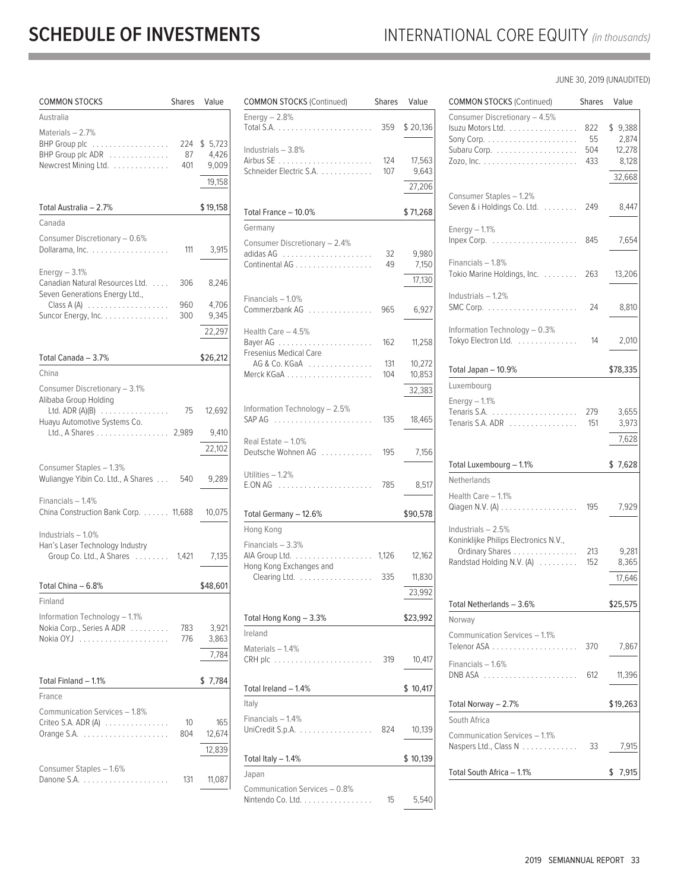# SCHEDULE OF INVESTMENTS

## INTERNATIONAL CORE EQUITY *(in thousands)*

JUNE 30, 2019 (UNAUDITED)

| COMMON STOCKS | Shares | Value |
|---|---|---|
| **Australia** | | |
| Materials – 2.7% | | |
| BHP Group plc | 224 | $ 5,723 |
| BHP Group plc ADR | 87 | 4,426 |
| Newcrest Mining Ltd. | 401 | 9,009 |
| | | 19,158 |
| Total Australia – 2.7% | | $19,158 |
| **Canada** | | |
| Consumer Discretionary – 0.6% | | |
| Dollarama, Inc. | 111 | 3,915 |
| Energy – 3.1% | | |
| Canadian Natural Resources Ltd. | 306 | 8,246 |
| Seven Generations Energy Ltd., Class A (A) | 960 | 4,706 |
| Suncor Energy, Inc. | 300 | 9,345 |
| | | 22,297 |
| Total Canada – 3.7% | | $26,212 |
| **China** | | |
| Consumer Discretionary – 3.1% | | |
| Alibaba Group Holding Ltd. ADR (A)(B) | 75 | 12,692 |
| Huayu Automotive Systems Co. Ltd., A Shares | 2,989 | 9,410 |
| | | 22,102 |
| Consumer Staples – 1.3% | | |
| Wuliangye Yibin Co. Ltd., A Shares | 540 | 9,289 |
| Financials – 1.4% | | |
| China Construction Bank Corp. | 11,688 | 10,075 |
| Industrials – 1.0% | | |
| Han's Laser Technology Industry Group Co. Ltd., A Shares | 1,421 | 7,135 |
| Total China – 6.8% | | $48,601 |
| **Finland** | | |
| Information Technology – 1.1% | | |
| Nokia Corp., Series A ADR | 783 | 3,921 |
| Nokia OYJ | 776 | 3,863 |
| | | 7,784 |
| Total Finland – 1.1% | | $ 7,784 |
| **France** | | |
| Communication Services – 1.8% | | |
| Criteo S.A. ADR (A) | 10 | 165 |
| Orange S.A. | 804 | 12,674 |
| | | 12,839 |
| Consumer Staples – 1.6% | | |
| Danone S.A. | 131 | 11,087 |
| Energy – 2.8% | | |
| Total S.A. | 359 | $ 20,136 |
| Industrials – 3.8% | | |
| Airbus SE | 124 | 17,563 |
| Schneider Electric S.A. | 107 | 9,643 |
| | | 27,206 |
| Total France – 10.0% | | $71,268 |
| **Germany** | | |
| Consumer Discretionary – 2.4% | | |
| adidas AG | 32 | 9,980 |
| Continental AG | 49 | 7,150 |
| | | 17,130 |
| Financials – 1.0% | | |
| Commerzbank AG | 965 | 6,927 |
| Health Care – 4.5% | | |
| Bayer AG | 162 | 11,258 |
| Fresenius Medical Care AG & Co. KGaA | 131 | 10,272 |
| Merck KGaA | 104 | 10,853 |
| | | 32,383 |
| Information Technology – 2.5% | | |
| SAP AG | 135 | 18,465 |
| Real Estate – 1.0% | | |
| Deutsche Wohnen AG | 195 | 7,156 |
| Utilities – 1.2% | | |
| E.ON AG | 785 | 8,517 |
| Total Germany – 12.6% | | $90,578 |
| **Hong Kong** | | |
| Financials – 3.3% | | |
| AIA Group Ltd. | 1,126 | 12,162 |
| Hong Kong Exchanges and Clearing Ltd. | 335 | 11,830 |
| | | 23,992 |
| Total Hong Kong – 3.3% | | $23,992 |
| **Ireland** | | |
| Materials – 1.4% | | |
| CRH plc | 319 | 10,417 |
| Total Ireland – 1.4% | | $ 10,417 |
| **Italy** | | |
| Financials – 1.4% | | |
| UniCredit S.p.A. | 824 | 10,139 |
| Total Italy – 1.4% | | $ 10,139 |
| **Japan** | | |
| Communication Services – 0.8% | | |
| Nintendo Co. Ltd. | 15 | 5,540 |
| Consumer Discretionary – 4.5% | | |
| Isuzu Motors Ltd. | 822 | $ 9,388 |
| Sony Corp. | 55 | 2,874 |
| Subaru Corp. | 504 | 12,278 |
| Zozo, Inc. | 433 | 8,128 |
| | | 32,668 |
| Consumer Staples – 1.2% | | |
| Seven & i Holdings Co. Ltd. | 249 | 8,447 |
| Energy – 1.1% | | |
| Inpex Corp. | 845 | 7,654 |
| Financials – 1.8% | | |
| Tokio Marine Holdings, Inc. | 263 | 13,206 |
| Industrials – 1.2% | | |
| SMC Corp. | 24 | 8,810 |
| Information Technology – 0.3% | | |
| Tokyo Electron Ltd. | 14 | 2,010 |
| Total Japan – 10.9% | | $78,335 |
| **Luxembourg** | | |
| Energy – 1.1% | | |
| Tenaris S.A. | 279 | 3,655 |
| Tenaris S.A. ADR | 151 | 3,973 |
| | | 7,628 |
| Total Luxembourg – 1.1% | | $ 7,628 |
| **Netherlands** | | |
| Health Care – 1.1% | | |
| Qiagen N.V. (A) | 195 | 7,929 |
| Industrials – 2.5% | | |
| Koninklijke Philips Electronics N.V., Ordinary Shares | 213 | 9,281 |
| Randstad Holding N.V. (A) | 152 | 8,365 |
| | | 17,646 |
| Total Netherlands – 3.6% | | $25,575 |
| **Norway** | | |
| Communication Services – 1.1% | | |
| Telenor ASA | 370 | 7,867 |
| Financials – 1.6% | | |
| DNB ASA | 612 | 11,396 |
| Total Norway – 2.7% | | $19,263 |
| **South Africa** | | |
| Communication Services – 1.1% | | |
| Naspers Ltd., Class N | 33 | 7,915 |
| Total South Africa – 1.1% | | $ 7,915 |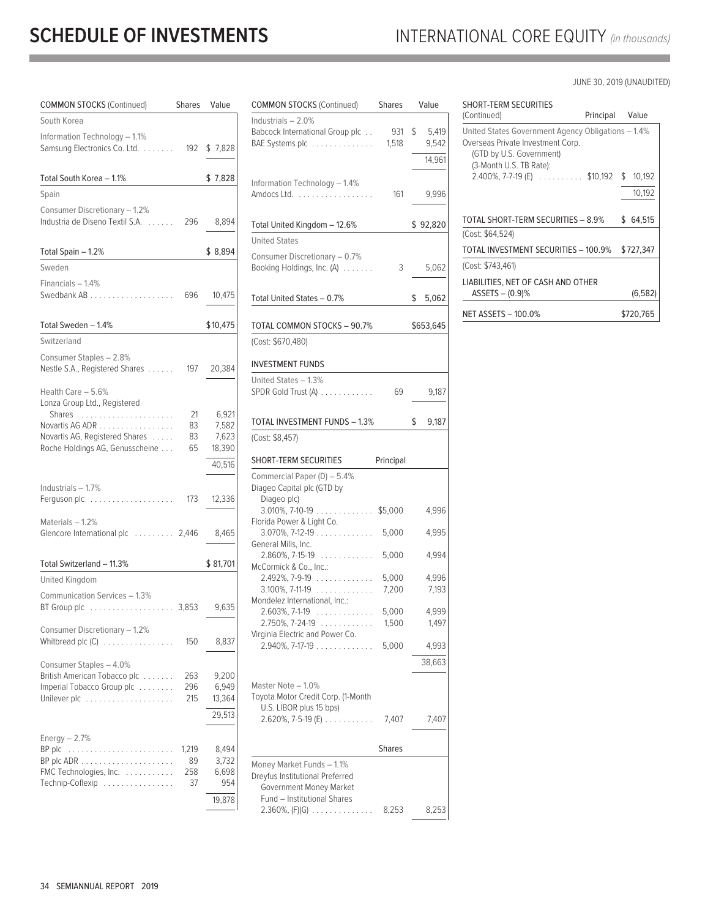# SCHEDULE OF INVESTMENTS

## INTERNATIONAL CORE EQUITY *(in thousands)*

JUNE 30, 2019 (UNAUDITED)

| COMMON STOCKS (Continued) | Shares | Value |
|---|---|---|
| **South Korea** | | |
| Information Technology – 1.1% | | |
| Samsung Electronics Co. Ltd. | 192 | $ 7,828 |
| Total South Korea – 1.1% | | $ 7,828 |
| **Spain** | | |
| Consumer Discretionary – 1.2% | | |
| Industria de Diseno Textil S.A. | 296 | 8,894 |
| Total Spain – 1.2% | | $ 8,894 |
| **Sweden** | | |
| Financials – 1.4% | | |
| Swedbank AB | 696 | 10,475 |
| Total Sweden – 1.4% | | $10,475 |
| **Switzerland** | | |
| Consumer Staples – 2.8% | | |
| Nestle S.A., Registered Shares | 197 | 20,384 |
| Health Care – 5.6% | | |
| Lonza Group Ltd., Registered Shares | 21 | 6,921 |
| Novartis AG ADR | 83 | 7,582 |
| Novartis AG, Registered Shares | 83 | 7,623 |
| Roche Holdings AG, Genusscheine | 65 | 18,390 |
| | | 40,516 |
| Industrials – 1.7% | | |
| Ferguson plc | 173 | 12,336 |
| Materials – 1.2% | | |
| Glencore International plc | 2,446 | 8,465 |
| Total Switzerland – 11.3% | | $ 81,701 |
| **United Kingdom** | | |
| Communication Services – 1.3% | | |
| BT Group plc | 3,853 | 9,635 |
| Consumer Discretionary – 1.2% | | |
| Whitbread plc (C) | 150 | 8,837 |
| Consumer Staples – 4.0% | | |
| British American Tobacco plc | 263 | 9,200 |
| Imperial Tobacco Group plc | 296 | 6,949 |
| Unilever plc | 215 | 13,364 |
| | | 29,513 |
| Energy – 2.7% | | |
| BP plc | 1,219 | 8,494 |
| BP plc ADR | 89 | 3,732 |
| FMC Technologies, Inc. | 258 | 6,698 |
| Technip-Coflexip | 37 | 954 |
| | | 19,878 |
| Industrials – 2.0% | | |
| Babcock International Group plc | 931 | $ 5,419 |
| BAE Systems plc | 1,518 | 9,542 |
| | | 14,961 |
| Information Technology – 1.4% | | |
| Amdocs Ltd. | 161 | 9,996 |
| Total United Kingdom – 12.6% | | $ 92,820 |
| **United States** | | |
| Consumer Discretionary – 0.7% | | |
| Booking Holdings, Inc. (A) | 3 | 5,062 |
| Total United States – 0.7% | | $ 5,062 |
| **TOTAL COMMON STOCKS – 90.7%** | | **$653,645** |
| (Cost: $670,480) | | |

| INVESTMENT FUNDS | Shares | Value |
|---|---|---|
| United States – 1.3% | | |
| SPDR Gold Trust (A) | 69 | 9,187 |
| **TOTAL INVESTMENT FUNDS – 1.3%** | | **$ 9,187** |
| (Cost: $8,457) | | |

| SHORT-TERM SECURITIES | Principal | Value |
|---|---|---|
| Commercial Paper (D) – 5.4% | | |
| Diageo Capital plc (GTD by Diageo plc) 3.010%, 7-10-19 | $5,000 | 4,996 |
| Florida Power & Light Co. 3.070%, 7-12-19 | 5,000 | 4,995 |
| General Mills, Inc. 2.860%, 7-15-19 | 5,000 | 4,994 |
| McCormick & Co., Inc.: | | |
| 2.492%, 7-9-19 | 5,000 | 4,996 |
| 3.100%, 7-11-19 | 7,200 | 7,193 |
| Mondelez International, Inc.: | | |
| 2.603%, 7-1-19 | 5,000 | 4,999 |
| 2.750%, 7-24-19 | 1,500 | 1,497 |
| Virginia Electric and Power Co. 2.940%, 7-17-19 | 5,000 | 4,993 |
| | | 38,663 |
| Master Note – 1.0% | | |
| Toyota Motor Credit Corp. (1-Month U.S. LIBOR plus 15 bps) 2.620%, 7-5-19 (E) | 7,407 | 7,407 |
| | **Shares** | |
| Money Market Funds – 1.1% | | |
| Dreyfus Institutional Preferred Government Money Market Fund – Institutional Shares 2.360%, (F)(G) | 8,253 | 8,253 |
| | **Principal** | |
| United States Government Agency Obligations – 1.4% | | |
| Overseas Private Investment Corp. (GTD by U.S. Government) (3-Month U.S. TB Rate): 2.400%, 7-7-19 (E) | $10,192 | $ 10,192 |
| | | 10,192 |
| **TOTAL SHORT-TERM SECURITIES – 8.9%** | | **$ 64,515** |
| (Cost: $64,524) | | |
| **TOTAL INVESTMENT SECURITIES – 100.9%** | | **$727,347** |
| (Cost: $743,461) | | |
| **LIABILITIES, NET OF CASH AND OTHER ASSETS – (0.9)%** | | **(6,582)** |
| **NET ASSETS – 100.0%** | | **$720,765** |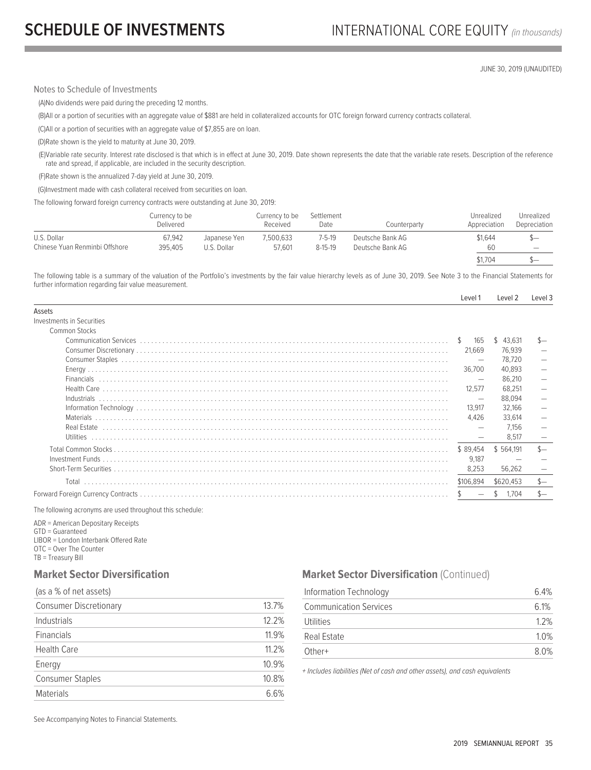# SCHEDULE OF INVESTMENTS

## INTERNATIONAL CORE EQUITY *(in thousands)*

JUNE 30, 2019 (UNAUDITED)

Notes to Schedule of Investments

(A)No dividends were paid during the preceding 12 months.

(B)All or a portion of securities with an aggregate value of $881 are held in collateralized accounts for OTC foreign forward currency contracts collateral.

(C)All or a portion of securities with an aggregate value of $7,855 are on loan.

(D)Rate shown is the yield to maturity at June 30, 2019.

(E)Variable rate security. Interest rate disclosed is that which is in effect at June 30, 2019. Date shown represents the date that the variable rate resets. Description of the reference rate and spread, if applicable, are included in the security description.

(F)Rate shown is the annualized 7-day yield at June 30, 2019.

(G)Investment made with cash collateral received from securities on loan.

The following forward foreign currency contracts were outstanding at June 30, 2019:

| Currency to be Delivered | | | Currency to be Received | Settlement Date | Counterparty | Unrealized Appreciation | Unrealized Depreciation |
|---|---|---|---|---|---|---|---|
| U.S. Dollar | 67,942 | Japanese Yen | 7,500,633 | 7-5-19 | Deutsche Bank AG | $1,644 | $— |
| Chinese Yuan Renminbi Offshore | 395,405 | U.S. Dollar | 57,601 | 8-15-19 | Deutsche Bank AG | 60 | — |
| | | | | | | $1,704 | $— |

The following table is a summary of the valuation of the Portfolio's investments by the fair value hierarchy levels as of June 30, 2019. See Note 3 to the Financial Statements for further information regarding fair value measurement.

| | Level 1 | Level 2 | Level 3 |
|---|---|---|---|
| Assets | | | |
| Investments in Securities | | | |
| Common Stocks | | | |
| Communication Services | $ 165 | $ 43,631 | $— |
| Consumer Discretionary | 21,669 | 76,939 | — |
| Consumer Staples | — | 78,720 | — |
| Energy | 36,700 | 40,893 | — |
| Financials | — | 86,210 | — |
| Health Care | 12,577 | 68,251 | — |
| Industrials | — | 88,094 | — |
| Information Technology | 13,917 | 32,166 | — |
| Materials | 4,426 | 33,614 | — |
| Real Estate | — | 7,156 | — |
| Utilities | — | 8,517 | — |
| Total Common Stocks | $ 89,454 | $ 564,191 | $— |
| Investment Funds | 9,187 | — | — |
| Short-Term Securities | 8,253 | 56,262 | — |
| Total | $106,894 | $620,453 | $— |
| Forward Foreign Currency Contracts | $ — | $ 1,704 | $— |

The following acronyms are used throughout this schedule:

ADR = American Depositary Receipts
GTD = Guaranteed
LIBOR = London Interbank Offered Rate
OTC = Over The Counter
TB = Treasury Bill

### Market Sector Diversification

| (as a % of net assets) | |
|---|---|
| Consumer Discretionary | 13.7% |
| Industrials | 12.2% |
| Financials | 11.9% |
| Health Care | 11.2% |
| Energy | 10.9% |
| Consumer Staples | 10.8% |
| Materials | 6.6% |
| Information Technology | 6.4% |
| Communication Services | 6.1% |
| Utilities | 1.2% |
| Real Estate | 1.0% |
| Other+ | 8.0% |

*+ Includes liabilities (Net of cash and other assets), and cash equivalents*

See Accompanying Notes to Financial Statements.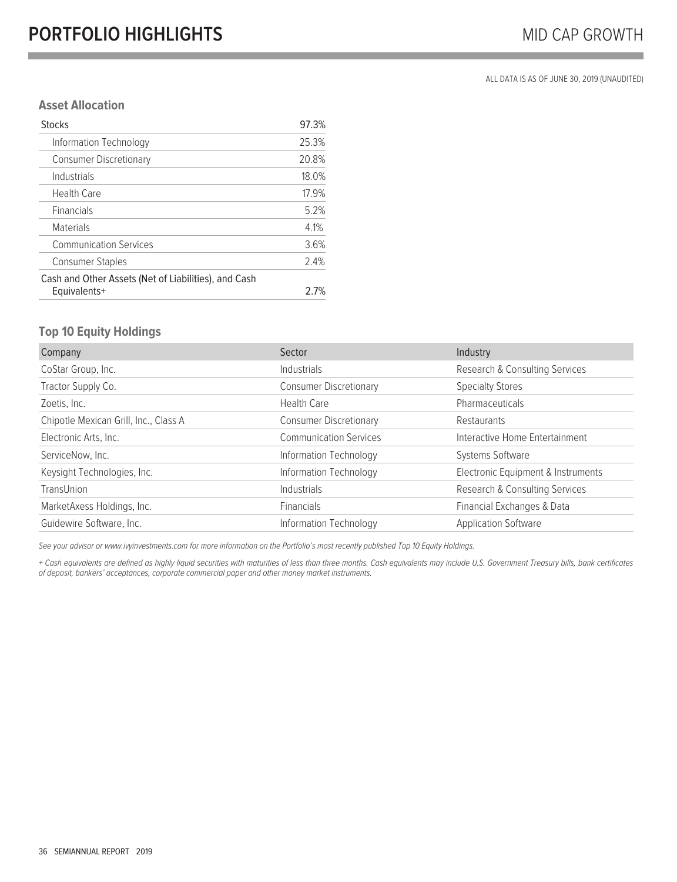# PORTFOLIO HIGHLIGHTS

MID CAP GROWTH

ALL DATA IS AS OF JUNE 30, 2019 (UNAUDITED)

### Asset Allocation

| | |
|---|---|
| Stocks | 97.3% |
| Information Technology | 25.3% |
| Consumer Discretionary | 20.8% |
| Industrials | 18.0% |
| Health Care | 17.9% |
| Financials | 5.2% |
| Materials | 4.1% |
| Communication Services | 3.6% |
| Consumer Staples | 2.4% |
| Cash and Other Assets (Net of Liabilities), and Cash Equivalents+ | 2.7% |

### Top 10 Equity Holdings

| Company | Sector | Industry |
|---|---|---|
| CoStar Group, Inc. | Industrials | Research & Consulting Services |
| Tractor Supply Co. | Consumer Discretionary | Specialty Stores |
| Zoetis, Inc. | Health Care | Pharmaceuticals |
| Chipotle Mexican Grill, Inc., Class A | Consumer Discretionary | Restaurants |
| Electronic Arts, Inc. | Communication Services | Interactive Home Entertainment |
| ServiceNow, Inc. | Information Technology | Systems Software |
| Keysight Technologies, Inc. | Information Technology | Electronic Equipment & Instruments |
| TransUnion | Industrials | Research & Consulting Services |
| MarketAxess Holdings, Inc. | Financials | Financial Exchanges & Data |
| Guidewire Software, Inc. | Information Technology | Application Software |

*See your advisor or www.ivyinvestments.com for more information on the Portfolio's most recently published Top 10 Equity Holdings.*

*+ Cash equivalents are defined as highly liquid securities with maturities of less than three months. Cash equivalents may include U.S. Government Treasury bills, bank certificates of deposit, bankers' acceptances, corporate commercial paper and other money market instruments.*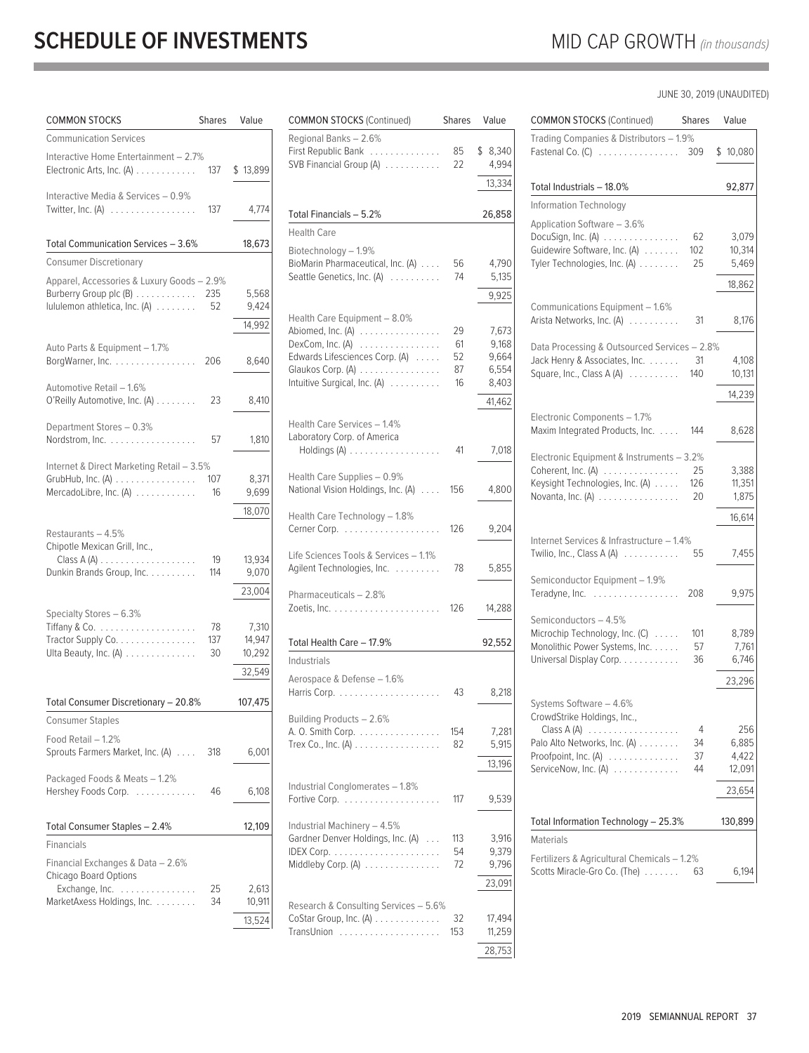# SCHEDULE OF INVESTMENTS

## MID CAP GROWTH *(in thousands)*

JUNE 30, 2019 (UNAUDITED)

| COMMON STOCKS | Shares | Value |
|---|---|---|
| **Communication Services** | | |
| Interactive Home Entertainment – 2.7% | | |
| Electronic Arts, Inc. (A) | 137 | $ 13,899 |
| Interactive Media & Services – 0.9% | | |
| Twitter, Inc. (A) | 137 | 4,774 |
| Total Communication Services – 3.6% | | 18,673 |
| **Consumer Discretionary** | | |
| Apparel, Accessories & Luxury Goods – 2.9% | | |
| Burberry Group plc (B) | 235 | 5,568 |
| lululemon athletica, Inc. (A) | 52 | 9,424 |
| | | 14,992 |
| Auto Parts & Equipment – 1.7% | | |
| BorgWarner, Inc. | 206 | 8,640 |
| Automotive Retail – 1.6% | | |
| O'Reilly Automotive, Inc. (A) | 23 | 8,410 |
| Department Stores – 0.3% | | |
| Nordstrom, Inc. | 57 | 1,810 |
| Internet & Direct Marketing Retail – 3.5% | | |
| GrubHub, Inc. (A) | 107 | 8,371 |
| MercadoLibre, Inc. (A) | 16 | 9,699 |
| | | 18,070 |
| Restaurants – 4.5% | | |
| Chipotle Mexican Grill, Inc., Class A (A) | 19 | 13,934 |
| Dunkin Brands Group, Inc. | 114 | 9,070 |
| | | 23,004 |
| Specialty Stores – 6.3% | | |
| Tiffany & Co. | 78 | 7,310 |
| Tractor Supply Co. | 137 | 14,947 |
| Ulta Beauty, Inc. (A) | 30 | 10,292 |
| | | 32,549 |
| Total Consumer Discretionary – 20.8% | | 107,475 |
| **Consumer Staples** | | |
| Food Retail – 1.2% | | |
| Sprouts Farmers Market, Inc. (A) | 318 | 6,001 |
| Packaged Foods & Meats – 1.2% | | |
| Hershey Foods Corp. | 46 | 6,108 |
| Total Consumer Staples – 2.4% | | 12,109 |
| **Financials** | | |
| Financial Exchanges & Data – 2.6% | | |
| Chicago Board Options Exchange, Inc. | 25 | 2,613 |
| MarketAxess Holdings, Inc. | 34 | 10,911 |
| | | 13,524 |
| Regional Banks – 2.6% | | |
| First Republic Bank | 85 | $ 8,340 |
| SVB Financial Group (A) | 22 | 4,994 |
| | | 13,334 |
| Total Financials – 5.2% | | 26,858 |
| **Health Care** | | |
| Biotechnology – 1.9% | | |
| BioMarin Pharmaceutical, Inc. (A) | 56 | 4,790 |
| Seattle Genetics, Inc. (A) | 74 | 5,135 |
| | | 9,925 |
| Health Care Equipment – 8.0% | | |
| Abiomed, Inc. (A) | 29 | 7,673 |
| DexCom, Inc. (A) | 61 | 9,168 |
| Edwards Lifesciences Corp. (A) | 52 | 9,664 |
| Glaukos Corp. (A) | 87 | 6,554 |
| Intuitive Surgical, Inc. (A) | 16 | 8,403 |
| | | 41,462 |
| Health Care Services – 1.4% | | |
| Laboratory Corp. of America Holdings (A) | 41 | 7,018 |
| Health Care Supplies – 0.9% | | |
| National Vision Holdings, Inc. (A) | 156 | 4,800 |
| Health Care Technology – 1.8% | | |
| Cerner Corp. | 126 | 9,204 |
| Life Sciences Tools & Services – 1.1% | | |
| Agilent Technologies, Inc. | 78 | 5,855 |
| Pharmaceuticals – 2.8% | | |
| Zoetis, Inc. | 126 | 14,288 |
| Total Health Care – 17.9% | | 92,552 |
| **Industrials** | | |
| Aerospace & Defense – 1.6% | | |
| Harris Corp. | 43 | 8,218 |
| Building Products – 2.6% | | |
| A. O. Smith Corp. | 154 | 7,281 |
| Trex Co., Inc. (A) | 82 | 5,915 |
| | | 13,196 |
| Industrial Conglomerates – 1.8% | | |
| Fortive Corp. | 117 | 9,539 |
| Industrial Machinery – 4.5% | | |
| Gardner Denver Holdings, Inc. (A) | 113 | 3,916 |
| IDEX Corp. | 54 | 9,379 |
| Middleby Corp. (A) | 72 | 9,796 |
| | | 23,091 |
| Research & Consulting Services – 5.6% | | |
| CoStar Group, Inc. (A) | 32 | 17,494 |
| TransUnion | 153 | 11,259 |
| | | 28,753 |
| Trading Companies & Distributors – 1.9% | | |
| Fastenal Co. (C) | 309 | $ 10,080 |
| Total Industrials – 18.0% | | 92,877 |
| **Information Technology** | | |
| Application Software – 3.6% | | |
| DocuSign, Inc. (A) | 62 | 3,079 |
| Guidewire Software, Inc. (A) | 102 | 10,314 |
| Tyler Technologies, Inc. (A) | 25 | 5,469 |
| | | 18,862 |
| Communications Equipment – 1.6% | | |
| Arista Networks, Inc. (A) | 31 | 8,176 |
| Data Processing & Outsourced Services – 2.8% | | |
| Jack Henry & Associates, Inc. | 31 | 4,108 |
| Square, Inc., Class A (A) | 140 | 10,131 |
| | | 14,239 |
| Electronic Components – 1.7% | | |
| Maxim Integrated Products, Inc. | 144 | 8,628 |
| Electronic Equipment & Instruments – 3.2% | | |
| Coherent, Inc. (A) | 25 | 3,388 |
| Keysight Technologies, Inc. (A) | 126 | 11,351 |
| Novanta, Inc. (A) | 20 | 1,875 |
| | | 16,614 |
| Internet Services & Infrastructure – 1.4% | | |
| Twilio, Inc., Class A (A) | 55 | 7,455 |
| Semiconductor Equipment – 1.9% | | |
| Teradyne, Inc. | 208 | 9,975 |
| Semiconductors – 4.5% | | |
| Microchip Technology, Inc. (C) | 101 | 8,789 |
| Monolithic Power Systems, Inc. | 57 | 7,761 |
| Universal Display Corp. | 36 | 6,746 |
| | | 23,296 |
| Systems Software – 4.6% | | |
| CrowdStrike Holdings, Inc., Class A (A) | 4 | 256 |
| Palo Alto Networks, Inc. (A) | 34 | 6,885 |
| Proofpoint, Inc. (A) | 37 | 4,422 |
| ServiceNow, Inc. (A) | 44 | 12,091 |
| | | 23,654 |
| Total Information Technology – 25.3% | | 130,899 |
| **Materials** | | |
| Fertilizers & Agricultural Chemicals – 1.2% | | |
| Scotts Miracle-Gro Co. (The) | 63 | 6,194 |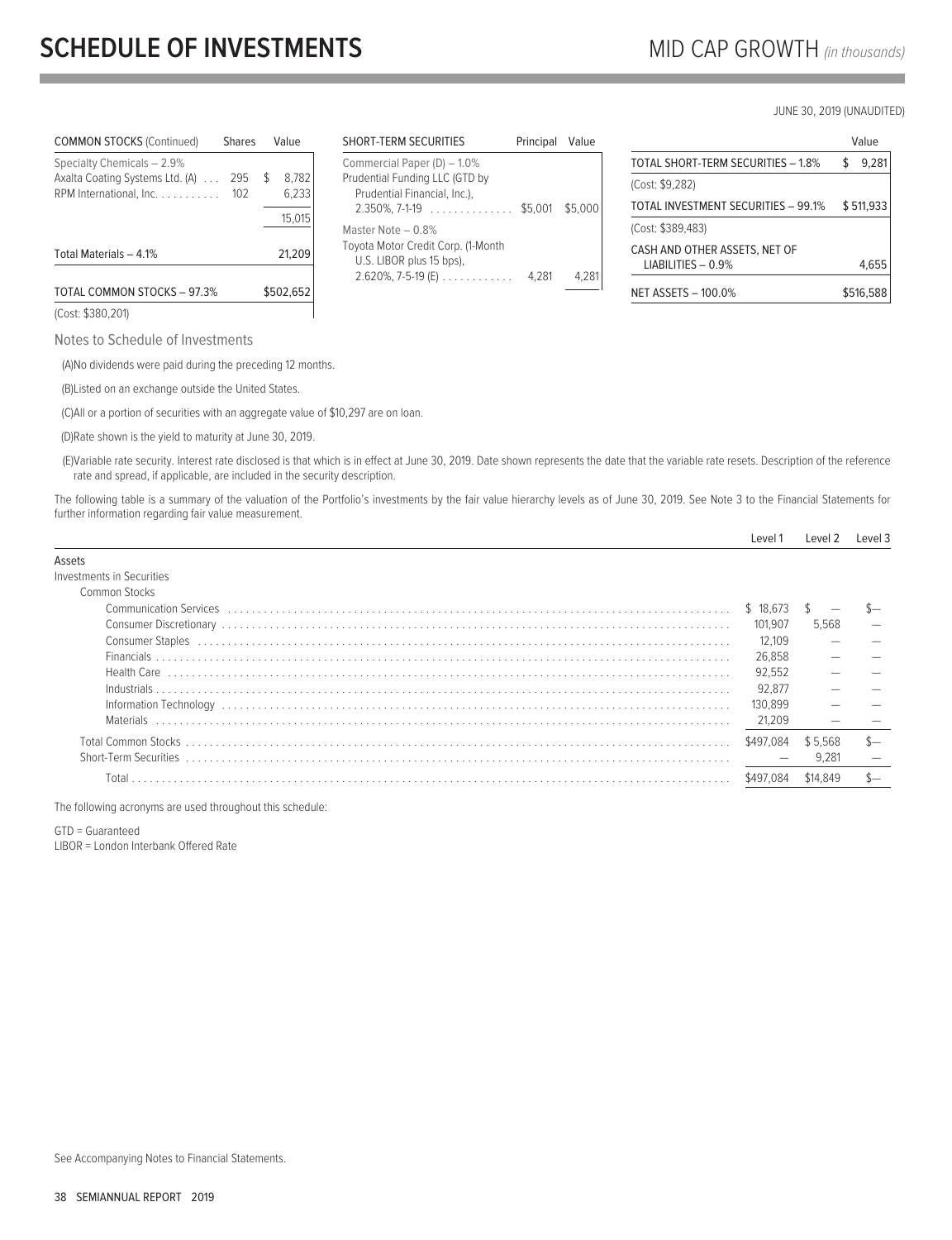# SCHEDULE OF INVESTMENTS

## MID CAP GROWTH *(in thousands)*

JUNE 30, 2019 (UNAUDITED)

| COMMON STOCKS (Continued) | Shares | Value |
|---|---|---|
| Specialty Chemicals – 2.9% | | |
| Axalta Coating Systems Ltd. (A) | 295 | $ 8,782 |
| RPM International, Inc. | 102 | 6,233 |
| | | 15,015 |
| Total Materials – 4.1% | | 21,209 |
| TOTAL COMMON STOCKS – 97.3% | | $502,652 |
| (Cost: $380,201) | | |

| SHORT-TERM SECURITIES | Principal | Value |
|---|---|---|
| Commercial Paper (D) – 1.0% | | |
| Prudential Funding LLC (GTD by Prudential Financial, Inc.), 2.350%, 7-1-19 | $5,001 | $5,000 |
| Master Note – 0.8% | | |
| Toyota Motor Credit Corp. (1-Month U.S. LIBOR plus 15 bps), 2.620%, 7-5-19 (E) | 4,281 | 4,281 |

| | Value |
|---|---|
| TOTAL SHORT-TERM SECURITIES – 1.8% | $ 9,281 |
| (Cost: $9,282) | |
| TOTAL INVESTMENT SECURITIES – 99.1% | $ 511,933 |
| (Cost: $389,483) | |
| CASH AND OTHER ASSETS, NET OF LIABILITIES – 0.9% | 4,655 |
| NET ASSETS – 100.0% | $516,588 |

Notes to Schedule of Investments

(A)No dividends were paid during the preceding 12 months.

(B)Listed on an exchange outside the United States.

(C)All or a portion of securities with an aggregate value of $10,297 are on loan.

(D)Rate shown is the yield to maturity at June 30, 2019.

(E)Variable rate security. Interest rate disclosed is that which is in effect at June 30, 2019. Date shown represents the date that the variable rate resets. Description of the reference rate and spread, if applicable, are included in the security description.

The following table is a summary of the valuation of the Portfolio's investments by the fair value hierarchy levels as of June 30, 2019. See Note 3 to the Financial Statements for further information regarding fair value measurement.

| | Level 1 | Level 2 | Level 3 |
|---|---|---|---|
| Assets | | | |
| Investments in Securities | | | |
| Common Stocks | | | |
| Communication Services | $ 18,673 | $ — | $— |
| Consumer Discretionary | 101,907 | 5,568 | — |
| Consumer Staples | 12,109 | — | — |
| Financials | 26,858 | — | — |
| Health Care | 92,552 | — | — |
| Industrials | 92,877 | — | — |
| Information Technology | 130,899 | — | — |
| Materials | 21,209 | — | — |
| Total Common Stocks | $497,084 | $ 5,568 | $— |
| Short-Term Securities | — | 9,281 | — |
| Total | $497,084 | $14,849 | $— |

The following acronyms are used throughout this schedule:

GTD = Guaranteed
LIBOR = London Interbank Offered Rate

See Accompanying Notes to Financial Statements.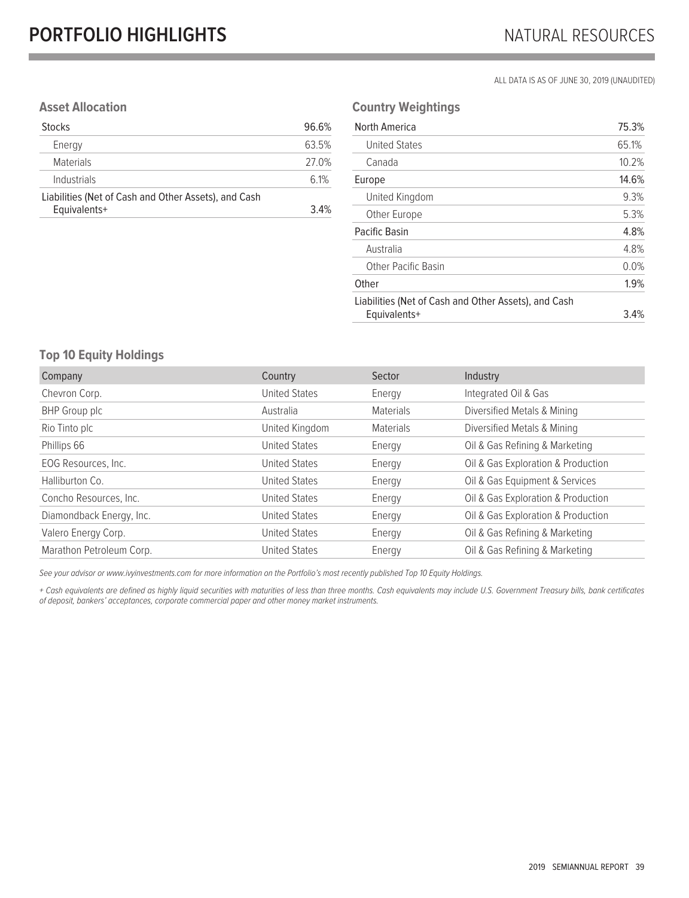# PORTFOLIO HIGHLIGHTS

NATURAL RESOURCES

ALL DATA IS AS OF JUNE 30, 2019 (UNAUDITED)

### Asset Allocation

| | |
|---|---|
| Stocks | 96.6% |
| Energy | 63.5% |
| Materials | 27.0% |
| Industrials | 6.1% |
| Liabilities (Net of Cash and Other Assets), and Cash Equivalents+ | 3.4% |

### Country Weightings

| | |
|---|---|
| North America | 75.3% |
| United States | 65.1% |
| Canada | 10.2% |
| Europe | 14.6% |
| United Kingdom | 9.3% |
| Other Europe | 5.3% |
| Pacific Basin | 4.8% |
| Australia | 4.8% |
| Other Pacific Basin | 0.0% |
| Other | 1.9% |
| Liabilities (Net of Cash and Other Assets), and Cash Equivalents+ | 3.4% |

### Top 10 Equity Holdings

| Company | Country | Sector | Industry |
|---|---|---|---|
| Chevron Corp. | United States | Energy | Integrated Oil & Gas |
| BHP Group plc | Australia | Materials | Diversified Metals & Mining |
| Rio Tinto plc | United Kingdom | Materials | Diversified Metals & Mining |
| Phillips 66 | United States | Energy | Oil & Gas Refining & Marketing |
| EOG Resources, Inc. | United States | Energy | Oil & Gas Exploration & Production |
| Halliburton Co. | United States | Energy | Oil & Gas Equipment & Services |
| Concho Resources, Inc. | United States | Energy | Oil & Gas Exploration & Production |
| Diamondback Energy, Inc. | United States | Energy | Oil & Gas Exploration & Production |
| Valero Energy Corp. | United States | Energy | Oil & Gas Refining & Marketing |
| Marathon Petroleum Corp. | United States | Energy | Oil & Gas Refining & Marketing |

*See your advisor or www.ivyinvestments.com for more information on the Portfolio's most recently published Top 10 Equity Holdings.*

*+ Cash equivalents are defined as highly liquid securities with maturities of less than three months. Cash equivalents may include U.S. Government Treasury bills, bank certificates of deposit, bankers' acceptances, corporate commercial paper and other money market instruments.*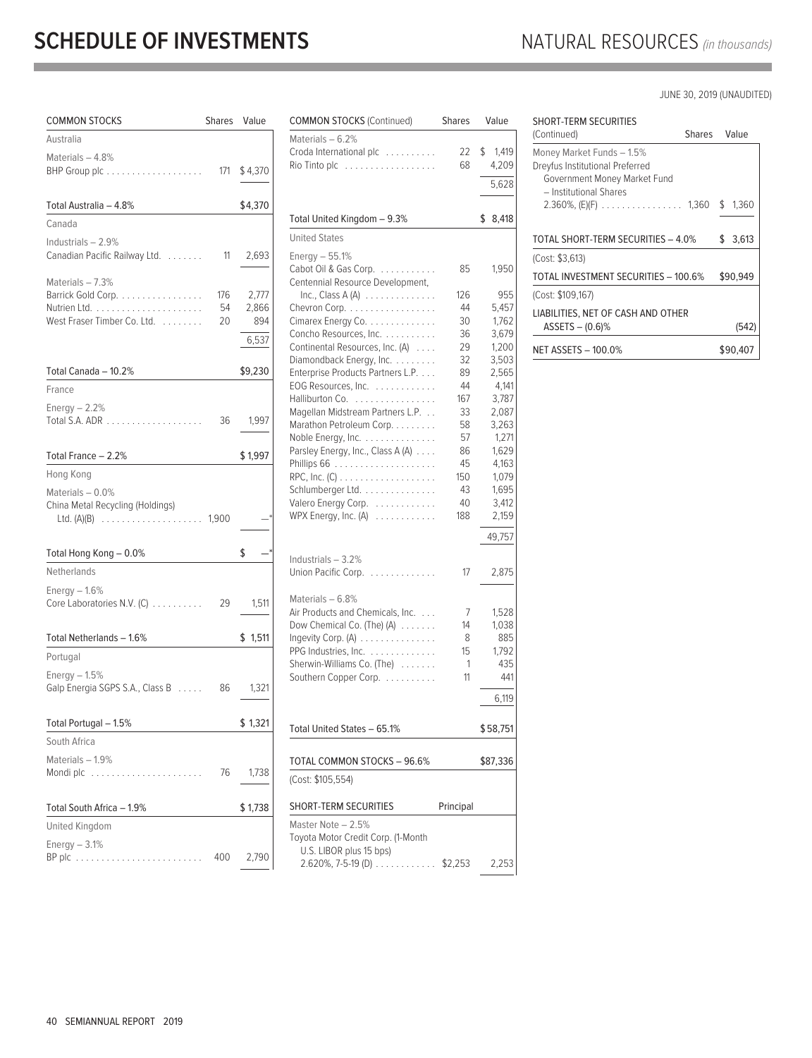# SCHEDULE OF INVESTMENTS

NATURAL RESOURCES *(in thousands)*

JUNE 30, 2019 (UNAUDITED)

| COMMON STOCKS | Shares | Value |
|---|---|---|
| **Australia** | | |
| Materials – 4.8% | | |
| BHP Group plc | 171 | $4,370 |
| Total Australia – 4.8% | | $4,370 |
| **Canada** | | |
| Industrials – 2.9% | | |
| Canadian Pacific Railway Ltd. | 11 | 2,693 |
| Materials – 7.3% | | |
| Barrick Gold Corp. | 176 | 2,777 |
| Nutrien Ltd. | 54 | 2,866 |
| West Fraser Timber Co. Ltd. | 20 | 894 |
| | | 6,537 |
| Total Canada – 10.2% | | $9,230 |
| **France** | | |
| Energy – 2.2% | | |
| Total S.A. ADR | 36 | 1,997 |
| Total France – 2.2% | | $1,997 |
| **Hong Kong** | | |
| Materials – 0.0% | | |
| China Metal Recycling (Holdings) Ltd. (A)(B) | 1,900 | —* |
| Total Hong Kong – 0.0% | | $ —* |
| **Netherlands** | | |
| Energy – 1.6% | | |
| Core Laboratories N.V. (C) | 29 | 1,511 |
| Total Netherlands – 1.6% | | $1,511 |
| **Portugal** | | |
| Energy – 1.5% | | |
| Galp Energia SGPS S.A., Class B | 86 | 1,321 |
| Total Portugal – 1.5% | | $1,321 |
| **South Africa** | | |
| Materials – 1.9% | | |
| Mondi plc | 76 | 1,738 |
| Total South Africa – 1.9% | | $1,738 |
| **United Kingdom** | | |
| Energy – 3.1% | | |
| BP plc | 400 | 2,790 |
| Materials – 6.2% | | |
| Croda International plc | 22 | $1,419 |
| Rio Tinto plc | 68 | 4,209 |
| | | 5,628 |
| Total United Kingdom – 9.3% | | $8,418 |
| **United States** | | |
| Energy – 55.1% | | |
| Cabot Oil & Gas Corp. | 85 | 1,950 |
| Centennial Resource Development, Inc., Class A (A) | 126 | 955 |
| Chevron Corp. | 44 | 5,457 |
| Cimarex Energy Co. | 30 | 1,762 |
| Concho Resources, Inc. | 36 | 3,679 |
| Continental Resources, Inc. (A) | 29 | 1,200 |
| Diamondback Energy, Inc. | 32 | 3,503 |
| Enterprise Products Partners L.P. | 89 | 2,565 |
| EOG Resources, Inc. | 44 | 4,141 |
| Halliburton Co. | 167 | 3,787 |
| Magellan Midstream Partners L.P. | 33 | 2,087 |
| Marathon Petroleum Corp. | 58 | 3,263 |
| Noble Energy, Inc. | 57 | 1,271 |
| Parsley Energy, Inc., Class A (A) | 86 | 1,629 |
| Phillips 66 | 45 | 4,163 |
| RPC, Inc. (C) | 150 | 1,079 |
| Schlumberger Ltd. | 43 | 1,695 |
| Valero Energy Corp. | 40 | 3,412 |
| WPX Energy, Inc. (A) | 188 | 2,159 |
| | | 49,757 |
| Industrials – 3.2% | | |
| Union Pacific Corp. | 17 | 2,875 |
| Materials – 6.8% | | |
| Air Products and Chemicals, Inc. | 7 | 1,528 |
| Dow Chemical Co. (The) (A) | 14 | 1,038 |
| Ingevity Corp. (A) | 8 | 885 |
| PPG Industries, Inc. | 15 | 1,792 |
| Sherwin-Williams Co. (The) | 1 | 435 |
| Southern Copper Corp. | 11 | 441 |
| | | 6,119 |
| Total United States – 65.1% | | $58,751 |
| **TOTAL COMMON STOCKS – 96.6%** | | **$87,336** |
| (Cost: $105,554) | | |

| SHORT-TERM SECURITIES | Principal | Value |
|---|---|---|
| Master Note – 2.5% | | |
| Toyota Motor Credit Corp. (1-Month U.S. LIBOR plus 15 bps) 2.620%, 7-5-19 (D) | $2,253 | 2,253 |

| SHORT-TERM SECURITIES (Continued) | Shares | Value |
|---|---|---|
| Money Market Funds – 1.5% | | |
| Dreyfus Institutional Preferred Government Money Market Fund – Institutional Shares 2.360%, (E)(F) | 1,360 | $1,360 |
| **TOTAL SHORT-TERM SECURITIES – 4.0%** | | **$3,613** |
| (Cost: $3,613) | | |
| **TOTAL INVESTMENT SECURITIES – 100.6%** | | **$90,949** |
| (Cost: $109,167) | | |
| LIABILITIES, NET OF CASH AND OTHER ASSETS – (0.6)% | | (542) |
| **NET ASSETS – 100.0%** | | **$90,407** |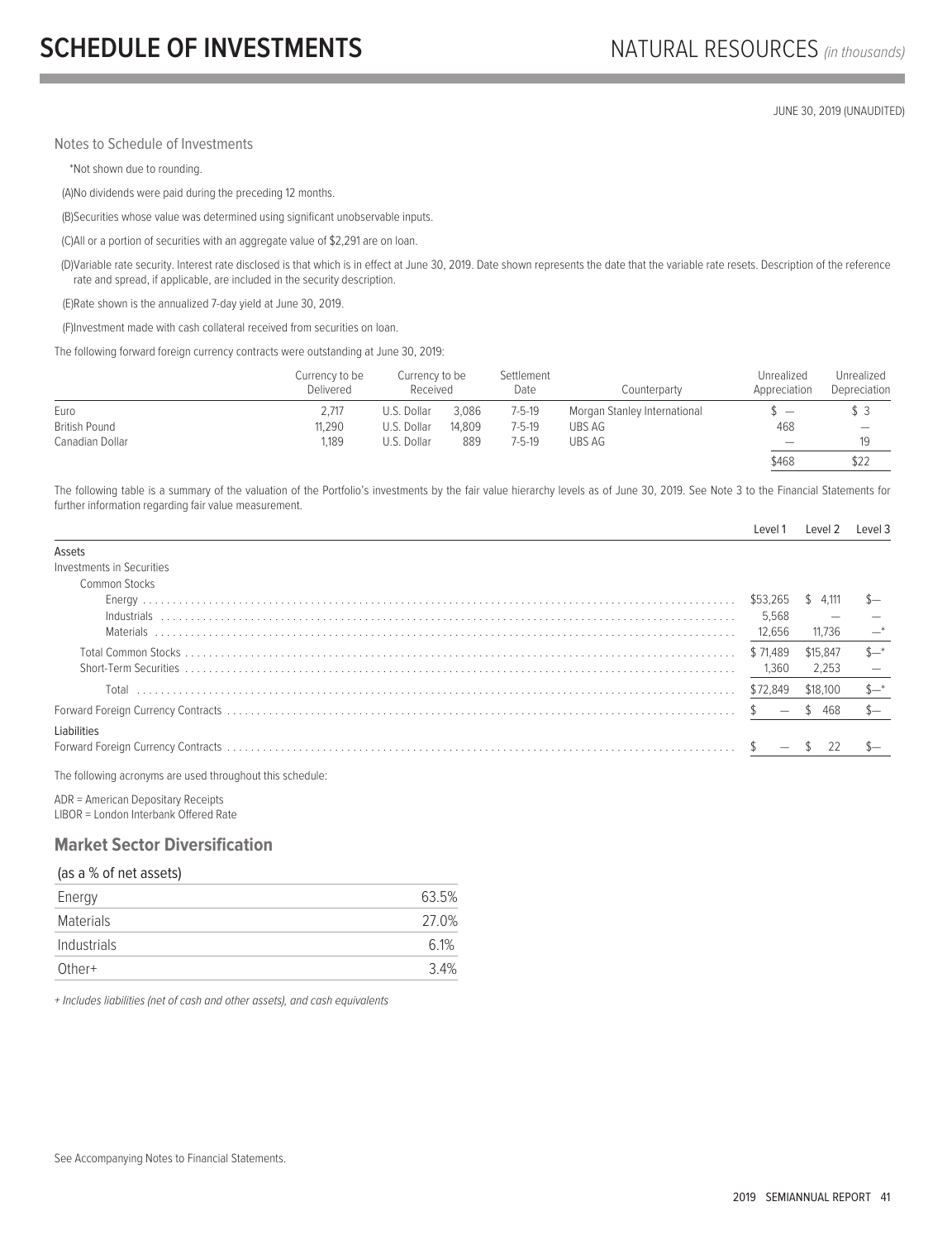JUNE 30, 2019 (UNAUDITED)

Notes to Schedule of Investments

*Not shown due to rounding.

(A)No dividends were paid during the preceding 12 months.

(B)Securities whose value was determined using significant unobservable inputs.

(C)All or a portion of securities with an aggregate value of $2,291 are on loan.

(D)Variable rate security. Interest rate disclosed is that which is in effect at June 30, 2019. Date shown represents the date that the variable rate resets. Description of the reference rate and spread, if applicable, are included in the security description.

(E)Rate shown is the annualized 7-day yield at June 30, 2019.

(F)Investment made with cash collateral received from securities on loan.

The following forward foreign currency contracts were outstanding at June 30, 2019:

| | Currency to be Delivered | Currency to be Received | | Settlement Date | Counterparty | Unrealized Appreciation | Unrealized Depreciation |
|---|---|---|---|---|---|---|---|
| Euro | 2,717 | U.S. Dollar | 3,086 | 7-5-19 | Morgan Stanley International | $ — | $ 3 |
| British Pound | 11,290 | U.S. Dollar | 14,809 | 7-5-19 | UBS AG | 468 | — |
| Canadian Dollar | 1,189 | U.S. Dollar | 889 | 7-5-19 | UBS AG | — | 19 |
| | | | | | | $468 | $22 |

The following table is a summary of the valuation of the Portfolio's investments by the fair value hierarchy levels as of June 30, 2019. See Note 3 to the Financial Statements for further information regarding fair value measurement.

| | Level 1 | Level 2 | Level 3 |
|---|---|---|---|
| **Assets** | | | |
| Investments in Securities | | | |
| Common Stocks | | | |
| Energy | $53,265 | $ 4,111 | $— |
| Industrials | 5,568 | — | — |
| Materials | 12,656 | 11,736 | —* |
| Total Common Stocks | $ 71,489 | $15,847 | $—* |
| Short-Term Securities | 1,360 | 2,253 | — |
| Total | $72,849 | $18,100 | $—* |
| Forward Foreign Currency Contracts | $ — | $ 468 | $— |
| **Liabilities** | | | |
| Forward Foreign Currency Contracts | $ — | $ 22 | $— |

The following acronyms are used throughout this schedule:

ADR = American Depositary Receipts
LIBOR = London Interbank Offered Rate

## Market Sector Diversification

| (as a % of net assets) | |
|---|---|
| Energy | 63.5% |
| Materials | 27.0% |
| Industrials | 6.1% |
| Other+ | 3.4% |

*+ Includes liabilities (net of cash and other assets), and cash equivalents*

See Accompanying Notes to Financial Statements.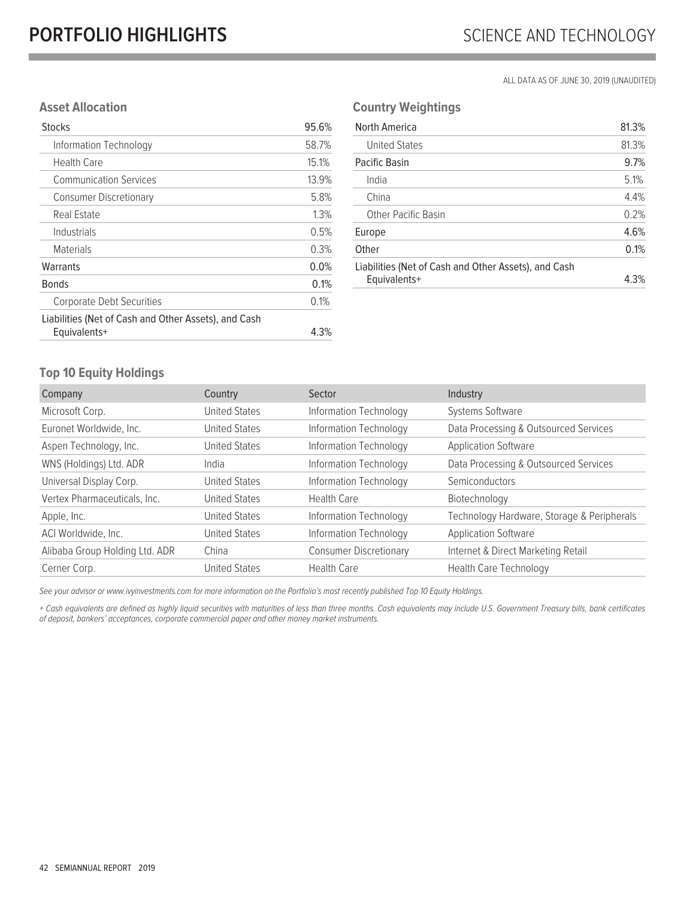# PORTFOLIO HIGHLIGHTS

## SCIENCE AND TECHNOLOGY

ALL DATA AS OF JUNE 30, 2019 (UNAUDITED)

### Asset Allocation

| | |
|---|---|
| Stocks | 95.6% |
| Information Technology | 58.7% |
| Health Care | 15.1% |
| Communication Services | 13.9% |
| Consumer Discretionary | 5.8% |
| Real Estate | 1.3% |
| Industrials | 0.5% |
| Materials | 0.3% |
| Warrants | 0.0% |
| Bonds | 0.1% |
| Corporate Debt Securities | 0.1% |
| Liabilities (Net of Cash and Other Assets), and Cash Equivalents+ | 4.3% |

### Country Weightings

| | |
|---|---|
| North America | 81.3% |
| United States | 81.3% |
| Pacific Basin | 9.7% |
| India | 5.1% |
| China | 4.4% |
| Other Pacific Basin | 0.2% |
| Europe | 4.6% |
| Other | 0.1% |
| Liabilities (Net of Cash and Other Assets), and Cash Equivalents+ | 4.3% |

### Top 10 Equity Holdings

| Company | Country | Sector | Industry |
|---|---|---|---|
| Microsoft Corp. | United States | Information Technology | Systems Software |
| Euronet Worldwide, Inc. | United States | Information Technology | Data Processing & Outsourced Services |
| Aspen Technology, Inc. | United States | Information Technology | Application Software |
| WNS (Holdings) Ltd. ADR | India | Information Technology | Data Processing & Outsourced Services |
| Universal Display Corp. | United States | Information Technology | Semiconductors |
| Vertex Pharmaceuticals, Inc. | United States | Health Care | Biotechnology |
| Apple, Inc. | United States | Information Technology | Technology Hardware, Storage & Peripherals |
| ACI Worldwide, Inc. | United States | Information Technology | Application Software |
| Alibaba Group Holding Ltd. ADR | China | Consumer Discretionary | Internet & Direct Marketing Retail |
| Cerner Corp. | United States | Health Care | Health Care Technology |

*See your advisor or www.ivyinvestments.com for more information on the Portfolio's most recently published Top 10 Equity Holdings.*

*+ Cash equivalents are defined as highly liquid securities with maturities of less than three months. Cash equivalents may include U.S. Government Treasury bills, bank certificates of deposit, bankers' acceptances, corporate commercial paper and other money market instruments.*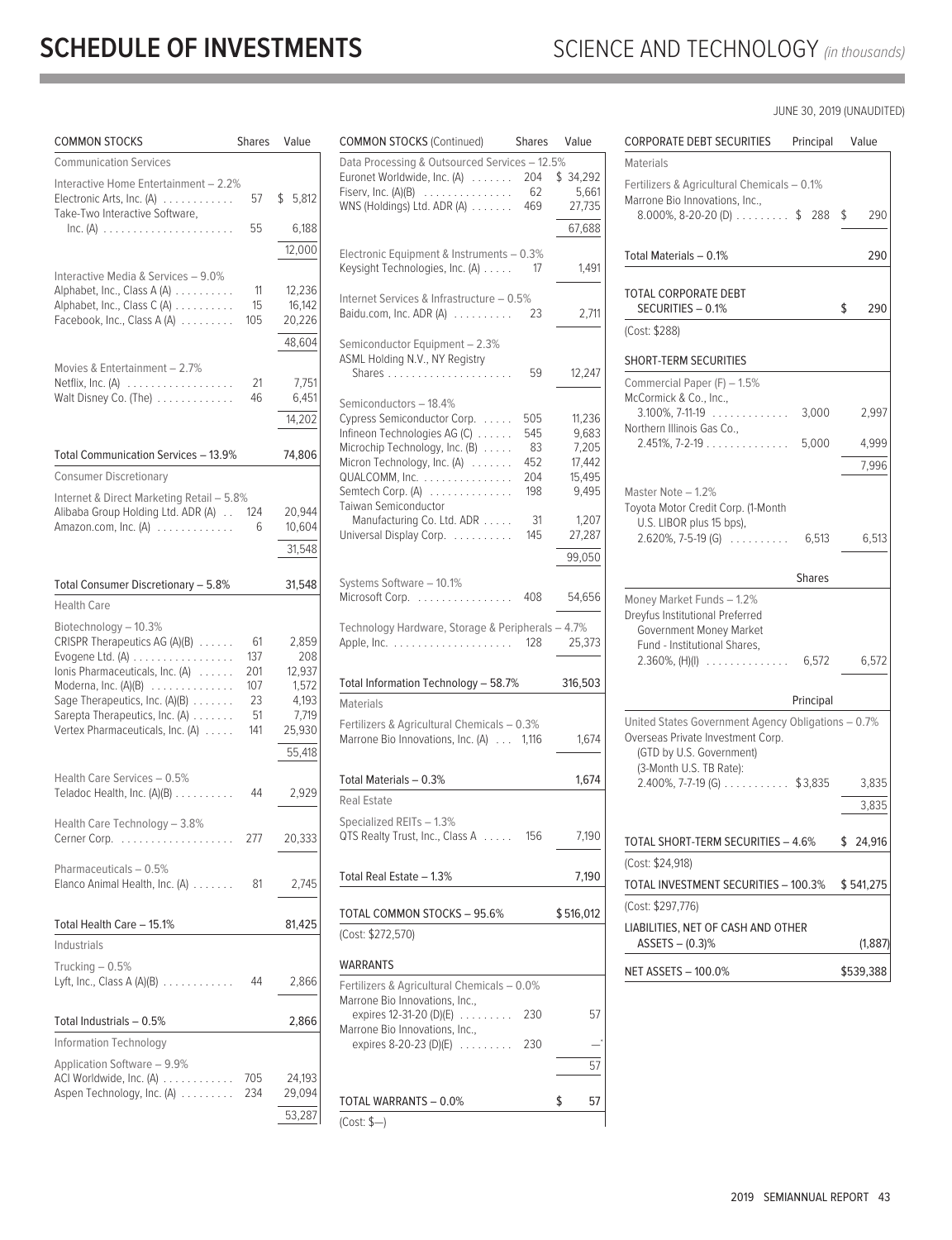# SCHEDULE OF INVESTMENTS

## SCIENCE AND TECHNOLOGY *(in thousands)*

JUNE 30, 2019 (UNAUDITED)

| COMMON STOCKS | Shares | Value |
|---|---|---|
| **Communication Services** | | |
| Interactive Home Entertainment – 2.2% | | |
| Electronic Arts, Inc. (A) | 57 | $ 5,812 |
| Take-Two Interactive Software, Inc. (A) | 55 | 6,188 |
| | | 12,000 |
| Interactive Media & Services – 9.0% | | |
| Alphabet, Inc., Class A (A) | 11 | 12,236 |
| Alphabet, Inc., Class C (A) | 15 | 16,142 |
| Facebook, Inc., Class A (A) | 105 | 20,226 |
| | | 48,604 |
| Movies & Entertainment – 2.7% | | |
| Netflix, Inc. (A) | 21 | 7,751 |
| Walt Disney Co. (The) | 46 | 6,451 |
| | | 14,202 |
| Total Communication Services – 13.9% | | 74,806 |
| **Consumer Discretionary** | | |
| Internet & Direct Marketing Retail – 5.8% | | |
| Alibaba Group Holding Ltd. ADR (A) | 124 | 20,944 |
| Amazon.com, Inc. (A) | 6 | 10,604 |
| | | 31,548 |
| Total Consumer Discretionary – 5.8% | | 31,548 |
| **Health Care** | | |
| Biotechnology – 10.3% | | |
| CRISPR Therapeutics AG (A)(B) | 61 | 2,859 |
| Evogene Ltd. (A) | 137 | 208 |
| Ionis Pharmaceuticals, Inc. (A) | 201 | 12,937 |
| Moderna, Inc. (A)(B) | 107 | 1,572 |
| Sage Therapeutics, Inc. (A)(B) | 23 | 4,193 |
| Sarepta Therapeutics, Inc. (A) | 51 | 7,719 |
| Vertex Pharmaceuticals, Inc. (A) | 141 | 25,930 |
| | | 55,418 |
| Health Care Services – 0.5% | | |
| Teladoc Health, Inc. (A)(B) | 44 | 2,929 |
| Health Care Technology – 3.8% | | |
| Cerner Corp. | 277 | 20,333 |
| Pharmaceuticals – 0.5% | | |
| Elanco Animal Health, Inc. (A) | 81 | 2,745 |
| Total Health Care – 15.1% | | 81,425 |
| **Industrials** | | |
| Trucking – 0.5% | | |
| Lyft, Inc., Class A (A)(B) | 44 | 2,866 |
| Total Industrials – 0.5% | | 2,866 |
| **Information Technology** | | |
| Application Software – 9.9% | | |
| ACI Worldwide, Inc. (A) | 705 | 24,193 |
| Aspen Technology, Inc. (A) | 234 | 29,094 |
| | | 53,287 |

| COMMON STOCKS (Continued) | Shares | Value |
|---|---|---|
| Data Processing & Outsourced Services – 12.5% | | |
| Euronet Worldwide, Inc. (A) | 204 | $ 34,292 |
| Fiserv, Inc. (A)(B) | 62 | 5,661 |
| WNS (Holdings) Ltd. ADR (A) | 469 | 27,735 |
| | | 67,688 |
| Electronic Equipment & Instruments – 0.3% | | |
| Keysight Technologies, Inc. (A) | 17 | 1,491 |
| Internet Services & Infrastructure – 0.5% | | |
| Baidu.com, Inc. ADR (A) | 23 | 2,711 |
| Semiconductor Equipment – 2.3% | | |
| ASML Holding N.V., NY Registry Shares | 59 | 12,247 |
| Semiconductors – 18.4% | | |
| Cypress Semiconductor Corp. | 505 | 11,236 |
| Infineon Technologies AG (C) | 545 | 9,683 |
| Microchip Technology, Inc. (B) | 83 | 7,205 |
| Micron Technology, Inc. (A) | 452 | 17,442 |
| QUALCOMM, Inc. | 204 | 15,495 |
| Semtech Corp. (A) | 198 | 9,495 |
| Taiwan Semiconductor Manufacturing Co. Ltd. ADR | 31 | 1,207 |
| Universal Display Corp. | 145 | 27,287 |
| | | 99,050 |
| Systems Software – 10.1% | | |
| Microsoft Corp. | 408 | 54,656 |
| Technology Hardware, Storage & Peripherals – 4.7% | | |
| Apple, Inc. | 128 | 25,373 |
| Total Information Technology – 58.7% | | 316,503 |
| **Materials** | | |
| Fertilizers & Agricultural Chemicals – 0.3% | | |
| Marrone Bio Innovations, Inc. (A) | 1,116 | 1,674 |
| Total Materials – 0.3% | | 1,674 |
| **Real Estate** | | |
| Specialized REITs – 1.3% | | |
| QTS Realty Trust, Inc., Class A | 156 | 7,190 |
| Total Real Estate – 1.3% | | 7,190 |
| TOTAL COMMON STOCKS – 95.6% | | $516,012 |
| (Cost: $272,570) | | |

| WARRANTS | Shares | Value |
|---|---|---|
| Fertilizers & Agricultural Chemicals – 0.0% | | |
| Marrone Bio Innovations, Inc., expires 12-31-20 (D)(E) | 230 | 57 |
| Marrone Bio Innovations, Inc., expires 8-20-23 (D)(E) | 230 | —* |
| | | 57 |
| TOTAL WARRANTS – 0.0% | | $ 57 |
| (Cost: $—) | | |

| CORPORATE DEBT SECURITIES | Principal | Value |
|---|---|---|
| **Materials** | | |
| Fertilizers & Agricultural Chemicals – 0.1% | | |
| Marrone Bio Innovations, Inc., 8.000%, 8-20-20 (D) | $ 288 | $ 290 |
| Total Materials – 0.1% | | 290 |
| TOTAL CORPORATE DEBT SECURITIES – 0.1% | | $ 290 |
| (Cost: $288) | | |

| SHORT-TERM SECURITIES | Principal | Value |
|---|---|---|
| Commercial Paper (F) – 1.5% | | |
| McCormick & Co., Inc., 3.100%, 7-11-19 | 3,000 | 2,997 |
| Northern Illinois Gas Co., 2.451%, 7-2-19 | 5,000 | 4,999 |
| | | 7,996 |
| Master Note – 1.2% | | |
| Toyota Motor Credit Corp. (1-Month U.S. LIBOR plus 15 bps), 2.620%, 7-5-19 (G) | 6,513 | 6,513 |
| | **Shares** | |
| Money Market Funds – 1.2% | | |
| Dreyfus Institutional Preferred Government Money Market Fund - Institutional Shares, 2.360%, (H)(I) | 6,572 | 6,572 |
| | **Principal** | |
| United States Government Agency Obligations – 0.7% | | |
| Overseas Private Investment Corp. (GTD by U.S. Government) (3-Month U.S. TB Rate): 2.400%, 7-7-19 (G) | $3,835 | 3,835 |
| | | 3,835 |
| TOTAL SHORT-TERM SECURITIES – 4.6% | | $ 24,916 |
| (Cost: $24,918) | | |
| TOTAL INVESTMENT SECURITIES – 100.3% | | $ 541,275 |
| (Cost: $297,776) | | |
| LIABILITIES, NET OF CASH AND OTHER ASSETS – (0.3)% | | (1,887) |
| NET ASSETS – 100.0% | | $539,388 |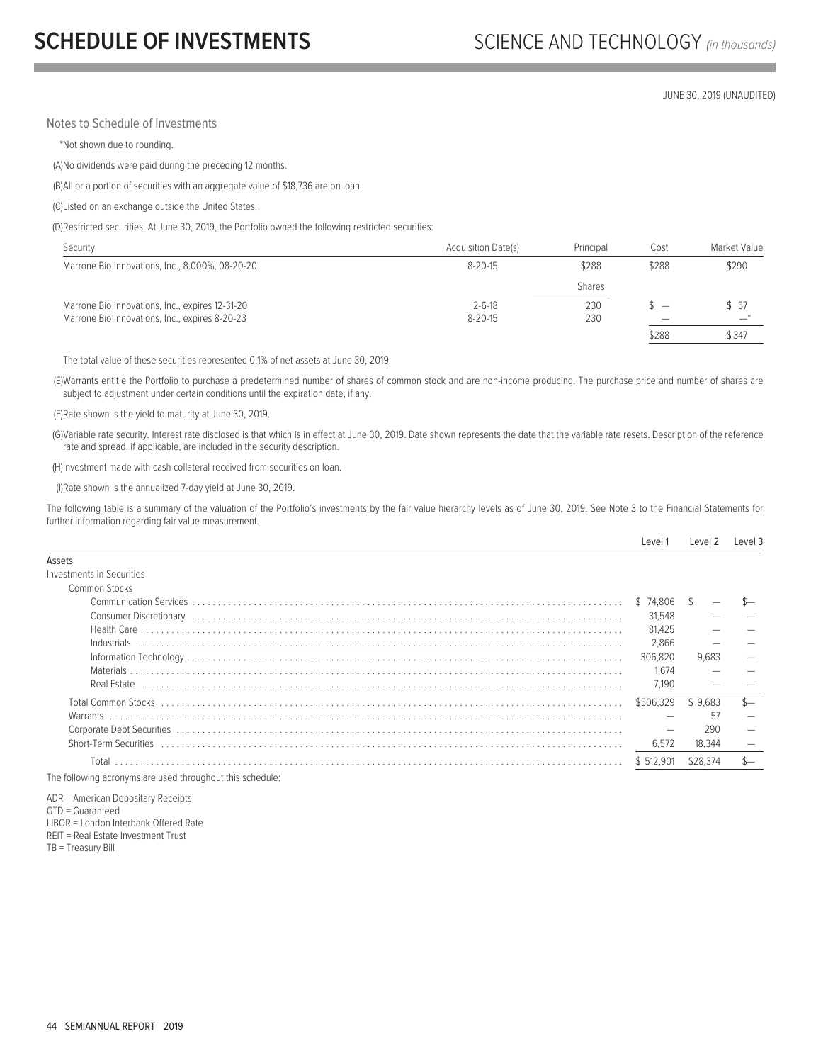# SCHEDULE OF INVESTMENTS

SCIENCE AND TECHNOLOGY *(in thousands)*

JUNE 30, 2019 (UNAUDITED)

Notes to Schedule of Investments

*Not shown due to rounding.

(A)No dividends were paid during the preceding 12 months.

(B)All or a portion of securities with an aggregate value of $18,736 are on loan.

(C)Listed on an exchange outside the United States.

(D)Restricted securities. At June 30, 2019, the Portfolio owned the following restricted securities:

| Security | Acquisition Date(s) | Principal | Cost | Market Value |
|---|---|---|---|---|
| Marrone Bio Innovations, Inc., 8.000%, 08-20-20 | 8-20-15 | $288 | $288 | $290 |
| | | Shares | | |
| Marrone Bio Innovations, Inc., expires 12-31-20 | 2-6-18 | 230 | $ — | $ 57 |
| Marrone Bio Innovations, Inc., expires 8-20-23 | 8-20-15 | 230 | — | —* |
| | | | $288 | $347 |

The total value of these securities represented 0.1% of net assets at June 30, 2019.

(E)Warrants entitle the Portfolio to purchase a predetermined number of shares of common stock and are non-income producing. The purchase price and number of shares are subject to adjustment under certain conditions until the expiration date, if any.

(F)Rate shown is the yield to maturity at June 30, 2019.

(G)Variable rate security. Interest rate disclosed is that which is in effect at June 30, 2019. Date shown represents the date that the variable rate resets. Description of the reference rate and spread, if applicable, are included in the security description.

(H)Investment made with cash collateral received from securities on loan.

(I)Rate shown is the annualized 7-day yield at June 30, 2019.

The following table is a summary of the valuation of the Portfolio's investments by the fair value hierarchy levels as of June 30, 2019. See Note 3 to the Financial Statements for further information regarding fair value measurement.

| | Level 1 | Level 2 | Level 3 |
|---|---|---|---|
| Assets | | | |
| Investments in Securities | | | |
| Common Stocks | | | |
| Communication Services | $ 74,806 | $ — | $— |
| Consumer Discretionary | 31,548 | — | — |
| Health Care | 81,425 | — | — |
| Industrials | 2,866 | — | — |
| Information Technology | 306,820 | 9,683 | — |
| Materials | 1,674 | — | — |
| Real Estate | 7,190 | — | — |
| Total Common Stocks | $506,329 | $ 9,683 | $— |
| Warrants | — | 57 | — |
| Corporate Debt Securities | — | 290 | — |
| Short-Term Securities | 6,572 | 18,344 | — |
| Total | $ 512,901 | $28,374 | $— |

The following acronyms are used throughout this schedule:

ADR = American Depositary Receipts
GTD = Guaranteed
LIBOR = London Interbank Offered Rate
REIT = Real Estate Investment Trust
TB = Treasury Bill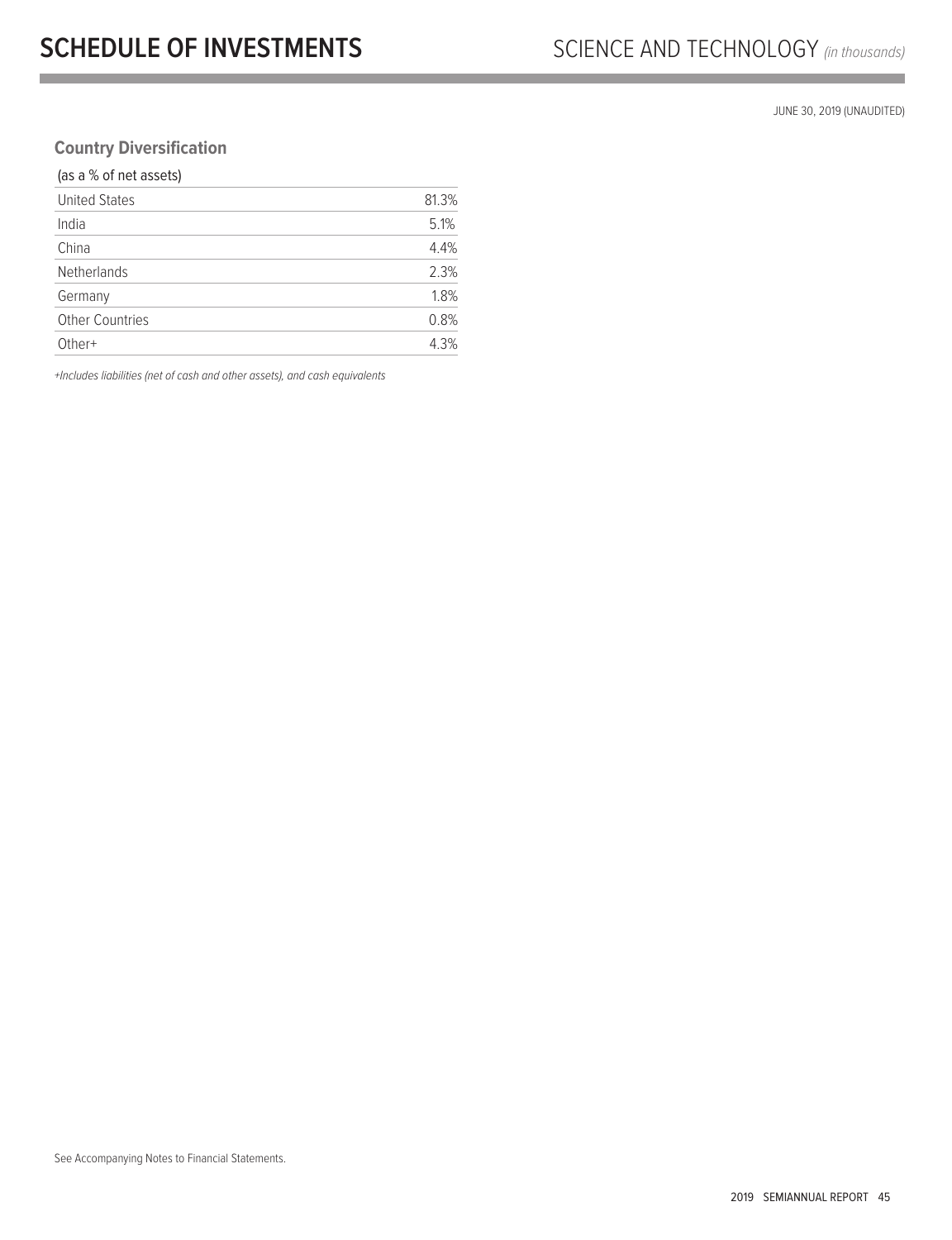# SCHEDULE OF INVESTMENTS

SCIENCE AND TECHNOLOGY *(in thousands)*

JUNE 30, 2019 (UNAUDITED)

### Country Diversification

| (as a % of net assets) | |
|---|---|
| United States | 81.3% |
| India | 5.1% |
| China | 4.4% |
| Netherlands | 2.3% |
| Germany | 1.8% |
| Other Countries | 0.8% |
| Other+ | 4.3% |

*+Includes liabilities (net of cash and other assets), and cash equivalents*

See Accompanying Notes to Financial Statements.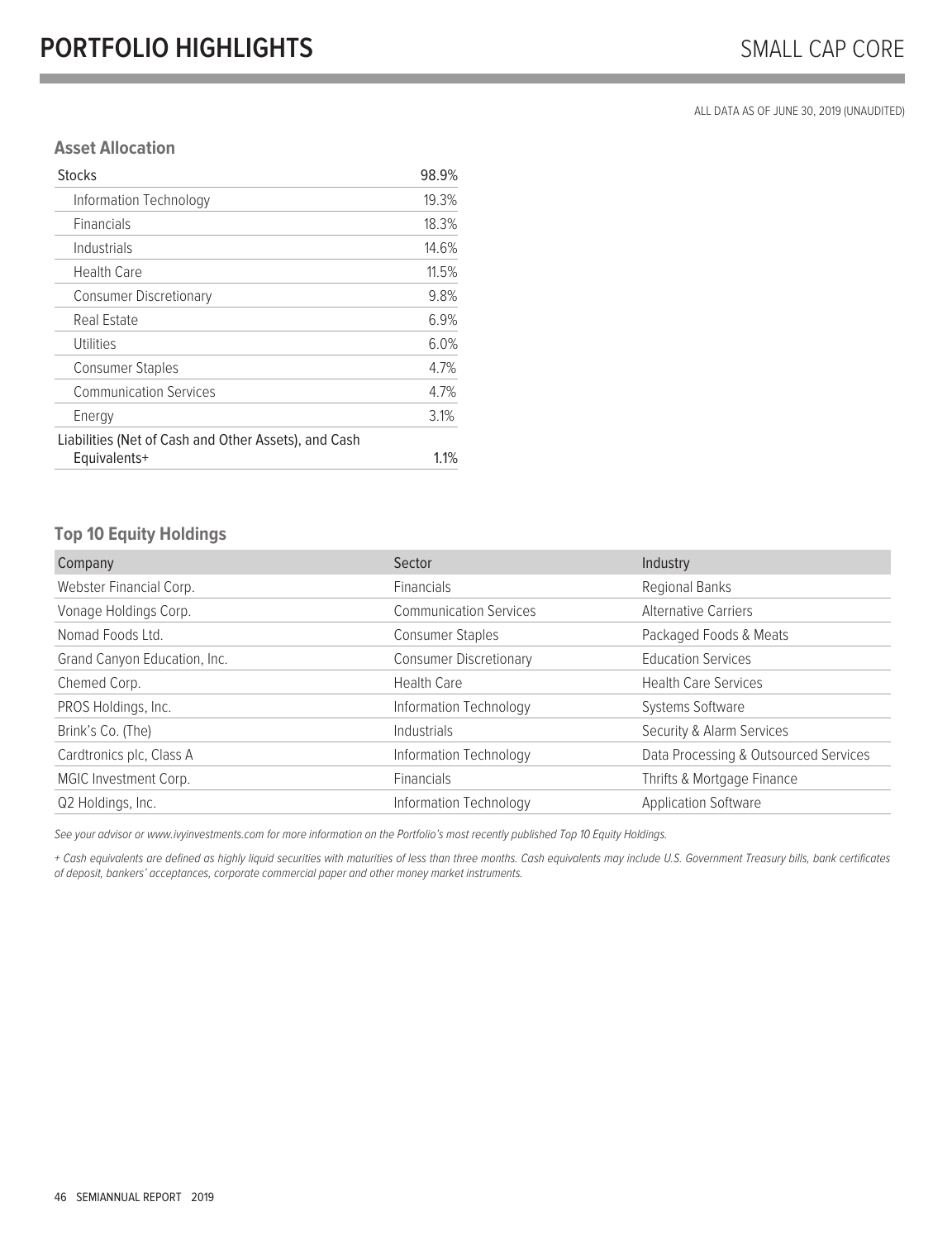# PORTFOLIO HIGHLIGHTS

SMALL CAP CORE

ALL DATA AS OF JUNE 30, 2019 (UNAUDITED)

### Asset Allocation

| | |
|---|---|
| Stocks | 98.9% |
| Information Technology | 19.3% |
| Financials | 18.3% |
| Industrials | 14.6% |
| Health Care | 11.5% |
| Consumer Discretionary | 9.8% |
| Real Estate | 6.9% |
| Utilities | 6.0% |
| Consumer Staples | 4.7% |
| Communication Services | 4.7% |
| Energy | 3.1% |
| Liabilities (Net of Cash and Other Assets), and Cash Equivalents+ | 1.1% |

### Top 10 Equity Holdings

| Company | Sector | Industry |
|---|---|---|
| Webster Financial Corp. | Financials | Regional Banks |
| Vonage Holdings Corp. | Communication Services | Alternative Carriers |
| Nomad Foods Ltd. | Consumer Staples | Packaged Foods & Meats |
| Grand Canyon Education, Inc. | Consumer Discretionary | Education Services |
| Chemed Corp. | Health Care | Health Care Services |
| PROS Holdings, Inc. | Information Technology | Systems Software |
| Brink's Co. (The) | Industrials | Security & Alarm Services |
| Cardtronics plc, Class A | Information Technology | Data Processing & Outsourced Services |
| MGIC Investment Corp. | Financials | Thrifts & Mortgage Finance |
| Q2 Holdings, Inc. | Information Technology | Application Software |

*See your advisor or www.ivyinvestments.com for more information on the Portfolio's most recently published Top 10 Equity Holdings.*

*+ Cash equivalents are defined as highly liquid securities with maturities of less than three months. Cash equivalents may include U.S. Government Treasury bills, bank certificates of deposit, bankers' acceptances, corporate commercial paper and other money market instruments.*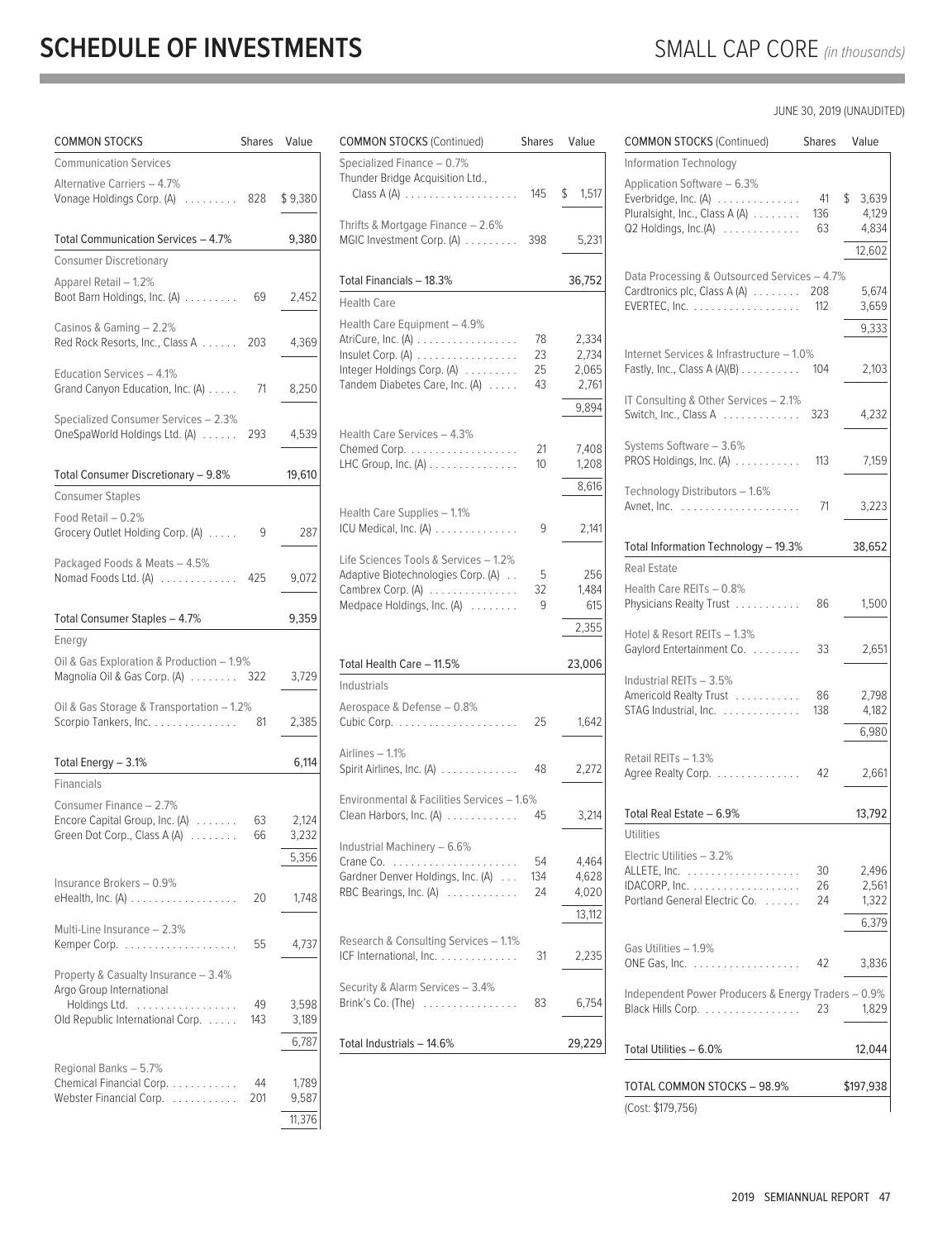# SCHEDULE OF INVESTMENTS

SMALL CAP CORE *(in thousands)*

JUNE 30, 2019 (UNAUDITED)

| COMMON STOCKS | Shares | Value |
|---|---|---|
| **Communication Services** | | |
| Alternative Carriers – 4.7% | | |
| Vonage Holdings Corp. (A) | 828 | $ 9,380 |
| Total Communication Services – 4.7% | | 9,380 |
| **Consumer Discretionary** | | |
| Apparel Retail – 1.2% | | |
| Boot Barn Holdings, Inc. (A) | 69 | 2,452 |
| Casinos & Gaming – 2.2% | | |
| Red Rock Resorts, Inc., Class A | 203 | 4,369 |
| Education Services – 4.1% | | |
| Grand Canyon Education, Inc. (A) | 71 | 8,250 |
| Specialized Consumer Services – 2.3% | | |
| OneSpaWorld Holdings Ltd. (A) | 293 | 4,539 |
| Total Consumer Discretionary – 9.8% | | 19,610 |
| **Consumer Staples** | | |
| Food Retail – 0.2% | | |
| Grocery Outlet Holding Corp. (A) | 9 | 287 |
| Packaged Foods & Meats – 4.5% | | |
| Nomad Foods Ltd. (A) | 425 | 9,072 |
| Total Consumer Staples – 4.7% | | 9,359 |
| **Energy** | | |
| Oil & Gas Exploration & Production – 1.9% | | |
| Magnolia Oil & Gas Corp. (A) | 322 | 3,729 |
| Oil & Gas Storage & Transportation – 1.2% | | |
| Scorpio Tankers, Inc. | 81 | 2,385 |
| Total Energy – 3.1% | | 6,114 |
| **Financials** | | |
| Consumer Finance – 2.7% | | |
| Encore Capital Group, Inc. (A) | 63 | 2,124 |
| Green Dot Corp., Class A (A) | 66 | 3,232 |
| | | 5,356 |
| Insurance Brokers – 0.9% | | |
| eHealth, Inc. (A) | 20 | 1,748 |
| Multi-Line Insurance – 2.3% | | |
| Kemper Corp. | 55 | 4,737 |
| Property & Casualty Insurance – 3.4% | | |
| Argo Group International Holdings Ltd. | 49 | 3,598 |
| Old Republic International Corp. | 143 | 3,189 |
| | | 6,787 |
| Regional Banks – 5.7% | | |
| Chemical Financial Corp. | 44 | 1,789 |
| Webster Financial Corp. | 201 | 9,587 |
| | | 11,376 |
| Specialized Finance – 0.7% | | |
| Thunder Bridge Acquisition Ltd., Class A (A) | 145 | $ 1,517 |
| Thrifts & Mortgage Finance – 2.6% | | |
| MGIC Investment Corp. (A) | 398 | 5,231 |
| Total Financials – 18.3% | | 36,752 |
| **Health Care** | | |
| Health Care Equipment – 4.9% | | |
| AtriCure, Inc. (A) | 78 | 2,334 |
| Insulet Corp. (A) | 23 | 2,734 |
| Integer Holdings Corp. (A) | 25 | 2,065 |
| Tandem Diabetes Care, Inc. (A) | 43 | 2,761 |
| | | 9,894 |
| Health Care Services – 4.3% | | |
| Chemed Corp. | 21 | 7,408 |
| LHC Group, Inc. (A) | 10 | 1,208 |
| | | 8,616 |
| Health Care Supplies – 1.1% | | |
| ICU Medical, Inc. (A) | 9 | 2,141 |
| Life Sciences Tools & Services – 1.2% | | |
| Adaptive Biotechnologies Corp. (A) | 5 | 256 |
| Cambrex Corp. (A) | 32 | 1,484 |
| Medpace Holdings, Inc. (A) | 9 | 615 |
| | | 2,355 |
| Total Health Care – 11.5% | | 23,006 |
| **Industrials** | | |
| Aerospace & Defense – 0.8% | | |
| Cubic Corp. | 25 | 1,642 |
| Airlines – 1.1% | | |
| Spirit Airlines, Inc. (A) | 48 | 2,272 |
| Environmental & Facilities Services – 1.6% | | |
| Clean Harbors, Inc. (A) | 45 | 3,214 |
| Industrial Machinery – 6.6% | | |
| Crane Co. | 54 | 4,464 |
| Gardner Denver Holdings, Inc. (A) | 134 | 4,628 |
| RBC Bearings, Inc. (A) | 24 | 4,020 |
| | | 13,112 |
| Research & Consulting Services – 1.1% | | |
| ICF International, Inc. | 31 | 2,235 |
| Security & Alarm Services – 3.4% | | |
| Brink's Co. (The) | 83 | 6,754 |
| Total Industrials – 14.6% | | 29,229 |
| **Information Technology** | | |
| Application Software – 6.3% | | |
| Everbridge, Inc. (A) | 41 | $ 3,639 |
| Pluralsight, Inc., Class A (A) | 136 | 4,129 |
| Q2 Holdings, Inc.(A) | 63 | 4,834 |
| | | 12,602 |
| Data Processing & Outsourced Services – 4.7% | | |
| Cardtronics plc, Class A (A) | 208 | 5,674 |
| EVERTEC, Inc. | 112 | 3,659 |
| | | 9,333 |
| Internet Services & Infrastructure – 1.0% | | |
| Fastly, Inc., Class A (A)(B) | 104 | 2,103 |
| IT Consulting & Other Services – 2.1% | | |
| Switch, Inc., Class A | 323 | 4,232 |
| Systems Software – 3.6% | | |
| PROS Holdings, Inc. (A) | 113 | 7,159 |
| Technology Distributors – 1.6% | | |
| Avnet, Inc. | 71 | 3,223 |
| Total Information Technology – 19.3% | | 38,652 |
| **Real Estate** | | |
| Health Care REITs – 0.8% | | |
| Physicians Realty Trust | 86 | 1,500 |
| Hotel & Resort REITs – 1.3% | | |
| Gaylord Entertainment Co. | 33 | 2,651 |
| Industrial REITs – 3.5% | | |
| Americold Realty Trust | 86 | 2,798 |
| STAG Industrial, Inc. | 138 | 4,182 |
| | | 6,980 |
| Retail REITs – 1.3% | | |
| Agree Realty Corp. | 42 | 2,661 |
| Total Real Estate – 6.9% | | 13,792 |
| **Utilities** | | |
| Electric Utilities – 3.2% | | |
| ALLETE, Inc. | 30 | 2,496 |
| IDACORP, Inc. | 26 | 2,561 |
| Portland General Electric Co. | 24 | 1,322 |
| | | 6,379 |
| Gas Utilities – 1.9% | | |
| ONE Gas, Inc. | 42 | 3,836 |
| Independent Power Producers & Energy Traders – 0.9% | | |
| Black Hills Corp. | 23 | 1,829 |
| Total Utilities – 6.0% | | 12,044 |
| TOTAL COMMON STOCKS – 98.9% | | $197,938 |
| (Cost: $179,756) | | |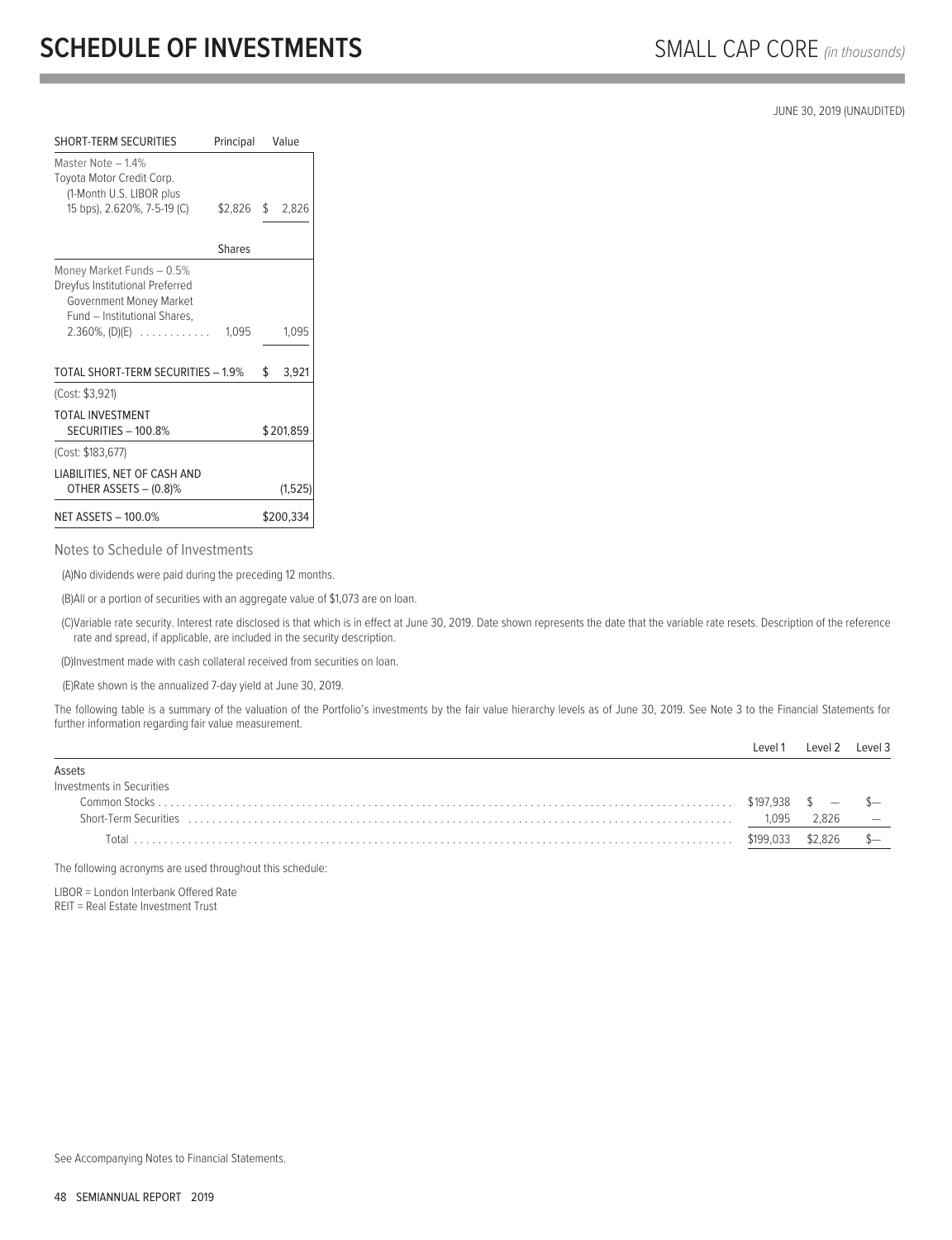# SCHEDULE OF INVESTMENTS

SMALL CAP CORE *(in thousands)*

JUNE 30, 2019 (UNAUDITED)

| SHORT-TERM SECURITIES | Principal | Value |
|---|---|---|
| Master Note – 1.4% | | |
| Toyota Motor Credit Corp. (1-Month U.S. LIBOR plus 15 bps), 2.620%, 7-5-19 (C) | $2,826 | $ 2,826 |
| | **Shares** | |
| Money Market Funds – 0.5% | | |
| Dreyfus Institutional Preferred Government Money Market Fund – Institutional Shares, 2.360%, (D)(E) | 1,095 | 1,095 |
| TOTAL SHORT-TERM SECURITIES – 1.9% | | $ 3,921 |
| (Cost: $3,921) | | |
| TOTAL INVESTMENT SECURITIES – 100.8% | | $201,859 |
| (Cost: $183,677) | | |
| LIABILITIES, NET OF CASH AND OTHER ASSETS – (0.8)% | | (1,525) |
| NET ASSETS – 100.0% | | $200,334 |

Notes to Schedule of Investments

(A)No dividends were paid during the preceding 12 months.

(B)All or a portion of securities with an aggregate value of $1,073 are on loan.

(C)Variable rate security. Interest rate disclosed is that which is in effect at June 30, 2019. Date shown represents the date that the variable rate resets. Description of the reference rate and spread, if applicable, are included in the security description.

(D)Investment made with cash collateral received from securities on loan.

(E)Rate shown is the annualized 7-day yield at June 30, 2019.

The following table is a summary of the valuation of the Portfolio's investments by the fair value hierarchy levels as of June 30, 2019. See Note 3 to the Financial Statements for further information regarding fair value measurement.

| | Level 1 | Level 2 | Level 3 |
|---|---|---|---|
| Assets | | | |
| Investments in Securities | | | |
| Common Stocks | $197,938 | $ — | $— |
| Short-Term Securities | 1,095 | 2,826 | — |
| Total | $199,033 | $2,826 | $— |

The following acronyms are used throughout this schedule:

LIBOR = London Interbank Offered Rate
REIT = Real Estate Investment Trust

See Accompanying Notes to Financial Statements.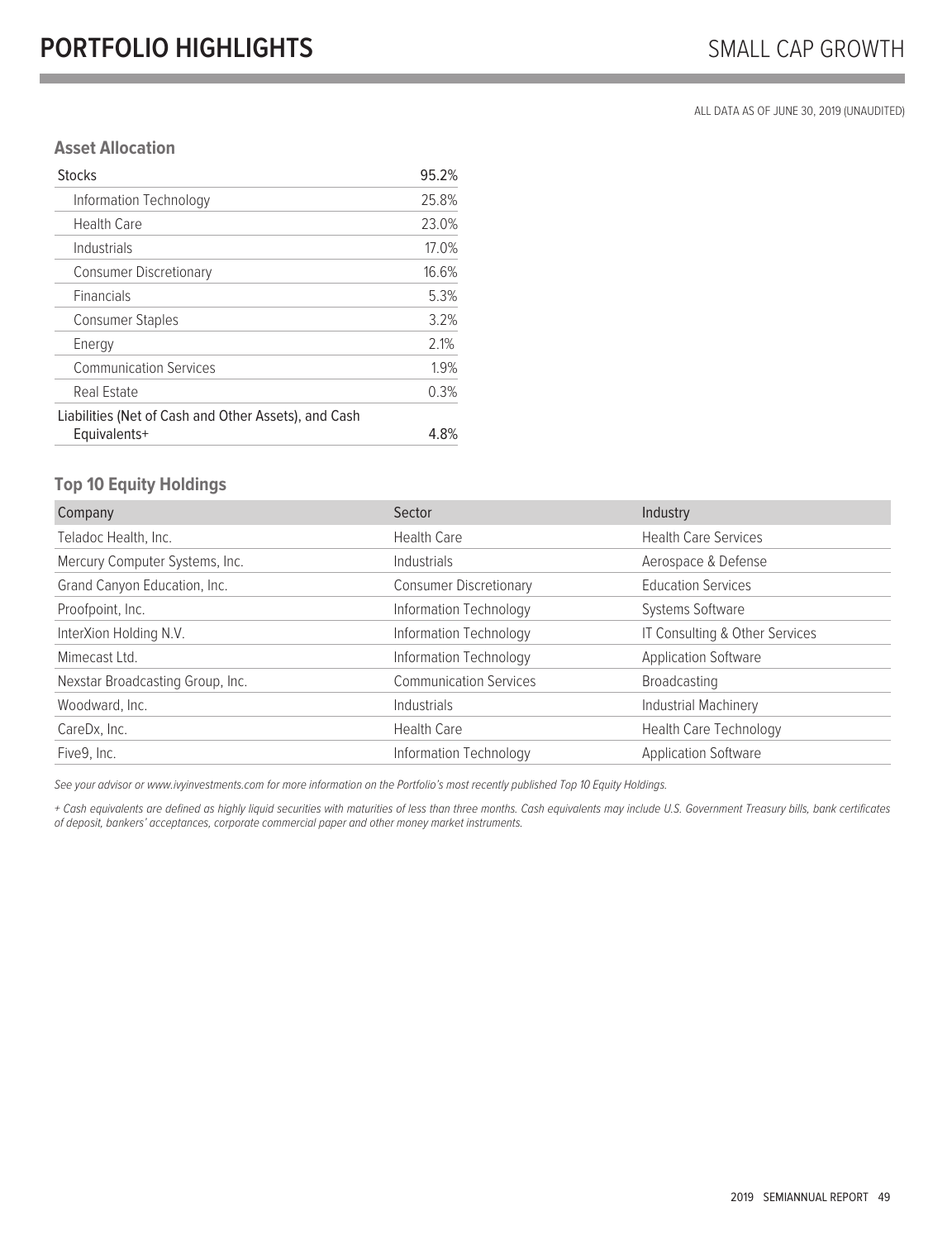# PORTFOLIO HIGHLIGHTS

## SMALL CAP GROWTH

ALL DATA AS OF JUNE 30, 2019 (UNAUDITED)

### Asset Allocation

| | |
|---|---|
| Stocks | 95.2% |
| Information Technology | 25.8% |
| Health Care | 23.0% |
| Industrials | 17.0% |
| Consumer Discretionary | 16.6% |
| Financials | 5.3% |
| Consumer Staples | 3.2% |
| Energy | 2.1% |
| Communication Services | 1.9% |
| Real Estate | 0.3% |
| Liabilities (Net of Cash and Other Assets), and Cash Equivalents+ | 4.8% |

### Top 10 Equity Holdings

| Company | Sector | Industry |
|---|---|---|
| Teladoc Health, Inc. | Health Care | Health Care Services |
| Mercury Computer Systems, Inc. | Industrials | Aerospace & Defense |
| Grand Canyon Education, Inc. | Consumer Discretionary | Education Services |
| Proofpoint, Inc. | Information Technology | Systems Software |
| InterXion Holding N.V. | Information Technology | IT Consulting & Other Services |
| Mimecast Ltd. | Information Technology | Application Software |
| Nexstar Broadcasting Group, Inc. | Communication Services | Broadcasting |
| Woodward, Inc. | Industrials | Industrial Machinery |
| CareDx, Inc. | Health Care | Health Care Technology |
| Five9, Inc. | Information Technology | Application Software |

*See your advisor or www.ivyinvestments.com for more information on the Portfolio's most recently published Top 10 Equity Holdings.*

*+ Cash equivalents are defined as highly liquid securities with maturities of less than three months. Cash equivalents may include U.S. Government Treasury bills, bank certificates of deposit, bankers' acceptances, corporate commercial paper and other money market instruments.*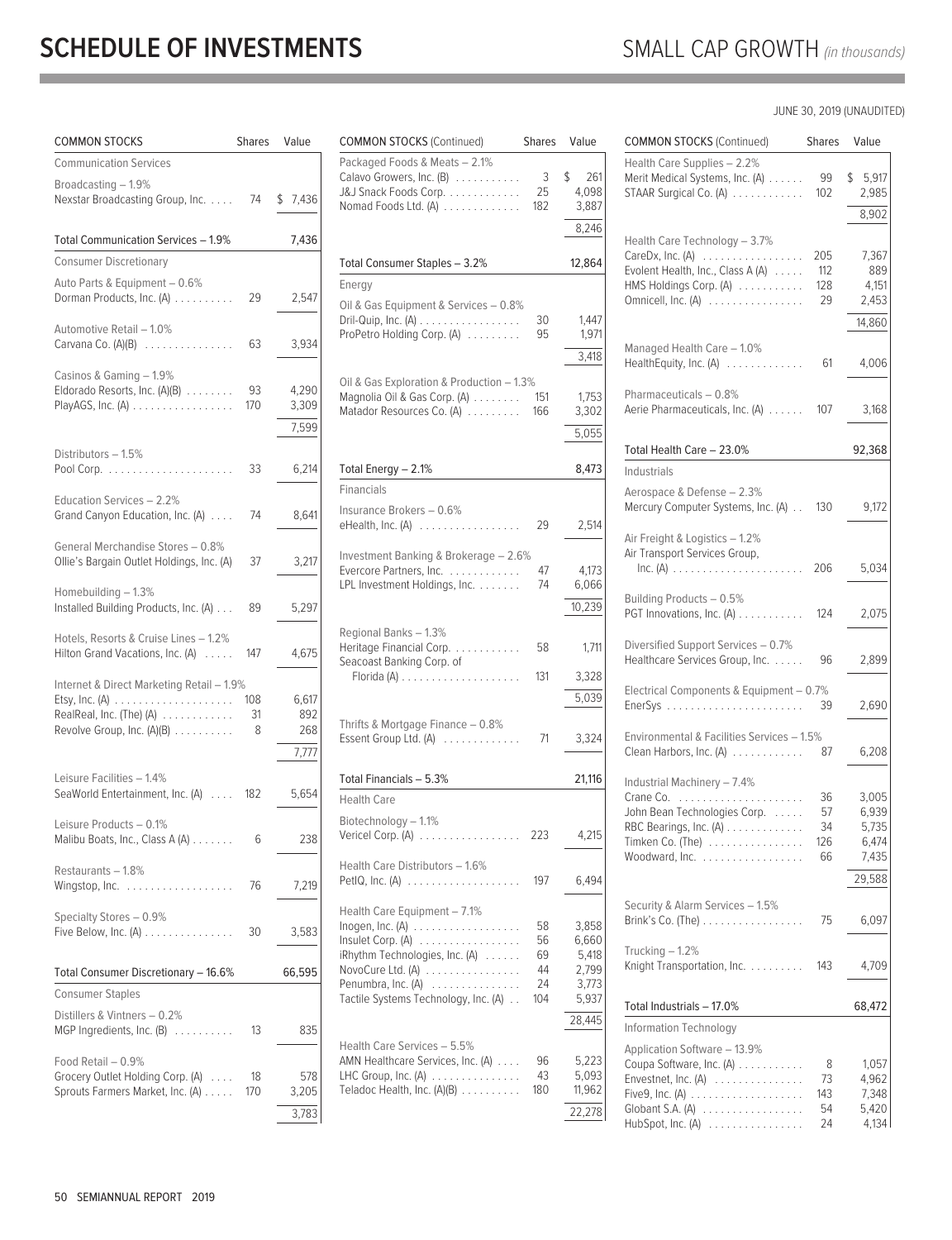# SCHEDULE OF INVESTMENTS

## SMALL CAP GROWTH *(in thousands)*

JUNE 30, 2019 (UNAUDITED)

| COMMON STOCKS | Shares | Value |
|---|---|---|
| **Communication Services** | | |
| Broadcasting – 1.9% | | |
| Nexstar Broadcasting Group, Inc. | 74 | $ 7,436 |
| Total Communication Services – 1.9% | | 7,436 |
| **Consumer Discretionary** | | |
| Auto Parts & Equipment – 0.6% | | |
| Dorman Products, Inc. (A) | 29 | 2,547 |
| Automotive Retail – 1.0% | | |
| Carvana Co. (A)(B) | 63 | 3,934 |
| Casinos & Gaming – 1.9% | | |
| Eldorado Resorts, Inc. (A)(B) | 93 | 4,290 |
| PlayAGS, Inc. (A) | 170 | 3,309 |
| | | 7,599 |
| Distributors – 1.5% | | |
| Pool Corp. | 33 | 6,214 |
| Education Services – 2.2% | | |
| Grand Canyon Education, Inc. (A) | 74 | 8,641 |
| General Merchandise Stores – 0.8% | | |
| Ollie's Bargain Outlet Holdings, Inc. (A) | 37 | 3,217 |
| Homebuilding – 1.3% | | |
| Installed Building Products, Inc. (A) | 89 | 5,297 |
| Hotels, Resorts & Cruise Lines – 1.2% | | |
| Hilton Grand Vacations, Inc. (A) | 147 | 4,675 |
| Internet & Direct Marketing Retail – 1.9% | | |
| Etsy, Inc. (A) | 108 | 6,617 |
| RealReal, Inc. (The) (A) | 31 | 892 |
| Revolve Group, Inc. (A)(B) | 8 | 268 |
| | | 7,777 |
| Leisure Facilities – 1.4% | | |
| SeaWorld Entertainment, Inc. (A) | 182 | 5,654 |
| Leisure Products – 0.1% | | |
| Malibu Boats, Inc., Class A (A) | 6 | 238 |
| Restaurants – 1.8% | | |
| Wingstop, Inc. | 76 | 7,219 |
| Specialty Stores – 0.9% | | |
| Five Below, Inc. (A) | 30 | 3,583 |
| Total Consumer Discretionary – 16.6% | | 66,595 |
| **Consumer Staples** | | |
| Distillers & Vintners – 0.2% | | |
| MGP Ingredients, Inc. (B) | 13 | 835 |
| Food Retail – 0.9% | | |
| Grocery Outlet Holding Corp. (A) | 18 | 578 |
| Sprouts Farmers Market, Inc. (A) | 170 | 3,205 |
| | | 3,783 |
| Packaged Foods & Meats – 2.1% | | |
| Calavo Growers, Inc. (B) | 3 | $ 261 |
| J&J Snack Foods Corp. | 25 | 4,098 |
| Nomad Foods Ltd. (A) | 182 | 3,887 |
| | | 8,246 |
| Total Consumer Staples – 3.2% | | 12,864 |
| **Energy** | | |
| Oil & Gas Equipment & Services – 0.8% | | |
| Dril-Quip, Inc. (A) | 30 | 1,447 |
| ProPetro Holding Corp. (A) | 95 | 1,971 |
| | | 3,418 |
| Oil & Gas Exploration & Production – 1.3% | | |
| Magnolia Oil & Gas Corp. (A) | 151 | 1,753 |
| Matador Resources Co. (A) | 166 | 3,302 |
| | | 5,055 |
| Total Energy – 2.1% | | 8,473 |
| **Financials** | | |
| Insurance Brokers – 0.6% | | |
| eHealth, Inc. (A) | 29 | 2,514 |
| Investment Banking & Brokerage – 2.6% | | |
| Evercore Partners, Inc. | 47 | 4,173 |
| LPL Investment Holdings, Inc. | 74 | 6,066 |
| | | 10,239 |
| Regional Banks – 1.3% | | |
| Heritage Financial Corp. | 58 | 1,711 |
| Seacoast Banking Corp. of Florida (A) | 131 | 3,328 |
| | | 5,039 |
| Thrifts & Mortgage Finance – 0.8% | | |
| Essent Group Ltd. (A) | 71 | 3,324 |
| Total Financials – 5.3% | | 21,116 |
| **Health Care** | | |
| Biotechnology – 1.1% | | |
| Vericel Corp. (A) | 223 | 4,215 |
| Health Care Distributors – 1.6% | | |
| PetIQ, Inc. (A) | 197 | 6,494 |
| Health Care Equipment – 7.1% | | |
| Inogen, Inc. (A) | 58 | 3,858 |
| Insulet Corp. (A) | 56 | 6,660 |
| iRhythm Technologies, Inc. (A) | 69 | 5,418 |
| NovoCure Ltd. (A) | 44 | 2,799 |
| Penumbra, Inc. (A) | 24 | 3,773 |
| Tactile Systems Technology, Inc. (A) | 104 | 5,937 |
| | | 28,445 |
| Health Care Services – 5.5% | | |
| AMN Healthcare Services, Inc. (A) | 96 | 5,223 |
| LHC Group, Inc. (A) | 43 | 5,093 |
| Teladoc Health, Inc. (A)(B) | 180 | 11,962 |
| | | 22,278 |
| Health Care Supplies – 2.2% | | |
| Merit Medical Systems, Inc. (A) | 99 | $ 5,917 |
| STAAR Surgical Co. (A) | 102 | 2,985 |
| | | 8,902 |
| Health Care Technology – 3.7% | | |
| CareDx, Inc. (A) | 205 | 7,367 |
| Evolent Health, Inc., Class A (A) | 112 | 889 |
| HMS Holdings Corp. (A) | 128 | 4,151 |
| Omnicell, Inc. (A) | 29 | 2,453 |
| | | 14,860 |
| Managed Health Care – 1.0% | | |
| HealthEquity, Inc. (A) | 61 | 4,006 |
| Pharmaceuticals – 0.8% | | |
| Aerie Pharmaceuticals, Inc. (A) | 107 | 3,168 |
| Total Health Care – 23.0% | | 92,368 |
| **Industrials** | | |
| Aerospace & Defense – 2.3% | | |
| Mercury Computer Systems, Inc. (A) | 130 | 9,172 |
| Air Freight & Logistics – 1.2% | | |
| Air Transport Services Group, Inc. (A) | 206 | 5,034 |
| Building Products – 0.5% | | |
| PGT Innovations, Inc. (A) | 124 | 2,075 |
| Diversified Support Services – 0.7% | | |
| Healthcare Services Group, Inc. | 96 | 2,899 |
| Electrical Components & Equipment – 0.7% | | |
| EnerSys | 39 | 2,690 |
| Environmental & Facilities Services – 1.5% | | |
| Clean Harbors, Inc. (A) | 87 | 6,208 |
| Industrial Machinery – 7.4% | | |
| Crane Co. | 36 | 3,005 |
| John Bean Technologies Corp. | 57 | 6,939 |
| RBC Bearings, Inc. (A) | 34 | 5,735 |
| Timken Co. (The) | 126 | 6,474 |
| Woodward, Inc. | 66 | 7,435 |
| | | 29,588 |
| Security & Alarm Services – 1.5% | | |
| Brink's Co. (The) | 75 | 6,097 |
| Trucking – 1.2% | | |
| Knight Transportation, Inc. | 143 | 4,709 |
| Total Industrials – 17.0% | | 68,472 |
| **Information Technology** | | |
| Application Software – 13.9% | | |
| Coupa Software, Inc. (A) | 8 | 1,057 |
| Envestnet, Inc. (A) | 73 | 4,962 |
| Five9, Inc. (A) | 143 | 7,348 |
| Globant S.A. (A) | 54 | 5,420 |
| HubSpot, Inc. (A) | 24 | 4,134 |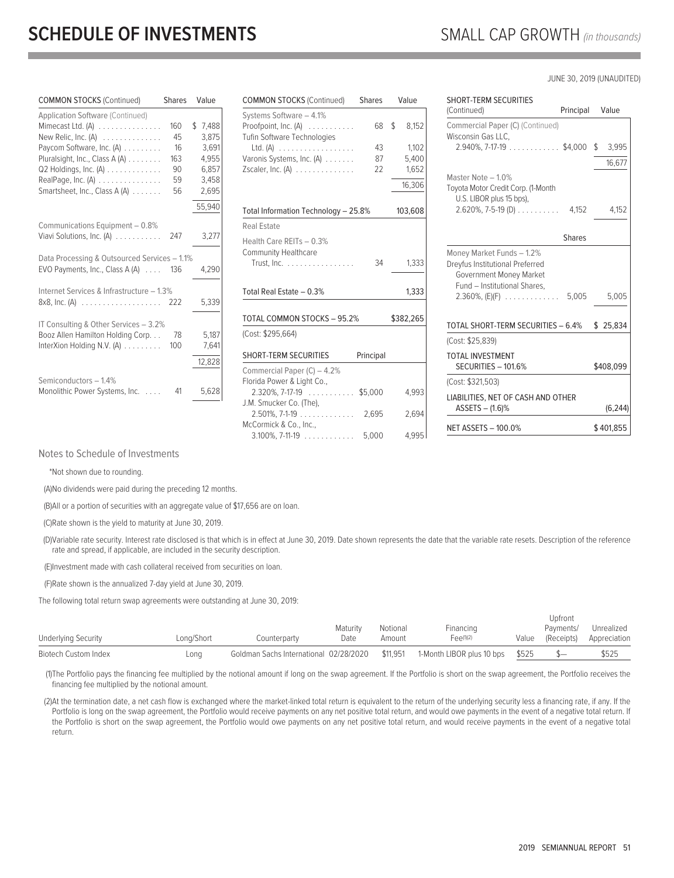# SCHEDULE OF INVESTMENTS

SMALL CAP GROWTH *(in thousands)*

JUNE 30, 2019 (UNAUDITED)

| COMMON STOCKS (Continued) | Shares | Value |
|---|---|---|
| Application Software (Continued) | | |
| Mimecast Ltd. (A) | 160 | $ 7,488 |
| New Relic, Inc. (A) | 45 | 3,875 |
| Paycom Software, Inc. (A) | 16 | 3,691 |
| Pluralsight, Inc., Class A (A) | 163 | 4,955 |
| Q2 Holdings, Inc. (A) | 90 | 6,857 |
| RealPage, Inc. (A) | 59 | 3,458 |
| Smartsheet, Inc., Class A (A) | 56 | 2,695 |
| | | 55,940 |
| Communications Equipment – 0.8% | | |
| Viavi Solutions, Inc. (A) | 247 | 3,277 |
| Data Processing & Outsourced Services – 1.1% | | |
| EVO Payments, Inc., Class A (A) | 136 | 4,290 |
| Internet Services & Infrastructure – 1.3% | | |
| 8x8, Inc. (A) | 222 | 5,339 |
| IT Consulting & Other Services – 3.2% | | |
| Booz Allen Hamilton Holding Corp. | 78 | 5,187 |
| InterXion Holding N.V. (A) | 100 | 7,641 |
| | | 12,828 |
| Semiconductors – 1.4% | | |
| Monolithic Power Systems, Inc. | 41 | 5,628 |
| Systems Software – 4.1% | | |
| Proofpoint, Inc. (A) | 68 | $ 8,152 |
| Tufin Software Technologies Ltd. (A) | 43 | 1,102 |
| Varonis Systems, Inc. (A) | 87 | 5,400 |
| Zscaler, Inc. (A) | 22 | 1,652 |
| | | 16,306 |
| Total Information Technology – 25.8% | | 103,608 |
| Real Estate | | |
| Health Care REITs – 0.3% | | |
| Community Healthcare Trust, Inc. | 34 | 1,333 |
| Total Real Estate – 0.3% | | 1,333 |
| TOTAL COMMON STOCKS – 95.2% | | $382,265 |
| (Cost: $295,664) | | |

| SHORT-TERM SECURITIES | Principal | Value |
|---|---|---|
| Commercial Paper (C) – 4.2% | | |
| Florida Power & Light Co., 2.320%, 7-17-19 | $5,000 | 4,993 |
| J.M. Smucker Co. (The), 2.501%, 7-1-19 | 2,695 | 2,694 |
| McCormick & Co., Inc., 3.100%, 7-11-19 | 5,000 | 4,995 |
| Wisconsin Gas LLC, 2.940%, 7-17-19 | $4,000 | $ 3,995 |
| | | 16,677 |
| Master Note – 1.0% | | |
| Toyota Motor Credit Corp. (1-Month U.S. LIBOR plus 15 bps), 2.620%, 7-5-19 (D) | 4,152 | 4,152 |
| | **Shares** | |
| Money Market Funds – 1.2% | | |
| Dreyfus Institutional Preferred Government Money Market Fund – Institutional Shares, 2.360%, (E)(F) | 5,005 | 5,005 |
| TOTAL SHORT-TERM SECURITIES – 6.4% | | $ 25,834 |
| (Cost: $25,839) | | |
| TOTAL INVESTMENT SECURITIES – 101.6% | | $408,099 |
| (Cost: $321,503) | | |
| LIABILITIES, NET OF CASH AND OTHER ASSETS – (1.6)% | | (6,244) |
| NET ASSETS – 100.0% | | $401,855 |

Notes to Schedule of Investments

*Not shown due to rounding.

(A)No dividends were paid during the preceding 12 months.

(B)All or a portion of securities with an aggregate value of $17,656 are on loan.

(C)Rate shown is the yield to maturity at June 30, 2019.

(D)Variable rate security. Interest rate disclosed is that which is in effect at June 30, 2019. Date shown represents the date that the variable rate resets. Description of the reference rate and spread, if applicable, are included in the security description.

(E)Investment made with cash collateral received from securities on loan.

(F)Rate shown is the annualized 7-day yield at June 30, 2019.

The following total return swap agreements were outstanding at June 30, 2019:

| Underlying Security | Long/Short | Counterparty | Maturity Date | Notional Amount | Financing Fee(1)(2) | Value | Upfront Payments/ (Receipts) | Unrealized Appreciation |
|---|---|---|---|---|---|---|---|---|
| Biotech Custom Index | Long | Goldman Sachs International | 02/28/2020 | $11,951 | 1-Month LIBOR plus 10 bps | $525 | $— | $525 |

(1)The Portfolio pays the financing fee multiplied by the notional amount if long on the swap agreement. If the Portfolio is short on the swap agreement, the Portfolio receives the financing fee multiplied by the notional amount.

(2)At the termination date, a net cash flow is exchanged where the market-linked total return is equivalent to the return of the underlying security less a financing rate, if any. If the Portfolio is long on the swap agreement, the Portfolio would receive payments on any net positive total return, and would owe payments in the event of a negative total return. If the Portfolio is short on the swap agreement, the Portfolio would owe payments on any net positive total return, and would receive payments in the event of a negative total return.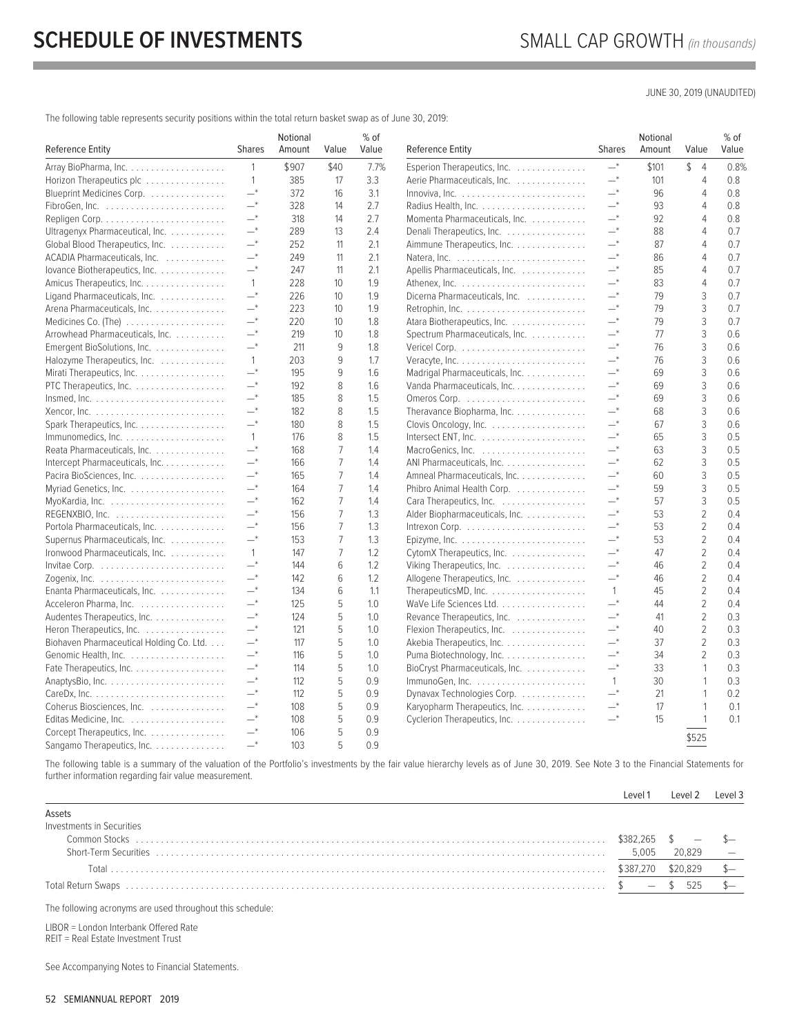# SCHEDULE OF INVESTMENTS

SMALL CAP GROWTH *(in thousands)*

JUNE 30, 2019 (UNAUDITED)

The following table represents security positions within the total return basket swap as of June 30, 2019:

| Reference Entity | Shares | Notional Amount | Value | % of Value |
|---|---|---|---|---|
| Array BioPharma, Inc. | 1 | $907 | $40 | 7.7% |
| Horizon Therapeutics plc | 1 | 385 | 17 | 3.3 |
| Blueprint Medicines Corp. | —* | 372 | 16 | 3.1 |
| FibroGen, Inc. | —* | 328 | 14 | 2.7 |
| Repligen Corp. | —* | 318 | 14 | 2.7 |
| Ultragenyx Pharmaceutical, Inc. | —* | 289 | 13 | 2.4 |
| Global Blood Therapeutics, Inc. | —* | 252 | 11 | 2.1 |
| ACADIA Pharmaceuticals, Inc. | —* | 249 | 11 | 2.1 |
| Iovance Biotherapeutics, Inc. | —* | 247 | 11 | 2.1 |
| Amicus Therapeutics, Inc. | 1 | 228 | 10 | 1.9 |
| Ligand Pharmaceuticals, Inc. | —* | 226 | 10 | 1.9 |
| Arena Pharmaceuticals, Inc. | —* | 223 | 10 | 1.9 |
| Medicines Co. (The) | —* | 220 | 10 | 1.8 |
| Arrowhead Pharmaceuticals, Inc. | —* | 219 | 10 | 1.8 |
| Emergent BioSolutions, Inc. | —* | 211 | 9 | 1.8 |
| Halozyme Therapeutics, Inc. | 1 | 203 | 9 | 1.7 |
| Mirati Therapeutics, Inc. | —* | 195 | 9 | 1.6 |
| PTC Therapeutics, Inc. | —* | 192 | 8 | 1.6 |
| Insmed, Inc. | —* | 185 | 8 | 1.5 |
| Xencor, Inc. | —* | 182 | 8 | 1.5 |
| Spark Therapeutics, Inc. | —* | 180 | 8 | 1.5 |
| Immunomedics, Inc. | 1 | 176 | 8 | 1.5 |
| Reata Pharmaceuticals, Inc. | —* | 168 | 7 | 1.4 |
| Intercept Pharmaceuticals, Inc. | —* | 166 | 7 | 1.4 |
| Pacira BioSciences, Inc. | —* | 165 | 7 | 1.4 |
| Myriad Genetics, Inc. | —* | 164 | 7 | 1.4 |
| MyoKardia, Inc. | —* | 162 | 7 | 1.4 |
| REGENXBIO, Inc. | —* | 156 | 7 | 1.3 |
| Portola Pharmaceuticals, Inc. | —* | 156 | 7 | 1.3 |
| Supernus Pharmaceuticals, Inc. | —* | 153 | 7 | 1.3 |
| Ironwood Pharmaceuticals, Inc. | 1 | 147 | 7 | 1.2 |
| Invitae Corp. | —* | 144 | 6 | 1.2 |
| Zogenix, Inc. | —* | 142 | 6 | 1.2 |
| Enanta Pharmaceuticals, Inc. | —* | 134 | 6 | 1.1 |
| Acceleron Pharma, Inc. | —* | 125 | 5 | 1.0 |
| Audentes Therapeutics, Inc. | —* | 124 | 5 | 1.0 |
| Heron Therapeutics, Inc. | —* | 121 | 5 | 1.0 |
| Biohaven Pharmaceutical Holding Co. Ltd. | —* | 117 | 5 | 1.0 |
| Genomic Health, Inc. | —* | 116 | 5 | 1.0 |
| Fate Therapeutics, Inc. | —* | 114 | 5 | 1.0 |
| AnaptysBio, Inc. | —* | 112 | 5 | 0.9 |
| CareDx, Inc. | —* | 112 | 5 | 0.9 |
| Coherus Biosciences, Inc. | —* | 108 | 5 | 0.9 |
| Editas Medicine, Inc. | —* | 108 | 5 | 0.9 |
| Corcept Therapeutics, Inc. | —* | 106 | 5 | 0.9 |
| Sangamo Therapeutics, Inc. | —* | 103 | 5 | 0.9 |
| Esperion Therapeutics, Inc. | —* | $101 | $ 4 | 0.8% |
| Aerie Pharmaceuticals, Inc. | —* | 101 | 4 | 0.8 |
| Innoviva, Inc. | —* | 96 | 4 | 0.8 |
| Radius Health, Inc. | —* | 93 | 4 | 0.8 |
| Momenta Pharmaceuticals, Inc. | —* | 92 | 4 | 0.8 |
| Denali Therapeutics, Inc. | —* | 88 | 4 | 0.7 |
| Aimmune Therapeutics, Inc. | —* | 87 | 4 | 0.7 |
| Natera, Inc. | —* | 86 | 4 | 0.7 |
| Apellis Pharmaceuticals, Inc. | —* | 85 | 4 | 0.7 |
| Athenex, Inc. | —* | 83 | 4 | 0.7 |
| Dicerna Pharmaceuticals, Inc. | —* | 79 | 3 | 0.7 |
| Retrophin, Inc. | —* | 79 | 3 | 0.7 |
| Atara Biotherapeutics, Inc. | —* | 79 | 3 | 0.7 |
| Spectrum Pharmaceuticals, Inc. | —* | 77 | 3 | 0.6 |
| Vericel Corp. | —* | 76 | 3 | 0.6 |
| Veracyte, Inc. | —* | 76 | 3 | 0.6 |
| Madrigal Pharmaceuticals, Inc. | —* | 69 | 3 | 0.6 |
| Vanda Pharmaceuticals, Inc. | —* | 69 | 3 | 0.6 |
| Omeros Corp. | —* | 69 | 3 | 0.6 |
| Theravance Biopharma, Inc. | —* | 68 | 3 | 0.6 |
| Clovis Oncology, Inc. | —* | 67 | 3 | 0.6 |
| Intersect ENT, Inc. | —* | 65 | 3 | 0.5 |
| MacroGenics, Inc. | —* | 63 | 3 | 0.5 |
| ANI Pharmaceuticals, Inc. | —* | 62 | 3 | 0.5 |
| Amneal Pharmaceuticals, Inc. | —* | 60 | 3 | 0.5 |
| Phibro Animal Health Corp. | —* | 59 | 3 | 0.5 |
| Cara Therapeutics, Inc. | —* | 57 | 3 | 0.5 |
| Alder Biopharmaceuticals, Inc. | —* | 53 | 2 | 0.4 |
| Intrexon Corp. | —* | 53 | 2 | 0.4 |
| Epizyme, Inc. | —* | 53 | 2 | 0.4 |
| CytomX Therapeutics, Inc. | —* | 47 | 2 | 0.4 |
| Viking Therapeutics, Inc. | —* | 46 | 2 | 0.4 |
| Allogene Therapeutics, Inc. | —* | 46 | 2 | 0.4 |
| TherapeuticsMD, Inc. | 1 | 45 | 2 | 0.4 |
| WaVe Life Sciences Ltd. | —* | 44 | 2 | 0.4 |
| Revance Therapeutics, Inc. | —* | 41 | 2 | 0.3 |
| Flexion Therapeutics, Inc. | —* | 40 | 2 | 0.3 |
| Akebia Therapeutics, Inc. | —* | 37 | 2 | 0.3 |
| Puma Biotechnology, Inc. | —* | 34 | 2 | 0.3 |
| BioCryst Pharmaceuticals, Inc. | —* | 33 | 1 | 0.3 |
| ImmunoGen, Inc. | 1 | 30 | 1 | 0.3 |
| Dynavax Technologies Corp. | —* | 21 | 1 | 0.2 |
| Karyopharm Therapeutics, Inc. | —* | 17 | 1 | 0.1 |
| Cyclerion Therapeutics, Inc. | —* | 15 | 1 | 0.1 |
| | | | $525 | |

The following table is a summary of the valuation of the Portfolio's investments by the fair value hierarchy levels as of June 30, 2019. See Note 3 to the Financial Statements for further information regarding fair value measurement.

| | Level 1 | Level 2 | Level 3 |
|---|---|---|---|
| Assets | | | |
| Investments in Securities | | | |
| Common Stocks | $382,265 | $ — | $— |
| Short-Term Securities | 5,005 | 20,829 | — |
| Total | $387,270 | $20,829 | $— |
| Total Return Swaps | $ — | $ 525 | $— |

The following acronyms are used throughout this schedule:

LIBOR = London Interbank Offered Rate
REIT = Real Estate Investment Trust

See Accompanying Notes to Financial Statements.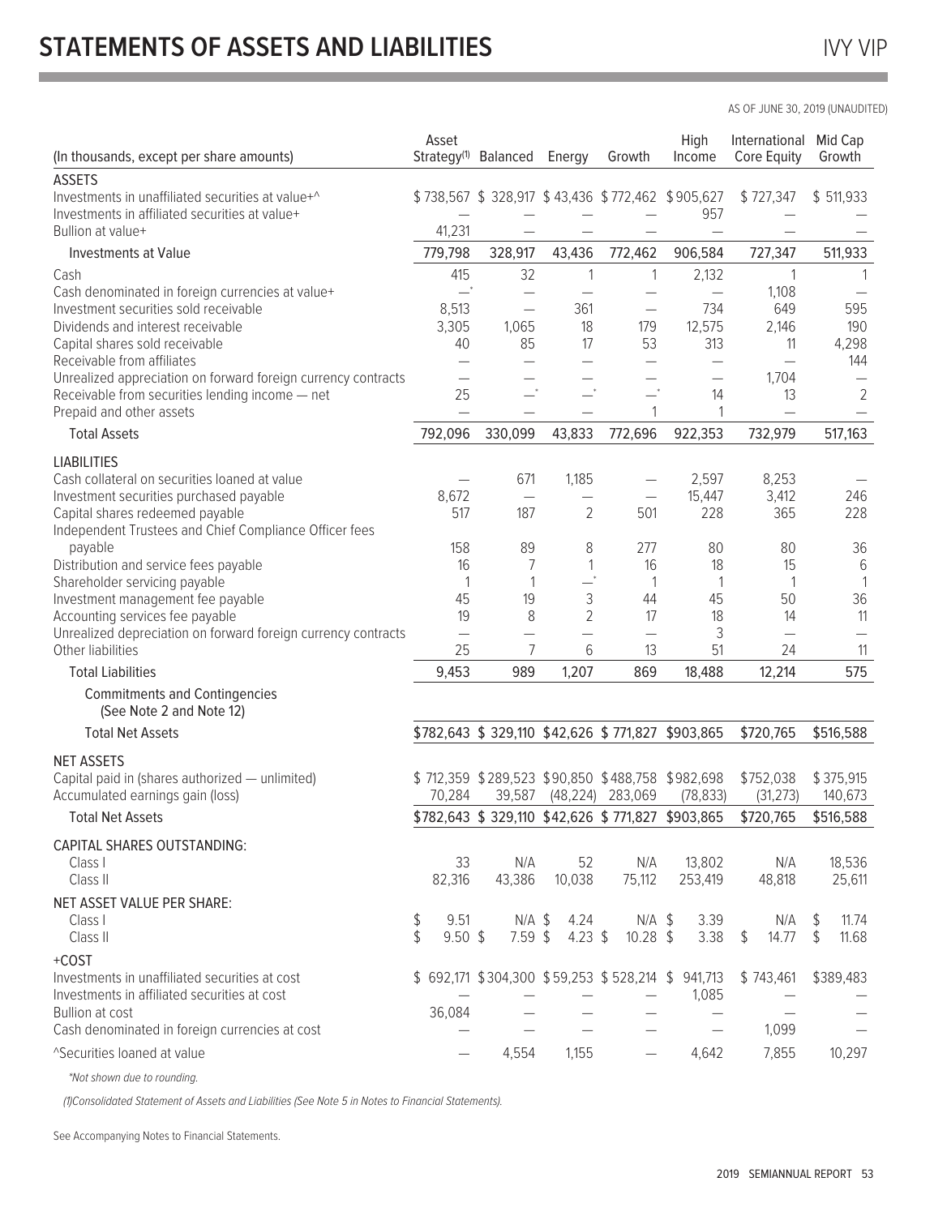# STATEMENTS OF ASSETS AND LIABILITIES

IVY VIP

AS OF JUNE 30, 2019 (UNAUDITED)

| (In thousands, except per share amounts) | Asset Strategy[1] | Balanced | Energy | Growth | High Income | International Core Equity | Mid Cap Growth |
|---|---|---|---|---|---|---|---|
| **ASSETS** | | | | | | | |
| Investments in unaffiliated securities at value+^ | $738,567 | $ 328,917 | $ 43,436 | $ 772,462 | $ 905,627 | $ 727,347 | $ 511,933 |
| Investments in affiliated securities at value+ | — | — | — | — | 957 | — | — |
| Bullion at value+ | 41,231 | — | — | — | — | — | — |
| Investments at Value | 779,798 | 328,917 | 43,436 | 772,462 | 906,584 | 727,347 | 511,933 |
| Cash | 415 | 32 | 1 | 1 | 2,132 | 1 | 1 |
| Cash denominated in foreign currencies at value+ | —* | — | — | — | — | 1,108 | — |
| Investment securities sold receivable | 8,513 | — | 361 | — | 734 | 649 | 595 |
| Dividends and interest receivable | 3,305 | 1,065 | 18 | 179 | 12,575 | 2,146 | 190 |
| Capital shares sold receivable | 40 | 85 | 17 | 53 | 313 | 11 | 4,298 |
| Receivable from affiliates | — | — | — | — | — | — | 144 |
| Unrealized appreciation on forward foreign currency contracts | — | — | — | — | — | 1,704 | — |
| Receivable from securities lending income — net | 25 | —* | —* | —* | 14 | 13 | 2 |
| Prepaid and other assets | — | — | — | 1 | 1 | — | — |
| Total Assets | 792,096 | 330,099 | 43,833 | 772,696 | 922,353 | 732,979 | 517,163 |
| **LIABILITIES** | | | | | | | |
| Cash collateral on securities loaned at value | — | 671 | 1,185 | — | 2,597 | 8,253 | — |
| Investment securities purchased payable | 8,672 | — | — | — | 15,447 | 3,412 | 246 |
| Capital shares redeemed payable | 517 | 187 | 2 | 501 | 228 | 365 | 228 |
| Independent Trustees and Chief Compliance Officer fees payable | 158 | 89 | 8 | 277 | 80 | 80 | 36 |
| Distribution and service fees payable | 16 | 7 | 1 | 16 | 18 | 15 | 6 |
| Shareholder servicing payable | 1 | 1 | —* | 1 | 1 | 1 | 1 |
| Investment management fee payable | 45 | 19 | 3 | 44 | 45 | 50 | 36 |
| Accounting services fee payable | 19 | 8 | 2 | 17 | 18 | 14 | 11 |
| Unrealized depreciation on forward foreign currency contracts | — | — | — | — | 3 | — | — |
| Other liabilities | 25 | 7 | 6 | 13 | 51 | 24 | 11 |
| Total Liabilities | 9,453 | 989 | 1,207 | 869 | 18,488 | 12,214 | 575 |
| Commitments and Contingencies (See Note 2 and Note 12) | | | | | | | |
| Total Net Assets | $782,643 | $ 329,110 | $42,626 | $ 771,827 | $903,865 | $720,765 | $516,588 |
| **NET ASSETS** | | | | | | | |
| Capital paid in (shares authorized — unlimited) | $ 712,359 | $289,523 | $90,850 | $488,758 | $982,698 | $752,038 | $ 375,915 |
| Accumulated earnings gain (loss) | 70,284 | 39,587 | (48,224) | 283,069 | (78,833) | (31,273) | 140,673 |
| Total Net Assets | $782,643 | $ 329,110 | $42,626 | $ 771,827 | $903,865 | $720,765 | $516,588 |
| **CAPITAL SHARES OUTSTANDING:** | | | | | | | |
| Class I | 33 | N/A | 52 | N/A | 13,802 | N/A | 18,536 |
| Class II | 82,316 | 43,386 | 10,038 | 75,112 | 253,419 | 48,818 | 25,611 |
| **NET ASSET VALUE PER SHARE:** | | | | | | | |
| Class I | $ 9.51 | N/A | $ 4.24 | N/A | $ 3.39 | N/A | $ 11.74 |
| Class II | $ 9.50 | $ 7.59 | $ 4.23 | $ 10.28 | $ 3.38 | $ 14.77 | $ 11.68 |
| **+COST** | | | | | | | |
| Investments in unaffiliated securities at cost | $ 692,171 | $304,300 | $59,253 | $528,214 | $ 941,713 | $ 743,461 | $389,483 |
| Investments in affiliated securities at cost | — | — | — | — | 1,085 | — | — |
| Bullion at cost | 36,084 | — | — | — | — | — | — |
| Cash denominated in foreign currencies at cost | — | — | — | — | — | 1,099 | — |
| ^Securities loaned at value | — | 4,554 | 1,155 | — | 4,642 | 7,855 | 10,297 |

*Not shown due to rounding.

(1)Consolidated Statement of Assets and Liabilities (See Note 5 in Notes to Financial Statements).

See Accompanying Notes to Financial Statements.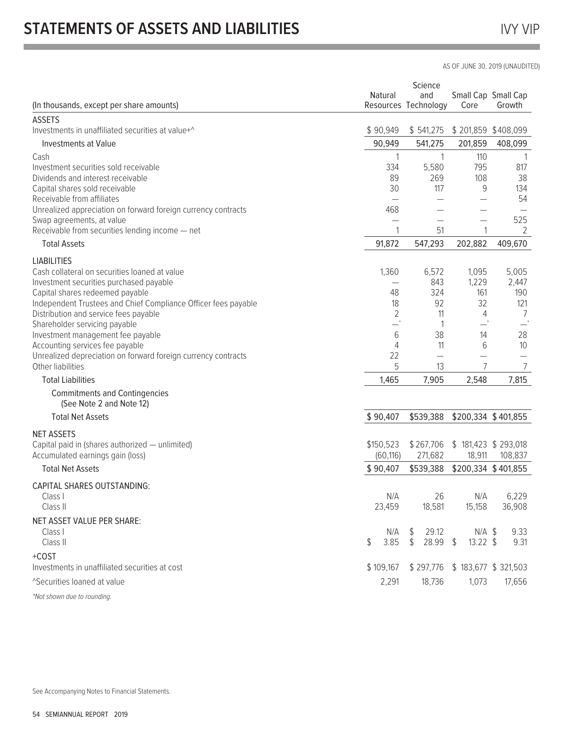# STATEMENTS OF ASSETS AND LIABILITIES

IVY VIP

AS OF JUNE 30, 2019 (UNAUDITED)

| (In thousands, except per share amounts) | Natural Resources | Science and Technology | Small Cap Core | Small Cap Growth |
|---|---|---|---|---|
| **ASSETS** | | | | |
| Investments in unaffiliated securities at value+^ | $ 90,949 | $ 541,275 | $ 201,859 | $ 408,099 |
| Investments at Value | 90,949 | 541,275 | 201,859 | 408,099 |
| Cash | 1 | 1 | 110 | 1 |
| Investment securities sold receivable | 334 | 5,580 | 795 | 817 |
| Dividends and interest receivable | 89 | 269 | 108 | 38 |
| Capital shares sold receivable | 30 | 117 | 9 | 134 |
| Receivable from affiliates | — | — | — | 54 |
| Unrealized appreciation on forward foreign currency contracts | 468 | — | — | — |
| Swap agreements, at value | — | — | — | 525 |
| Receivable from securities lending income — net | 1 | 51 | 1 | 2 |
| Total Assets | 91,872 | 547,293 | 202,882 | 409,670 |
| **LIABILITIES** | | | | |
| Cash collateral on securities loaned at value | 1,360 | 6,572 | 1,095 | 5,005 |
| Investment securities purchased payable | — | 843 | 1,229 | 2,447 |
| Capital shares redeemed payable | 48 | 324 | 161 | 190 |
| Independent Trustees and Chief Compliance Officer fees payable | 18 | 92 | 32 | 121 |
| Distribution and service fees payable | 2 | 11 | 4 | 7 |
| Shareholder servicing payable | —* | 1 | —* | —* |
| Investment management fee payable | 6 | 38 | 14 | 28 |
| Accounting services fee payable | 4 | 11 | 6 | 10 |
| Unrealized depreciation on forward foreign currency contracts | 22 | — | — | — |
| Other liabilities | 5 | 13 | 7 | 7 |
| Total Liabilities | 1,465 | 7,905 | 2,548 | 7,815 |
| Commitments and Contingencies (See Note 2 and Note 12) | | | | |
| Total Net Assets | $ 90,407 | $539,388 | $200,334 | $ 401,855 |
| **NET ASSETS** | | | | |
| Capital paid in (shares authorized — unlimited) | $150,523 | $ 267,706 | $ 181,423 | $ 293,018 |
| Accumulated earnings gain (loss) | (60,116) | 271,682 | 18,911 | 108,837 |
| Total Net Assets | $ 90,407 | $539,388 | $200,334 | $ 401,855 |
| **CAPITAL SHARES OUTSTANDING:** | | | | |
| Class I | N/A | 26 | N/A | 6,229 |
| Class II | 23,459 | 18,581 | 15,158 | 36,908 |
| **NET ASSET VALUE PER SHARE:** | | | | |
| Class I | N/A | $ 29.12 | N/A | $ 9.33 |
| Class II | $ 3.85 | $ 28.99 | $ 13.22 | $ 9.31 |
| +COST | | | | |
| Investments in unaffiliated securities at cost | $ 109,167 | $ 297,776 | $ 183,677 | $ 321,503 |
| ^Securities loaned at value | 2,291 | 18,736 | 1,073 | 17,656 |

*Not shown due to rounding.

See Accompanying Notes to Financial Statements.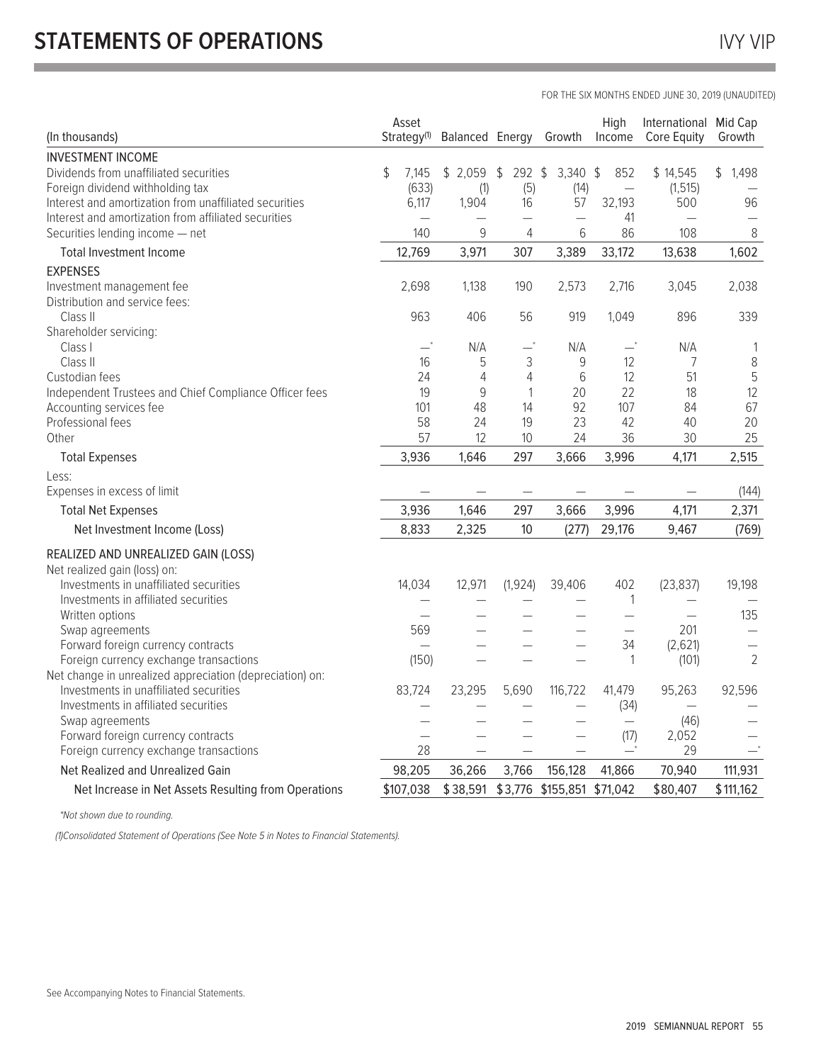# STATEMENTS OF OPERATIONS

IVY VIP

FOR THE SIX MONTHS ENDED JUNE 30, 2019 (UNAUDITED)

| (In thousands) | Asset Strategy[(1)] | Balanced | Energy | Growth | High Income | International Core Equity | Mid Cap Growth |
|---|---|---|---|---|---|---|---|
| **INVESTMENT INCOME** | | | | | | | |
| Dividends from unaffiliated securities | $ 7,145 | $ 2,059 | $ 292 | $ 3,340 | $ 852 | $ 14,545 | $ 1,498 |
| Foreign dividend withholding tax | (633) | (1) | (5) | (14) | — | (1,515) | — |
| Interest and amortization from unaffiliated securities | 6,117 | 1,904 | 16 | 57 | 32,193 | 500 | 96 |
| Interest and amortization from affiliated securities | — | — | — | — | 41 | — | — |
| Securities lending income — net | 140 | 9 | 4 | 6 | 86 | 108 | 8 |
| Total Investment Income | 12,769 | 3,971 | 307 | 3,389 | 33,172 | 13,638 | 1,602 |
| **EXPENSES** | | | | | | | |
| Investment management fee | 2,698 | 1,138 | 190 | 2,573 | 2,716 | 3,045 | 2,038 |
| Distribution and service fees: | | | | | | | |
| Class II | 963 | 406 | 56 | 919 | 1,049 | 896 | 339 |
| Shareholder servicing: | | | | | | | |
| Class I | —* | N/A | —* | N/A | —* | N/A | 1 |
| Class II | 16 | 5 | 3 | 9 | 12 | 7 | 8 |
| Custodian fees | 24 | 4 | 4 | 6 | 12 | 51 | 5 |
| Independent Trustees and Chief Compliance Officer fees | 19 | 9 | 1 | 20 | 22 | 18 | 12 |
| Accounting services fee | 101 | 48 | 14 | 92 | 107 | 84 | 67 |
| Professional fees | 58 | 24 | 19 | 23 | 42 | 40 | 20 |
| Other | 57 | 12 | 10 | 24 | 36 | 30 | 25 |
| Total Expenses | 3,936 | 1,646 | 297 | 3,666 | 3,996 | 4,171 | 2,515 |
| Less: | | | | | | | |
| Expenses in excess of limit | — | — | — | — | — | — | (144) |
| Total Net Expenses | 3,936 | 1,646 | 297 | 3,666 | 3,996 | 4,171 | 2,371 |
| Net Investment Income (Loss) | 8,833 | 2,325 | 10 | (277) | 29,176 | 9,467 | (769) |
| **REALIZED AND UNREALIZED GAIN (LOSS)** | | | | | | | |
| Net realized gain (loss) on: | | | | | | | |
| Investments in unaffiliated securities | 14,034 | 12,971 | (1,924) | 39,406 | 402 | (23,837) | 19,198 |
| Investments in affiliated securities | — | — | — | — | 1 | — | — |
| Written options | — | — | — | — | — | — | 135 |
| Swap agreements | 569 | — | — | — | — | 201 | — |
| Forward foreign currency contracts | — | — | — | — | 34 | (2,621) | — |
| Foreign currency exchange transactions | (150) | — | — | — | 1 | (101) | 2 |
| Net change in unrealized appreciation (depreciation) on: | | | | | | | |
| Investments in unaffiliated securities | 83,724 | 23,295 | 5,690 | 116,722 | 41,479 | 95,263 | 92,596 |
| Investments in affiliated securities | — | — | — | — | (34) | — | — |
| Swap agreements | — | — | — | — | — | (46) | — |
| Forward foreign currency contracts | — | — | — | — | (17) | 2,052 | — |
| Foreign currency exchange transactions | 28 | — | — | — | —* | 29 | —* |
| Net Realized and Unrealized Gain | 98,205 | 36,266 | 3,766 | 156,128 | 41,866 | 70,940 | 111,931 |
| Net Increase in Net Assets Resulting from Operations | $107,038 | $38,591 | $3,776 | $155,851 | $71,042 | $80,407 | $111,162 |

*Not shown due to rounding.

(1)Consolidated Statement of Operations (See Note 5 in Notes to Financial Statements).

See Accompanying Notes to Financial Statements.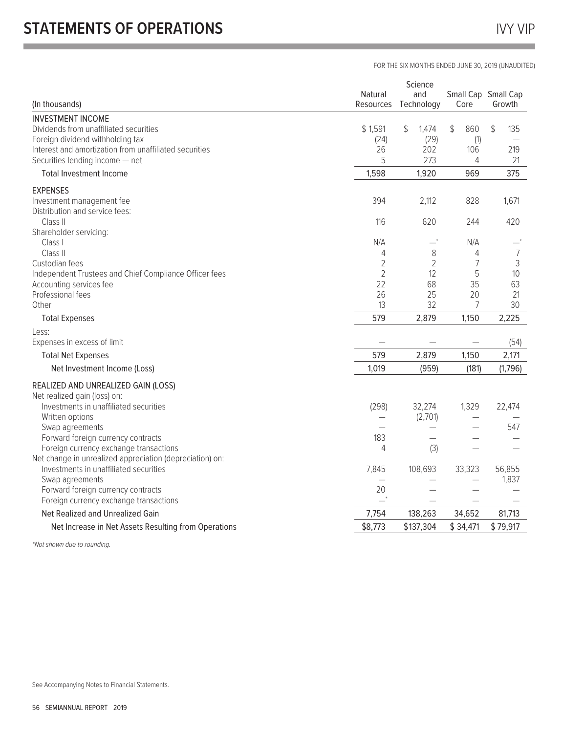# STATEMENTS OF OPERATIONS

IVY VIP

FOR THE SIX MONTHS ENDED JUNE 30, 2019 (UNAUDITED)

| (In thousands) | Natural Resources | Science and Technology | Small Cap Core | Small Cap Growth |
|---|---|---|---|---|
| **INVESTMENT INCOME** | | | | |
| Dividends from unaffiliated securities | $ 1,591 | $ 1,474 | $ 860 | $ 135 |
| Foreign dividend withholding tax | (24) | (29) | (1) | — |
| Interest and amortization from unaffiliated securities | 26 | 202 | 106 | 219 |
| Securities lending income — net | 5 | 273 | 4 | 21 |
| Total Investment Income | 1,598 | 1,920 | 969 | 375 |
| **EXPENSES** | | | | |
| Investment management fee | 394 | 2,112 | 828 | 1,671 |
| Distribution and service fees: | | | | |
| Class II | 116 | 620 | 244 | 420 |
| Shareholder servicing: | | | | |
| Class I | N/A | —* | N/A | —* |
| Class II | 4 | 8 | 4 | 7 |
| Custodian fees | 2 | 2 | 7 | 3 |
| Independent Trustees and Chief Compliance Officer fees | 2 | 12 | 5 | 10 |
| Accounting services fee | 22 | 68 | 35 | 63 |
| Professional fees | 26 | 25 | 20 | 21 |
| Other | 13 | 32 | 7 | 30 |
| Total Expenses | 579 | 2,879 | 1,150 | 2,225 |
| Less: | | | | |
| Expenses in excess of limit | — | — | — | (54) |
| Total Net Expenses | 579 | 2,879 | 1,150 | 2,171 |
| Net Investment Income (Loss) | 1,019 | (959) | (181) | (1,796) |
| **REALIZED AND UNREALIZED GAIN (LOSS)** | | | | |
| Net realized gain (loss) on: | | | | |
| Investments in unaffiliated securities | (298) | 32,274 | 1,329 | 22,474 |
| Written options | — | (2,701) | — | — |
| Swap agreements | — | — | — | 547 |
| Forward foreign currency contracts | 183 | — | — | — |
| Foreign currency exchange transactions | 4 | (3) | — | — |
| Net change in unrealized appreciation (depreciation) on: | | | | |
| Investments in unaffiliated securities | 7,845 | 108,693 | 33,323 | 56,855 |
| Swap agreements | — | — | — | 1,837 |
| Forward foreign currency contracts | 20 | — | — | — |
| Foreign currency exchange transactions | —* | — | — | — |
| Net Realized and Unrealized Gain | 7,754 | 138,263 | 34,652 | 81,713 |
| Net Increase in Net Assets Resulting from Operations | $8,773 | $137,304 | $ 34,471 | $ 79,917 |

*Not shown due to rounding.

See Accompanying Notes to Financial Statements.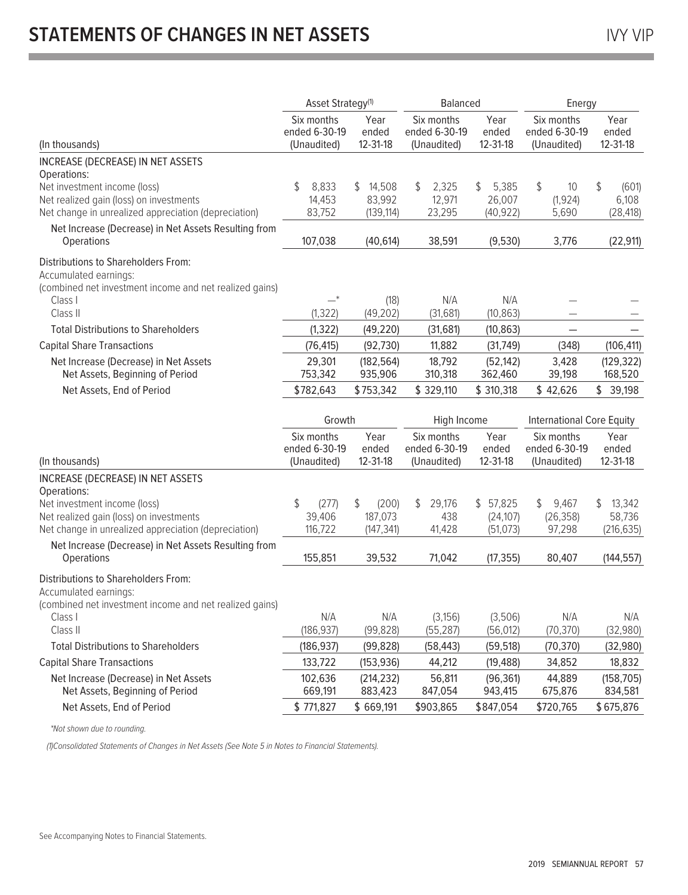# STATEMENTS OF CHANGES IN NET ASSETS

| (In thousands) | Asset Strategy[1] | | Balanced | | Energy | |
|---|---|---|---|---|---|---|
| | Six months ended 6-30-19 (Unaudited) | Year ended 12-31-18 | Six months ended 6-30-19 (Unaudited) | Year ended 12-31-18 | Six months ended 6-30-19 (Unaudited) | Year ended 12-31-18 |
| INCREASE (DECREASE) IN NET ASSETS | | | | | | |
| Operations: | | | | | | |
| Net investment income (loss) | $ 8,833 | $ 14,508 | $ 2,325 | $ 5,385 | $ 10 | $ (601) |
| Net realized gain (loss) on investments | 14,453 | 83,992 | 12,971 | 26,007 | (1,924) | 6,108 |
| Net change in unrealized appreciation (depreciation) | 83,752 | (139,114) | 23,295 | (40,922) | 5,690 | (28,418) |
| Net Increase (Decrease) in Net Assets Resulting from Operations | 107,038 | (40,614) | 38,591 | (9,530) | 3,776 | (22,911) |
| Distributions to Shareholders From: | | | | | | |
| Accumulated earnings: | | | | | | |
| (combined net investment income and net realized gains) | | | | | | |
| Class I | —* | (18) | N/A | N/A | — | — |
| Class II | (1,322) | (49,202) | (31,681) | (10,863) | — | — |
| Total Distributions to Shareholders | (1,322) | (49,220) | (31,681) | (10,863) | — | — |
| Capital Share Transactions | (76,415) | (92,730) | 11,882 | (31,749) | (348) | (106,411) |
| Net Increase (Decrease) in Net Assets | 29,301 | (182,564) | 18,792 | (52,142) | 3,428 | (129,322) |
| Net Assets, Beginning of Period | 753,342 | 935,906 | 310,318 | 362,460 | 39,198 | 168,520 |
| Net Assets, End of Period | $782,643 | $753,342 | $ 329,110 | $ 310,318 | $ 42,626 | $ 39,198 |

| (In thousands) | Growth | | High Income | | International Core Equity | |
|---|---|---|---|---|---|---|
| | Six months ended 6-30-19 (Unaudited) | Year ended 12-31-18 | Six months ended 6-30-19 (Unaudited) | Year ended 12-31-18 | Six months ended 6-30-19 (Unaudited) | Year ended 12-31-18 |
| INCREASE (DECREASE) IN NET ASSETS | | | | | | |
| Operations: | | | | | | |
| Net investment income (loss) | $ (277) | $ (200) | $ 29,176 | $ 57,825 | $ 9,467 | $ 13,342 |
| Net realized gain (loss) on investments | 39,406 | 187,073 | 438 | (24,107) | (26,358) | 58,736 |
| Net change in unrealized appreciation (depreciation) | 116,722 | (147,341) | 41,428 | (51,073) | 97,298 | (216,635) |
| Net Increase (Decrease) in Net Assets Resulting from Operations | 155,851 | 39,532 | 71,042 | (17,355) | 80,407 | (144,557) |
| Distributions to Shareholders From: | | | | | | |
| Accumulated earnings: | | | | | | |
| (combined net investment income and net realized gains) | | | | | | |
| Class I | N/A | N/A | (3,156) | (3,506) | N/A | N/A |
| Class II | (186,937) | (99,828) | (55,287) | (56,012) | (70,370) | (32,980) |
| Total Distributions to Shareholders | (186,937) | (99,828) | (58,443) | (59,518) | (70,370) | (32,980) |
| Capital Share Transactions | 133,722 | (153,936) | 44,212 | (19,488) | 34,852 | 18,832 |
| Net Increase (Decrease) in Net Assets | 102,636 | (214,232) | 56,811 | (96,361) | 44,889 | (158,705) |
| Net Assets, Beginning of Period | 669,191 | 883,423 | 847,054 | 943,415 | 675,876 | 834,581 |
| Net Assets, End of Period | $ 771,827 | $ 669,191 | $903,865 | $847,054 | $720,765 | $675,876 |

*Not shown due to rounding.

(1)Consolidated Statements of Changes in Net Assets (See Note 5 in Notes to Financial Statements).

See Accompanying Notes to Financial Statements.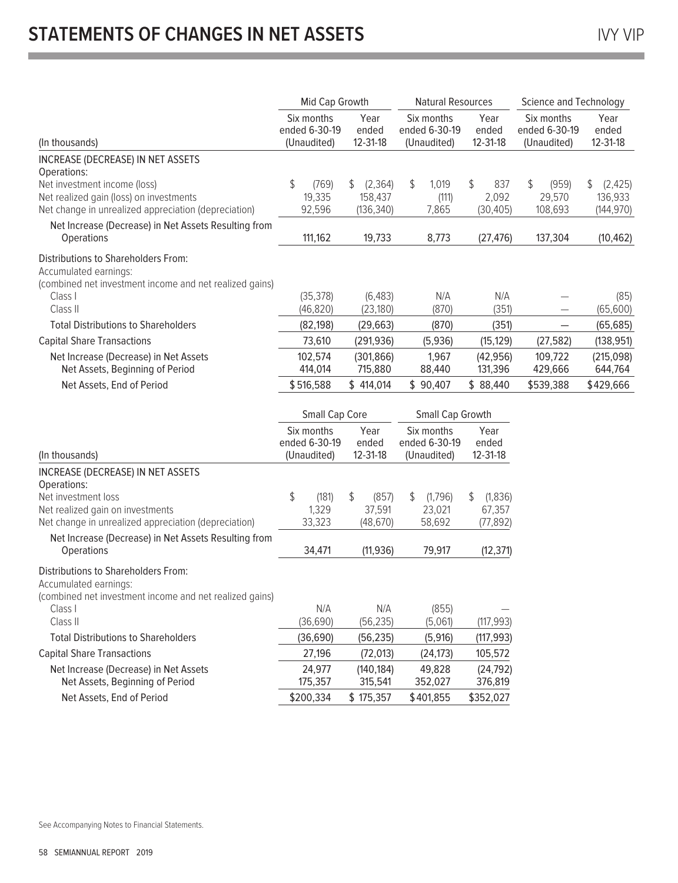# STATEMENTS OF CHANGES IN NET ASSETS

| (In thousands) | Mid Cap Growth | | Natural Resources | | Science and Technology | |
|---|---|---|---|---|---|---|
| | Six months ended 6-30-19 (Unaudited) | Year ended 12-31-18 | Six months ended 6-30-19 (Unaudited) | Year ended 12-31-18 | Six months ended 6-30-19 (Unaudited) | Year ended 12-31-18 |
| INCREASE (DECREASE) IN NET ASSETS | | | | | | |
| Operations: | | | | | | |
| Net investment income (loss) | $ (769) | $ (2,364) | $ 1,019 | $ 837 | $ (959) | $ (2,425) |
| Net realized gain (loss) on investments | 19,335 | 158,437 | (111) | 2,092 | 29,570 | 136,933 |
| Net change in unrealized appreciation (depreciation) | 92,596 | (136,340) | 7,865 | (30,405) | 108,693 | (144,970) |
| Net Increase (Decrease) in Net Assets Resulting from Operations | 111,162 | 19,733 | 8,773 | (27,476) | 137,304 | (10,462) |
| Distributions to Shareholders From: | | | | | | |
| Accumulated earnings: | | | | | | |
| (combined net investment income and net realized gains) | | | | | | |
| Class I | (35,378) | (6,483) | N/A | N/A | — | (85) |
| Class II | (46,820) | (23,180) | (870) | (351) | — | (65,600) |
| Total Distributions to Shareholders | (82,198) | (29,663) | (870) | (351) | — | (65,685) |
| Capital Share Transactions | 73,610 | (291,936) | (5,936) | (15,129) | (27,582) | (138,951) |
| Net Increase (Decrease) in Net Assets | 102,574 | (301,866) | 1,967 | (42,956) | 109,722 | (215,098) |
| Net Assets, Beginning of Period | 414,014 | 715,880 | 88,440 | 131,396 | 429,666 | 644,764 |
| Net Assets, End of Period | $516,588 | $ 414,014 | $ 90,407 | $ 88,440 | $539,388 | $429,666 |

| (In thousands) | Small Cap Core | | Small Cap Growth | |
|---|---|---|---|---|
| | Six months ended 6-30-19 (Unaudited) | Year ended 12-31-18 | Six months ended 6-30-19 (Unaudited) | Year ended 12-31-18 |
| INCREASE (DECREASE) IN NET ASSETS | | | | |
| Operations: | | | | |
| Net investment loss | $ (181) | $ (857) | $ (1,796) | $ (1,836) |
| Net realized gain on investments | 1,329 | 37,591 | 23,021 | 67,357 |
| Net change in unrealized appreciation (depreciation) | 33,323 | (48,670) | 58,692 | (77,892) |
| Net Increase (Decrease) in Net Assets Resulting from Operations | 34,471 | (11,936) | 79,917 | (12,371) |
| Distributions to Shareholders From: | | | | |
| Accumulated earnings: | | | | |
| (combined net investment income and net realized gains) | | | | |
| Class I | N/A | N/A | (855) | — |
| Class II | (36,690) | (56,235) | (5,061) | (117,993) |
| Total Distributions to Shareholders | (36,690) | (56,235) | (5,916) | (117,993) |
| Capital Share Transactions | 27,196 | (72,013) | (24,173) | 105,572 |
| Net Increase (Decrease) in Net Assets | 24,977 | (140,184) | 49,828 | (24,792) |
| Net Assets, Beginning of Period | 175,357 | 315,541 | 352,027 | 376,819 |
| Net Assets, End of Period | $200,334 | $ 175,357 | $401,855 | $352,027 |

See Accompanying Notes to Financial Statements.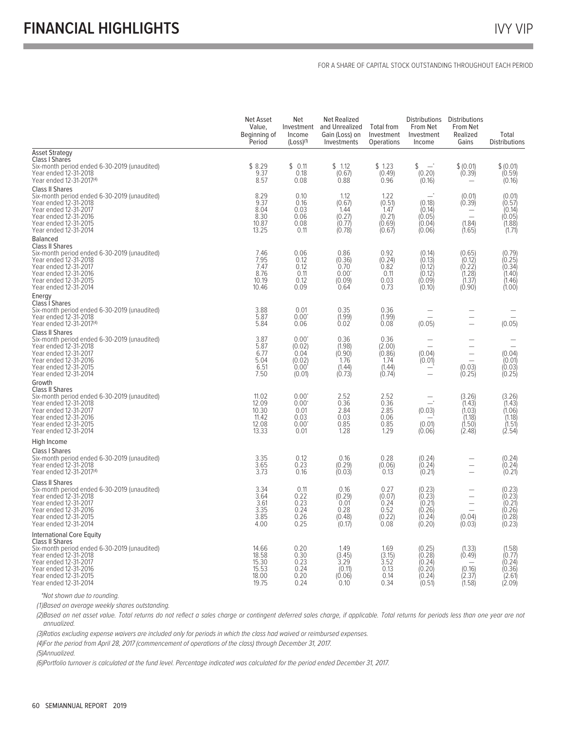# FINANCIAL HIGHLIGHTS

FOR A SHARE OF CAPITAL STOCK OUTSTANDING THROUGHOUT EACH PERIOD

| | Net Asset Value, Beginning of Period | Net Investment Income (Loss)[1] | Net Realized and Unrealized Gain (Loss) on Investments | Total from Investment Operations | Distributions From Net Investment Income | Distributions From Net Realized Gains | Total Distributions |
|---|---|---|---|---|---|---|---|
| **Asset Strategy** | | | | | | | |
| Class I Shares | | | | | | | |
| Six-month period ended 6-30-2019 (unaudited) | $ 8.29 | $ 0.11 | $ 1.12 | $ 1.23 | $ —* | $ (0.01) | $ (0.01) |
| Year ended 12-31-2018 | 9.37 | 0.18 | (0.67) | (0.49) | (0.20) | (0.39) | (0.59) |
| Year ended 12-31-2017[4] | 8.57 | 0.08 | 0.88 | 0.96 | (0.16) | — | (0.16) |
| Class II Shares | | | | | | | |
| Six-month period ended 6-30-2019 (unaudited) | 8.29 | 0.10 | 1.12 | 1.22 | —* | (0.01) | (0.01) |
| Year ended 12-31-2018 | 9.37 | 0.16 | (0.67) | (0.51) | (0.18) | (0.39) | (0.57) |
| Year ended 12-31-2017 | 8.04 | 0.03 | 1.44 | 1.47 | (0.14) | — | (0.14) |
| Year ended 12-31-2016 | 8.30 | 0.06 | (0.27) | (0.21) | (0.05) | — | (0.05) |
| Year ended 12-31-2015 | 10.87 | 0.08 | (0.77) | (0.69) | (0.04) | (1.84) | (1.88) |
| Year ended 12-31-2014 | 13.25 | 0.11 | (0.78) | (0.67) | (0.06) | (1.65) | (1.71) |
| **Balanced** | | | | | | | |
| Class II Shares | | | | | | | |
| Six-month period ended 6-30-2019 (unaudited) | 7.46 | 0.06 | 0.86 | 0.92 | (0.14) | (0.65) | (0.79) |
| Year ended 12-31-2018 | 7.95 | 0.12 | (0.36) | (0.24) | (0.13) | (0.12) | (0.25) |
| Year ended 12-31-2017 | 7.47 | 0.12 | 0.70 | 0.82 | (0.12) | (0.22) | (0.34) |
| Year ended 12-31-2016 | 8.76 | 0.11 | 0.00* | 0.11 | (0.12) | (1.28) | (1.40) |
| Year ended 12-31-2015 | 10.19 | 0.12 | (0.09) | 0.03 | (0.09) | (1.37) | (1.46) |
| Year ended 12-31-2014 | 10.46 | 0.09 | 0.64 | 0.73 | (0.10) | (0.90) | (1.00) |
| **Energy** | | | | | | | |
| Class I Shares | | | | | | | |
| Six-month period ended 6-30-2019 (unaudited) | 3.88 | 0.01 | 0.35 | 0.36 | — | — | — |
| Year ended 12-31-2018 | 5.87 | 0.00* | (1.99) | (1.99) | — | — | — |
| Year ended 12-31-2017[4] | 5.84 | 0.06 | 0.02 | 0.08 | (0.05) | — | (0.05) |
| Class II Shares | | | | | | | |
| Six-month period ended 6-30-2019 (unaudited) | 3.87 | 0.00* | 0.36 | 0.36 | — | — | — |
| Year ended 12-31-2018 | 5.87 | (0.02) | (1.98) | (2.00) | — | — | — |
| Year ended 12-31-2017 | 6.77 | 0.04 | (0.90) | (0.86) | (0.04) | — | (0.04) |
| Year ended 12-31-2016 | 5.04 | (0.02) | 1.76 | 1.74 | (0.01) | — | (0.01) |
| Year ended 12-31-2015 | 6.51 | 0.00* | (1.44) | (1.44) | —* | (0.03) | (0.03) |
| Year ended 12-31-2014 | 7.50 | (0.01) | (0.73) | (0.74) | — | (0.25) | (0.25) |
| **Growth** | | | | | | | |
| Class II Shares | | | | | | | |
| Six-month period ended 6-30-2019 (unaudited) | 11.02 | 0.00* | 2.52 | 2.52 | — | (3.26) | (3.26) |
| Year ended 12-31-2018 | 12.09 | 0.00* | 0.36 | 0.36 | —* | (1.43) | (1.43) |
| Year ended 12-31-2017 | 10.30 | 0.01 | 2.84 | 2.85 | (0.03) | (1.03) | (1.06) |
| Year ended 12-31-2016 | 11.42 | 0.03 | 0.03 | 0.06 | —* | (1.18) | (1.18) |
| Year ended 12-31-2015 | 12.08 | 0.00* | 0.85 | 0.85 | (0.01) | (1.50) | (1.51) |
| Year ended 12-31-2014 | 13.33 | 0.01 | 1.28 | 1.29 | (0.06) | (2.48) | (2.54) |
| **High Income** | | | | | | | |
| Class I Shares | | | | | | | |
| Six-month period ended 6-30-2019 (unaudited) | 3.35 | 0.12 | 0.16 | 0.28 | (0.24) | — | (0.24) |
| Year ended 12-31-2018 | 3.65 | 0.23 | (0.29) | (0.06) | (0.24) | — | (0.24) |
| Year ended 12-31-2017[4] | 3.73 | 0.16 | (0.03) | 0.13 | (0.21) | — | (0.21) |
| Class II Shares | | | | | | | |
| Six-month period ended 6-30-2019 (unaudited) | 3.34 | 0.11 | 0.16 | 0.27 | (0.23) | — | (0.23) |
| Year ended 12-31-2018 | 3.64 | 0.22 | (0.29) | (0.07) | (0.23) | — | (0.23) |
| Year ended 12-31-2017 | 3.61 | 0.23 | 0.01 | 0.24 | (0.21) | — | (0.21) |
| Year ended 12-31-2016 | 3.35 | 0.24 | 0.28 | 0.52 | (0.26) | — | (0.26) |
| Year ended 12-31-2015 | 3.85 | 0.26 | (0.48) | (0.22) | (0.24) | (0.04) | (0.28) |
| Year ended 12-31-2014 | 4.00 | 0.25 | (0.17) | 0.08 | (0.20) | (0.03) | (0.23) |
| **International Core Equity** | | | | | | | |
| Class II Shares | | | | | | | |
| Six-month period ended 6-30-2019 (unaudited) | 14.66 | 0.20 | 1.49 | 1.69 | (0.25) | (1.33) | (1.58) |
| Year ended 12-31-2018 | 18.58 | 0.30 | (3.45) | (3.15) | (0.28) | (0.49) | (0.77) |
| Year ended 12-31-2017 | 15.30 | 0.23 | 3.29 | 3.52 | (0.24) | — | (0.24) |
| Year ended 12-31-2016 | 15.53 | 0.24 | (0.11) | 0.13 | (0.20) | (0.16) | (0.36) |
| Year ended 12-31-2015 | 18.00 | 0.20 | (0.06) | 0.14 | (0.24) | (2.37) | (2.61) |
| Year ended 12-31-2014 | 19.75 | 0.24 | 0.10 | 0.34 | (0.51) | (1.58) | (2.09) |

*Not shown due to rounding.*

*(1)Based on average weekly shares outstanding.*

*(2)Based on net asset value. Total returns do not reflect a sales charge or contingent deferred sales charge, if applicable. Total returns for periods less than one year are not annualized.*

*(3)Ratios excluding expense waivers are included only for periods in which the class had waived or reimbursed expenses.*

*(4)For the period from April 28, 2017 (commencement of operations of the class) through December 31, 2017.*

*(5)Annualized.*

*(6)Portfolio turnover is calculated at the fund level. Percentage indicated was calculated for the period ended December 31, 2017.*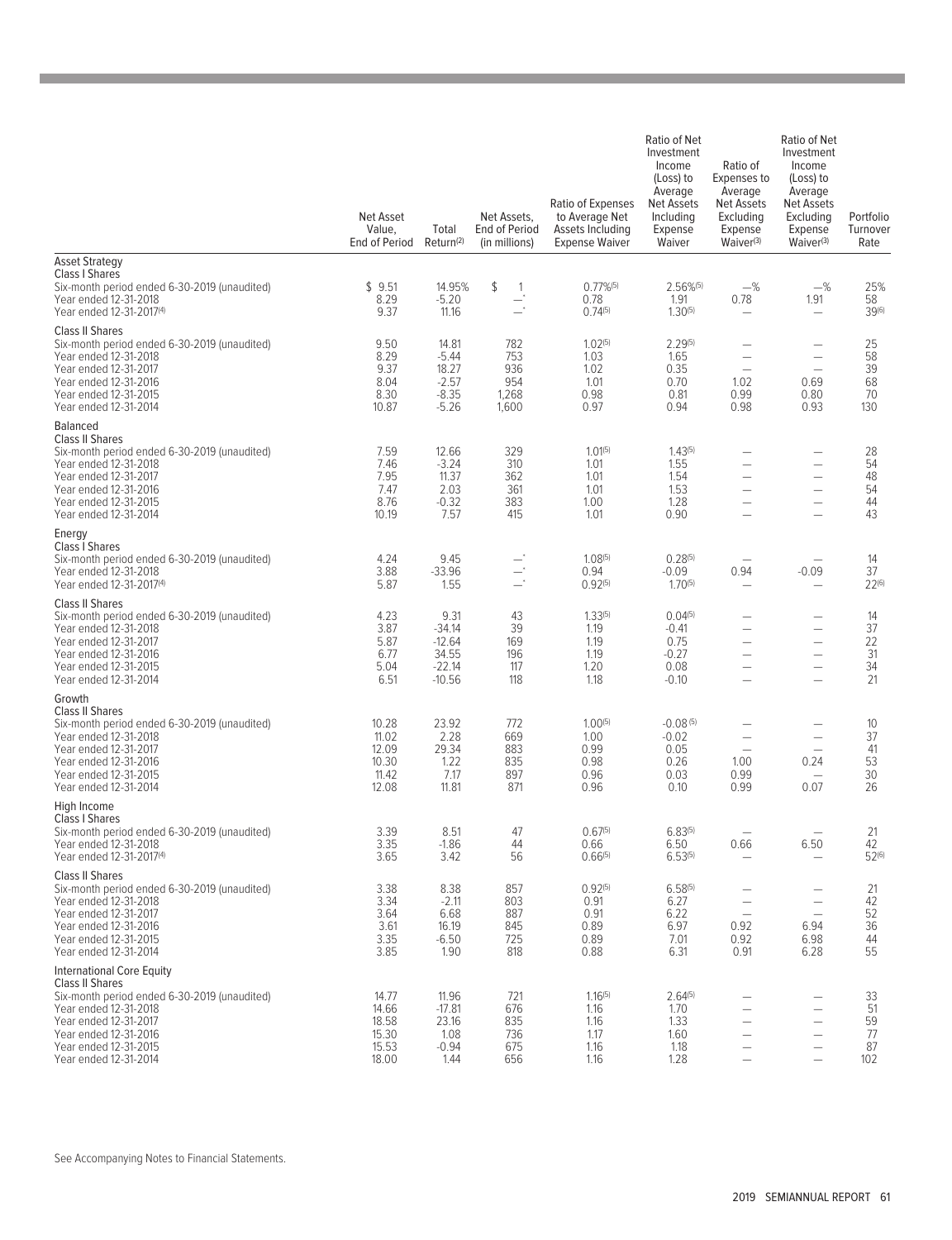| | Net Asset Value, End of Period | Total Return(2) | Net Assets, End of Period (in millions) | Ratio of Expenses to Average Net Assets Including Expense Waiver | Ratio of Net Investment Income (Loss) to Average Net Assets Including Expense Waiver | Ratio of Expenses to Average Net Assets Excluding Expense Waiver(3) | Ratio of Net Investment Income (Loss) to Average Net Assets Excluding Expense Waiver(3) | Portfolio Turnover Rate |
|---|---|---|---|---|---|---|---|---|
| **Asset Strategy** | | | | | | | | |
| **Class I Shares** | | | | | | | | |
| Six-month period ended 6-30-2019 (unaudited) | $ 9.51 | 14.95% | $ 1 | 0.77%(5) | 2.56%(5) | —% | —% | 25% |
| Year ended 12-31-2018 | 8.29 | -5.20 | —* | 0.78 | 1.91 | 0.78 | 1.91 | 58 |
| Year ended 12-31-2017(4) | 9.37 | 11.16 | —* | 0.74(5) | 1.30(5) | — | — | 39(6) |
| **Class II Shares** | | | | | | | | |
| Six-month period ended 6-30-2019 (unaudited) | 9.50 | 14.81 | 782 | 1.02(5) | 2.29(5) | — | — | 25 |
| Year ended 12-31-2018 | 8.29 | -5.44 | 753 | 1.03 | 1.65 | — | — | 58 |
| Year ended 12-31-2017 | 9.37 | 18.27 | 936 | 1.02 | 0.35 | — | — | 39 |
| Year ended 12-31-2016 | 8.04 | -2.57 | 954 | 1.01 | 0.70 | 1.02 | 0.69 | 68 |
| Year ended 12-31-2015 | 8.30 | -8.35 | 1,268 | 0.98 | 0.81 | 0.99 | 0.80 | 70 |
| Year ended 12-31-2014 | 10.87 | -5.26 | 1,600 | 0.97 | 0.94 | 0.98 | 0.93 | 130 |
| **Balanced** | | | | | | | | |
| **Class II Shares** | | | | | | | | |
| Six-month period ended 6-30-2019 (unaudited) | 7.59 | 12.66 | 329 | 1.01(5) | 1.43(5) | — | — | 28 |
| Year ended 12-31-2018 | 7.46 | -3.24 | 310 | 1.01 | 1.55 | — | — | 54 |
| Year ended 12-31-2017 | 7.95 | 11.37 | 362 | 1.01 | 1.54 | — | — | 48 |
| Year ended 12-31-2016 | 7.47 | 2.03 | 361 | 1.01 | 1.53 | — | — | 54 |
| Year ended 12-31-2015 | 8.76 | -0.32 | 383 | 1.00 | 1.28 | — | — | 44 |
| Year ended 12-31-2014 | 10.19 | 7.57 | 415 | 1.01 | 0.90 | — | — | 43 |
| **Energy** | | | | | | | | |
| **Class I Shares** | | | | | | | | |
| Six-month period ended 6-30-2019 (unaudited) | 4.24 | 9.45 | —* | 1.08(5) | 0.28(5) | — | — | 14 |
| Year ended 12-31-2018 | 3.88 | -33.96 | —* | 0.94 | -0.09 | 0.94 | -0.09 | 37 |
| Year ended 12-31-2017(4) | 5.87 | 1.55 | —* | 0.92(5) | 1.70(5) | — | — | 22(6) |
| **Class II Shares** | | | | | | | | |
| Six-month period ended 6-30-2019 (unaudited) | 4.23 | 9.31 | 43 | 1.33(5) | 0.04(5) | — | — | 14 |
| Year ended 12-31-2018 | 3.87 | -34.14 | 39 | 1.19 | -0.41 | — | — | 37 |
| Year ended 12-31-2017 | 5.87 | -12.64 | 169 | 1.19 | 0.75 | — | — | 22 |
| Year ended 12-31-2016 | 6.77 | 34.55 | 196 | 1.19 | -0.27 | — | — | 31 |
| Year ended 12-31-2015 | 5.04 | -22.14 | 117 | 1.20 | 0.08 | — | — | 34 |
| Year ended 12-31-2014 | 6.51 | -10.56 | 118 | 1.18 | -0.10 | — | — | 21 |
| **Growth** | | | | | | | | |
| **Class II Shares** | | | | | | | | |
| Six-month period ended 6-30-2019 (unaudited) | 10.28 | 23.92 | 772 | 1.00(5) | -0.08(5) | — | — | 10 |
| Year ended 12-31-2018 | 11.02 | 2.28 | 669 | 1.00 | -0.02 | — | — | 37 |
| Year ended 12-31-2017 | 12.09 | 29.34 | 883 | 0.99 | 0.05 | — | — | 41 |
| Year ended 12-31-2016 | 10.30 | 1.22 | 835 | 0.98 | 0.26 | 1.00 | 0.24 | 53 |
| Year ended 12-31-2015 | 11.42 | 7.17 | 897 | 0.96 | 0.03 | 0.99 | — | 30 |
| Year ended 12-31-2014 | 12.08 | 11.81 | 871 | 0.96 | 0.10 | 0.99 | 0.07 | 26 |
| **High Income** | | | | | | | | |
| **Class I Shares** | | | | | | | | |
| Six-month period ended 6-30-2019 (unaudited) | 3.39 | 8.51 | 47 | 0.67(5) | 6.83(5) | — | — | 21 |
| Year ended 12-31-2018 | 3.35 | -1.86 | 44 | 0.66 | 6.50 | 0.66 | 6.50 | 42 |
| Year ended 12-31-2017(4) | 3.65 | 3.42 | 56 | 0.66(5) | 6.53(5) | — | — | 52(6) |
| **Class II Shares** | | | | | | | | |
| Six-month period ended 6-30-2019 (unaudited) | 3.38 | 8.38 | 857 | 0.92(5) | 6.58(5) | — | — | 21 |
| Year ended 12-31-2018 | 3.34 | -2.11 | 803 | 0.91 | 6.27 | — | — | 42 |
| Year ended 12-31-2017 | 3.64 | 6.68 | 887 | 0.91 | 6.22 | — | — | 52 |
| Year ended 12-31-2016 | 3.61 | 16.19 | 845 | 0.89 | 6.97 | 0.92 | 6.94 | 36 |
| Year ended 12-31-2015 | 3.35 | -6.50 | 725 | 0.89 | 7.01 | 0.92 | 6.98 | 44 |
| Year ended 12-31-2014 | 3.85 | 1.90 | 818 | 0.88 | 6.31 | 0.91 | 6.28 | 55 |
| **International Core Equity** | | | | | | | | |
| **Class II Shares** | | | | | | | | |
| Six-month period ended 6-30-2019 (unaudited) | 14.77 | 11.96 | 721 | 1.16(5) | 2.64(5) | — | — | 33 |
| Year ended 12-31-2018 | 14.66 | -17.81 | 676 | 1.16 | 1.70 | — | — | 51 |
| Year ended 12-31-2017 | 18.58 | 23.16 | 835 | 1.16 | 1.33 | — | — | 59 |
| Year ended 12-31-2016 | 15.30 | 1.08 | 736 | 1.17 | 1.60 | — | — | 77 |
| Year ended 12-31-2015 | 15.53 | -0.94 | 675 | 1.16 | 1.18 | — | — | 87 |
| Year ended 12-31-2014 | 18.00 | 1.44 | 656 | 1.16 | 1.28 | — | — | 102 |

See Accompanying Notes to Financial Statements.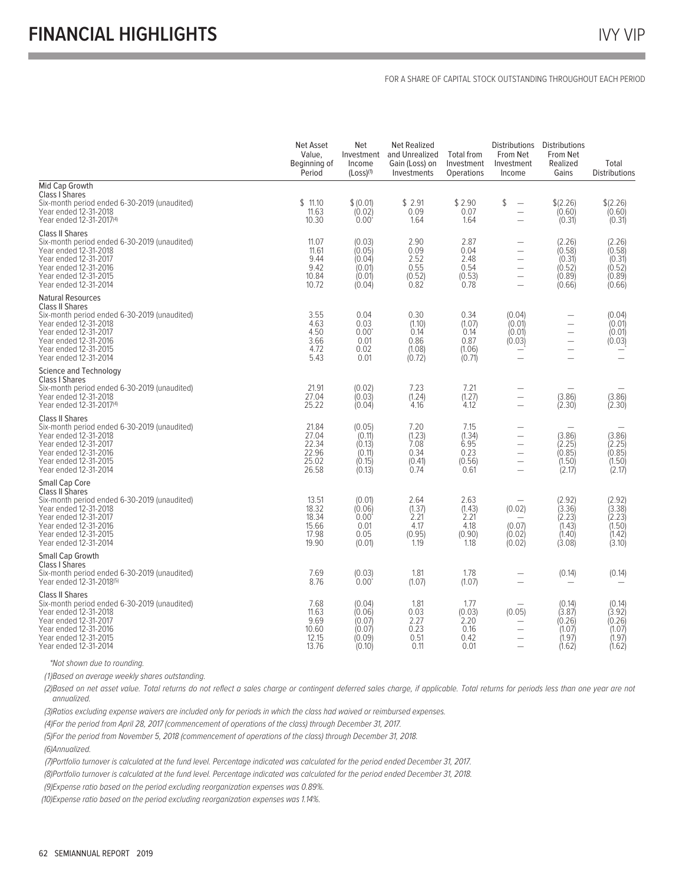# FINANCIAL HIGHLIGHTS

FOR A SHARE OF CAPITAL STOCK OUTSTANDING THROUGHOUT EACH PERIOD

| | Net Asset Value, Beginning of Period | Net Investment Income (Loss)[1] | Net Realized and Unrealized Gain (Loss) on Investments | Total from Investment Operations | Distributions From Net Investment Income | Distributions From Net Realized Gains | Total Distributions |
|---|---|---|---|---|---|---|---|
| **Mid Cap Growth** | | | | | | | |
| **Class I Shares** | | | | | | | |
| Six-month period ended 6-30-2019 (unaudited) | $ 11.10 | $ (0.01) | $ 2.91 | $ 2.90 | $ — | $ (2.26) | $ (2.26) |
| Year ended 12-31-2018 | 11.63 | (0.02) | 0.09 | 0.07 | — | (0.60) | (0.60) |
| Year ended 12-31-2017[4] | 10.30 | 0.00* | 1.64 | 1.64 | — | (0.31) | (0.31) |
| **Class II Shares** | | | | | | | |
| Six-month period ended 6-30-2019 (unaudited) | 11.07 | (0.03) | 2.90 | 2.87 | — | (2.26) | (2.26) |
| Year ended 12-31-2018 | 11.61 | (0.05) | 0.09 | 0.04 | — | (0.58) | (0.58) |
| Year ended 12-31-2017 | 9.44 | (0.04) | 2.52 | 2.48 | — | (0.31) | (0.31) |
| Year ended 12-31-2016 | 9.42 | (0.01) | 0.55 | 0.54 | — | (0.52) | (0.52) |
| Year ended 12-31-2015 | 10.84 | (0.01) | (0.52) | (0.53) | — | (0.89) | (0.89) |
| Year ended 12-31-2014 | 10.72 | (0.04) | 0.82 | 0.78 | — | (0.66) | (0.66) |
| **Natural Resources** | | | | | | | |
| **Class II Shares** | | | | | | | |
| Six-month period ended 6-30-2019 (unaudited) | 3.55 | 0.04 | 0.30 | 0.34 | (0.04) | — | (0.04) |
| Year ended 12-31-2018 | 4.63 | 0.03 | (1.10) | (1.07) | (0.01) | — | (0.01) |
| Year ended 12-31-2017 | 4.50 | 0.00* | 0.14 | 0.14 | (0.01) | — | (0.01) |
| Year ended 12-31-2016 | 3.66 | 0.01 | 0.86 | 0.87 | (0.03) | — | (0.03) |
| Year ended 12-31-2015 | 4.72 | 0.02 | (1.08) | (1.06) | —* | — | —* |
| Year ended 12-31-2014 | 5.43 | 0.01 | (0.72) | (0.71) | — | — | — |
| **Science and Technology** | | | | | | | |
| **Class I Shares** | | | | | | | |
| Six-month period ended 6-30-2019 (unaudited) | 21.91 | (0.02) | 7.23 | 7.21 | — | — | — |
| Year ended 12-31-2018 | 27.04 | (0.03) | (1.24) | (1.27) | — | (3.86) | (3.86) |
| Year ended 12-31-2017[4] | 25.22 | (0.04) | 4.16 | 4.12 | — | (2.30) | (2.30) |
| **Class II Shares** | | | | | | | |
| Six-month period ended 6-30-2019 (unaudited) | 21.84 | (0.05) | 7.20 | 7.15 | — | — | — |
| Year ended 12-31-2018 | 27.04 | (0.11) | (1.23) | (1.34) | — | (3.86) | (3.86) |
| Year ended 12-31-2017 | 22.34 | (0.13) | 7.08 | 6.95 | — | (2.25) | (2.25) |
| Year ended 12-31-2016 | 22.96 | (0.11) | 0.34 | 0.23 | — | (0.85) | (0.85) |
| Year ended 12-31-2015 | 25.02 | (0.15) | (0.41) | (0.56) | — | (1.50) | (1.50) |
| Year ended 12-31-2014 | 26.58 | (0.13) | 0.74 | 0.61 | — | (2.17) | (2.17) |
| **Small Cap Core** | | | | | | | |
| **Class II Shares** | | | | | | | |
| Six-month period ended 6-30-2019 (unaudited) | 13.51 | (0.01) | 2.64 | 2.63 | — | (2.92) | (2.92) |
| Year ended 12-31-2018 | 18.32 | (0.06) | (1.37) | (1.43) | (0.02) | (3.36) | (3.38) |
| Year ended 12-31-2017 | 18.34 | 0.00* | 2.21 | 2.21 | — | (2.23) | (2.23) |
| Year ended 12-31-2016 | 15.66 | 0.01 | 4.17 | 4.18 | (0.07) | (1.43) | (1.50) |
| Year ended 12-31-2015 | 17.98 | 0.05 | (0.95) | (0.90) | (0.02) | (1.40) | (1.42) |
| Year ended 12-31-2014 | 19.90 | (0.01) | 1.19 | 1.18 | (0.02) | (3.08) | (3.10) |
| **Small Cap Growth** | | | | | | | |
| **Class I Shares** | | | | | | | |
| Six-month period ended 6-30-2019 (unaudited) | 7.69 | (0.03) | 1.81 | 1.78 | — | (0.14) | (0.14) |
| Year ended 12-31-2018[5] | 8.76 | 0.00* | (1.07) | (1.07) | — | — | — |
| **Class II Shares** | | | | | | | |
| Six-month period ended 6-30-2019 (unaudited) | 7.68 | (0.04) | 1.81 | 1.77 | — | (0.14) | (0.14) |
| Year ended 12-31-2018 | 11.63 | (0.06) | 0.03 | (0.03) | (0.05) | (3.87) | (3.92) |
| Year ended 12-31-2017 | 9.69 | (0.07) | 2.27 | 2.20 | — | (0.26) | (0.26) |
| Year ended 12-31-2016 | 10.60 | (0.07) | 0.23 | 0.16 | — | (1.07) | (1.07) |
| Year ended 12-31-2015 | 12.15 | (0.09) | 0.51 | 0.42 | — | (1.97) | (1.97) |
| Year ended 12-31-2014 | 13.76 | (0.10) | 0.11 | 0.01 | — | (1.62) | (1.62) |

*Not shown due to rounding.

*(1)Based on average weekly shares outstanding.*

*(2)Based on net asset value. Total returns do not reflect a sales charge or contingent deferred sales charge, if applicable. Total returns for periods less than one year are not annualized.*

*(3)Ratios excluding expense waivers are included only for periods in which the class had waived or reimbursed expenses.*

*(4)For the period from April 28, 2017 (commencement of operations of the class) through December 31, 2017.*

*(5)For the period from November 5, 2018 (commencement of operations of the class) through December 31, 2018.*

*(6)Annualized.*

*(7)Portfolio turnover is calculated at the fund level. Percentage indicated was calculated for the period ended December 31, 2017.*

*(8)Portfolio turnover is calculated at the fund level. Percentage indicated was calculated for the period ended December 31, 2018.*

*(9)Expense ratio based on the period excluding reorganization expenses was 0.89%.*

*(10)Expense ratio based on the period excluding reorganization expenses was 1.14%.*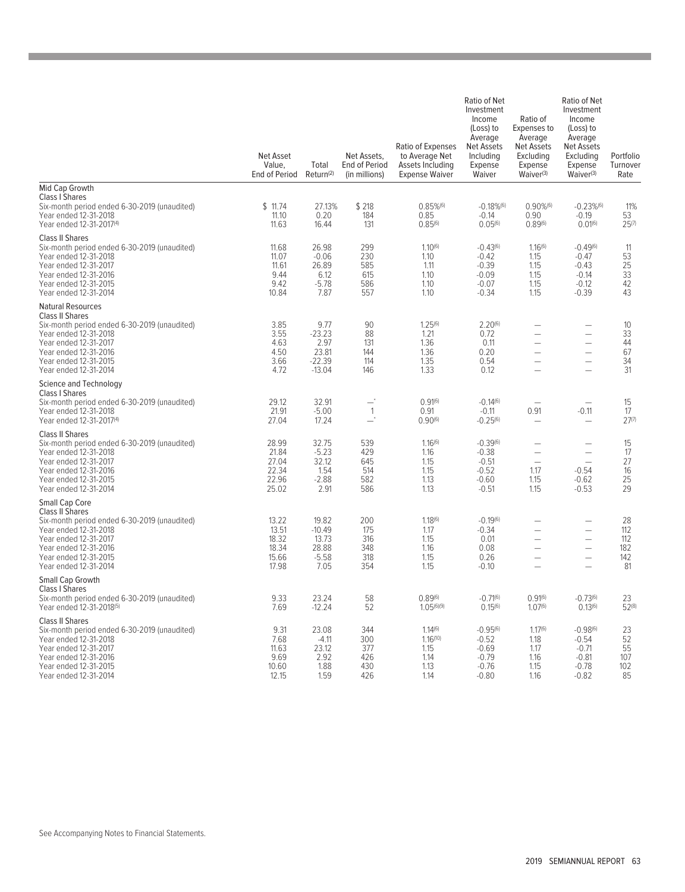| | Net Asset Value, End of Period | Total Return[2] | Net Assets, End of Period (in millions) | Ratio of Expenses to Average Net Assets Including Expense Waiver | Ratio of Net Investment Income (Loss) to Average Net Assets Including Expense Waiver | Ratio of Expenses to Average Net Assets Excluding Expense Waiver[3] | Ratio of Net Investment Income (Loss) to Average Net Assets Excluding Expense Waiver[3] | Portfolio Turnover Rate |
|---|---|---|---|---|---|---|---|---|
| **Mid Cap Growth** | | | | | | | | |
| Class I Shares | | | | | | | | |
| Six-month period ended 6-30-2019 (unaudited) | $ 11.74 | 27.13% | $ 218 | 0.85%[6] | -0.18%[6] | 0.90%[6] | -0.23%[6] | 11% |
| Year ended 12-31-2018 | 11.10 | 0.20 | 184 | 0.85 | -0.14 | 0.90 | -0.19 | 53 |
| Year ended 12-31-2017[4] | 11.63 | 16.44 | 131 | 0.85[6] | 0.05[6] | 0.89[6] | 0.01[6] | 25[7] |
| Class II Shares | | | | | | | | |
| Six-month period ended 6-30-2019 (unaudited) | 11.68 | 26.98 | 299 | 1.10[6] | -0.43[6] | 1.16[6] | -0.49[6] | 11 |
| Year ended 12-31-2018 | 11.07 | -0.06 | 230 | 1.10 | -0.42 | 1.15 | -0.47 | 53 |
| Year ended 12-31-2017 | 11.61 | 26.89 | 585 | 1.11 | -0.39 | 1.15 | -0.43 | 25 |
| Year ended 12-31-2016 | 9.44 | 6.12 | 615 | 1.10 | -0.09 | 1.15 | -0.14 | 33 |
| Year ended 12-31-2015 | 9.42 | -5.78 | 586 | 1.10 | -0.07 | 1.15 | -0.12 | 42 |
| Year ended 12-31-2014 | 10.84 | 7.87 | 557 | 1.10 | -0.34 | 1.15 | -0.39 | 43 |
| **Natural Resources** | | | | | | | | |
| Class II Shares | | | | | | | | |
| Six-month period ended 6-30-2019 (unaudited) | 3.85 | 9.77 | 90 | 1.25[6] | 2.20[6] | — | — | 10 |
| Year ended 12-31-2018 | 3.55 | -23.23 | 88 | 1.21 | 0.72 | — | — | 33 |
| Year ended 12-31-2017 | 4.63 | 2.97 | 131 | 1.36 | 0.11 | — | — | 44 |
| Year ended 12-31-2016 | 4.50 | 23.81 | 144 | 1.36 | 0.20 | — | — | 67 |
| Year ended 12-31-2015 | 3.66 | -22.39 | 114 | 1.35 | 0.54 | — | — | 34 |
| Year ended 12-31-2014 | 4.72 | -13.04 | 146 | 1.33 | 0.12 | — | — | 31 |
| **Science and Technology** | | | | | | | | |
| Class I Shares | | | | | | | | |
| Six-month period ended 6-30-2019 (unaudited) | 29.12 | 32.91 | —* | 0.91[6] | -0.14[6] | — | — | 15 |
| Year ended 12-31-2018 | 21.91 | -5.00 | 1 | 0.91 | -0.11 | 0.91 | -0.11 | 17 |
| Year ended 12-31-2017[4] | 27.04 | 17.24 | —* | 0.90[6] | -0.25[6] | — | — | 27[7] |
| Class II Shares | | | | | | | | |
| Six-month period ended 6-30-2019 (unaudited) | 28.99 | 32.75 | 539 | 1.16[6] | -0.39[6] | — | — | 15 |
| Year ended 12-31-2018 | 21.84 | -5.23 | 429 | 1.16 | -0.38 | — | — | 17 |
| Year ended 12-31-2017 | 27.04 | 32.12 | 645 | 1.15 | -0.51 | — | — | 27 |
| Year ended 12-31-2016 | 22.34 | 1.54 | 514 | 1.15 | -0.52 | 1.17 | -0.54 | 16 |
| Year ended 12-31-2015 | 22.96 | -2.88 | 582 | 1.13 | -0.60 | 1.15 | -0.62 | 25 |
| Year ended 12-31-2014 | 25.02 | 2.91 | 586 | 1.13 | -0.51 | 1.15 | -0.53 | 29 |
| **Small Cap Core** | | | | | | | | |
| Class II Shares | | | | | | | | |
| Six-month period ended 6-30-2019 (unaudited) | 13.22 | 19.82 | 200 | 1.18[6] | -0.19[6] | — | — | 28 |
| Year ended 12-31-2018 | 13.51 | -10.49 | 175 | 1.17 | -0.34 | — | — | 112 |
| Year ended 12-31-2017 | 18.32 | 13.73 | 316 | 1.15 | 0.01 | — | — | 112 |
| Year ended 12-31-2016 | 18.34 | 28.88 | 348 | 1.16 | 0.08 | — | — | 182 |
| Year ended 12-31-2015 | 15.66 | -5.58 | 318 | 1.15 | 0.26 | — | — | 142 |
| Year ended 12-31-2014 | 17.98 | 7.05 | 354 | 1.15 | -0.10 | — | — | 81 |
| **Small Cap Growth** | | | | | | | | |
| Class I Shares | | | | | | | | |
| Six-month period ended 6-30-2019 (unaudited) | 9.33 | 23.24 | 58 | 0.89[6] | -0.71[6] | 0.91[6] | -0.73[6] | 23 |
| Year ended 12-31-2018[5] | 7.69 | -12.24 | 52 | 1.05[6][9] | 0.15[6] | 1.07[6] | 0.13[6] | 52[8] |
| Class II Shares | | | | | | | | |
| Six-month period ended 6-30-2019 (unaudited) | 9.31 | 23.08 | 344 | 1.14[6] | -0.95[6] | 1.17[6] | -0.98[6] | 23 |
| Year ended 12-31-2018 | 7.68 | -4.11 | 300 | 1.16[10] | -0.52 | 1.18 | -0.54 | 52 |
| Year ended 12-31-2017 | 11.63 | 23.12 | 377 | 1.15 | -0.69 | 1.17 | -0.71 | 55 |
| Year ended 12-31-2016 | 9.69 | 2.92 | 426 | 1.14 | -0.79 | 1.16 | -0.81 | 107 |
| Year ended 12-31-2015 | 10.60 | 1.88 | 430 | 1.13 | -0.76 | 1.15 | -0.78 | 102 |
| Year ended 12-31-2014 | 12.15 | 1.59 | 426 | 1.14 | -0.80 | 1.16 | -0.82 | 85 |

See Accompanying Notes to Financial Statements.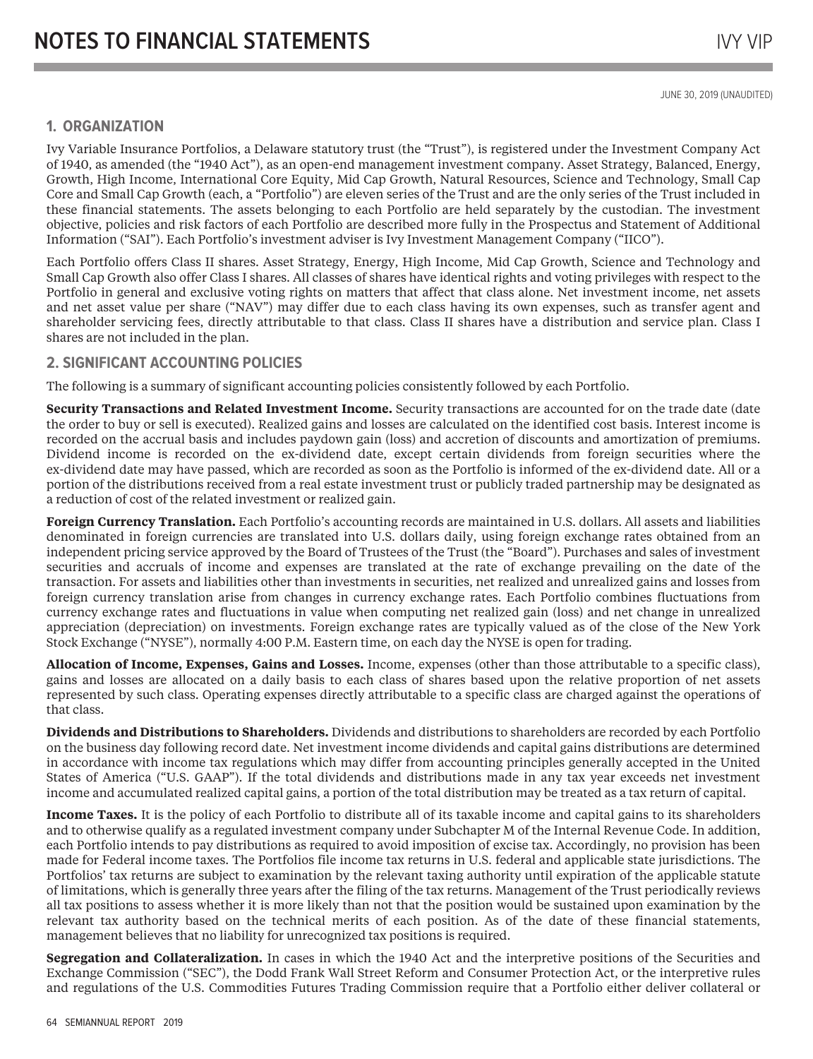# NOTES TO FINANCIAL STATEMENTS

JUNE 30, 2019 (UNAUDITED)

## 1. ORGANIZATION

Ivy Variable Insurance Portfolios, a Delaware statutory trust (the "Trust"), is registered under the Investment Company Act of 1940, as amended (the "1940 Act"), as an open-end management investment company. Asset Strategy, Balanced, Energy, Growth, High Income, International Core Equity, Mid Cap Growth, Natural Resources, Science and Technology, Small Cap Core and Small Cap Growth (each, a "Portfolio") are eleven series of the Trust and are the only series of the Trust included in these financial statements. The assets belonging to each Portfolio are held separately by the custodian. The investment objective, policies and risk factors of each Portfolio are described more fully in the Prospectus and Statement of Additional Information ("SAI"). Each Portfolio's investment adviser is Ivy Investment Management Company ("IICO").

Each Portfolio offers Class II shares. Asset Strategy, Energy, High Income, Mid Cap Growth, Science and Technology and Small Cap Growth also offer Class I shares. All classes of shares have identical rights and voting privileges with respect to the Portfolio in general and exclusive voting rights on matters that affect that class alone. Net investment income, net assets and net asset value per share ("NAV") may differ due to each class having its own expenses, such as transfer agent and shareholder servicing fees, directly attributable to that class. Class II shares have a distribution and service plan. Class I shares are not included in the plan.

## 2. SIGNIFICANT ACCOUNTING POLICIES

The following is a summary of significant accounting policies consistently followed by each Portfolio.

**Security Transactions and Related Investment Income.** Security transactions are accounted for on the trade date (date the order to buy or sell is executed). Realized gains and losses are calculated on the identified cost basis. Interest income is recorded on the accrual basis and includes paydown gain (loss) and accretion of discounts and amortization of premiums. Dividend income is recorded on the ex-dividend date, except certain dividends from foreign securities where the ex-dividend date may have passed, which are recorded as soon as the Portfolio is informed of the ex-dividend date. All or a portion of the distributions received from a real estate investment trust or publicly traded partnership may be designated as a reduction of cost of the related investment or realized gain.

**Foreign Currency Translation.** Each Portfolio's accounting records are maintained in U.S. dollars. All assets and liabilities denominated in foreign currencies are translated into U.S. dollars daily, using foreign exchange rates obtained from an independent pricing service approved by the Board of Trustees of the Trust (the "Board"). Purchases and sales of investment securities and accruals of income and expenses are translated at the rate of exchange prevailing on the date of the transaction. For assets and liabilities other than investments in securities, net realized and unrealized gains and losses from foreign currency translation arise from changes in currency exchange rates. Each Portfolio combines fluctuations from currency exchange rates and fluctuations in value when computing net realized gain (loss) and net change in unrealized appreciation (depreciation) on investments. Foreign exchange rates are typically valued as of the close of the New York Stock Exchange ("NYSE"), normally 4:00 P.M. Eastern time, on each day the NYSE is open for trading.

**Allocation of Income, Expenses, Gains and Losses.** Income, expenses (other than those attributable to a specific class), gains and losses are allocated on a daily basis to each class of shares based upon the relative proportion of net assets represented by such class. Operating expenses directly attributable to a specific class are charged against the operations of that class.

**Dividends and Distributions to Shareholders.** Dividends and distributions to shareholders are recorded by each Portfolio on the business day following record date. Net investment income dividends and capital gains distributions are determined in accordance with income tax regulations which may differ from accounting principles generally accepted in the United States of America ("U.S. GAAP"). If the total dividends and distributions made in any tax year exceeds net investment income and accumulated realized capital gains, a portion of the total distribution may be treated as a tax return of capital.

**Income Taxes.** It is the policy of each Portfolio to distribute all of its taxable income and capital gains to its shareholders and to otherwise qualify as a regulated investment company under Subchapter M of the Internal Revenue Code. In addition, each Portfolio intends to pay distributions as required to avoid imposition of excise tax. Accordingly, no provision has been made for Federal income taxes. The Portfolios file income tax returns in U.S. federal and applicable state jurisdictions. The Portfolios' tax returns are subject to examination by the relevant taxing authority until expiration of the applicable statute of limitations, which is generally three years after the filing of the tax returns. Management of the Trust periodically reviews all tax positions to assess whether it is more likely than not that the position would be sustained upon examination by the relevant tax authority based on the technical merits of each position. As of the date of these financial statements, management believes that no liability for unrecognized tax positions is required.

**Segregation and Collateralization.** In cases in which the 1940 Act and the interpretive positions of the Securities and Exchange Commission ("SEC"), the Dodd Frank Wall Street Reform and Consumer Protection Act, or the interpretive rules and regulations of the U.S. Commodities Futures Trading Commission require that a Portfolio either deliver collateral or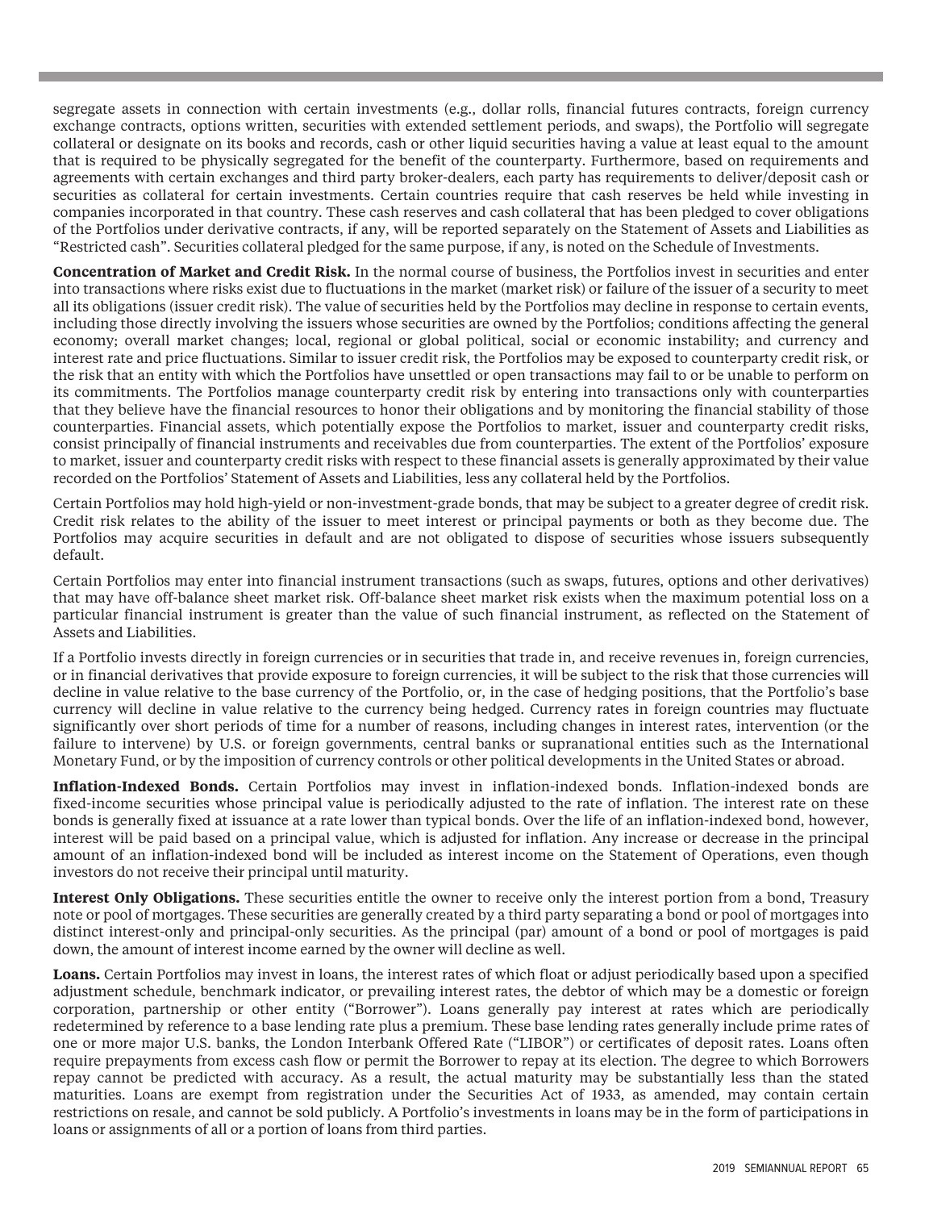segregate assets in connection with certain investments (e.g., dollar rolls, financial futures contracts, foreign currency exchange contracts, options written, securities with extended settlement periods, and swaps), the Portfolio will segregate collateral or designate on its books and records, cash or other liquid securities having a value at least equal to the amount that is required to be physically segregated for the benefit of the counterparty. Furthermore, based on requirements and agreements with certain exchanges and third party broker-dealers, each party has requirements to deliver/deposit cash or securities as collateral for certain investments. Certain countries require that cash reserves be held while investing in companies incorporated in that country. These cash reserves and cash collateral that has been pledged to cover obligations of the Portfolios under derivative contracts, if any, will be reported separately on the Statement of Assets and Liabilities as "Restricted cash". Securities collateral pledged for the same purpose, if any, is noted on the Schedule of Investments.

**Concentration of Market and Credit Risk.** In the normal course of business, the Portfolios invest in securities and enter into transactions where risks exist due to fluctuations in the market (market risk) or failure of the issuer of a security to meet all its obligations (issuer credit risk). The value of securities held by the Portfolios may decline in response to certain events, including those directly involving the issuers whose securities are owned by the Portfolios; conditions affecting the general economy; overall market changes; local, regional or global political, social or economic instability; and currency and interest rate and price fluctuations. Similar to issuer credit risk, the Portfolios may be exposed to counterparty credit risk, or the risk that an entity with which the Portfolios have unsettled or open transactions may fail to or be unable to perform on its commitments. The Portfolios manage counterparty credit risk by entering into transactions only with counterparties that they believe have the financial resources to honor their obligations and by monitoring the financial stability of those counterparties. Financial assets, which potentially expose the Portfolios to market, issuer and counterparty credit risks, consist principally of financial instruments and receivables due from counterparties. The extent of the Portfolios' exposure to market, issuer and counterparty credit risks with respect to these financial assets is generally approximated by their value recorded on the Portfolios' Statement of Assets and Liabilities, less any collateral held by the Portfolios.

Certain Portfolios may hold high-yield or non-investment-grade bonds, that may be subject to a greater degree of credit risk. Credit risk relates to the ability of the issuer to meet interest or principal payments or both as they become due. The Portfolios may acquire securities in default and are not obligated to dispose of securities whose issuers subsequently default.

Certain Portfolios may enter into financial instrument transactions (such as swaps, futures, options and other derivatives) that may have off-balance sheet market risk. Off-balance sheet market risk exists when the maximum potential loss on a particular financial instrument is greater than the value of such financial instrument, as reflected on the Statement of Assets and Liabilities.

If a Portfolio invests directly in foreign currencies or in securities that trade in, and receive revenues in, foreign currencies, or in financial derivatives that provide exposure to foreign currencies, it will be subject to the risk that those currencies will decline in value relative to the base currency of the Portfolio, or, in the case of hedging positions, that the Portfolio's base currency will decline in value relative to the currency being hedged. Currency rates in foreign countries may fluctuate significantly over short periods of time for a number of reasons, including changes in interest rates, intervention (or the failure to intervene) by U.S. or foreign governments, central banks or supranational entities such as the International Monetary Fund, or by the imposition of currency controls or other political developments in the United States or abroad.

**Inflation-Indexed Bonds.** Certain Portfolios may invest in inflation-indexed bonds. Inflation-indexed bonds are fixed-income securities whose principal value is periodically adjusted to the rate of inflation. The interest rate on these bonds is generally fixed at issuance at a rate lower than typical bonds. Over the life of an inflation-indexed bond, however, interest will be paid based on a principal value, which is adjusted for inflation. Any increase or decrease in the principal amount of an inflation-indexed bond will be included as interest income on the Statement of Operations, even though investors do not receive their principal until maturity.

**Interest Only Obligations.** These securities entitle the owner to receive only the interest portion from a bond, Treasury note or pool of mortgages. These securities are generally created by a third party separating a bond or pool of mortgages into distinct interest-only and principal-only securities. As the principal (par) amount of a bond or pool of mortgages is paid down, the amount of interest income earned by the owner will decline as well.

**Loans.** Certain Portfolios may invest in loans, the interest rates of which float or adjust periodically based upon a specified adjustment schedule, benchmark indicator, or prevailing interest rates, the debtor of which may be a domestic or foreign corporation, partnership or other entity ("Borrower"). Loans generally pay interest at rates which are periodically redetermined by reference to a base lending rate plus a premium. These base lending rates generally include prime rates of one or more major U.S. banks, the London Interbank Offered Rate ("LIBOR") or certificates of deposit rates. Loans often require prepayments from excess cash flow or permit the Borrower to repay at its election. The degree to which Borrowers repay cannot be predicted with accuracy. As a result, the actual maturity may be substantially less than the stated maturities. Loans are exempt from registration under the Securities Act of 1933, as amended, may contain certain restrictions on resale, and cannot be sold publicly. A Portfolio's investments in loans may be in the form of participations in loans or assignments of all or a portion of loans from third parties.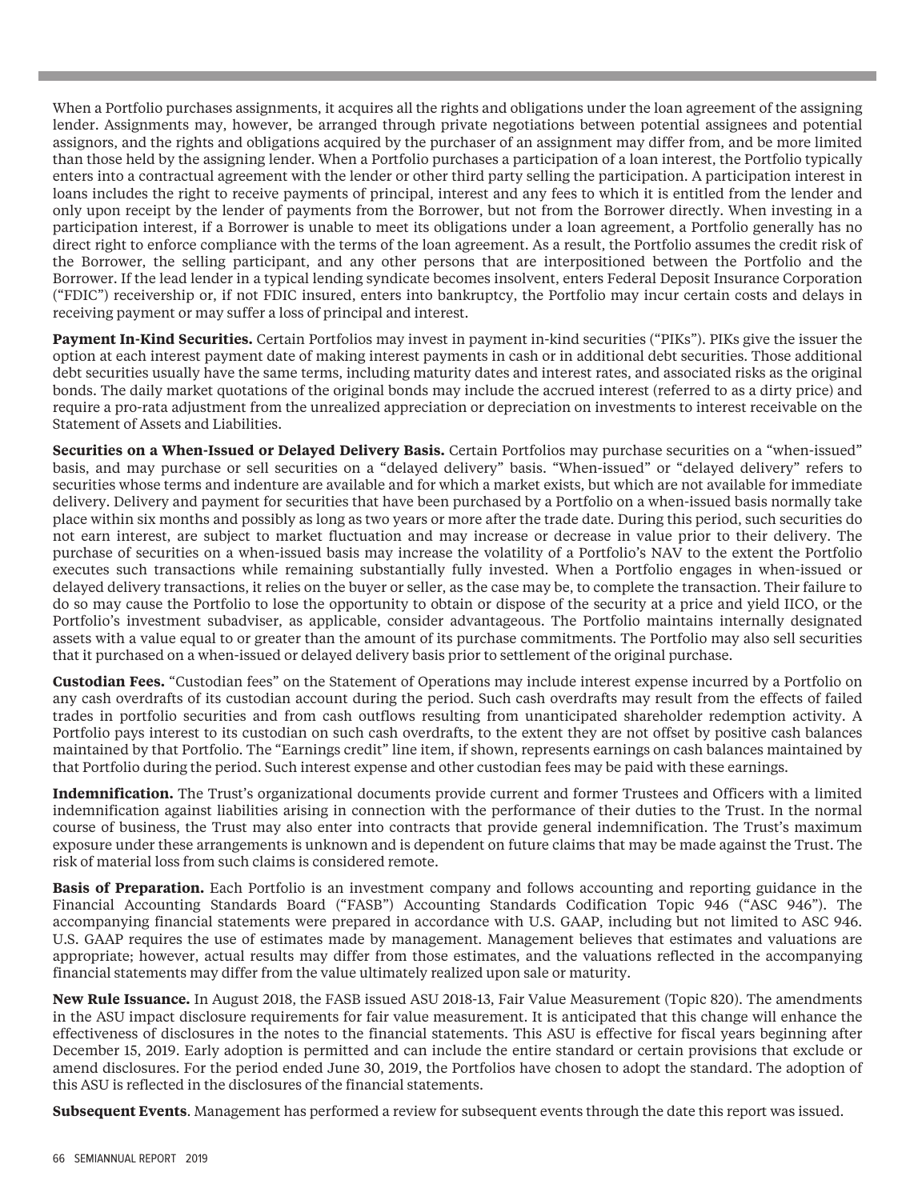When a Portfolio purchases assignments, it acquires all the rights and obligations under the loan agreement of the assigning lender. Assignments may, however, be arranged through private negotiations between potential assignees and potential assignors, and the rights and obligations acquired by the purchaser of an assignment may differ from, and be more limited than those held by the assigning lender. When a Portfolio purchases a participation of a loan interest, the Portfolio typically enters into a contractual agreement with the lender or other third party selling the participation. A participation interest in loans includes the right to receive payments of principal, interest and any fees to which it is entitled from the lender and only upon receipt by the lender of payments from the Borrower, but not from the Borrower directly. When investing in a participation interest, if a Borrower is unable to meet its obligations under a loan agreement, a Portfolio generally has no direct right to enforce compliance with the terms of the loan agreement. As a result, the Portfolio assumes the credit risk of the Borrower, the selling participant, and any other persons that are interpositioned between the Portfolio and the Borrower. If the lead lender in a typical lending syndicate becomes insolvent, enters Federal Deposit Insurance Corporation ("FDIC") receivership or, if not FDIC insured, enters into bankruptcy, the Portfolio may incur certain costs and delays in receiving payment or may suffer a loss of principal and interest.

**Payment In-Kind Securities.** Certain Portfolios may invest in payment in-kind securities ("PIKs"). PIKs give the issuer the option at each interest payment date of making interest payments in cash or in additional debt securities. Those additional debt securities usually have the same terms, including maturity dates and interest rates, and associated risks as the original bonds. The daily market quotations of the original bonds may include the accrued interest (referred to as a dirty price) and require a pro-rata adjustment from the unrealized appreciation or depreciation on investments to interest receivable on the Statement of Assets and Liabilities.

**Securities on a When-Issued or Delayed Delivery Basis.** Certain Portfolios may purchase securities on a "when-issued" basis, and may purchase or sell securities on a "delayed delivery" basis. "When-issued" or "delayed delivery" refers to securities whose terms and indenture are available and for which a market exists, but which are not available for immediate delivery. Delivery and payment for securities that have been purchased by a Portfolio on a when-issued basis normally take place within six months and possibly as long as two years or more after the trade date. During this period, such securities do not earn interest, are subject to market fluctuation and may increase or decrease in value prior to their delivery. The purchase of securities on a when-issued basis may increase the volatility of a Portfolio's NAV to the extent the Portfolio executes such transactions while remaining substantially fully invested. When a Portfolio engages in when-issued or delayed delivery transactions, it relies on the buyer or seller, as the case may be, to complete the transaction. Their failure to do so may cause the Portfolio to lose the opportunity to obtain or dispose of the security at a price and yield IICO, or the Portfolio's investment subadviser, as applicable, consider advantageous. The Portfolio maintains internally designated assets with a value equal to or greater than the amount of its purchase commitments. The Portfolio may also sell securities that it purchased on a when-issued or delayed delivery basis prior to settlement of the original purchase.

**Custodian Fees.** "Custodian fees" on the Statement of Operations may include interest expense incurred by a Portfolio on any cash overdrafts of its custodian account during the period. Such cash overdrafts may result from the effects of failed trades in portfolio securities and from cash outflows resulting from unanticipated shareholder redemption activity. A Portfolio pays interest to its custodian on such cash overdrafts, to the extent they are not offset by positive cash balances maintained by that Portfolio. The "Earnings credit" line item, if shown, represents earnings on cash balances maintained by that Portfolio during the period. Such interest expense and other custodian fees may be paid with these earnings.

**Indemnification.** The Trust's organizational documents provide current and former Trustees and Officers with a limited indemnification against liabilities arising in connection with the performance of their duties to the Trust. In the normal course of business, the Trust may also enter into contracts that provide general indemnification. The Trust's maximum exposure under these arrangements is unknown and is dependent on future claims that may be made against the Trust. The risk of material loss from such claims is considered remote.

**Basis of Preparation.** Each Portfolio is an investment company and follows accounting and reporting guidance in the Financial Accounting Standards Board ("FASB") Accounting Standards Codification Topic 946 ("ASC 946"). The accompanying financial statements were prepared in accordance with U.S. GAAP, including but not limited to ASC 946. U.S. GAAP requires the use of estimates made by management. Management believes that estimates and valuations are appropriate; however, actual results may differ from those estimates, and the valuations reflected in the accompanying financial statements may differ from the value ultimately realized upon sale or maturity.

**New Rule Issuance.** In August 2018, the FASB issued ASU 2018-13, Fair Value Measurement (Topic 820). The amendments in the ASU impact disclosure requirements for fair value measurement. It is anticipated that this change will enhance the effectiveness of disclosures in the notes to the financial statements. This ASU is effective for fiscal years beginning after December 15, 2019. Early adoption is permitted and can include the entire standard or certain provisions that exclude or amend disclosures. For the period ended June 30, 2019, the Portfolios have chosen to adopt the standard. The adoption of this ASU is reflected in the disclosures of the financial statements.

**Subsequent Events**. Management has performed a review for subsequent events through the date this report was issued.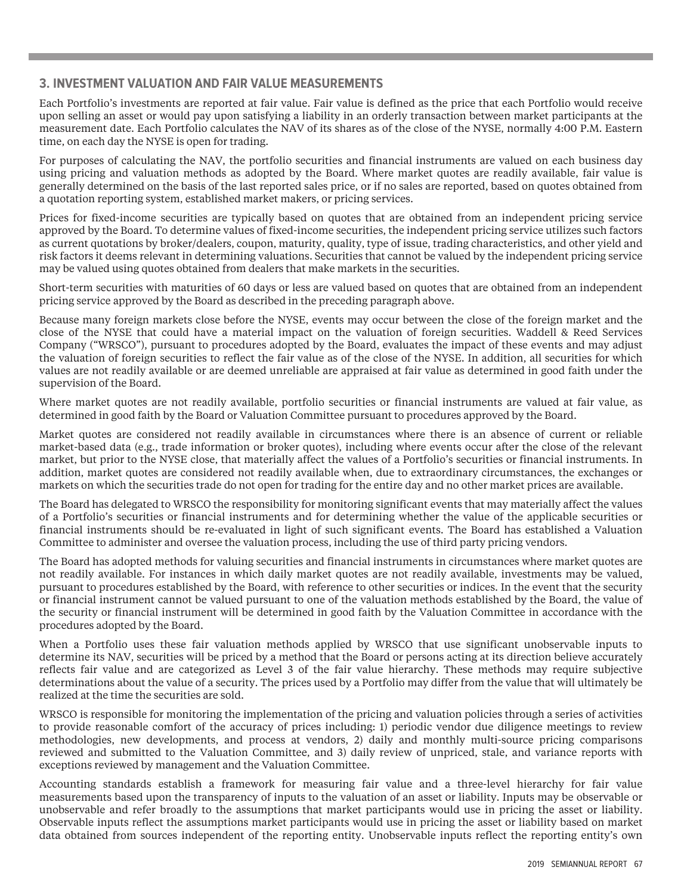## 3. INVESTMENT VALUATION AND FAIR VALUE MEASUREMENTS

Each Portfolio's investments are reported at fair value. Fair value is defined as the price that each Portfolio would receive upon selling an asset or would pay upon satisfying a liability in an orderly transaction between market participants at the measurement date. Each Portfolio calculates the NAV of its shares as of the close of the NYSE, normally 4:00 P.M. Eastern time, on each day the NYSE is open for trading.

For purposes of calculating the NAV, the portfolio securities and financial instruments are valued on each business day using pricing and valuation methods as adopted by the Board. Where market quotes are readily available, fair value is generally determined on the basis of the last reported sales price, or if no sales are reported, based on quotes obtained from a quotation reporting system, established market makers, or pricing services.

Prices for fixed-income securities are typically based on quotes that are obtained from an independent pricing service approved by the Board. To determine values of fixed-income securities, the independent pricing service utilizes such factors as current quotations by broker/dealers, coupon, maturity, quality, type of issue, trading characteristics, and other yield and risk factors it deems relevant in determining valuations. Securities that cannot be valued by the independent pricing service may be valued using quotes obtained from dealers that make markets in the securities.

Short-term securities with maturities of 60 days or less are valued based on quotes that are obtained from an independent pricing service approved by the Board as described in the preceding paragraph above.

Because many foreign markets close before the NYSE, events may occur between the close of the foreign market and the close of the NYSE that could have a material impact on the valuation of foreign securities. Waddell & Reed Services Company ("WRSCO"), pursuant to procedures adopted by the Board, evaluates the impact of these events and may adjust the valuation of foreign securities to reflect the fair value as of the close of the NYSE. In addition, all securities for which values are not readily available or are deemed unreliable are appraised at fair value as determined in good faith under the supervision of the Board.

Where market quotes are not readily available, portfolio securities or financial instruments are valued at fair value, as determined in good faith by the Board or Valuation Committee pursuant to procedures approved by the Board.

Market quotes are considered not readily available in circumstances where there is an absence of current or reliable market-based data (e.g., trade information or broker quotes), including where events occur after the close of the relevant market, but prior to the NYSE close, that materially affect the values of a Portfolio's securities or financial instruments. In addition, market quotes are considered not readily available when, due to extraordinary circumstances, the exchanges or markets on which the securities trade do not open for trading for the entire day and no other market prices are available.

The Board has delegated to WRSCO the responsibility for monitoring significant events that may materially affect the values of a Portfolio's securities or financial instruments and for determining whether the value of the applicable securities or financial instruments should be re-evaluated in light of such significant events. The Board has established a Valuation Committee to administer and oversee the valuation process, including the use of third party pricing vendors.

The Board has adopted methods for valuing securities and financial instruments in circumstances where market quotes are not readily available. For instances in which daily market quotes are not readily available, investments may be valued, pursuant to procedures established by the Board, with reference to other securities or indices. In the event that the security or financial instrument cannot be valued pursuant to one of the valuation methods established by the Board, the value of the security or financial instrument will be determined in good faith by the Valuation Committee in accordance with the procedures adopted by the Board.

When a Portfolio uses these fair valuation methods applied by WRSCO that use significant unobservable inputs to determine its NAV, securities will be priced by a method that the Board or persons acting at its direction believe accurately reflects fair value and are categorized as Level 3 of the fair value hierarchy. These methods may require subjective determinations about the value of a security. The prices used by a Portfolio may differ from the value that will ultimately be realized at the time the securities are sold.

WRSCO is responsible for monitoring the implementation of the pricing and valuation policies through a series of activities to provide reasonable comfort of the accuracy of prices including: 1) periodic vendor due diligence meetings to review methodologies, new developments, and process at vendors, 2) daily and monthly multi-source pricing comparisons reviewed and submitted to the Valuation Committee, and 3) daily review of unpriced, stale, and variance reports with exceptions reviewed by management and the Valuation Committee.

Accounting standards establish a framework for measuring fair value and a three-level hierarchy for fair value measurements based upon the transparency of inputs to the valuation of an asset or liability. Inputs may be observable or unobservable and refer broadly to the assumptions that market participants would use in pricing the asset or liability. Observable inputs reflect the assumptions market participants would use in pricing the asset or liability based on market data obtained from sources independent of the reporting entity. Unobservable inputs reflect the reporting entity's own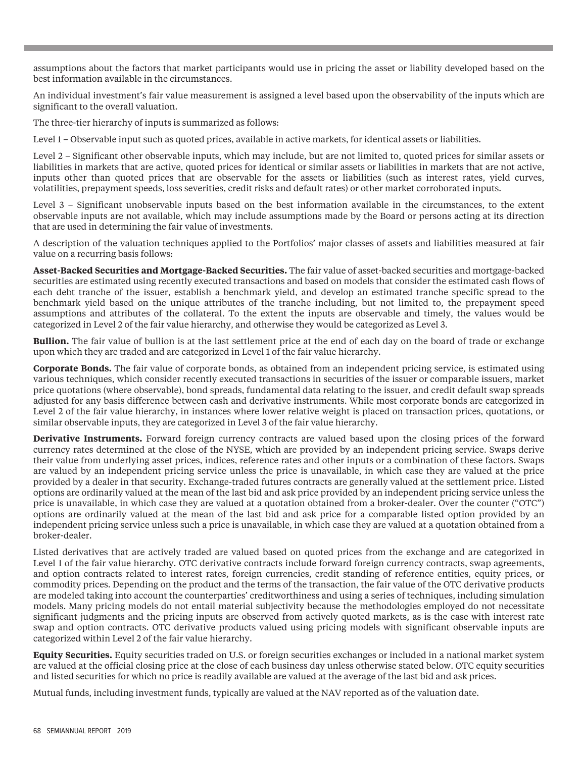assumptions about the factors that market participants would use in pricing the asset or liability developed based on the best information available in the circumstances.

An individual investment's fair value measurement is assigned a level based upon the observability of the inputs which are significant to the overall valuation.

The three-tier hierarchy of inputs is summarized as follows:

Level 1 – Observable input such as quoted prices, available in active markets, for identical assets or liabilities.

Level 2 – Significant other observable inputs, which may include, but are not limited to, quoted prices for similar assets or liabilities in markets that are active, quoted prices for identical or similar assets or liabilities in markets that are not active, inputs other than quoted prices that are observable for the assets or liabilities (such as interest rates, yield curves, volatilities, prepayment speeds, loss severities, credit risks and default rates) or other market corroborated inputs.

Level 3 – Significant unobservable inputs based on the best information available in the circumstances, to the extent observable inputs are not available, which may include assumptions made by the Board or persons acting at its direction that are used in determining the fair value of investments.

A description of the valuation techniques applied to the Portfolios' major classes of assets and liabilities measured at fair value on a recurring basis follows:

**Asset-Backed Securities and Mortgage-Backed Securities.** The fair value of asset-backed securities and mortgage-backed securities are estimated using recently executed transactions and based on models that consider the estimated cash flows of each debt tranche of the issuer, establish a benchmark yield, and develop an estimated tranche specific spread to the benchmark yield based on the unique attributes of the tranche including, but not limited to, the prepayment speed assumptions and attributes of the collateral. To the extent the inputs are observable and timely, the values would be categorized in Level 2 of the fair value hierarchy, and otherwise they would be categorized as Level 3.

**Bullion.** The fair value of bullion is at the last settlement price at the end of each day on the board of trade or exchange upon which they are traded and are categorized in Level 1 of the fair value hierarchy.

**Corporate Bonds.** The fair value of corporate bonds, as obtained from an independent pricing service, is estimated using various techniques, which consider recently executed transactions in securities of the issuer or comparable issuers, market price quotations (where observable), bond spreads, fundamental data relating to the issuer, and credit default swap spreads adjusted for any basis difference between cash and derivative instruments. While most corporate bonds are categorized in Level 2 of the fair value hierarchy, in instances where lower relative weight is placed on transaction prices, quotations, or similar observable inputs, they are categorized in Level 3 of the fair value hierarchy.

**Derivative Instruments.** Forward foreign currency contracts are valued based upon the closing prices of the forward currency rates determined at the close of the NYSE, which are provided by an independent pricing service. Swaps derive their value from underlying asset prices, indices, reference rates and other inputs or a combination of these factors. Swaps are valued by an independent pricing service unless the price is unavailable, in which case they are valued at the price provided by a dealer in that security. Exchange-traded futures contracts are generally valued at the settlement price. Listed options are ordinarily valued at the mean of the last bid and ask price provided by an independent pricing service unless the price is unavailable, in which case they are valued at a quotation obtained from a broker-dealer. Over the counter ("OTC") options are ordinarily valued at the mean of the last bid and ask price for a comparable listed option provided by an independent pricing service unless such a price is unavailable, in which case they are valued at a quotation obtained from a broker-dealer.

Listed derivatives that are actively traded are valued based on quoted prices from the exchange and are categorized in Level 1 of the fair value hierarchy. OTC derivative contracts include forward foreign currency contracts, swap agreements, and option contracts related to interest rates, foreign currencies, credit standing of reference entities, equity prices, or commodity prices. Depending on the product and the terms of the transaction, the fair value of the OTC derivative products are modeled taking into account the counterparties' creditworthiness and using a series of techniques, including simulation models. Many pricing models do not entail material subjectivity because the methodologies employed do not necessitate significant judgments and the pricing inputs are observed from actively quoted markets, as is the case with interest rate swap and option contracts. OTC derivative products valued using pricing models with significant observable inputs are categorized within Level 2 of the fair value hierarchy.

**Equity Securities.** Equity securities traded on U.S. or foreign securities exchanges or included in a national market system are valued at the official closing price at the close of each business day unless otherwise stated below. OTC equity securities and listed securities for which no price is readily available are valued at the average of the last bid and ask prices.

Mutual funds, including investment funds, typically are valued at the NAV reported as of the valuation date.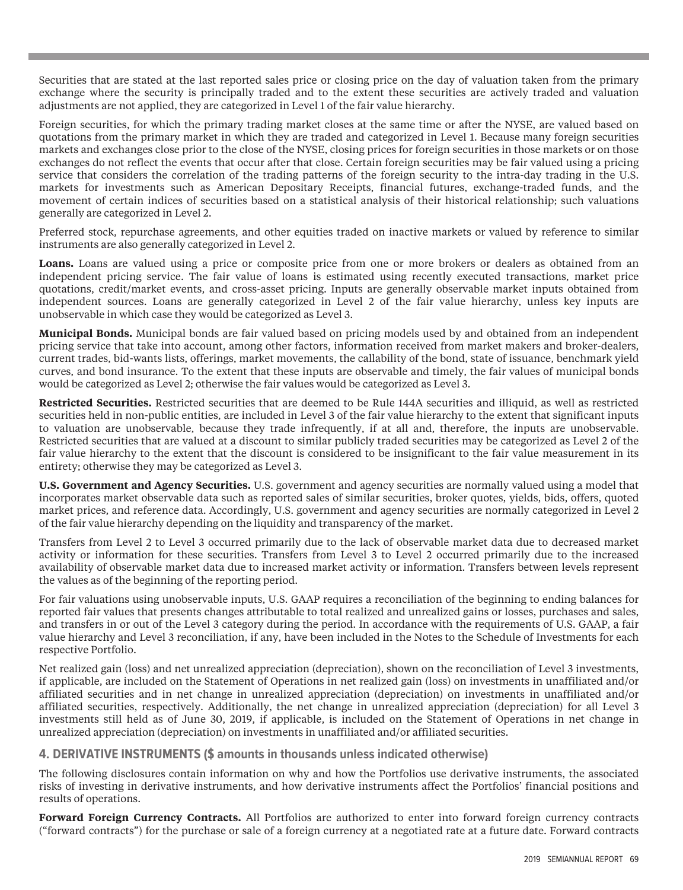Securities that are stated at the last reported sales price or closing price on the day of valuation taken from the primary exchange where the security is principally traded and to the extent these securities are actively traded and valuation adjustments are not applied, they are categorized in Level 1 of the fair value hierarchy.

Foreign securities, for which the primary trading market closes at the same time or after the NYSE, are valued based on quotations from the primary market in which they are traded and categorized in Level 1. Because many foreign securities markets and exchanges close prior to the close of the NYSE, closing prices for foreign securities in those markets or on those exchanges do not reflect the events that occur after that close. Certain foreign securities may be fair valued using a pricing service that considers the correlation of the trading patterns of the foreign security to the intra-day trading in the U.S. markets for investments such as American Depositary Receipts, financial futures, exchange-traded funds, and the movement of certain indices of securities based on a statistical analysis of their historical relationship; such valuations generally are categorized in Level 2.

Preferred stock, repurchase agreements, and other equities traded on inactive markets or valued by reference to similar instruments are also generally categorized in Level 2.

**Loans.** Loans are valued using a price or composite price from one or more brokers or dealers as obtained from an independent pricing service. The fair value of loans is estimated using recently executed transactions, market price quotations, credit/market events, and cross-asset pricing. Inputs are generally observable market inputs obtained from independent sources. Loans are generally categorized in Level 2 of the fair value hierarchy, unless key inputs are unobservable in which case they would be categorized as Level 3.

**Municipal Bonds.** Municipal bonds are fair valued based on pricing models used by and obtained from an independent pricing service that take into account, among other factors, information received from market makers and broker-dealers, current trades, bid-wants lists, offerings, market movements, the callability of the bond, state of issuance, benchmark yield curves, and bond insurance. To the extent that these inputs are observable and timely, the fair values of municipal bonds would be categorized as Level 2; otherwise the fair values would be categorized as Level 3.

**Restricted Securities.** Restricted securities that are deemed to be Rule 144A securities and illiquid, as well as restricted securities held in non-public entities, are included in Level 3 of the fair value hierarchy to the extent that significant inputs to valuation are unobservable, because they trade infrequently, if at all and, therefore, the inputs are unobservable. Restricted securities that are valued at a discount to similar publicly traded securities may be categorized as Level 2 of the fair value hierarchy to the extent that the discount is considered to be insignificant to the fair value measurement in its entirety; otherwise they may be categorized as Level 3.

**U.S. Government and Agency Securities.** U.S. government and agency securities are normally valued using a model that incorporates market observable data such as reported sales of similar securities, broker quotes, yields, bids, offers, quoted market prices, and reference data. Accordingly, U.S. government and agency securities are normally categorized in Level 2 of the fair value hierarchy depending on the liquidity and transparency of the market.

Transfers from Level 2 to Level 3 occurred primarily due to the lack of observable market data due to decreased market activity or information for these securities. Transfers from Level 3 to Level 2 occurred primarily due to the increased availability of observable market data due to increased market activity or information. Transfers between levels represent the values as of the beginning of the reporting period.

For fair valuations using unobservable inputs, U.S. GAAP requires a reconciliation of the beginning to ending balances for reported fair values that presents changes attributable to total realized and unrealized gains or losses, purchases and sales, and transfers in or out of the Level 3 category during the period. In accordance with the requirements of U.S. GAAP, a fair value hierarchy and Level 3 reconciliation, if any, have been included in the Notes to the Schedule of Investments for each respective Portfolio.

Net realized gain (loss) and net unrealized appreciation (depreciation), shown on the reconciliation of Level 3 investments, if applicable, are included on the Statement of Operations in net realized gain (loss) on investments in unaffiliated and/or affiliated securities and in net change in unrealized appreciation (depreciation) on investments in unaffiliated and/or affiliated securities, respectively. Additionally, the net change in unrealized appreciation (depreciation) for all Level 3 investments still held as of June 30, 2019, if applicable, is included on the Statement of Operations in net change in unrealized appreciation (depreciation) on investments in unaffiliated and/or affiliated securities.

## 4. DERIVATIVE INSTRUMENTS ($ amounts in thousands unless indicated otherwise)

The following disclosures contain information on why and how the Portfolios use derivative instruments, the associated risks of investing in derivative instruments, and how derivative instruments affect the Portfolios' financial positions and results of operations.

**Forward Foreign Currency Contracts.** All Portfolios are authorized to enter into forward foreign currency contracts ("forward contracts") for the purchase or sale of a foreign currency at a negotiated rate at a future date. Forward contracts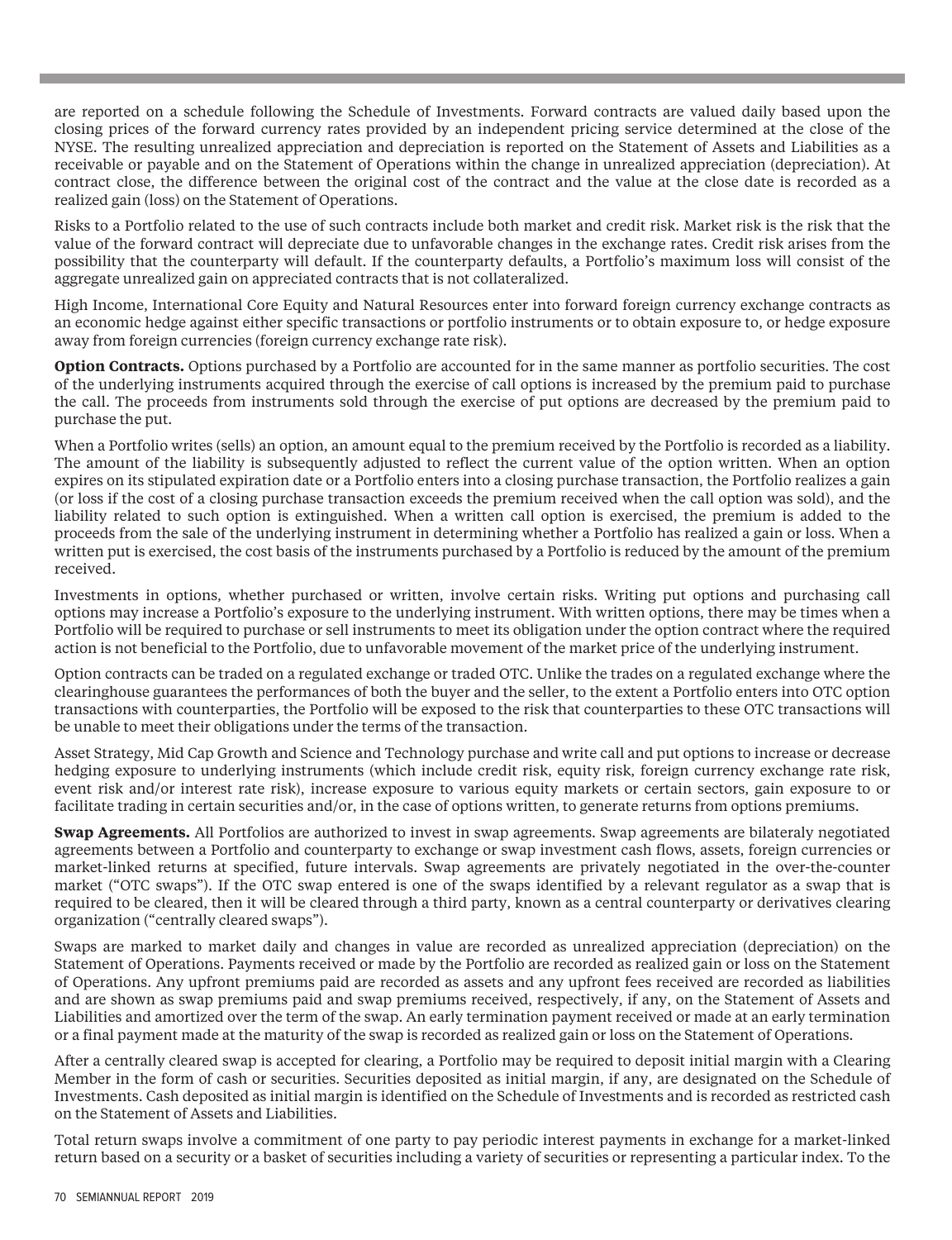are reported on a schedule following the Schedule of Investments. Forward contracts are valued daily based upon the closing prices of the forward currency rates provided by an independent pricing service determined at the close of the NYSE. The resulting unrealized appreciation and depreciation is reported on the Statement of Assets and Liabilities as a receivable or payable and on the Statement of Operations within the change in unrealized appreciation (depreciation). At contract close, the difference between the original cost of the contract and the value at the close date is recorded as a realized gain (loss) on the Statement of Operations.

Risks to a Portfolio related to the use of such contracts include both market and credit risk. Market risk is the risk that the value of the forward contract will depreciate due to unfavorable changes in the exchange rates. Credit risk arises from the possibility that the counterparty will default. If the counterparty defaults, a Portfolio's maximum loss will consist of the aggregate unrealized gain on appreciated contracts that is not collateralized.

High Income, International Core Equity and Natural Resources enter into forward foreign currency exchange contracts as an economic hedge against either specific transactions or portfolio instruments or to obtain exposure to, or hedge exposure away from foreign currencies (foreign currency exchange rate risk).

**Option Contracts.** Options purchased by a Portfolio are accounted for in the same manner as portfolio securities. The cost of the underlying instruments acquired through the exercise of call options is increased by the premium paid to purchase the call. The proceeds from instruments sold through the exercise of put options are decreased by the premium paid to purchase the put.

When a Portfolio writes (sells) an option, an amount equal to the premium received by the Portfolio is recorded as a liability. The amount of the liability is subsequently adjusted to reflect the current value of the option written. When an option expires on its stipulated expiration date or a Portfolio enters into a closing purchase transaction, the Portfolio realizes a gain (or loss if the cost of a closing purchase transaction exceeds the premium received when the call option was sold), and the liability related to such option is extinguished. When a written call option is exercised, the premium is added to the proceeds from the sale of the underlying instrument in determining whether a Portfolio has realized a gain or loss. When a written put is exercised, the cost basis of the instruments purchased by a Portfolio is reduced by the amount of the premium received.

Investments in options, whether purchased or written, involve certain risks. Writing put options and purchasing call options may increase a Portfolio's exposure to the underlying instrument. With written options, there may be times when a Portfolio will be required to purchase or sell instruments to meet its obligation under the option contract where the required action is not beneficial to the Portfolio, due to unfavorable movement of the market price of the underlying instrument.

Option contracts can be traded on a regulated exchange or traded OTC. Unlike the trades on a regulated exchange where the clearinghouse guarantees the performances of both the buyer and the seller, to the extent a Portfolio enters into OTC option transactions with counterparties, the Portfolio will be exposed to the risk that counterparties to these OTC transactions will be unable to meet their obligations under the terms of the transaction.

Asset Strategy, Mid Cap Growth and Science and Technology purchase and write call and put options to increase or decrease hedging exposure to underlying instruments (which include credit risk, equity risk, foreign currency exchange rate risk, event risk and/or interest rate risk), increase exposure to various equity markets or certain sectors, gain exposure to or facilitate trading in certain securities and/or, in the case of options written, to generate returns from options premiums.

**Swap Agreements.** All Portfolios are authorized to invest in swap agreements. Swap agreements are bilateraly negotiated agreements between a Portfolio and counterparty to exchange or swap investment cash flows, assets, foreign currencies or market-linked returns at specified, future intervals. Swap agreements are privately negotiated in the over-the-counter market ("OTC swaps"). If the OTC swap entered is one of the swaps identified by a relevant regulator as a swap that is required to be cleared, then it will be cleared through a third party, known as a central counterparty or derivatives clearing organization ("centrally cleared swaps").

Swaps are marked to market daily and changes in value are recorded as unrealized appreciation (depreciation) on the Statement of Operations. Payments received or made by the Portfolio are recorded as realized gain or loss on the Statement of Operations. Any upfront premiums paid are recorded as assets and any upfront fees received are recorded as liabilities and are shown as swap premiums paid and swap premiums received, respectively, if any, on the Statement of Assets and Liabilities and amortized over the term of the swap. An early termination payment received or made at an early termination or a final payment made at the maturity of the swap is recorded as realized gain or loss on the Statement of Operations.

After a centrally cleared swap is accepted for clearing, a Portfolio may be required to deposit initial margin with a Clearing Member in the form of cash or securities. Securities deposited as initial margin, if any, are designated on the Schedule of Investments. Cash deposited as initial margin is identified on the Schedule of Investments and is recorded as restricted cash on the Statement of Assets and Liabilities.

Total return swaps involve a commitment of one party to pay periodic interest payments in exchange for a market-linked return based on a security or a basket of securities including a variety of securities or representing a particular index. To the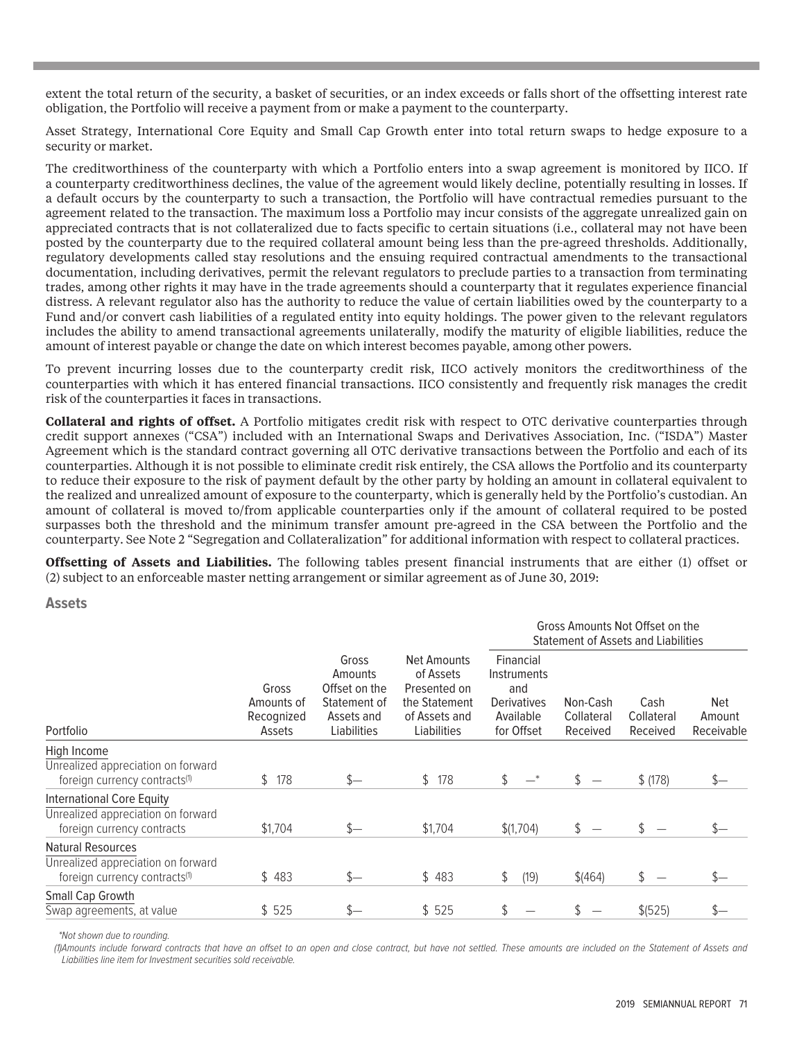extent the total return of the security, a basket of securities, or an index exceeds or falls short of the offsetting interest rate obligation, the Portfolio will receive a payment from or make a payment to the counterparty.

Asset Strategy, International Core Equity and Small Cap Growth enter into total return swaps to hedge exposure to a security or market.

The creditworthiness of the counterparty with which a Portfolio enters into a swap agreement is monitored by IICO. If a counterparty creditworthiness declines, the value of the agreement would likely decline, potentially resulting in losses. If a default occurs by the counterparty to such a transaction, the Portfolio will have contractual remedies pursuant to the agreement related to the transaction. The maximum loss a Portfolio may incur consists of the aggregate unrealized gain on appreciated contracts that is not collateralized due to facts specific to certain situations (i.e., collateral may not have been posted by the counterparty due to the required collateral amount being less than the pre-agreed thresholds. Additionally, regulatory developments called stay resolutions and the ensuing required contractual amendments to the transactional documentation, including derivatives, permit the relevant regulators to preclude parties to a transaction from terminating trades, among other rights it may have in the trade agreements should a counterparty that it regulates experience financial distress. A relevant regulator also has the authority to reduce the value of certain liabilities owed by the counterparty to a Fund and/or convert cash liabilities of a regulated entity into equity holdings. The power given to the relevant regulators includes the ability to amend transactional agreements unilaterally, modify the maturity of eligible liabilities, reduce the amount of interest payable or change the date on which interest becomes payable, among other powers.

To prevent incurring losses due to the counterparty credit risk, IICO actively monitors the creditworthiness of the counterparties with which it has entered financial transactions. IICO consistently and frequently risk manages the credit risk of the counterparties it faces in transactions.

**Collateral and rights of offset.** A Portfolio mitigates credit risk with respect to OTC derivative counterparties through credit support annexes ("CSA") included with an International Swaps and Derivatives Association, Inc. ("ISDA") Master Agreement which is the standard contract governing all OTC derivative transactions between the Portfolio and each of its counterparties. Although it is not possible to eliminate credit risk entirely, the CSA allows the Portfolio and its counterparty to reduce their exposure to the risk of payment default by the other party by holding an amount in collateral equivalent to the realized and unrealized amount of exposure to the counterparty, which is generally held by the Portfolio's custodian. An amount of collateral is moved to/from applicable counterparties only if the amount of collateral required to be posted surpasses both the threshold and the minimum transfer amount pre-agreed in the CSA between the Portfolio and the counterparty. See Note 2 "Segregation and Collateralization" for additional information with respect to collateral practices.

**Offsetting of Assets and Liabilities.** The following tables present financial instruments that are either (1) offset or (2) subject to an enforceable master netting arrangement or similar agreement as of June 30, 2019:

### Assets

| | | | | Gross Amounts Not Offset on the Statement of Assets and Liabilities | | | |
|---|---|---|---|---|---|---|---|
| Portfolio | Gross Amounts of Recognized Assets | Gross Amounts Offset on the Statement of Assets and Liabilities | Net Amounts of Assets Presented on the Statement of Assets and Liabilities | Financial Instruments and Derivatives Available for Offset | Non-Cash Collateral Received | Cash Collateral Received | Net Amount Receivable |
| **High Income** | | | | | | | |
| Unrealized appreciation on forward foreign currency contracts(1) | $ 178 | $— | $ 178 | $ —* | $ — | $ (178) | $— |
| **International Core Equity** | | | | | | | |
| Unrealized appreciation on forward foreign currency contracts | $1,704 | $— | $1,704 | $(1,704) | $ — | $ — | $— |
| **Natural Resources** | | | | | | | |
| Unrealized appreciation on forward foreign currency contracts(1) | $ 483 | $— | $ 483 | $ (19) | $(464) | $ — | $— |
| **Small Cap Growth** | | | | | | | |
| Swap agreements, at value | $ 525 | $— | $ 525 | $ — | $ — | $(525) | $— |

*Not shown due to rounding.

(1)Amounts include forward contracts that have an offset to an open and close contract, but have not settled. These amounts are included on the Statement of Assets and Liabilities line item for Investment securities sold receivable.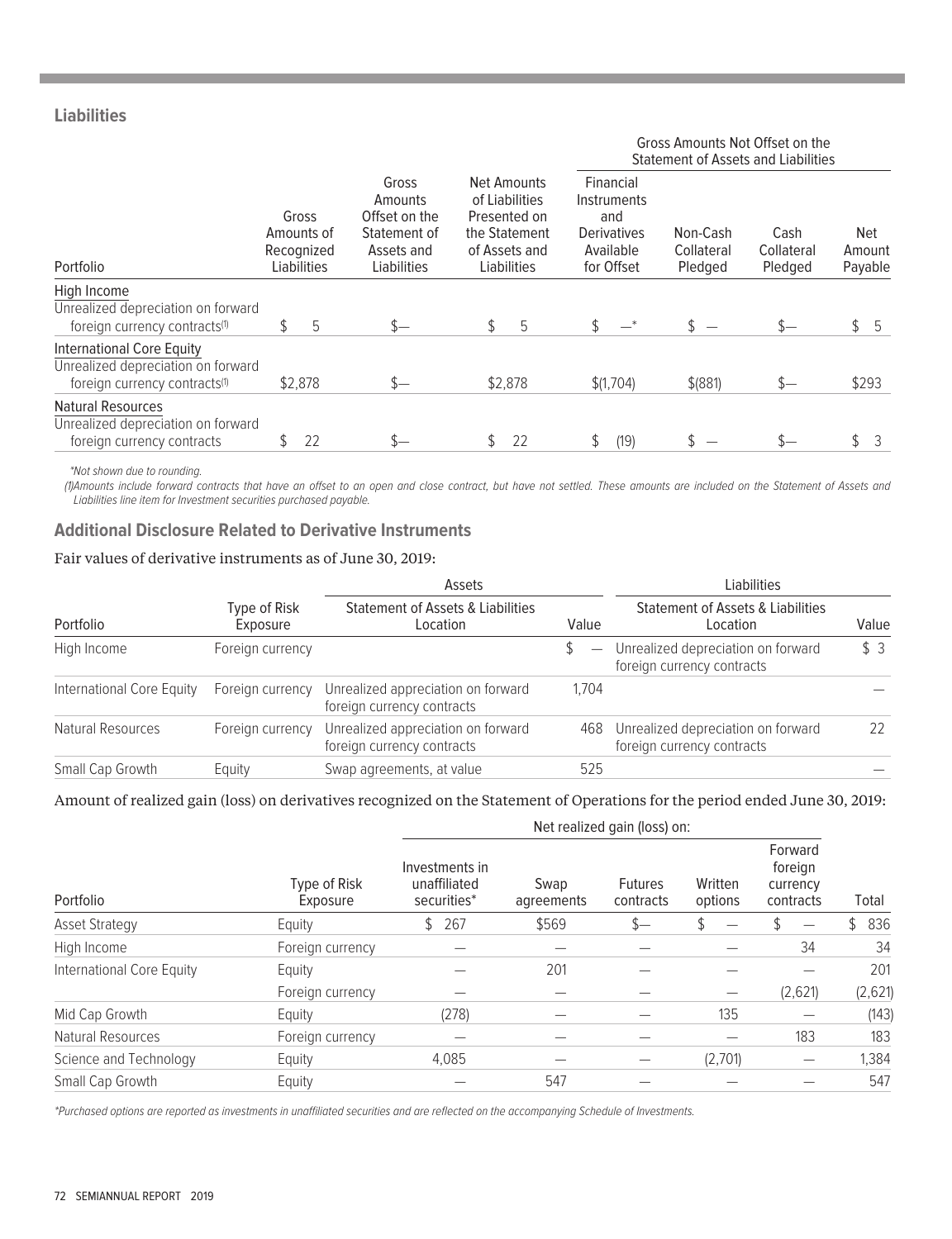### Liabilities

| Portfolio | Gross Amounts of Recognized Liabilities | Gross Amounts Offset on the Statement of Assets and Liabilities | Net Amounts of Liabilities Presented on the Statement of Assets and Liabilities | Gross Amounts Not Offset on the Statement of Assets and Liabilities | | | |
|---|---|---|---|---|---|---|---|
| | | | | Financial Instruments and Derivatives Available for Offset | Non-Cash Collateral Pledged | Cash Collateral Pledged | Net Amount Payable |
| High Income | | | | | | | |
| Unrealized depreciation on forward foreign currency contracts[1] | $ 5 | $— | $ 5 | $ —* | $ — | $— | $ 5 |
| International Core Equity | | | | | | | |
| Unrealized depreciation on forward foreign currency contracts[1] | $2,878 | $— | $2,878 | $(1,704) | $(881) | $— | $293 |
| Natural Resources | | | | | | | |
| Unrealized depreciation on forward foreign currency contracts | $ 22 | $— | $ 22 | $ (19) | $ — | $— | $ 3 |

*Not shown due to rounding.

(1)Amounts include forward contracts that have an offset to an open and close contract, but have not settled. These amounts are included on the Statement of Assets and Liabilities line item for Investment securities purchased payable.

### Additional Disclosure Related to Derivative Instruments

Fair values of derivative instruments as of June 30, 2019:

| | | Assets | | Liabilities | |
|---|---|---|---|---|---|
| Portfolio | Type of Risk Exposure | Statement of Assets & Liabilities Location | Value | Statement of Assets & Liabilities Location | Value |
| High Income | Foreign currency | | $ — | Unrealized depreciation on forward foreign currency contracts | $ 3 |
| International Core Equity | Foreign currency | Unrealized appreciation on forward foreign currency contracts | 1,704 | | — |
| Natural Resources | Foreign currency | Unrealized appreciation on forward foreign currency contracts | 468 | Unrealized depreciation on forward foreign currency contracts | 22 |
| Small Cap Growth | Equity | Swap agreements, at value | 525 | | — |

Amount of realized gain (loss) on derivatives recognized on the Statement of Operations for the period ended June 30, 2019:

| | | Net realized gain (loss) on: | | | | | |
|---|---|---|---|---|---|---|---|
| Portfolio | Type of Risk Exposure | Investments in unaffiliated securities* | Swap agreements | Futures contracts | Written options | Forward foreign currency contracts | Total |
| Asset Strategy | Equity | $ 267 | $569 | $— | $ — | $ — | $ 836 |
| High Income | Foreign currency | — | — | — | — | 34 | 34 |
| International Core Equity | Equity | — | 201 | — | — | — | 201 |
| | Foreign currency | — | — | — | — | (2,621) | (2,621) |
| Mid Cap Growth | Equity | (278) | — | — | 135 | — | (143) |
| Natural Resources | Foreign currency | — | — | — | — | 183 | 183 |
| Science and Technology | Equity | 4,085 | — | — | (2,701) | — | 1,384 |
| Small Cap Growth | Equity | — | 547 | — | — | — | 547 |

*Purchased options are reported as investments in unaffiliated securities and are reflected on the accompanying Schedule of Investments.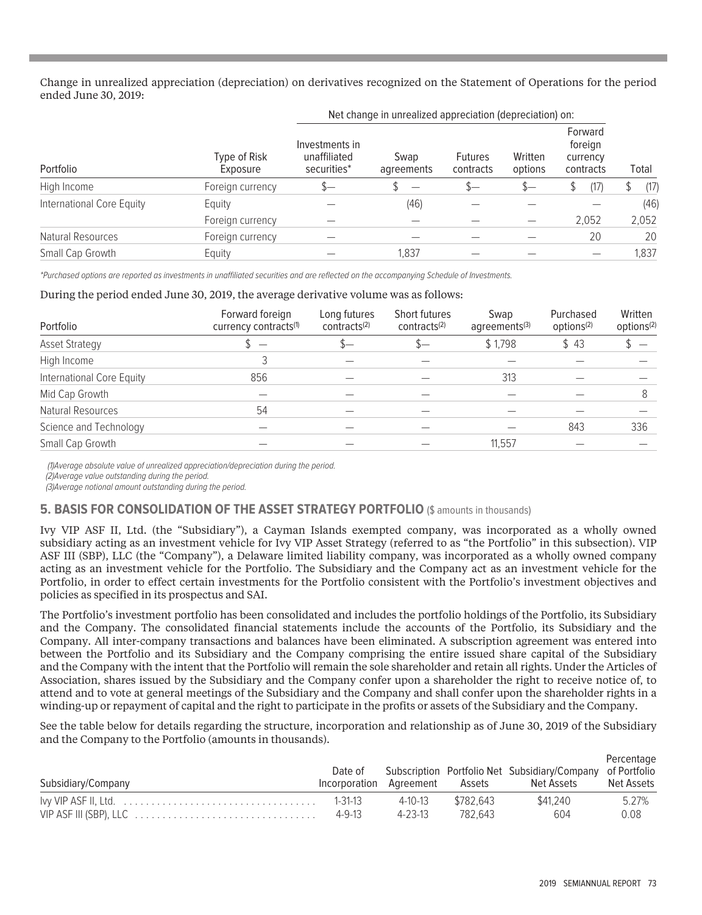Change in unrealized appreciation (depreciation) on derivatives recognized on the Statement of Operations for the period ended June 30, 2019:

| | | Net change in unrealized appreciation (depreciation) on: | | | | | |
|---|---|---|---|---|---|---|---|
| Portfolio | Type of Risk Exposure | Investments in unaffiliated securities* | Swap agreements | Futures contracts | Written options | Forward foreign currency contracts | Total |
| High Income | Foreign currency | $— | $ — | $— | $— | $ (17) | $ (17) |
| International Core Equity | Equity | — | (46) | — | — | — | (46) |
| | Foreign currency | — | — | — | — | 2,052 | 2,052 |
| Natural Resources | Foreign currency | — | — | — | — | 20 | 20 |
| Small Cap Growth | Equity | — | 1,837 | — | — | — | 1,837 |

*\*Purchased options are reported as investments in unaffiliated securities and are reflected on the accompanying Schedule of Investments.*

During the period ended June 30, 2019, the average derivative volume was as follows:

| Portfolio | Forward foreign currency contracts[1] | Long futures contracts[2] | Short futures contracts[2] | Swap agreements[3] | Purchased options[2] | Written options[2] |
|---|---|---|---|---|---|---|
| Asset Strategy | $ — | $— | $— | $ 1,798 | $ 43 | $ — |
| High Income | 3 | — | — | — | — | — |
| International Core Equity | 856 | — | — | 313 | — | — |
| Mid Cap Growth | — | — | — | — | — | 8 |
| Natural Resources | 54 | — | — | — | — | — |
| Science and Technology | — | — | — | — | 843 | 336 |
| Small Cap Growth | — | — | — | 11,557 | — | — |

*(1)Average absolute value of unrealized appreciation/depreciation during the period.*
*(2)Average value outstanding during the period.*
*(3)Average notional amount outstanding during the period.*

### 5. BASIS FOR CONSOLIDATION OF THE ASSET STRATEGY PORTFOLIO ($ amounts in thousands)

Ivy VIP ASF II, Ltd. (the "Subsidiary"), a Cayman Islands exempted company, was incorporated as a wholly owned subsidiary acting as an investment vehicle for Ivy VIP Asset Strategy (referred to as "the Portfolio" in this subsection). VIP ASF III (SBP), LLC (the "Company"), a Delaware limited liability company, was incorporated as a wholly owned company acting as an investment vehicle for the Portfolio. The Subsidiary and the Company act as an investment vehicle for the Portfolio, in order to effect certain investments for the Portfolio consistent with the Portfolio's investment objectives and policies as specified in its prospectus and SAI.

The Portfolio's investment portfolio has been consolidated and includes the portfolio holdings of the Portfolio, its Subsidiary and the Company. The consolidated financial statements include the accounts of the Portfolio, its Subsidiary and the Company. All inter-company transactions and balances have been eliminated. A subscription agreement was entered into between the Portfolio and its Subsidiary and the Company comprising the entire issued share capital of the Subsidiary and the Company with the intent that the Portfolio will remain the sole shareholder and retain all rights. Under the Articles of Association, shares issued by the Subsidiary and the Company confer upon a shareholder the right to receive notice of, to attend and to vote at general meetings of the Subsidiary and the Company and shall confer upon the shareholder rights in a winding-up or repayment of capital and the right to participate in the profits or assets of the Subsidiary and the Company.

See the table below for details regarding the structure, incorporation and relationship as of June 30, 2019 of the Subsidiary and the Company to the Portfolio (amounts in thousands).

| Subsidiary/Company | Date of Incorporation | Subscription Agreement | Portfolio Net Assets | Subsidiary/Company Net Assets | Percentage of Portfolio Net Assets |
|---|---|---|---|---|---|
| Ivy VIP ASF II, Ltd. | 1-31-13 | 4-10-13 | $782,643 | $41,240 | 5.27% |
| VIP ASF III (SBP), LLC | 4-9-13 | 4-23-13 | 782,643 | 604 | 0.08 |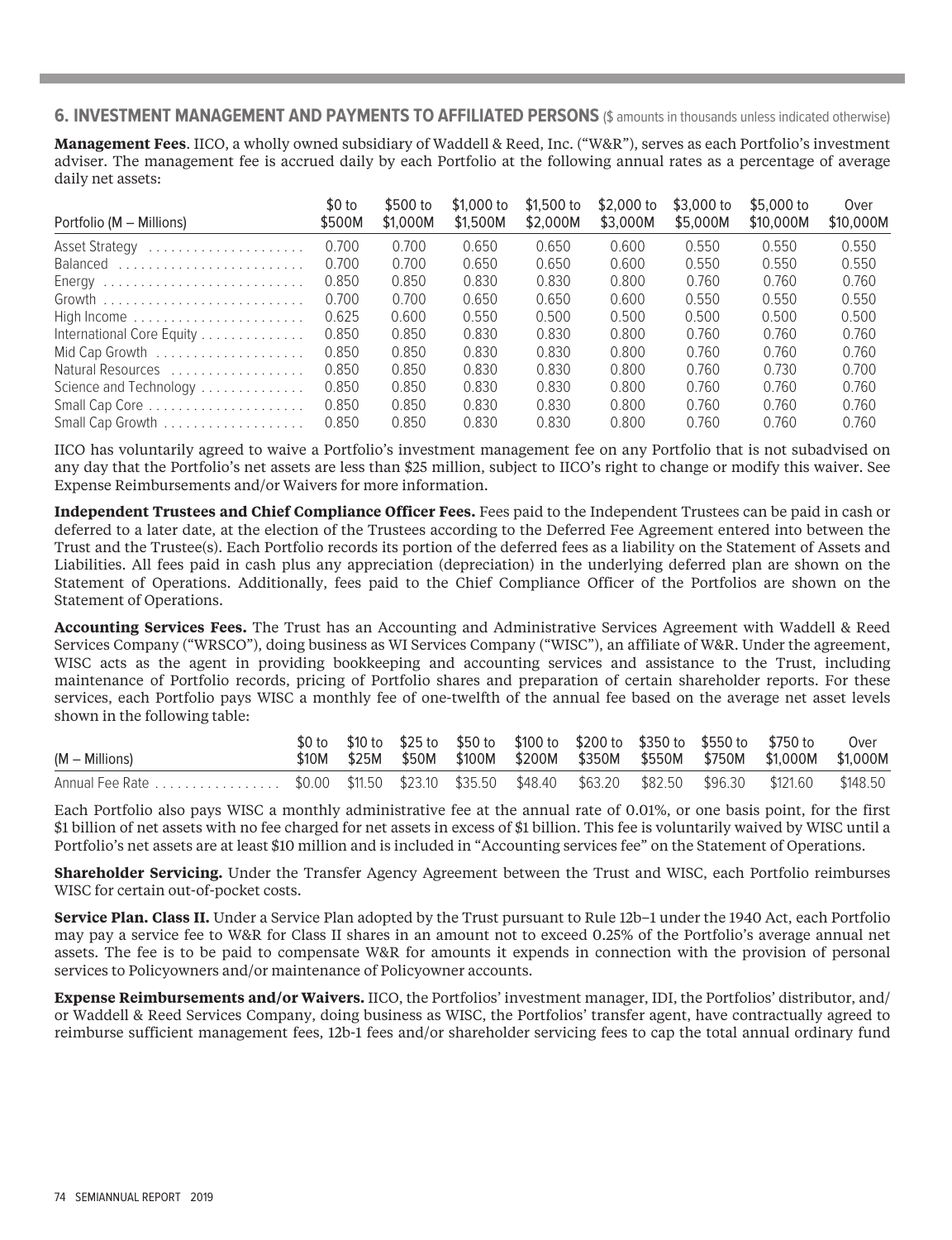## 6. INVESTMENT MANAGEMENT AND PAYMENTS TO AFFILIATED PERSONS ($ amounts in thousands unless indicated otherwise)

**Management Fees**. IICO, a wholly owned subsidiary of Waddell & Reed, Inc. ("W&R"), serves as each Portfolio's investment adviser. The management fee is accrued daily by each Portfolio at the following annual rates as a percentage of average daily net assets:

| Portfolio (M – Millions) | $0 to $500M | $500 to $1,000M | $1,000 to $1,500M | $1,500 to $2,000M | $2,000 to $3,000M | $3,000 to $5,000M | $5,000 to $10,000M | Over $10,000M |
|---|---|---|---|---|---|---|---|---|
| Asset Strategy | 0.700 | 0.700 | 0.650 | 0.650 | 0.600 | 0.550 | 0.550 | 0.550 |
| Balanced | 0.700 | 0.700 | 0.650 | 0.650 | 0.600 | 0.550 | 0.550 | 0.550 |
| Energy | 0.850 | 0.850 | 0.830 | 0.830 | 0.800 | 0.760 | 0.760 | 0.760 |
| Growth | 0.700 | 0.700 | 0.650 | 0.650 | 0.600 | 0.550 | 0.550 | 0.550 |
| High Income | 0.625 | 0.600 | 0.550 | 0.500 | 0.500 | 0.500 | 0.500 | 0.500 |
| International Core Equity | 0.850 | 0.850 | 0.830 | 0.830 | 0.800 | 0.760 | 0.760 | 0.760 |
| Mid Cap Growth | 0.850 | 0.850 | 0.830 | 0.830 | 0.800 | 0.760 | 0.760 | 0.760 |
| Natural Resources | 0.850 | 0.850 | 0.830 | 0.830 | 0.800 | 0.760 | 0.730 | 0.700 |
| Science and Technology | 0.850 | 0.850 | 0.830 | 0.830 | 0.800 | 0.760 | 0.760 | 0.760 |
| Small Cap Core | 0.850 | 0.850 | 0.830 | 0.830 | 0.800 | 0.760 | 0.760 | 0.760 |
| Small Cap Growth | 0.850 | 0.850 | 0.830 | 0.830 | 0.800 | 0.760 | 0.760 | 0.760 |

IICO has voluntarily agreed to waive a Portfolio's investment management fee on any Portfolio that is not subadvised on any day that the Portfolio's net assets are less than $25 million, subject to IICO's right to change or modify this waiver. See Expense Reimbursements and/or Waivers for more information.

**Independent Trustees and Chief Compliance Officer Fees.** Fees paid to the Independent Trustees can be paid in cash or deferred to a later date, at the election of the Trustees according to the Deferred Fee Agreement entered into between the Trust and the Trustee(s). Each Portfolio records its portion of the deferred fees as a liability on the Statement of Assets and Liabilities. All fees paid in cash plus any appreciation (depreciation) in the underlying deferred plan are shown on the Statement of Operations. Additionally, fees paid to the Chief Compliance Officer of the Portfolios are shown on the Statement of Operations.

**Accounting Services Fees.** The Trust has an Accounting and Administrative Services Agreement with Waddell & Reed Services Company ("WRSCO"), doing business as WI Services Company ("WISC"), an affiliate of W&R. Under the agreement, WISC acts as the agent in providing bookkeeping and accounting services and assistance to the Trust, including maintenance of Portfolio records, pricing of Portfolio shares and preparation of certain shareholder reports. For these services, each Portfolio pays WISC a monthly fee of one-twelfth of the annual fee based on the average net asset levels shown in the following table:

| (M – Millions) | $0 to $10M | $10 to $25M | $25 to $50M | $50 to $100M | $100 to $200M | $200 to $350M | $350 to $550M | $550 to $750M | $750 to $1,000M | Over $1,000M |
|---|---|---|---|---|---|---|---|---|---|---|
| Annual Fee Rate | $0.00 | $11.50 | $23.10 | $35.50 | $48.40 | $63.20 | $82.50 | $96.30 | $121.60 | $148.50 |

Each Portfolio also pays WISC a monthly administrative fee at the annual rate of 0.01%, or one basis point, for the first $1 billion of net assets with no fee charged for net assets in excess of $1 billion. This fee is voluntarily waived by WISC until a Portfolio's net assets are at least $10 million and is included in "Accounting services fee" on the Statement of Operations.

**Shareholder Servicing.** Under the Transfer Agency Agreement between the Trust and WISC, each Portfolio reimburses WISC for certain out-of-pocket costs.

**Service Plan. Class II.** Under a Service Plan adopted by the Trust pursuant to Rule 12b–1 under the 1940 Act, each Portfolio may pay a service fee to W&R for Class II shares in an amount not to exceed 0.25% of the Portfolio's average annual net assets. The fee is to be paid to compensate W&R for amounts it expends in connection with the provision of personal services to Policyowners and/or maintenance of Policyowner accounts.

**Expense Reimbursements and/or Waivers.** IICO, the Portfolios' investment manager, IDI, the Portfolios' distributor, and/or Waddell & Reed Services Company, doing business as WISC, the Portfolios' transfer agent, have contractually agreed to reimburse sufficient management fees, 12b-1 fees and/or shareholder servicing fees to cap the total annual ordinary fund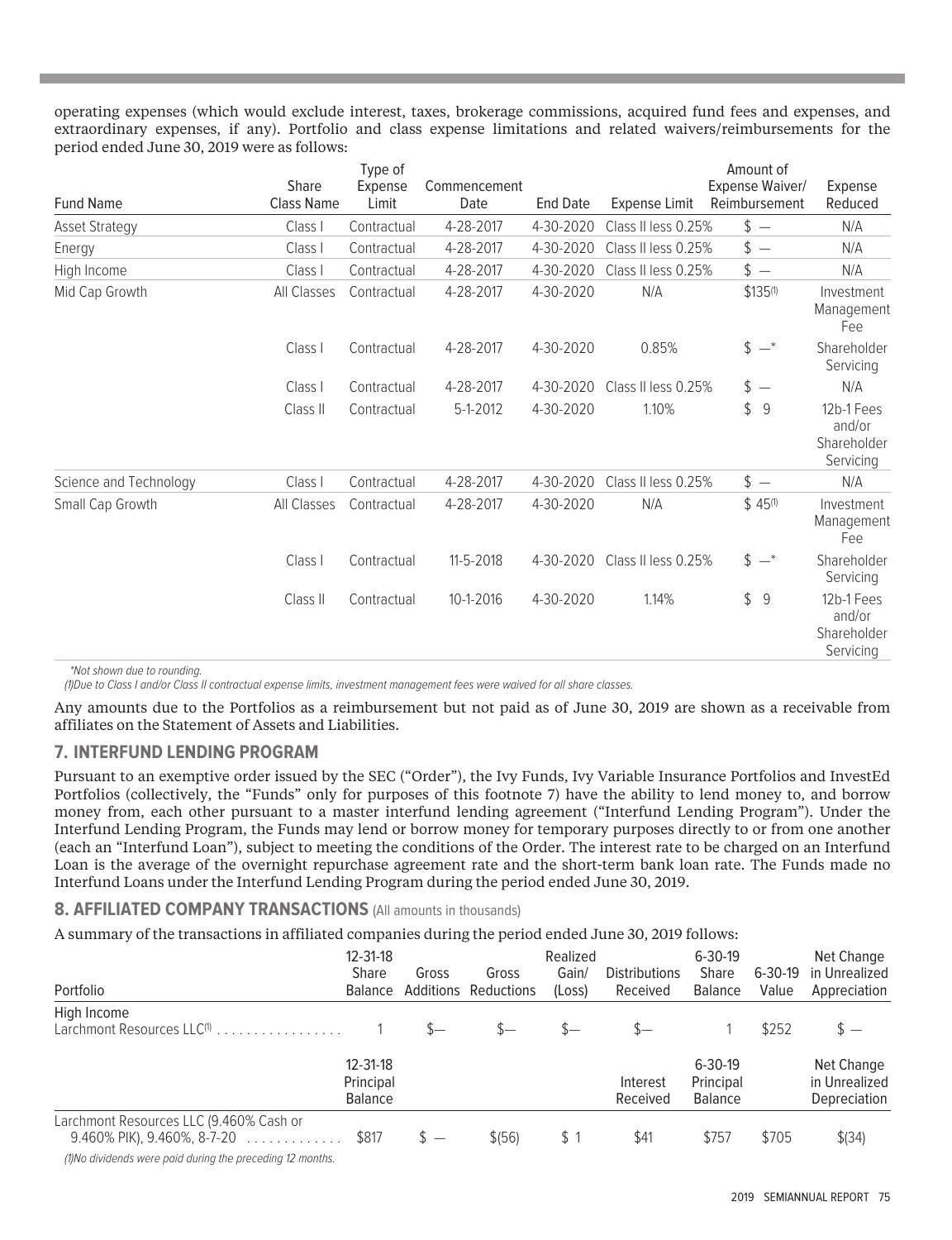operating expenses (which would exclude interest, taxes, brokerage commissions, acquired fund fees and expenses, and extraordinary expenses, if any). Portfolio and class expense limitations and related waivers/reimbursements for the period ended June 30, 2019 were as follows:

| Fund Name | Share Class Name | Type of Expense Limit | Commencement Date | End Date | Expense Limit | Amount of Expense Waiver/ Reimbursement | Expense Reduced |
|---|---|---|---|---|---|---|---|
| Asset Strategy | Class I | Contractual | 4-28-2017 | 4-30-2020 | Class II less 0.25% | $ — | N/A |
| Energy | Class I | Contractual | 4-28-2017 | 4-30-2020 | Class II less 0.25% | $ — | N/A |
| High Income | Class I | Contractual | 4-28-2017 | 4-30-2020 | Class II less 0.25% | $ — | N/A |
| Mid Cap Growth | All Classes | Contractual | 4-28-2017 | 4-30-2020 | N/A | $135[(1)] | Investment Management Fee |
| | Class I | Contractual | 4-28-2017 | 4-30-2020 | 0.85% | $ —* | Shareholder Servicing |
| | Class I | Contractual | 4-28-2017 | 4-30-2020 | Class II less 0.25% | $ — | N/A |
| | Class II | Contractual | 5-1-2012 | 4-30-2020 | 1.10% | $ 9 | 12b-1 Fees and/or Shareholder Servicing |
| Science and Technology | Class I | Contractual | 4-28-2017 | 4-30-2020 | Class II less 0.25% | $ — | N/A |
| Small Cap Growth | All Classes | Contractual | 4-28-2017 | 4-30-2020 | N/A | $ 45[(1)] | Investment Management Fee |
| | Class I | Contractual | 11-5-2018 | 4-30-2020 | Class II less 0.25% | $ —* | Shareholder Servicing |
| | Class II | Contractual | 10-1-2016 | 4-30-2020 | 1.14% | $ 9 | 12b-1 Fees and/or Shareholder Servicing |

*\*Not shown due to rounding.*

*(1)Due to Class I and/or Class II contractual expense limits, investment management fees were waived for all share classes.*

Any amounts due to the Portfolios as a reimbursement but not paid as of June 30, 2019 are shown as a receivable from affiliates on the Statement of Assets and Liabilities.

## 7. INTERFUND LENDING PROGRAM

Pursuant to an exemptive order issued by the SEC ("Order"), the Ivy Funds, Ivy Variable Insurance Portfolios and InvestEd Portfolios (collectively, the "Funds" only for purposes of this footnote 7) have the ability to lend money to, and borrow money from, each other pursuant to a master interfund lending agreement ("Interfund Lending Program"). Under the Interfund Lending Program, the Funds may lend or borrow money for temporary purposes directly to or from one another (each an "Interfund Loan"), subject to meeting the conditions of the Order. The interest rate to be charged on an Interfund Loan is the average of the overnight repurchase agreement rate and the short-term bank loan rate. The Funds made no Interfund Loans under the Interfund Lending Program during the period ended June 30, 2019.

## 8. AFFILIATED COMPANY TRANSACTIONS (All amounts in thousands)

A summary of the transactions in affiliated companies during the period ended June 30, 2019 follows:

| Portfolio | 12-31-18 Share Balance | Gross Additions | Gross Reductions | Realized Gain/ (Loss) | Distributions Received | 6-30-19 Share Balance | 6-30-19 Value | Net Change in Unrealized Appreciation |
|---|---|---|---|---|---|---|---|---|
| High Income | | | | | | | | |
| Larchmont Resources LLC[(1)] | 1 | $— | $— | $— | $— | 1 | $252 | $ — |
| | 12-31-18 Principal Balance | | | | Interest Received | 6-30-19 Principal Balance | | Net Change in Unrealized Depreciation |
| Larchmont Resources LLC (9.460% Cash or 9.460% PIK), 9.460%, 8-7-20 | $817 | $ — | $(56) | $ 1 | $41 | $757 | $705 | $(34) |

*(1)No dividends were paid during the preceding 12 months.*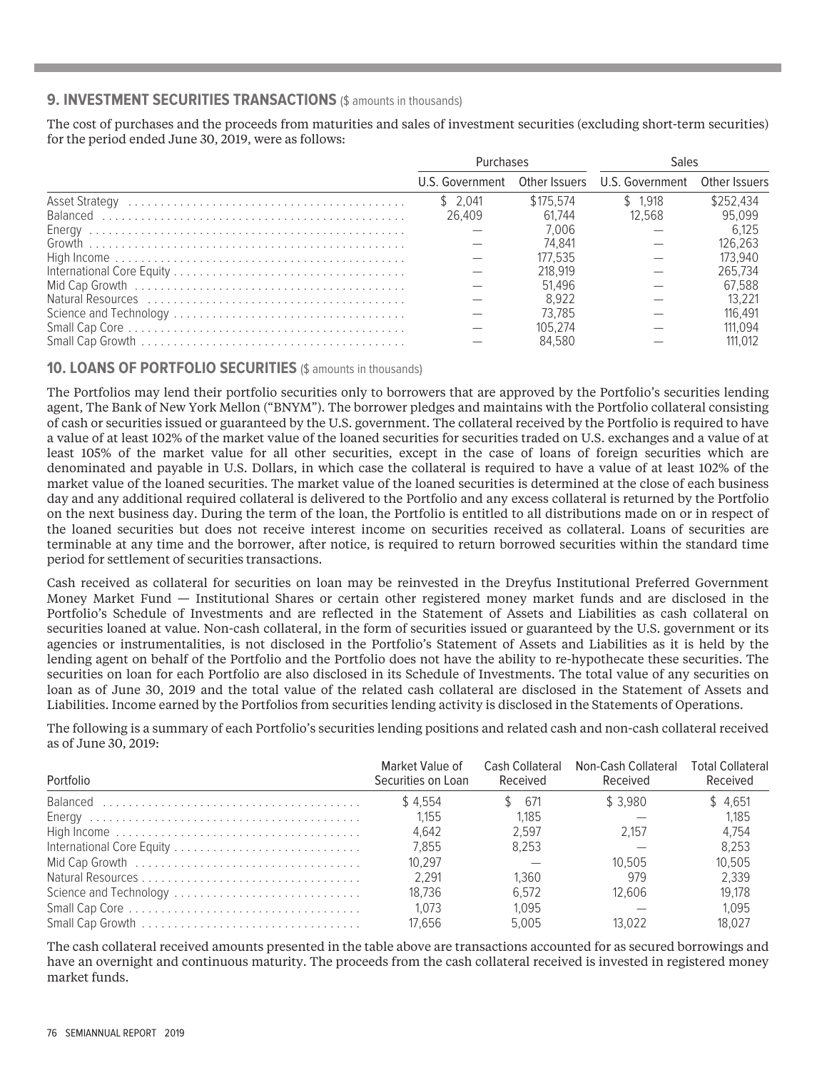## 9. INVESTMENT SECURITIES TRANSACTIONS ($ amounts in thousands)

The cost of purchases and the proceeds from maturities and sales of investment securities (excluding short-term securities) for the period ended June 30, 2019, were as follows:

| | Purchases | | Sales | |
|---|---|---|---|---|
| | U.S. Government | Other Issuers | U.S. Government | Other Issuers |
| Asset Strategy | $ 2,041 | $175,574 | $ 1,918 | $252,434 |
| Balanced | 26,409 | 61,744 | 12,568 | 95,099 |
| Energy | — | 7,006 | — | 6,125 |
| Growth | — | 74,841 | — | 126,263 |
| High Income | — | 177,535 | — | 173,940 |
| International Core Equity | — | 218,919 | — | 265,734 |
| Mid Cap Growth | — | 51,496 | — | 67,588 |
| Natural Resources | — | 8,922 | — | 13,221 |
| Science and Technology | — | 73,785 | — | 116,491 |
| Small Cap Core | — | 105,274 | — | 111,094 |
| Small Cap Growth | — | 84,580 | — | 111,012 |

## 10. LOANS OF PORTFOLIO SECURITIES ($ amounts in thousands)

The Portfolios may lend their portfolio securities only to borrowers that are approved by the Portfolio's securities lending agent, The Bank of New York Mellon ("BNYM"). The borrower pledges and maintains with the Portfolio collateral consisting of cash or securities issued or guaranteed by the U.S. government. The collateral received by the Portfolio is required to have a value of at least 102% of the market value of the loaned securities for securities traded on U.S. exchanges and a value of at least 105% of the market value for all other securities, except in the case of loans of foreign securities which are denominated and payable in U.S. Dollars, in which case the collateral is required to have a value of at least 102% of the market value of the loaned securities. The market value of the loaned securities is determined at the close of each business day and any additional required collateral is delivered to the Portfolio and any excess collateral is returned by the Portfolio on the next business day. During the term of the loan, the Portfolio is entitled to all distributions made on or in respect of the loaned securities but does not receive interest income on securities received as collateral. Loans of securities are terminable at any time and the borrower, after notice, is required to return borrowed securities within the standard time period for settlement of securities transactions.

Cash received as collateral for securities on loan may be reinvested in the Dreyfus Institutional Preferred Government Money Market Fund — Institutional Shares or certain other registered money market funds and are disclosed in the Portfolio's Schedule of Investments and are reflected in the Statement of Assets and Liabilities as cash collateral on securities loaned at value. Non-cash collateral, in the form of securities issued or guaranteed by the U.S. government or its agencies or instrumentalities, is not disclosed in the Portfolio's Statement of Assets and Liabilities as it is held by the lending agent on behalf of the Portfolio and the Portfolio does not have the ability to re-hypothecate these securities. The securities on loan for each Portfolio are also disclosed in its Schedule of Investments. The total value of any securities on loan as of June 30, 2019 and the total value of the related cash collateral are disclosed in the Statement of Assets and Liabilities. Income earned by the Portfolios from securities lending activity is disclosed in the Statements of Operations.

The following is a summary of each Portfolio's securities lending positions and related cash and non-cash collateral received as of June 30, 2019:

| Portfolio | Market Value of Securities on Loan | Cash Collateral Received | Non-Cash Collateral Received | Total Collateral Received |
|---|---|---|---|---|
| Balanced | $ 4,554 | $ 671 | $ 3,980 | $ 4,651 |
| Energy | 1,155 | 1,185 | — | 1,185 |
| High Income | 4,642 | 2,597 | 2,157 | 4,754 |
| International Core Equity | 7,855 | 8,253 | — | 8,253 |
| Mid Cap Growth | 10,297 | — | 10,505 | 10,505 |
| Natural Resources | 2,291 | 1,360 | 979 | 2,339 |
| Science and Technology | 18,736 | 6,572 | 12,606 | 19,178 |
| Small Cap Core | 1,073 | 1,095 | — | 1,095 |
| Small Cap Growth | 17,656 | 5,005 | 13,022 | 18,027 |

The cash collateral received amounts presented in the table above are transactions accounted for as secured borrowings and have an overnight and continuous maturity. The proceeds from the cash collateral received is invested in registered money market funds.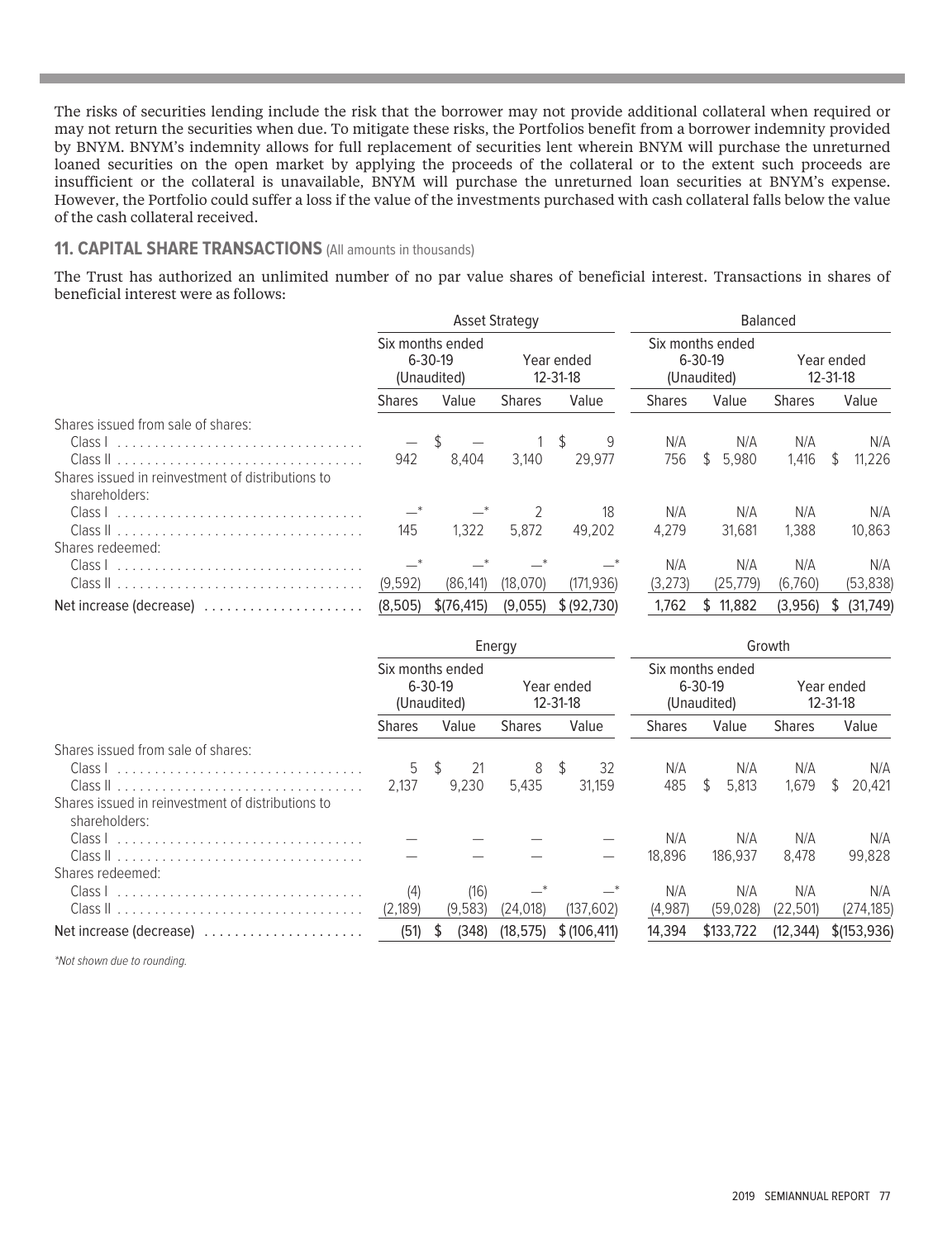The risks of securities lending include the risk that the borrower may not provide additional collateral when required or may not return the securities when due. To mitigate these risks, the Portfolios benefit from a borrower indemnity provided by BNYM. BNYM's indemnity allows for full replacement of securities lent wherein BNYM will purchase the unreturned loaned securities on the open market by applying the proceeds of the collateral or to the extent such proceeds are insufficient or the collateral is unavailable, BNYM will purchase the unreturned loan securities at BNYM's expense. However, the Portfolio could suffer a loss if the value of the investments purchased with cash collateral falls below the value of the cash collateral received.

## 11. CAPITAL SHARE TRANSACTIONS (All amounts in thousands)

The Trust has authorized an unlimited number of no par value shares of beneficial interest. Transactions in shares of beneficial interest were as follows:

| | Asset Strategy | | | | Balanced | | | |
|---|---|---|---|---|---|---|---|---|
| | Six months ended 6-30-19 (Unaudited) | | Year ended 12-31-18 | | Six months ended 6-30-19 (Unaudited) | | Year ended 12-31-18 | |
| | Shares | Value | Shares | Value | Shares | Value | Shares | Value |
| Shares issued from sale of shares: | | | | | | | | |
| Class I | — | $ — | 1 | $ 9 | N/A | N/A | N/A | N/A |
| Class II | 942 | 8,404 | 3,140 | 29,977 | 756 | $ 5,980 | 1,416 | $ 11,226 |
| Shares issued in reinvestment of distributions to shareholders: | | | | | | | | |
| Class I | —* | —* | 2 | 18 | N/A | N/A | N/A | N/A |
| Class II | 145 | 1,322 | 5,872 | 49,202 | 4,279 | 31,681 | 1,388 | 10,863 |
| Shares redeemed: | | | | | | | | |
| Class I | —* | —* | —* | —* | N/A | N/A | N/A | N/A |
| Class II | (9,592) | (86,141) | (18,070) | (171,936) | (3,273) | (25,779) | (6,760) | (53,838) |
| Net increase (decrease) | (8,505) | $(76,415) | (9,055) | $ (92,730) | 1,762 | $ 11,882 | (3,956) | $ (31,749) |

| | Energy | | | | Growth | | | |
|---|---|---|---|---|---|---|---|---|
| | Six months ended 6-30-19 (Unaudited) | | Year ended 12-31-18 | | Six months ended 6-30-19 (Unaudited) | | Year ended 12-31-18 | |
| | Shares | Value | Shares | Value | Shares | Value | Shares | Value |
| Shares issued from sale of shares: | | | | | | | | |
| Class I | 5 | $ 21 | 8 | $ 32 | N/A | N/A | N/A | N/A |
| Class II | 2,137 | 9,230 | 5,435 | 31,159 | 485 | $ 5,813 | 1,679 | $ 20,421 |
| Shares issued in reinvestment of distributions to shareholders: | | | | | | | | |
| Class I | — | — | — | — | N/A | N/A | N/A | N/A |
| Class II | — | — | — | — | 18,896 | 186,937 | 8,478 | 99,828 |
| Shares redeemed: | | | | | | | | |
| Class I | (4) | (16) | —* | —* | N/A | N/A | N/A | N/A |
| Class II | (2,189) | (9,583) | (24,018) | (137,602) | (4,987) | (59,028) | (22,501) | (274,185) |
| Net increase (decrease) | (51) | $ (348) | (18,575) | $ (106,411) | 14,394 | $133,722 | (12,344) | $(153,936) |

*Not shown due to rounding.*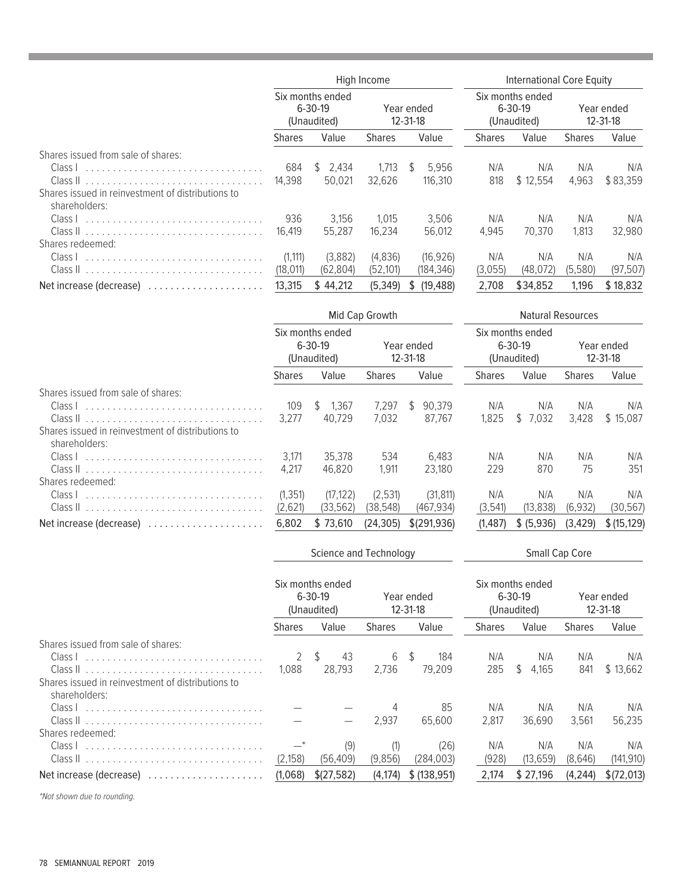| | High Income | | | | International Core Equity | | | |
|---|---|---|---|---|---|---|---|---|
| | Six months ended 6-30-19 (Unaudited) | | Year ended 12-31-18 | | Six months ended 6-30-19 (Unaudited) | | Year ended 12-31-18 | |
| | Shares | Value | Shares | Value | Shares | Value | Shares | Value |
| Shares issued from sale of shares: | | | | | | | | |
| Class I | 684 | $ 2,434 | 1,713 | $ 5,956 | N/A | N/A | N/A | N/A |
| Class II | 14,398 | 50,021 | 32,626 | 116,310 | 818 | $ 12,554 | 4,963 | $ 83,359 |
| Shares issued in reinvestment of distributions to shareholders: | | | | | | | | |
| Class I | 936 | 3,156 | 1,015 | 3,506 | N/A | N/A | N/A | N/A |
| Class II | 16,419 | 55,287 | 16,234 | 56,012 | 4,945 | 70,370 | 1,813 | 32,980 |
| Shares redeemed: | | | | | | | | |
| Class I | (1,111) | (3,882) | (4,836) | (16,926) | N/A | N/A | N/A | N/A |
| Class II | (18,011) | (62,804) | (52,101) | (184,346) | (3,055) | (48,072) | (5,580) | (97,507) |
| Net increase (decrease) | 13,315 | $ 44,212 | (5,349) | $ (19,488) | 2,708 | $34,852 | 1,196 | $ 18,832 |

| | Mid Cap Growth | | | | Natural Resources | | | |
|---|---|---|---|---|---|---|---|---|
| | Six months ended 6-30-19 (Unaudited) | | Year ended 12-31-18 | | Six months ended 6-30-19 (Unaudited) | | Year ended 12-31-18 | |
| | Shares | Value | Shares | Value | Shares | Value | Shares | Value |
| Shares issued from sale of shares: | | | | | | | | |
| Class I | 109 | $ 1,367 | 7,297 | $ 90,379 | N/A | N/A | N/A | N/A |
| Class II | 3,277 | 40,729 | 7,032 | 87,767 | 1,825 | $ 7,032 | 3,428 | $ 15,087 |
| Shares issued in reinvestment of distributions to shareholders: | | | | | | | | |
| Class I | 3,171 | 35,378 | 534 | 6,483 | N/A | N/A | N/A | N/A |
| Class II | 4,217 | 46,820 | 1,911 | 23,180 | 229 | 870 | 75 | 351 |
| Shares redeemed: | | | | | | | | |
| Class I | (1,351) | (17,122) | (2,531) | (31,811) | N/A | N/A | N/A | N/A |
| Class II | (2,621) | (33,562) | (38,548) | (467,934) | (3,541) | (13,838) | (6,932) | (30,567) |
| Net increase (decrease) | 6,802 | $ 73,610 | (24,305) | $(291,936) | (1,487) | $ (5,936) | (3,429) | $ (15,129) |

| | Science and Technology | | | | Small Cap Core | | | |
|---|---|---|---|---|---|---|---|---|
| | Six months ended 6-30-19 (Unaudited) | | Year ended 12-31-18 | | Six months ended 6-30-19 (Unaudited) | | Year ended 12-31-18 | |
| | Shares | Value | Shares | Value | Shares | Value | Shares | Value |
| Shares issued from sale of shares: | | | | | | | | |
| Class I | 2 | $ 43 | 6 | $ 184 | N/A | N/A | N/A | N/A |
| Class II | 1,088 | 28,793 | 2,736 | 79,209 | 285 | $ 4,165 | 841 | $ 13,662 |
| Shares issued in reinvestment of distributions to shareholders: | | | | | | | | |
| Class I | — | — | 4 | 85 | N/A | N/A | N/A | N/A |
| Class II | — | — | 2,937 | 65,600 | 2,817 | 36,690 | 3,561 | 56,235 |
| Shares redeemed: | | | | | | | | |
| Class I | —* | (9) | (1) | (26) | N/A | N/A | N/A | N/A |
| Class II | (2,158) | (56,409) | (9,856) | (284,003) | (928) | (13,659) | (8,646) | (141,910) |
| Net increase (decrease) | (1,068) | $(27,582) | (4,174) | $ (138,951) | 2,174 | $ 27,196 | (4,244) | $(72,013) |

*Not shown due to rounding.*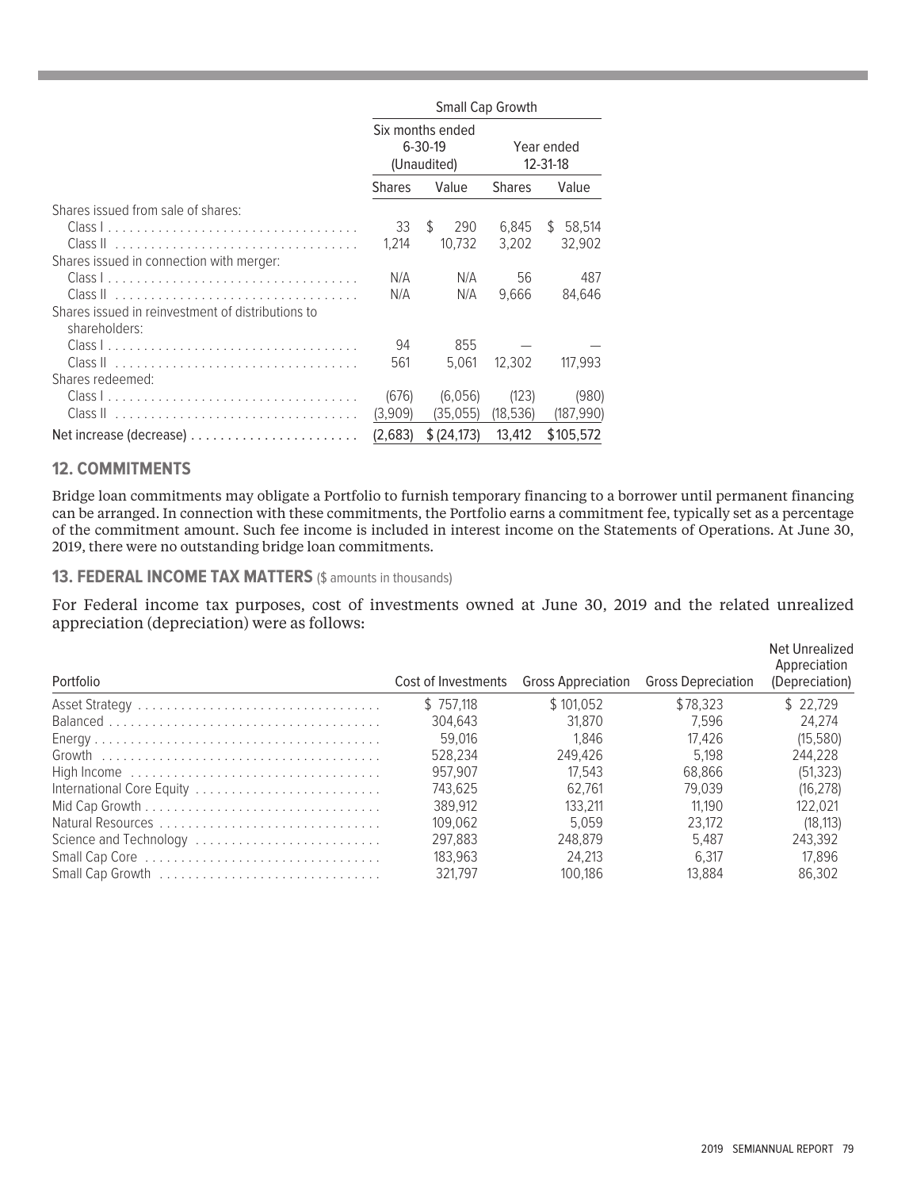| | Small Cap Growth | | | |
|---|---|---|---|---|
| | Six months ended 6-30-19 (Unaudited) | | Year ended 12-31-18 | |
| | Shares | Value | Shares | Value |
| Shares issued from sale of shares: | | | | |
| Class I | 33 | $ 290 | 6,845 | $ 58,514 |
| Class II | 1,214 | 10,732 | 3,202 | 32,902 |
| Shares issued in connection with merger: | | | | |
| Class I | N/A | N/A | 56 | 487 |
| Class II | N/A | N/A | 9,666 | 84,646 |
| Shares issued in reinvestment of distributions to shareholders: | | | | |
| Class I | 94 | 855 | — | — |
| Class II | 561 | 5,061 | 12,302 | 117,993 |
| Shares redeemed: | | | | |
| Class I | (676) | (6,056) | (123) | (980) |
| Class II | (3,909) | (35,055) | (18,536) | (187,990) |
| Net increase (decrease) | (2,683) | $ (24,173) | 13,412 | $105,572 |

## 12. COMMITMENTS

Bridge loan commitments may obligate a Portfolio to furnish temporary financing to a borrower until permanent financing can be arranged. In connection with these commitments, the Portfolio earns a commitment fee, typically set as a percentage of the commitment amount. Such fee income is included in interest income on the Statements of Operations. At June 30, 2019, there were no outstanding bridge loan commitments.

## 13. FEDERAL INCOME TAX MATTERS ($ amounts in thousands)

For Federal income tax purposes, cost of investments owned at June 30, 2019 and the related unrealized appreciation (depreciation) were as follows:

| Portfolio | Cost of Investments | Gross Appreciation | Gross Depreciation | Net Unrealized Appreciation (Depreciation) |
|---|---|---|---|---|
| Asset Strategy | $ 757,118 | $ 101,052 | $78,323 | $ 22,729 |
| Balanced | 304,643 | 31,870 | 7,596 | 24,274 |
| Energy | 59,016 | 1,846 | 17,426 | (15,580) |
| Growth | 528,234 | 249,426 | 5,198 | 244,228 |
| High Income | 957,907 | 17,543 | 68,866 | (51,323) |
| International Core Equity | 743,625 | 62,761 | 79,039 | (16,278) |
| Mid Cap Growth | 389,912 | 133,211 | 11,190 | 122,021 |
| Natural Resources | 109,062 | 5,059 | 23,172 | (18,113) |
| Science and Technology | 297,883 | 248,879 | 5,487 | 243,392 |
| Small Cap Core | 183,963 | 24,213 | 6,317 | 17,896 |
| Small Cap Growth | 321,797 | 100,186 | 13,884 | 86,302 |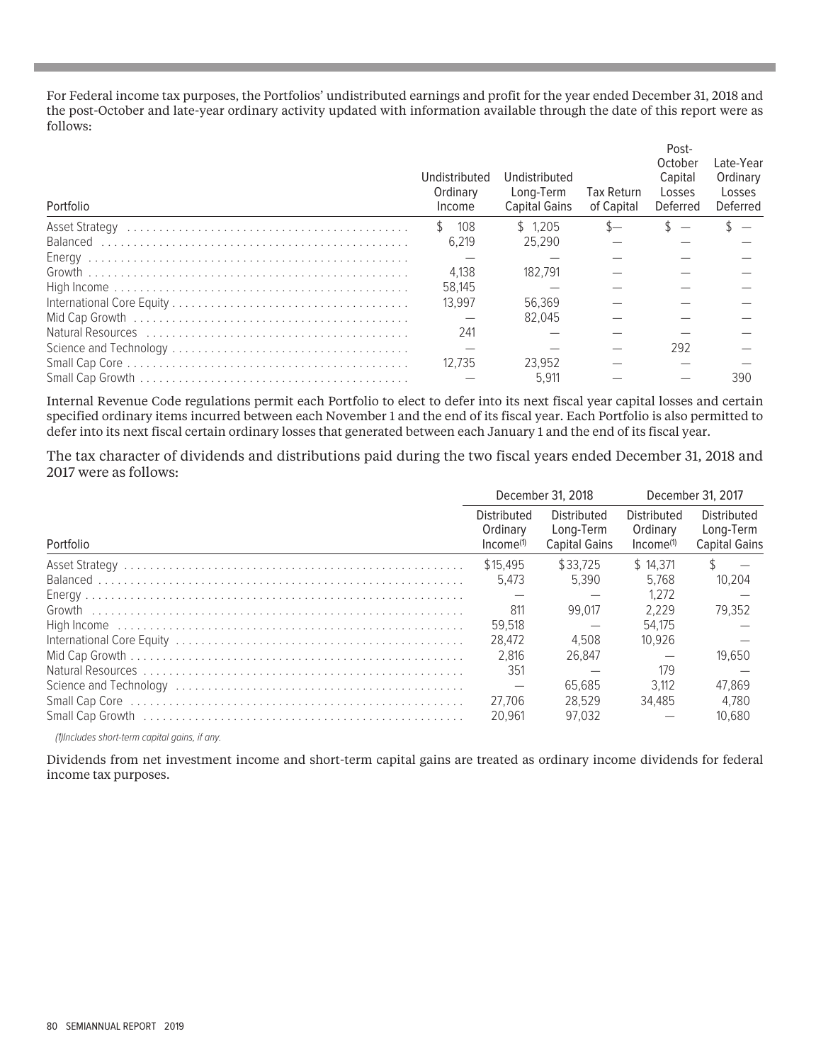For Federal income tax purposes, the Portfolios' undistributed earnings and profit for the year ended December 31, 2018 and the post-October and late-year ordinary activity updated with information available through the date of this report were as follows:

| Portfolio | Undistributed Ordinary Income | Undistributed Long-Term Capital Gains | Tax Return of Capital | Post-October Capital Losses Deferred | Late-Year Ordinary Losses Deferred |
|---|---|---|---|---|---|
| Asset Strategy | $ 108 | $ 1,205 | $— | $ — | $ — |
| Balanced | 6,219 | 25,290 | — | — | — |
| Energy | — | — | — | — | — |
| Growth | 4,138 | 182,791 | — | — | — |
| High Income | 58,145 | — | — | — | — |
| International Core Equity | 13,997 | 56,369 | — | — | — |
| Mid Cap Growth | — | 82,045 | — | — | — |
| Natural Resources | 241 | — | — | — | — |
| Science and Technology | — | — | — | 292 | — |
| Small Cap Core | 12,735 | 23,952 | — | — | — |
| Small Cap Growth | — | 5,911 | — | — | 390 |

Internal Revenue Code regulations permit each Portfolio to elect to defer into its next fiscal year capital losses and certain specified ordinary items incurred between each November 1 and the end of its fiscal year. Each Portfolio is also permitted to defer into its next fiscal certain ordinary losses that generated between each January 1 and the end of its fiscal year.

The tax character of dividends and distributions paid during the two fiscal years ended December 31, 2018 and 2017 were as follows:

| | December 31, 2018 | | December 31, 2017 | |
|---|---|---|---|---|
| Portfolio | Distributed Ordinary Income(1) | Distributed Long-Term Capital Gains | Distributed Ordinary Income(1) | Distributed Long-Term Capital Gains |
| Asset Strategy | $15,495 | $33,725 | $ 14,371 | $ — |
| Balanced | 5,473 | 5,390 | 5,768 | 10,204 |
| Energy | — | — | 1,272 | — |
| Growth | 811 | 99,017 | 2,229 | 79,352 |
| High Income | 59,518 | — | 54,175 | — |
| International Core Equity | 28,472 | 4,508 | 10,926 | — |
| Mid Cap Growth | 2,816 | 26,847 | — | 19,650 |
| Natural Resources | 351 | — | 179 | — |
| Science and Technology | — | 65,685 | 3,112 | 47,869 |
| Small Cap Core | 27,706 | 28,529 | 34,485 | 4,780 |
| Small Cap Growth | 20,961 | 97,032 | — | 10,680 |

*(1)Includes short-term capital gains, if any.*

Dividends from net investment income and short-term capital gains are treated as ordinary income dividends for federal income tax purposes.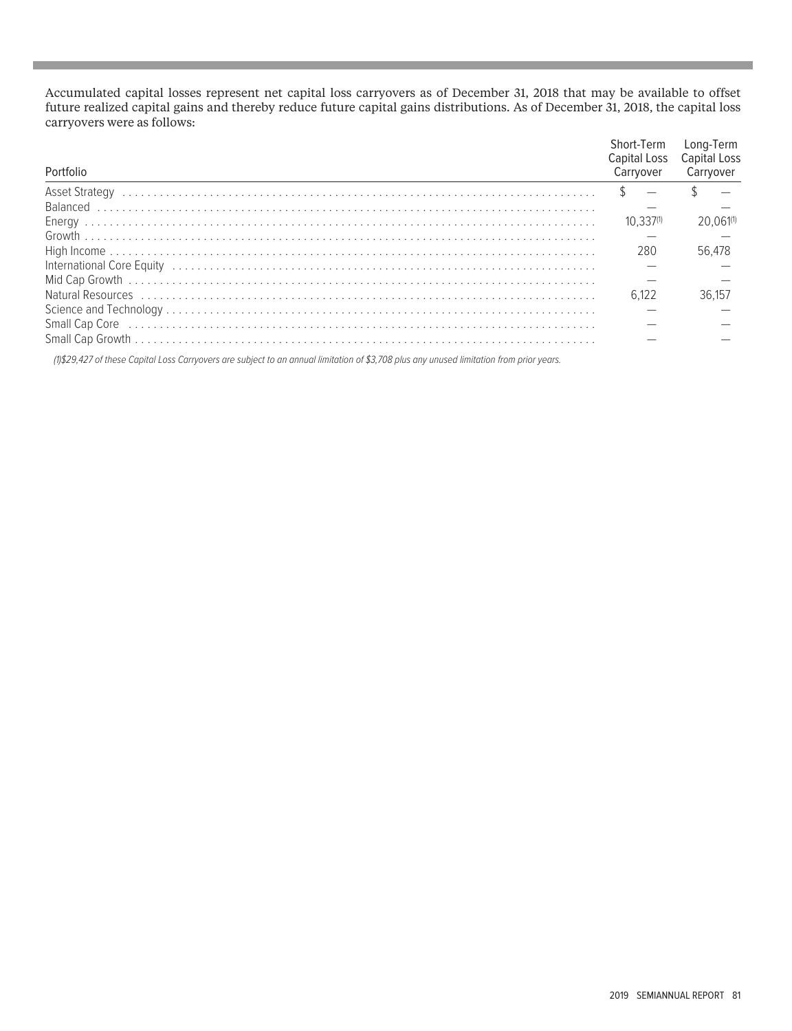Accumulated capital losses represent net capital loss carryovers as of December 31, 2018 that may be available to offset future realized capital gains and thereby reduce future capital gains distributions. As of December 31, 2018, the capital loss carryovers were as follows:

| Portfolio | Short-Term Capital Loss Carryover | Long-Term Capital Loss Carryover |
|---|---|---|
| Asset Strategy | $ — | $ — |
| Balanced | — | — |
| Energy | 10,337[1] | 20,061[1] |
| Growth | — | — |
| High Income | 280 | 56,478 |
| International Core Equity | — | — |
| Mid Cap Growth | — | — |
| Natural Resources | 6,122 | 36,157 |
| Science and Technology | — | — |
| Small Cap Core | — | — |
| Small Cap Growth | — | — |

*(1)$29,427 of these Capital Loss Carryovers are subject to an annual limitation of $3,708 plus any unused limitation from prior years.*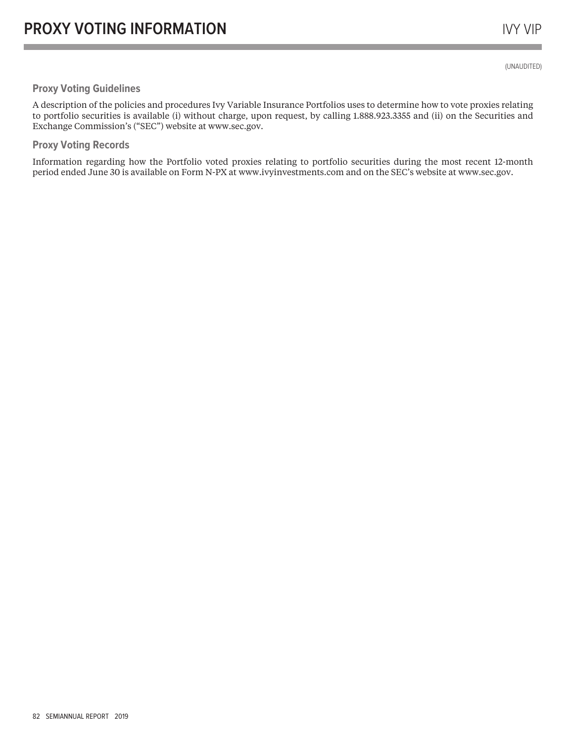# PROXY VOTING INFORMATION

(UNAUDITED)

## Proxy Voting Guidelines

A description of the policies and procedures Ivy Variable Insurance Portfolios uses to determine how to vote proxies relating to portfolio securities is available (i) without charge, upon request, by calling 1.888.923.3355 and (ii) on the Securities and Exchange Commission's ("SEC") website at www.sec.gov.

## Proxy Voting Records

Information regarding how the Portfolio voted proxies relating to portfolio securities during the most recent 12-month period ended June 30 is available on Form N-PX at www.ivyinvestments.com and on the SEC's website at www.sec.gov.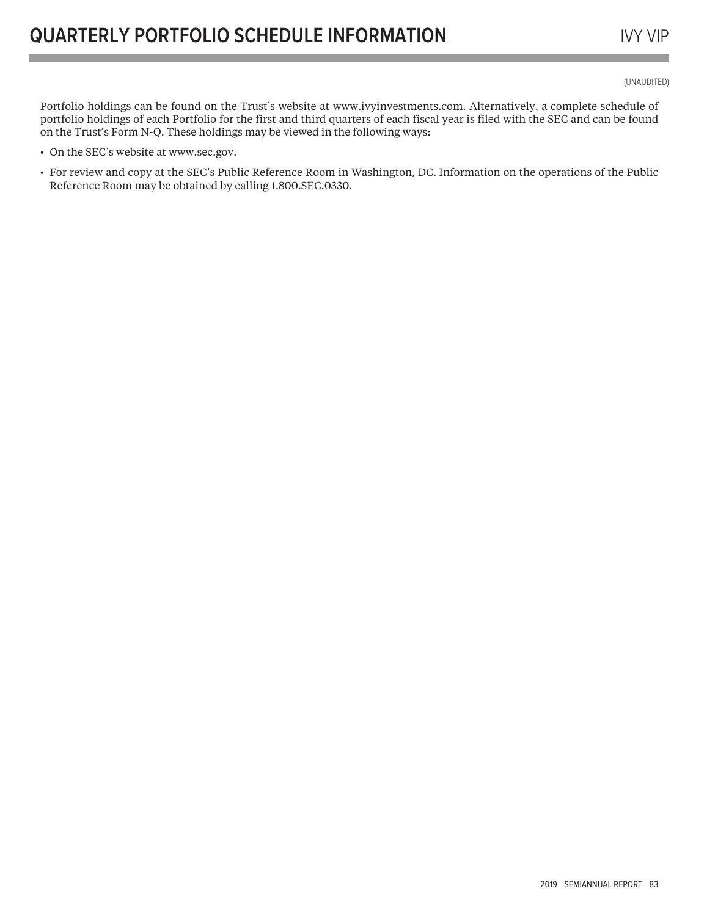# QUARTERLY PORTFOLIO SCHEDULE INFORMATION

(UNAUDITED)

Portfolio holdings can be found on the Trust's website at www.ivyinvestments.com. Alternatively, a complete schedule of portfolio holdings of each Portfolio for the first and third quarters of each fiscal year is filed with the SEC and can be found on the Trust's Form N-Q. These holdings may be viewed in the following ways:

- On the SEC's website at www.sec.gov.
- For review and copy at the SEC's Public Reference Room in Washington, DC. Information on the operations of the Public Reference Room may be obtained by calling 1.800.SEC.0330.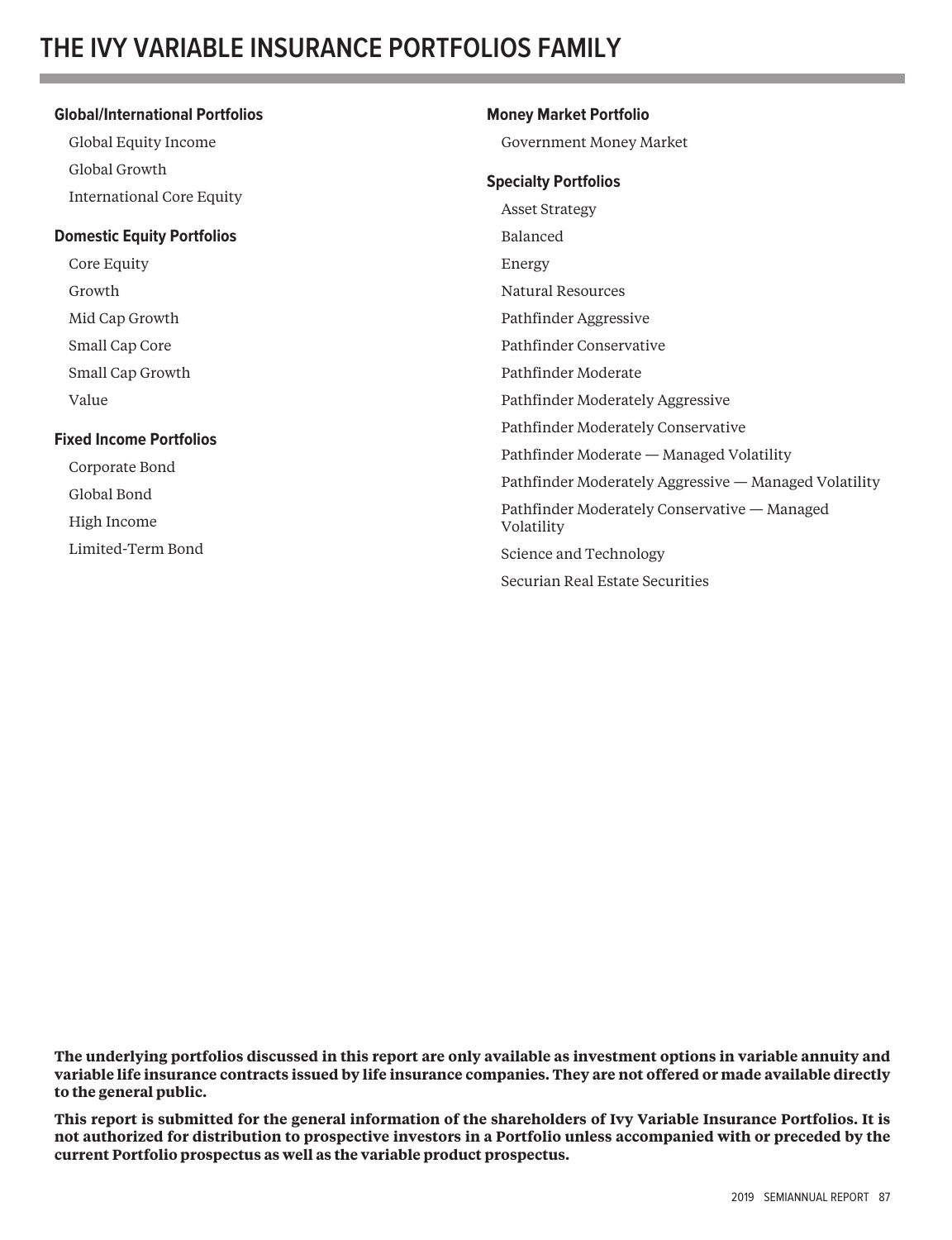# THE IVY VARIABLE INSURANCE PORTFOLIOS FAMILY

**Global/International Portfolios**

Global Equity Income

Global Growth

International Core Equity

**Domestic Equity Portfolios**

Core Equity

Growth

Mid Cap Growth

Small Cap Core

Small Cap Growth

Value

**Fixed Income Portfolios**

Corporate Bond

Global Bond

High Income

Limited-Term Bond

**Money Market Portfolio**

Government Money Market

**Specialty Portfolios**

Asset Strategy

Balanced

Energy

Natural Resources

Pathfinder Aggressive

Pathfinder Conservative

Pathfinder Moderate

Pathfinder Moderately Aggressive

Pathfinder Moderately Conservative

Pathfinder Moderate — Managed Volatility

Pathfinder Moderately Aggressive — Managed Volatility

Pathfinder Moderately Conservative — Managed Volatility

Science and Technology

Securian Real Estate Securities

**The underlying portfolios discussed in this report are only available as investment options in variable annuity and variable life insurance contracts issued by life insurance companies. They are not offered or made available directly to the general public.**

**This report is submitted for the general information of the shareholders of Ivy Variable Insurance Portfolios. It is not authorized for distribution to prospective investors in a Portfolio unless accompanied with or preceded by the current Portfolio prospectus as well as the variable product prospectus.**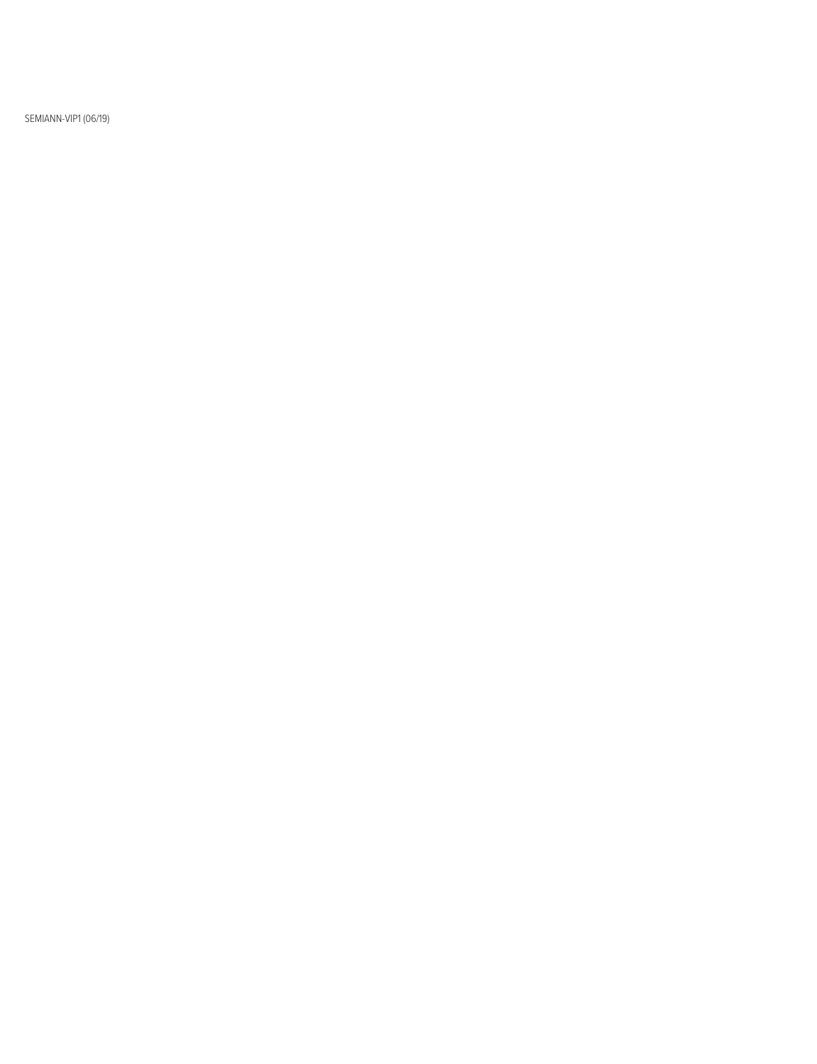SEMIANN-VIP1 (06/19)